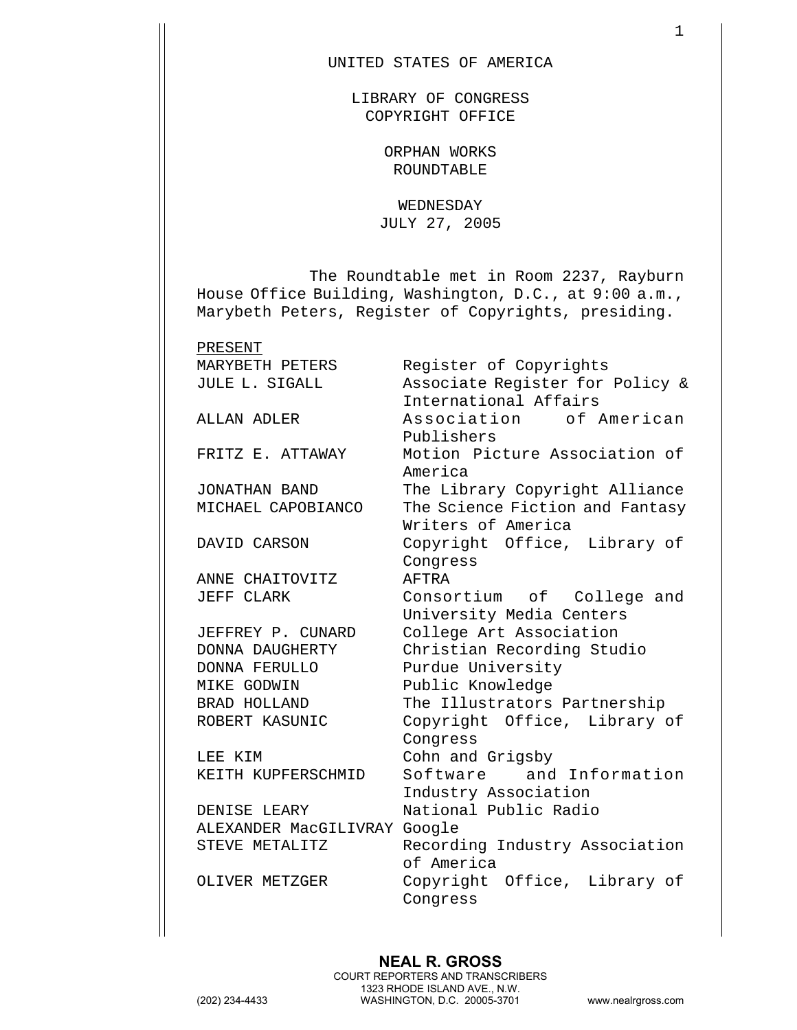UNITED STATES OF AMERICA

LIBRARY OF CONGRESS
COPYRIGHT OFFICE

ORPHAN WORKS
ROUNDTABLE

WEDNESDAY
JULY 27, 2005

The Roundtable met in Room 2237, Rayburn House Office Building, Washington, D.C., at 9:00 a.m., Marybeth Peters, Register of Copyrights, presiding.

PRESENT

| | |
|---|---|
| MARYBETH PETERS | Register of Copyrights |
| JULE L. SIGALL | Associate Register for Policy & International Affairs |
| ALLAN ADLER | Association of American Publishers |
| FRITZ E. ATTAWAY | Motion Picture Association of America |
| JONATHAN BAND | The Library Copyright Alliance |
| MICHAEL CAPOBIANCO | The Science Fiction and Fantasy Writers of America |
| DAVID CARSON | Copyright Office, Library of Congress |
| ANNE CHAITOVITZ | AFTRA |
| JEFF CLARK | Consortium of College and University Media Centers |
| JEFFREY P. CUNARD | College Art Association |
| DONNA DAUGHERTY | Christian Recording Studio |
| DONNA FERULLO | Purdue University |
| MIKE GODWIN | Public Knowledge |
| BRAD HOLLAND | The Illustrators Partnership |
| ROBERT KASUNIC | Copyright Office, Library of Congress |
| LEE KIM | Cohn and Grigsby |
| KEITH KUPFERSCHMID | Software and Information Industry Association |
| DENISE LEARY | National Public Radio |
| ALEXANDER MacGILIVRAY | Google |
| STEVE METALITZ | Recording Industry Association of America |
| OLIVER METZGER | Copyright Office, Library of Congress |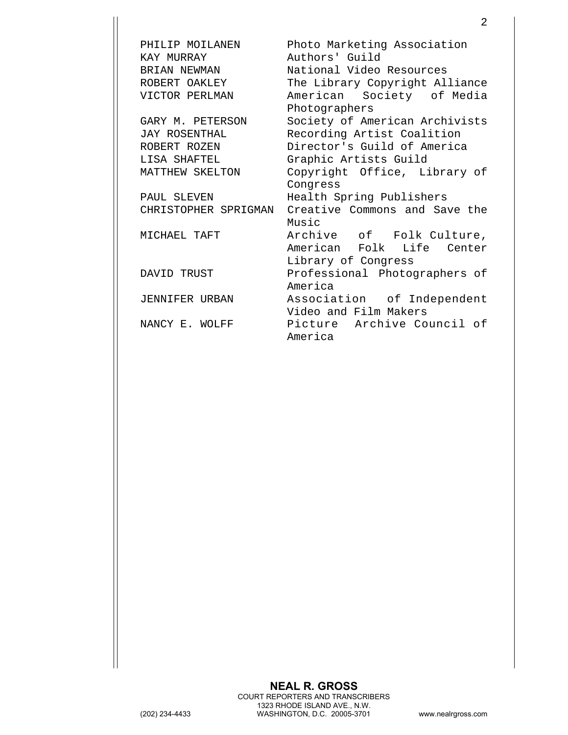| | |
|---|---|
| PHILIP MOILANEN | Photo Marketing Association |
| KAY MURRAY | Authors' Guild |
| BRIAN NEWMAN | National Video Resources |
| ROBERT OAKLEY | The Library Copyright Alliance |
| VICTOR PERLMAN | American Society of Media Photographers |
| GARY M. PETERSON | Society of American Archivists |
| JAY ROSENTHAL | Recording Artist Coalition |
| ROBERT ROZEN | Director's Guild of America |
| LISA SHAFTEL | Graphic Artists Guild |
| MATTHEW SKELTON | Copyright Office, Library of Congress |
| PAUL SLEVEN | Health Spring Publishers |
| CHRISTOPHER SPRIGMAN | Creative Commons and Save the Music |
| MICHAEL TAFT | Archive of Folk Culture, American Folk Life Center Library of Congress |
| DAVID TRUST | Professional Photographers of America |
| JENNIFER URBAN | Association of Independent Video and Film Makers |
| NANCY E. WOLFF | Picture Archive Council of America |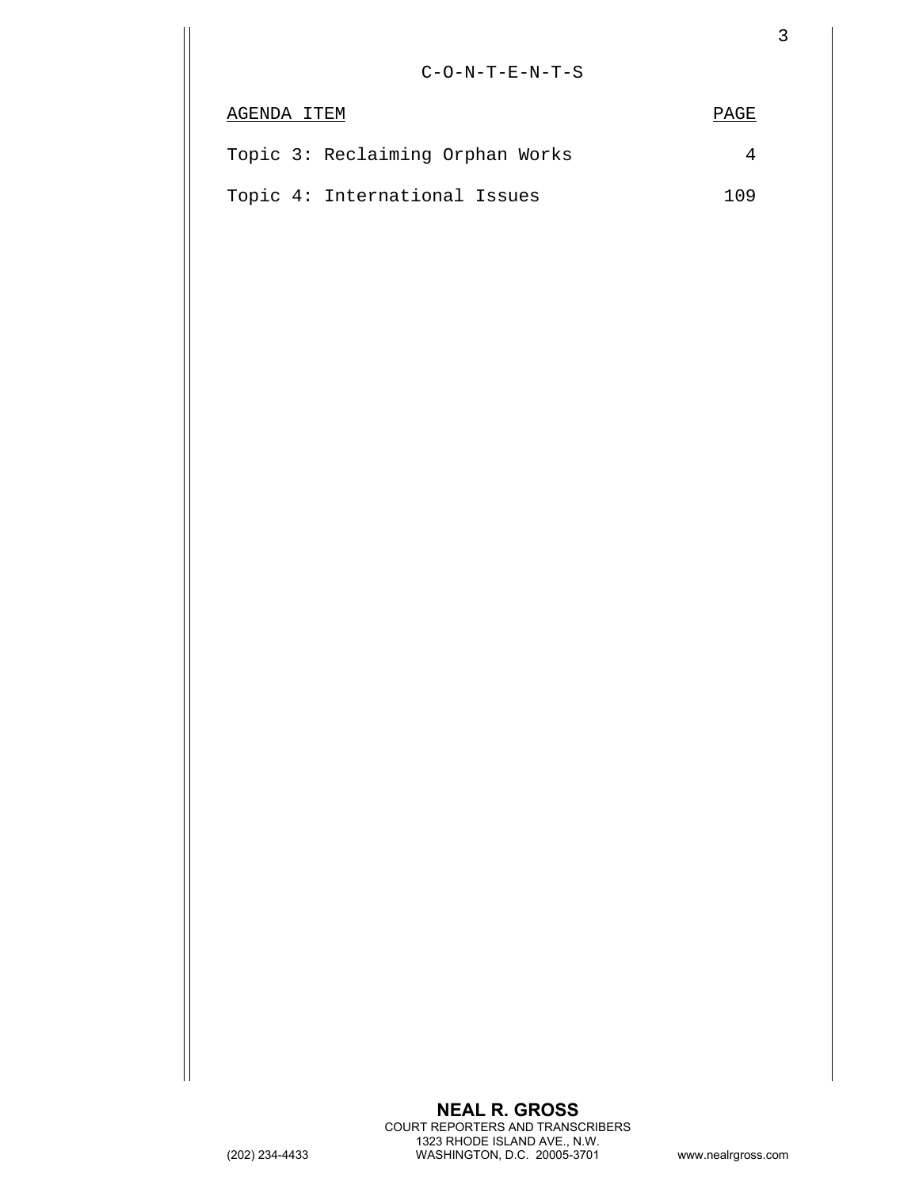C-O-N-T-E-N-T-S

| AGENDA ITEM | PAGE |
| --- | --- |
| Topic 3: Reclaiming Orphan Works | 4 |
| Topic 4: International Issues | 109 |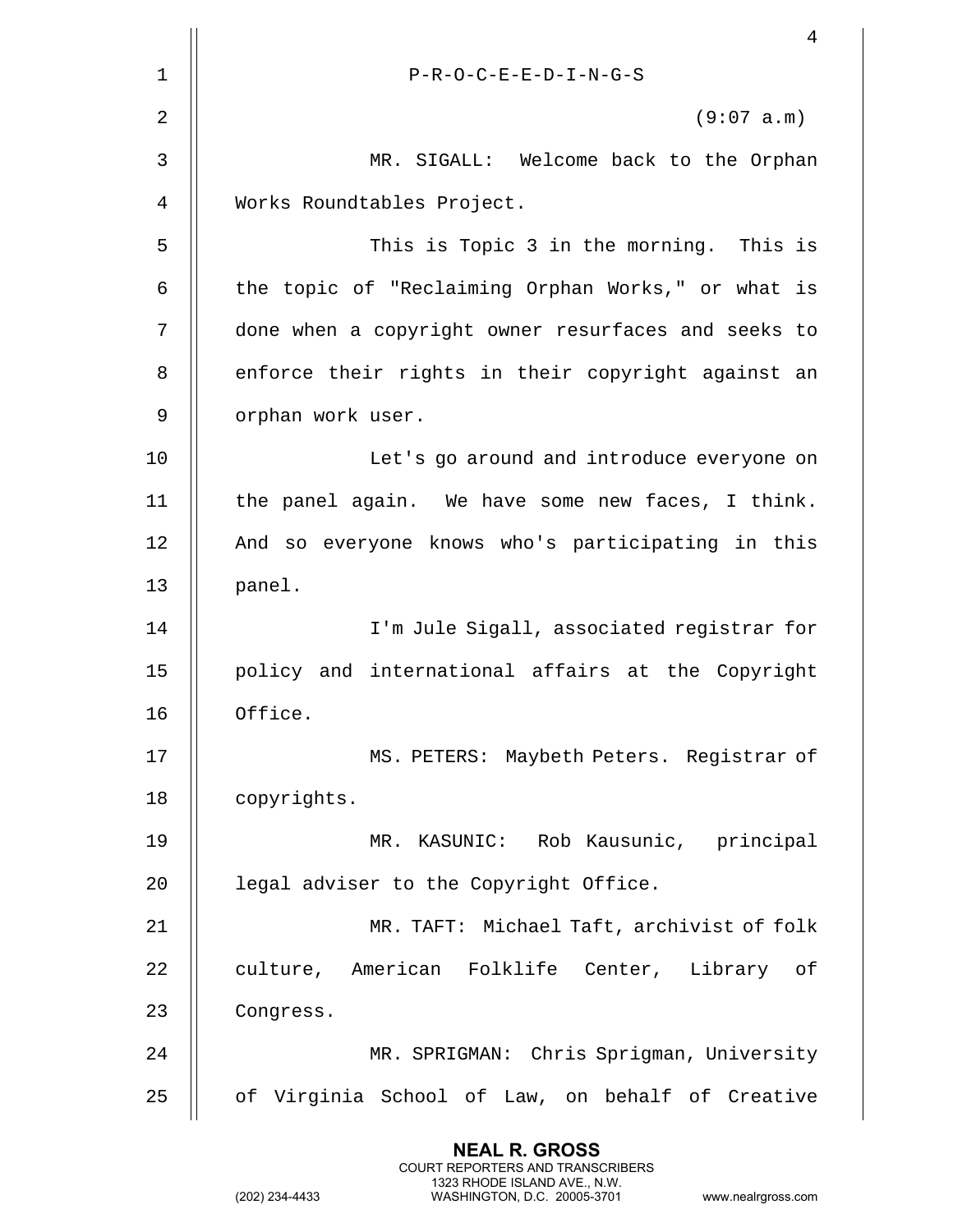P-R-O-C-E-E-D-I-N-G-S

(9:07 a.m)

MR. SIGALL: Welcome back to the Orphan Works Roundtables Project.

This is Topic 3 in the morning. This is the topic of "Reclaiming Orphan Works," or what is done when a copyright owner resurfaces and seeks to enforce their rights in their copyright against an orphan work user.

Let's go around and introduce everyone on the panel again. We have some new faces, I think. And so everyone knows who's participating in this panel.

I'm Jule Sigall, associated registrar for policy and international affairs at the Copyright Office.

MS. PETERS: Maybeth Peters. Registrar of copyrights.

MR. KASUNIC: Rob Kausunic, principal legal adviser to the Copyright Office.

MR. TAFT: Michael Taft, archivist of folk culture, American Folklife Center, Library of Congress.

MR. SPRIGMAN: Chris Sprigman, University of Virginia School of Law, on behalf of Creative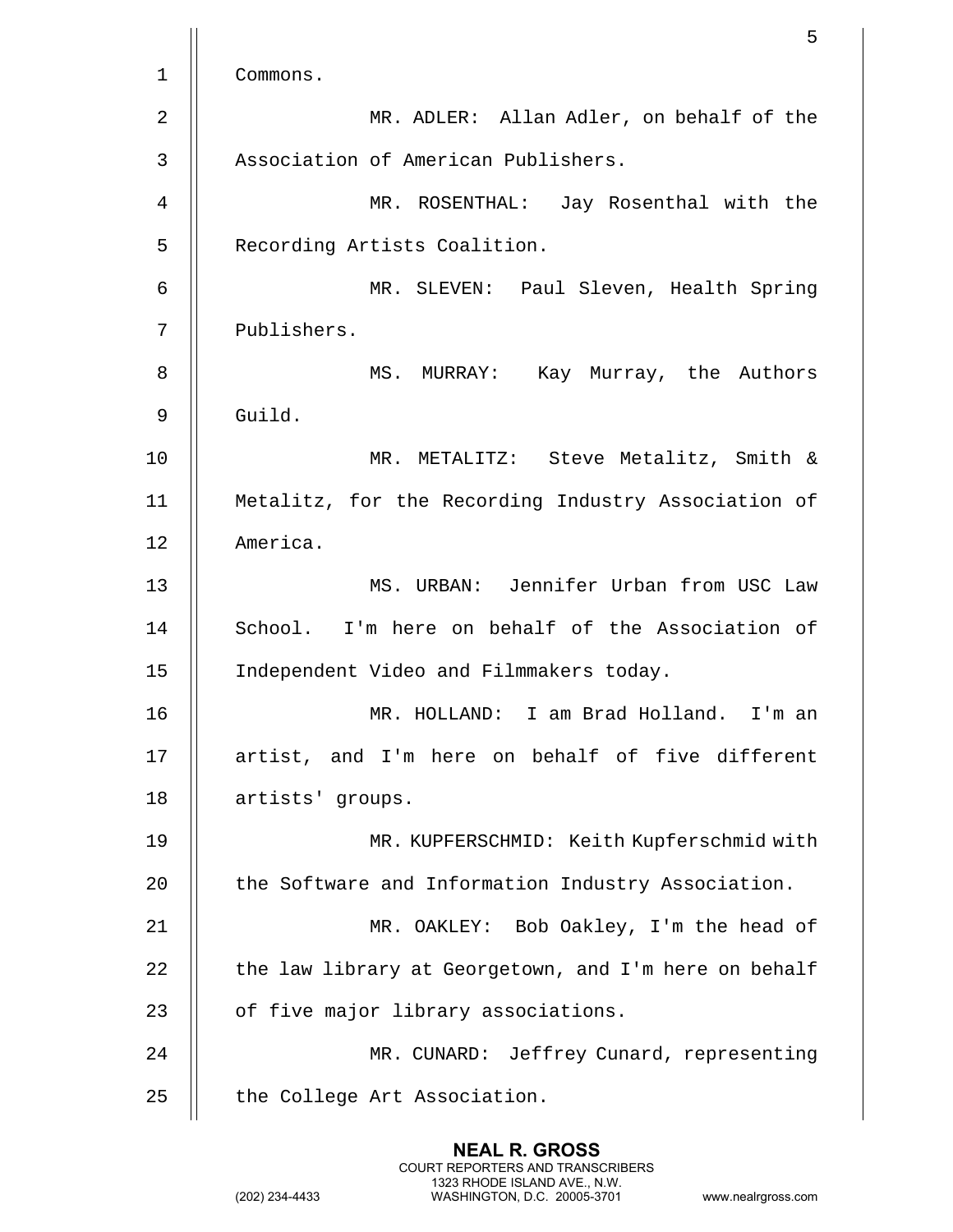Commons.

MR. ADLER: Allan Adler, on behalf of the Association of American Publishers.

MR. ROSENTHAL: Jay Rosenthal with the Recording Artists Coalition.

MR. SLEVEN: Paul Sleven, Health Spring Publishers.

MS. MURRAY: Kay Murray, the Authors Guild.

MR. METALITZ: Steve Metalitz, Smith & Metalitz, for the Recording Industry Association of America.

MS. URBAN: Jennifer Urban from USC Law School. I'm here on behalf of the Association of Independent Video and Filmmakers today.

MR. HOLLAND: I am Brad Holland. I'm an artist, and I'm here on behalf of five different artists' groups.

MR. KUPFERSCHMID: Keith Kupferschmid with the Software and Information Industry Association.

MR. OAKLEY: Bob Oakley, I'm the head of the law library at Georgetown, and I'm here on behalf of five major library associations.

MR. CUNARD: Jeffrey Cunard, representing the College Art Association.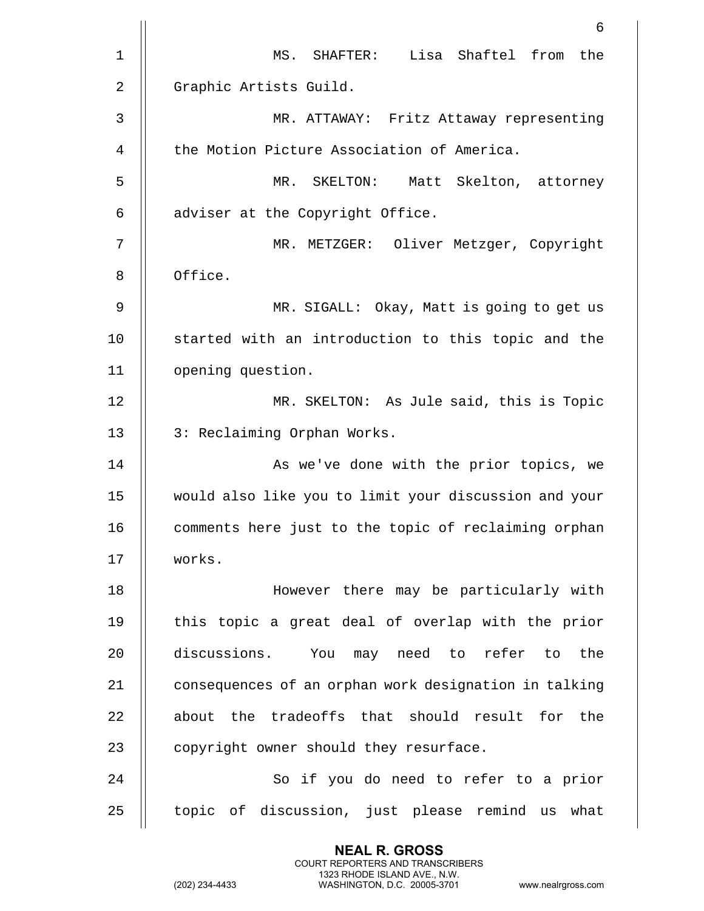MS. SHAFTER: Lisa Shaftel from the Graphic Artists Guild.

MR. ATTAWAY: Fritz Attaway representing the Motion Picture Association of America.

MR. SKELTON: Matt Skelton, attorney adviser at the Copyright Office.

MR. METZGER: Oliver Metzger, Copyright Office.

MR. SIGALL: Okay, Matt is going to get us started with an introduction to this topic and the opening question.

MR. SKELTON: As Jule said, this is Topic 3: Reclaiming Orphan Works.

As we've done with the prior topics, we would also like you to limit your discussion and your comments here just to the topic of reclaiming orphan works.

However there may be particularly with this topic a great deal of overlap with the prior discussions. You may need to refer to the consequences of an orphan work designation in talking about the tradeoffs that should result for the copyright owner should they resurface.

So if you do need to refer to a prior topic of discussion, just please remind us what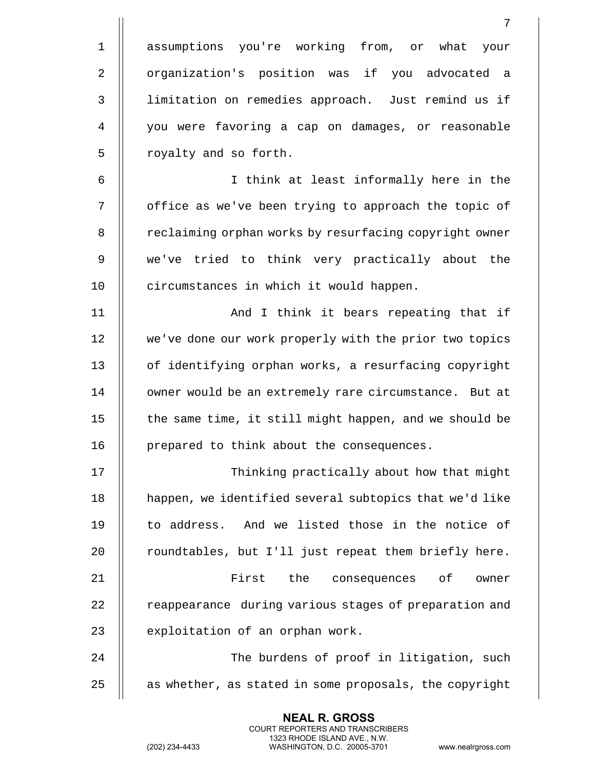assumptions you're working from, or what your organization's position was if you advocated a limitation on remedies approach. Just remind us if you were favoring a cap on damages, or reasonable royalty and so forth.

I think at least informally here in the office as we've been trying to approach the topic of reclaiming orphan works by resurfacing copyright owner we've tried to think very practically about the circumstances in which it would happen.

And I think it bears repeating that if we've done our work properly with the prior two topics of identifying orphan works, a resurfacing copyright owner would be an extremely rare circumstance. But at the same time, it still might happen, and we should be prepared to think about the consequences.

Thinking practically about how that might happen, we identified several subtopics that we'd like to address. And we listed those in the notice of roundtables, but I'll just repeat them briefly here.

First the consequences of owner reappearance during various stages of preparation and exploitation of an orphan work.

The burdens of proof in litigation, such as whether, as stated in some proposals, the copyright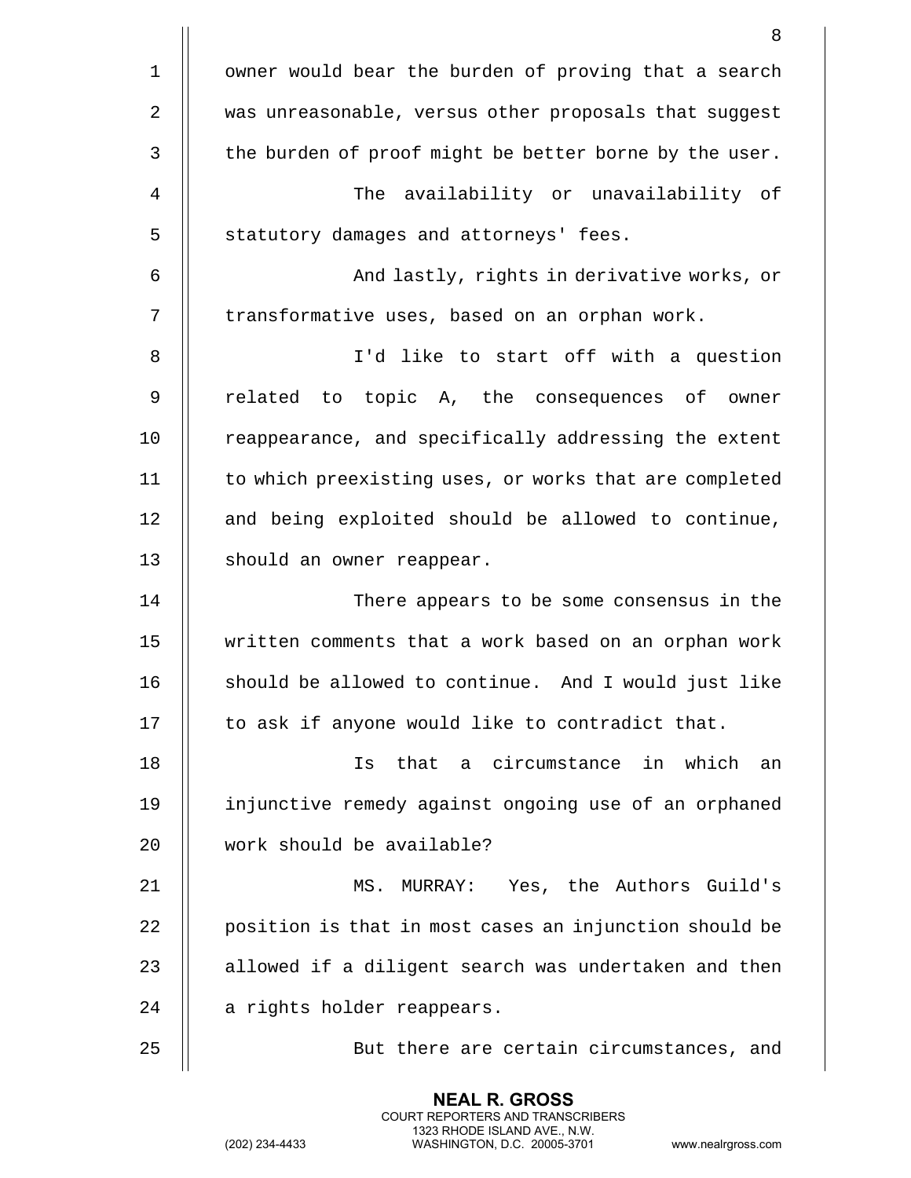owner would bear the burden of proving that a search was unreasonable, versus other proposals that suggest the burden of proof might be better borne by the user.

The availability or unavailability of statutory damages and attorneys' fees.

And lastly, rights in derivative works, or transformative uses, based on an orphan work.

I'd like to start off with a question related to topic A, the consequences of owner reappearance, and specifically addressing the extent to which preexisting uses, or works that are completed and being exploited should be allowed to continue, should an owner reappear.

There appears to be some consensus in the written comments that a work based on an orphan work should be allowed to continue. And I would just like to ask if anyone would like to contradict that.

Is that a circumstance in which an injunctive remedy against ongoing use of an orphaned work should be available?

MS. MURRAY: Yes, the Authors Guild's position is that in most cases an injunction should be allowed if a diligent search was undertaken and then a rights holder reappears.

But there are certain circumstances, and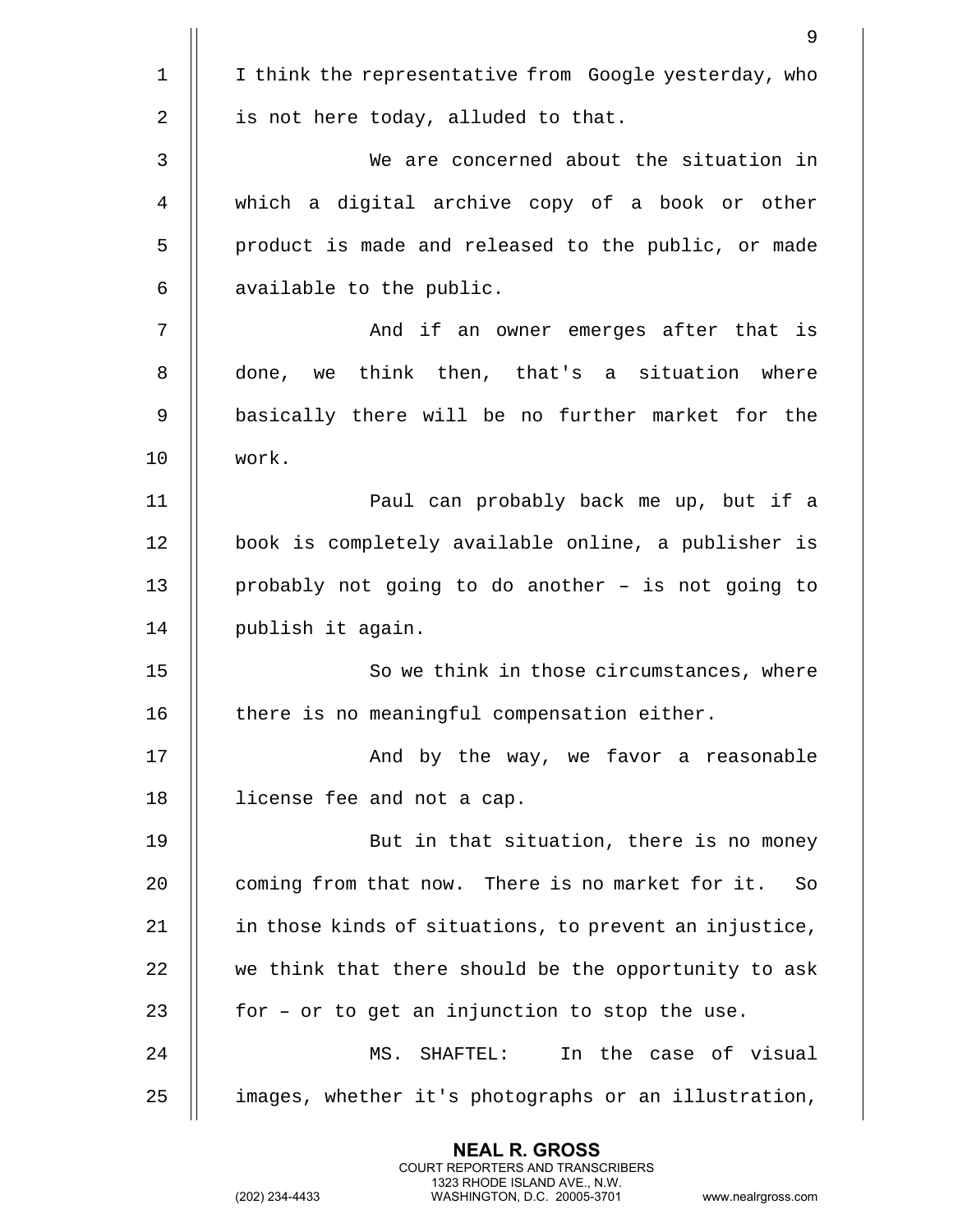I think the representative from Google yesterday, who is not here today, alluded to that.

We are concerned about the situation in which a digital archive copy of a book or other product is made and released to the public, or made available to the public.

And if an owner emerges after that is done, we think then, that's a situation where basically there will be no further market for the work.

Paul can probably back me up, but if a book is completely available online, a publisher is probably not going to do another – is not going to publish it again.

So we think in those circumstances, where there is no meaningful compensation either.

And by the way, we favor a reasonable license fee and not a cap.

But in that situation, there is no money coming from that now. There is no market for it. So in those kinds of situations, to prevent an injustice, we think that there should be the opportunity to ask for – or to get an injunction to stop the use.

MS. SHAFTEL: In the case of visual images, whether it's photographs or an illustration,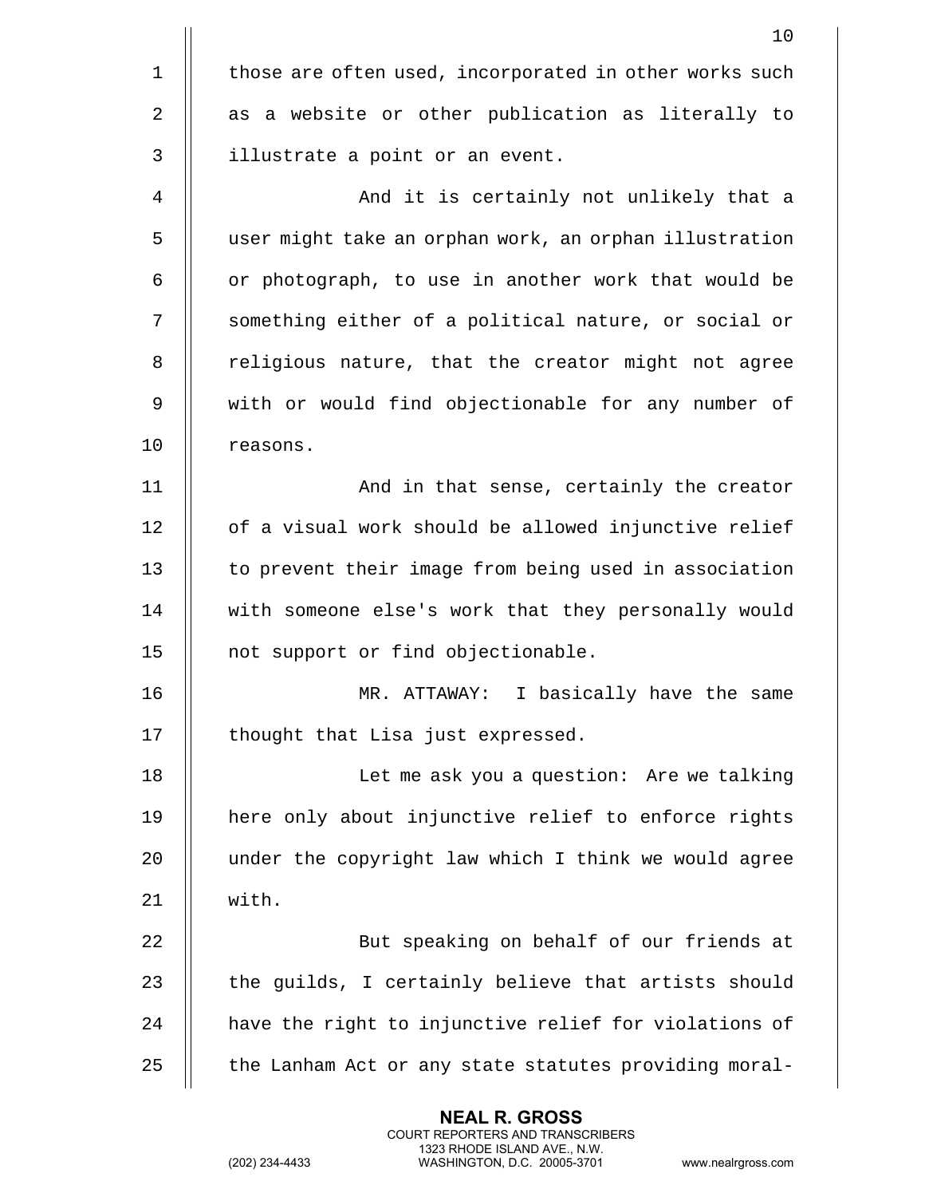those are often used, incorporated in other works such as a website or other publication as literally to illustrate a point or an event.

And it is certainly not unlikely that a user might take an orphan work, an orphan illustration or photograph, to use in another work that would be something either of a political nature, or social or religious nature, that the creator might not agree with or would find objectionable for any number of reasons.

And in that sense, certainly the creator of a visual work should be allowed injunctive relief to prevent their image from being used in association with someone else's work that they personally would not support or find objectionable.

MR. ATTAWAY: I basically have the same thought that Lisa just expressed.

Let me ask you a question: Are we talking here only about injunctive relief to enforce rights under the copyright law which I think we would agree with.

But speaking on behalf of our friends at the guilds, I certainly believe that artists should have the right to injunctive relief for violations of the Lanham Act or any state statutes providing moral-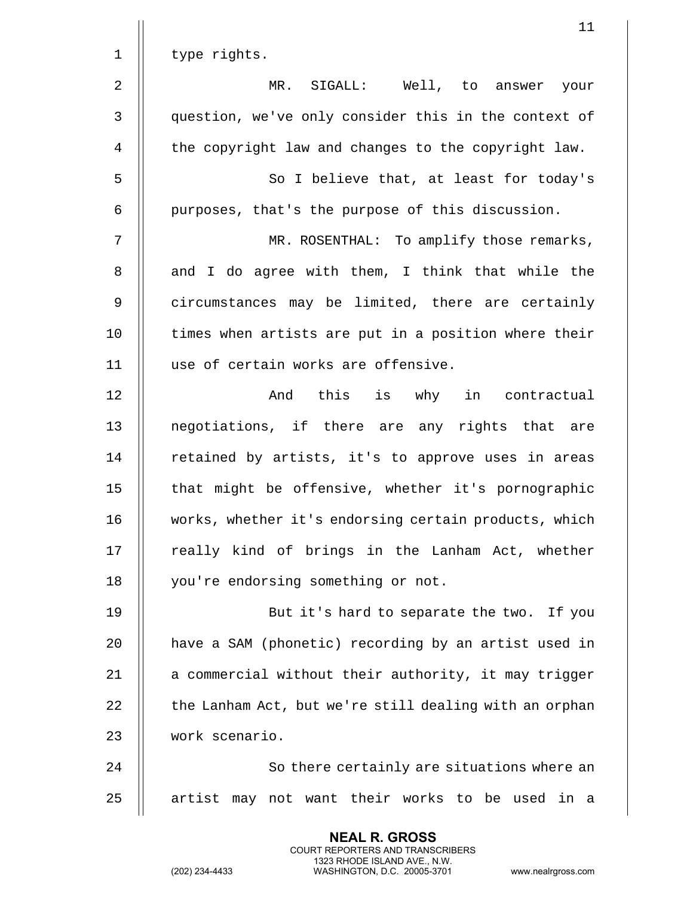type rights.

MR. SIGALL: Well, to answer your question, we've only consider this in the context of the copyright law and changes to the copyright law.

So I believe that, at least for today's purposes, that's the purpose of this discussion.

MR. ROSENTHAL: To amplify those remarks, and I do agree with them, I think that while the circumstances may be limited, there are certainly times when artists are put in a position where their use of certain works are offensive.

And this is why in contractual negotiations, if there are any rights that are retained by artists, it's to approve uses in areas that might be offensive, whether it's pornographic works, whether it's endorsing certain products, which really kind of brings in the Lanham Act, whether you're endorsing something or not.

But it's hard to separate the two. If you have a SAM (phonetic) recording by an artist used in a commercial without their authority, it may trigger the Lanham Act, but we're still dealing with an orphan work scenario.

So there certainly are situations where an artist may not want their works to be used in a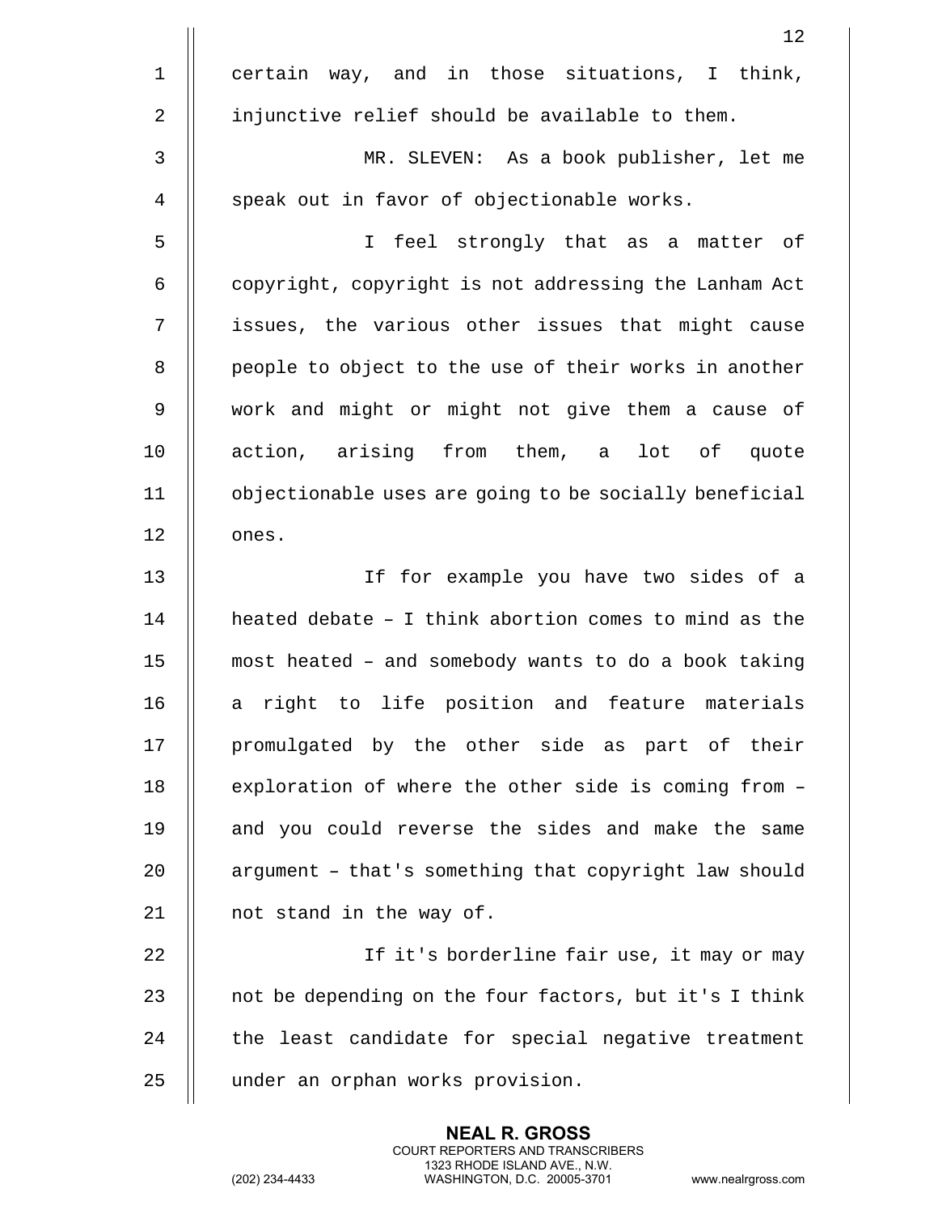certain way, and in those situations, I think, injunctive relief should be available to them.

MR. SLEVEN: As a book publisher, let me speak out in favor of objectionable works.

I feel strongly that as a matter of copyright, copyright is not addressing the Lanham Act issues, the various other issues that might cause people to object to the use of their works in another work and might or might not give them a cause of action, arising from them, a lot of quote objectionable uses are going to be socially beneficial ones.

If for example you have two sides of a heated debate – I think abortion comes to mind as the most heated – and somebody wants to do a book taking a right to life position and feature materials promulgated by the other side as part of their exploration of where the other side is coming from – and you could reverse the sides and make the same argument – that's something that copyright law should not stand in the way of.

If it's borderline fair use, it may or may not be depending on the four factors, but it's I think the least candidate for special negative treatment under an orphan works provision.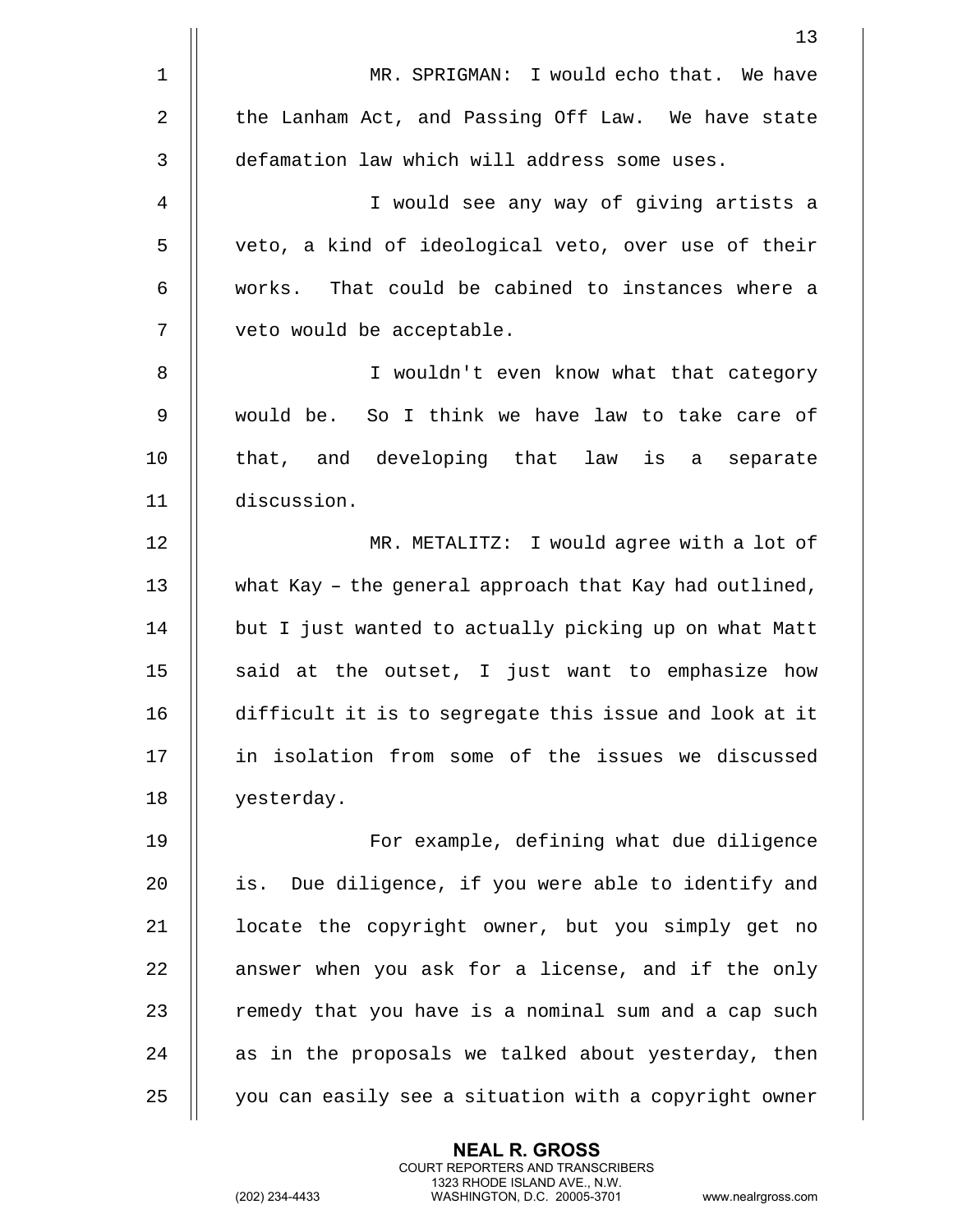MR. SPRIGMAN: I would echo that. We have the Lanham Act, and Passing Off Law. We have state defamation law which will address some uses.

I would see any way of giving artists a veto, a kind of ideological veto, over use of their works. That could be cabined to instances where a veto would be acceptable.

I wouldn't even know what that category would be. So I think we have law to take care of that, and developing that law is a separate discussion.

MR. METALITZ: I would agree with a lot of what Kay – the general approach that Kay had outlined, but I just wanted to actually picking up on what Matt said at the outset, I just want to emphasize how difficult it is to segregate this issue and look at it in isolation from some of the issues we discussed yesterday.

For example, defining what due diligence is. Due diligence, if you were able to identify and locate the copyright owner, but you simply get no answer when you ask for a license, and if the only remedy that you have is a nominal sum and a cap such as in the proposals we talked about yesterday, then you can easily see a situation with a copyright owner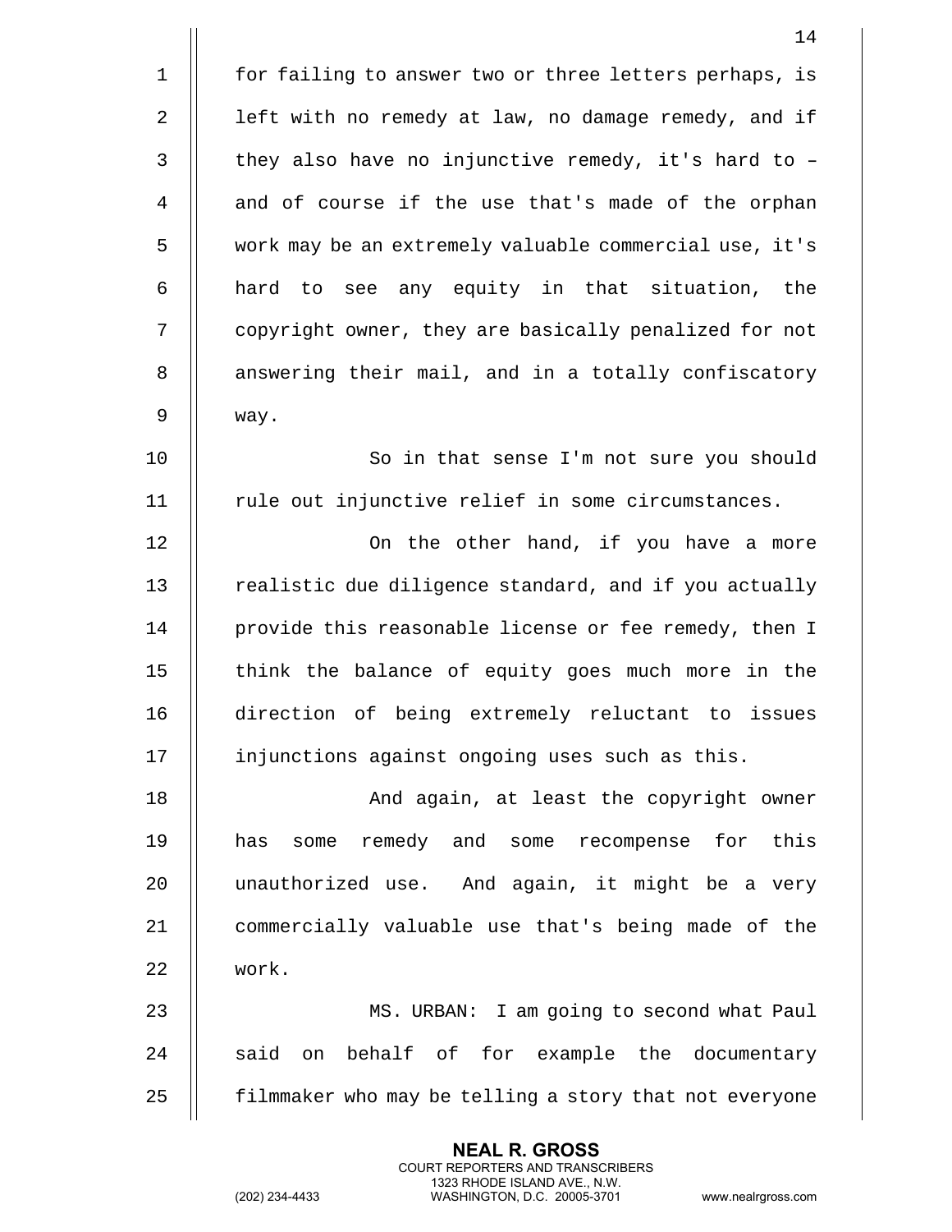for failing to answer two or three letters perhaps, is left with no remedy at law, no damage remedy, and if they also have no injunctive remedy, it's hard to – and of course if the use that's made of the orphan work may be an extremely valuable commercial use, it's hard to see any equity in that situation, the copyright owner, they are basically penalized for not answering their mail, and in a totally confiscatory way.

So in that sense I'm not sure you should rule out injunctive relief in some circumstances.

On the other hand, if you have a more realistic due diligence standard, and if you actually provide this reasonable license or fee remedy, then I think the balance of equity goes much more in the direction of being extremely reluctant to issues injunctions against ongoing uses such as this.

And again, at least the copyright owner has some remedy and some recompense for this unauthorized use. And again, it might be a very commercially valuable use that's being made of the work.

MS. URBAN: I am going to second what Paul said on behalf of for example the documentary filmmaker who may be telling a story that not everyone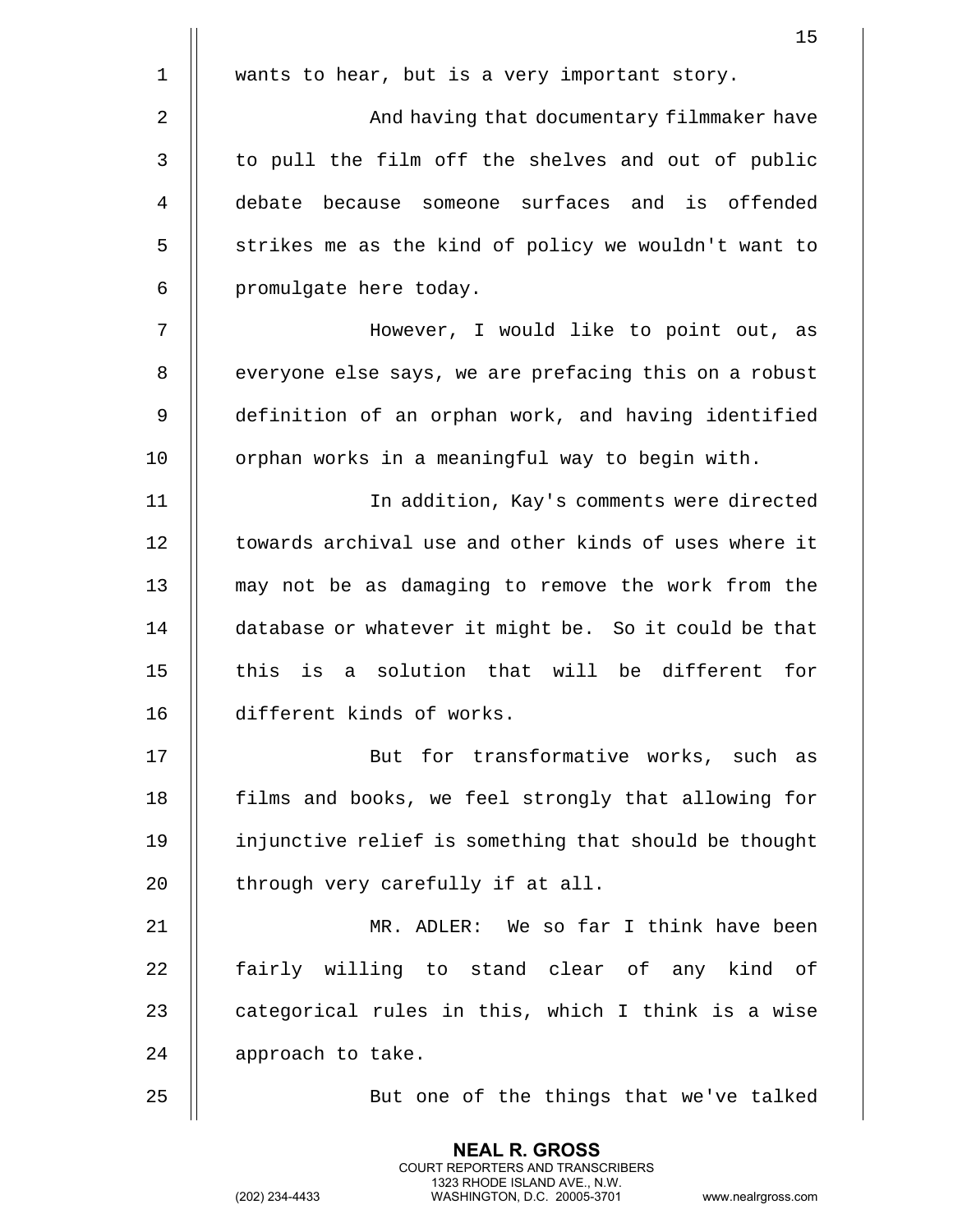wants to hear, but is a very important story.

And having that documentary filmmaker have to pull the film off the shelves and out of public debate because someone surfaces and is offended strikes me as the kind of policy we wouldn't want to promulgate here today.

However, I would like to point out, as everyone else says, we are prefacing this on a robust definition of an orphan work, and having identified orphan works in a meaningful way to begin with.

In addition, Kay's comments were directed towards archival use and other kinds of uses where it may not be as damaging to remove the work from the database or whatever it might be. So it could be that this is a solution that will be different for different kinds of works.

But for transformative works, such as films and books, we feel strongly that allowing for injunctive relief is something that should be thought through very carefully if at all.

MR. ADLER: We so far I think have been fairly willing to stand clear of any kind of categorical rules in this, which I think is a wise approach to take.

But one of the things that we've talked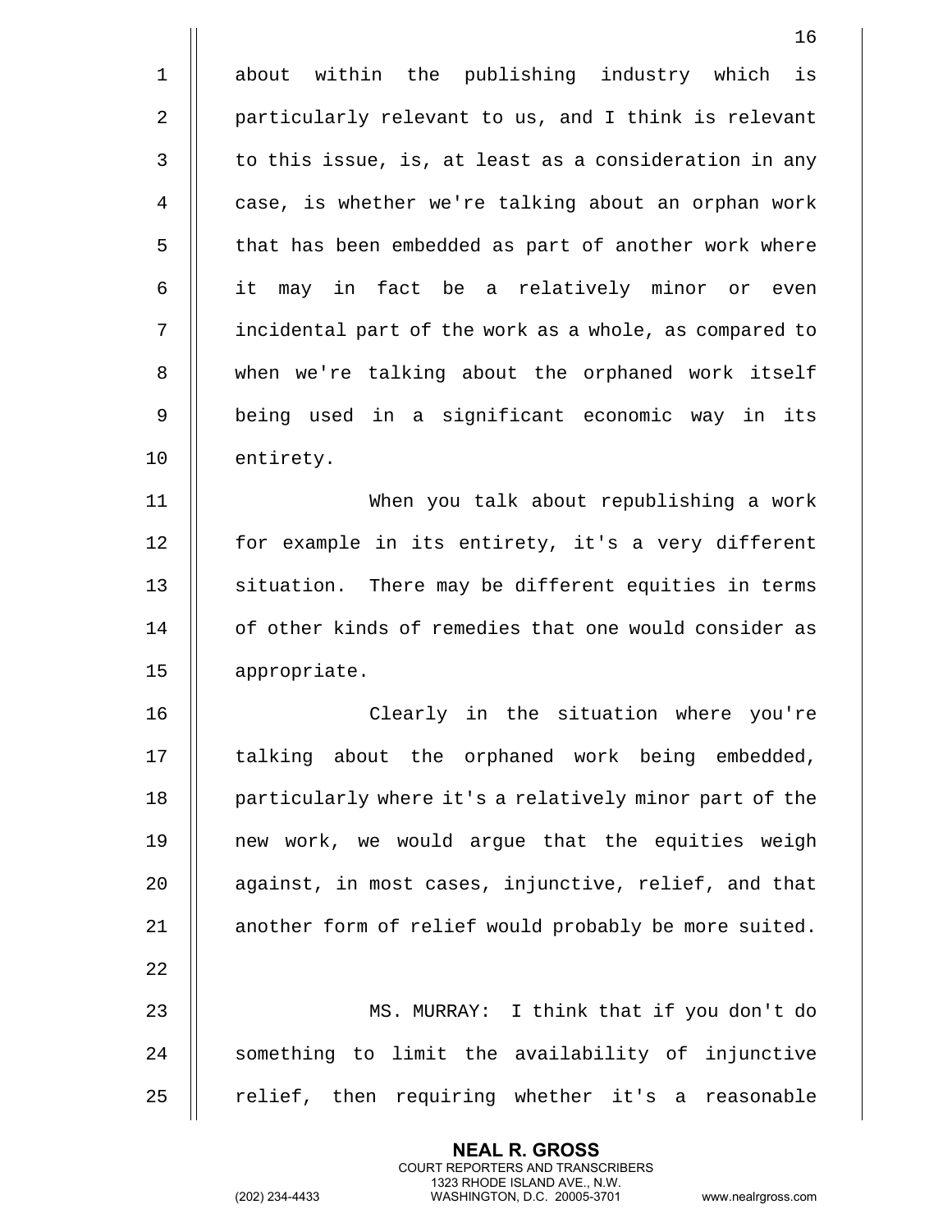about within the publishing industry which is particularly relevant to us, and I think is relevant to this issue, is, at least as a consideration in any case, is whether we're talking about an orphan work that has been embedded as part of another work where it may in fact be a relatively minor or even incidental part of the work as a whole, as compared to when we're talking about the orphaned work itself being used in a significant economic way in its entirety.

When you talk about republishing a work for example in its entirety, it's a very different situation. There may be different equities in terms of other kinds of remedies that one would consider as appropriate.

Clearly in the situation where you're talking about the orphaned work being embedded, particularly where it's a relatively minor part of the new work, we would argue that the equities weigh against, in most cases, injunctive, relief, and that another form of relief would probably be more suited.

MS. MURRAY: I think that if you don't do something to limit the availability of injunctive relief, then requiring whether it's a reasonable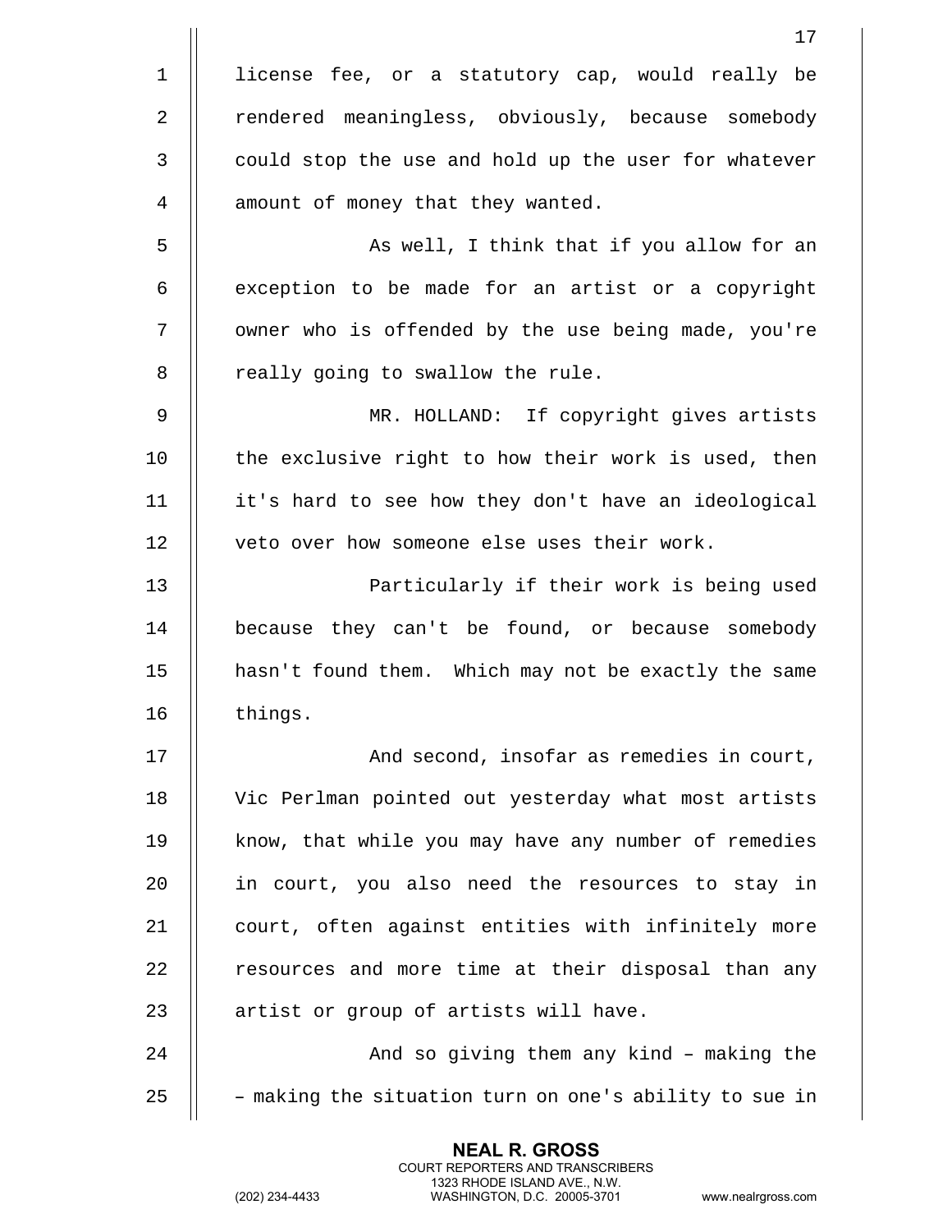license fee, or a statutory cap, would really be rendered meaningless, obviously, because somebody could stop the use and hold up the user for whatever amount of money that they wanted.

As well, I think that if you allow for an exception to be made for an artist or a copyright owner who is offended by the use being made, you're really going to swallow the rule.

MR. HOLLAND: If copyright gives artists the exclusive right to how their work is used, then it's hard to see how they don't have an ideological veto over how someone else uses their work.

Particularly if their work is being used because they can't be found, or because somebody hasn't found them. Which may not be exactly the same things.

And second, insofar as remedies in court, Vic Perlman pointed out yesterday what most artists know, that while you may have any number of remedies in court, you also need the resources to stay in court, often against entities with infinitely more resources and more time at their disposal than any artist or group of artists will have.

And so giving them any kind – making the – making the situation turn on one's ability to sue in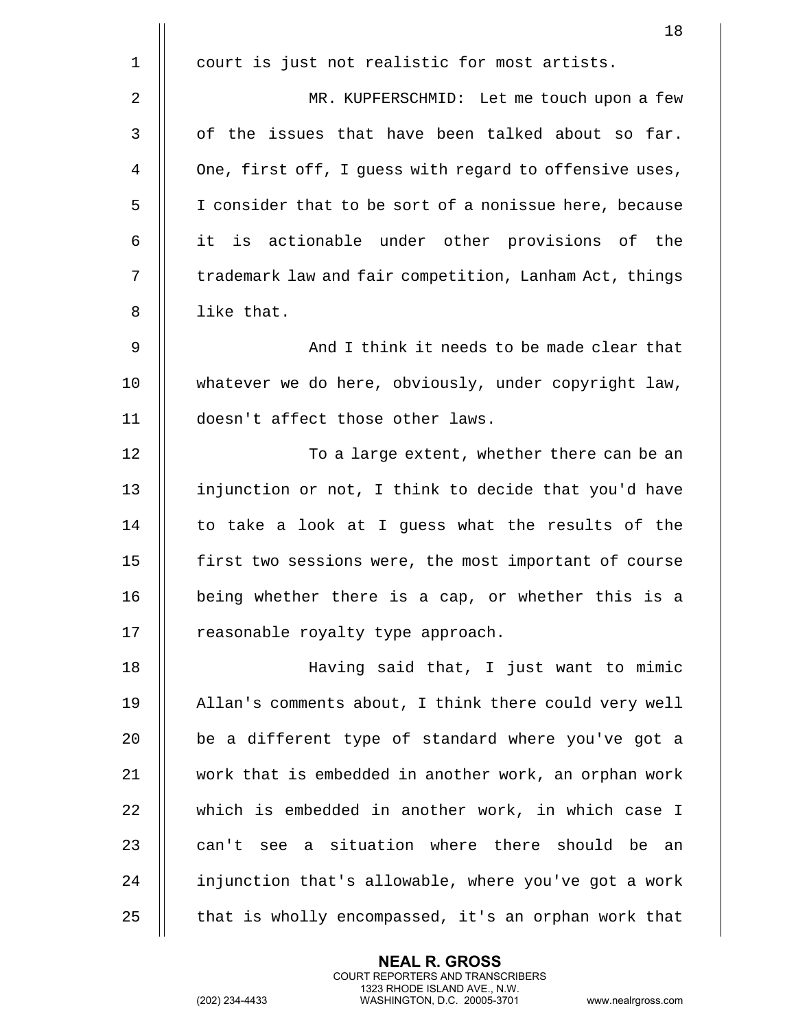court is just not realistic for most artists.

MR. KUPFERSCHMID: Let me touch upon a few of the issues that have been talked about so far. One, first off, I guess with regard to offensive uses, I consider that to be sort of a nonissue here, because it is actionable under other provisions of the trademark law and fair competition, Lanham Act, things like that.

And I think it needs to be made clear that whatever we do here, obviously, under copyright law, doesn't affect those other laws.

To a large extent, whether there can be an injunction or not, I think to decide that you'd have to take a look at I guess what the results of the first two sessions were, the most important of course being whether there is a cap, or whether this is a reasonable royalty type approach.

Having said that, I just want to mimic Allan's comments about, I think there could very well be a different type of standard where you've got a work that is embedded in another work, an orphan work which is embedded in another work, in which case I can't see a situation where there should be an injunction that's allowable, where you've got a work that is wholly encompassed, it's an orphan work that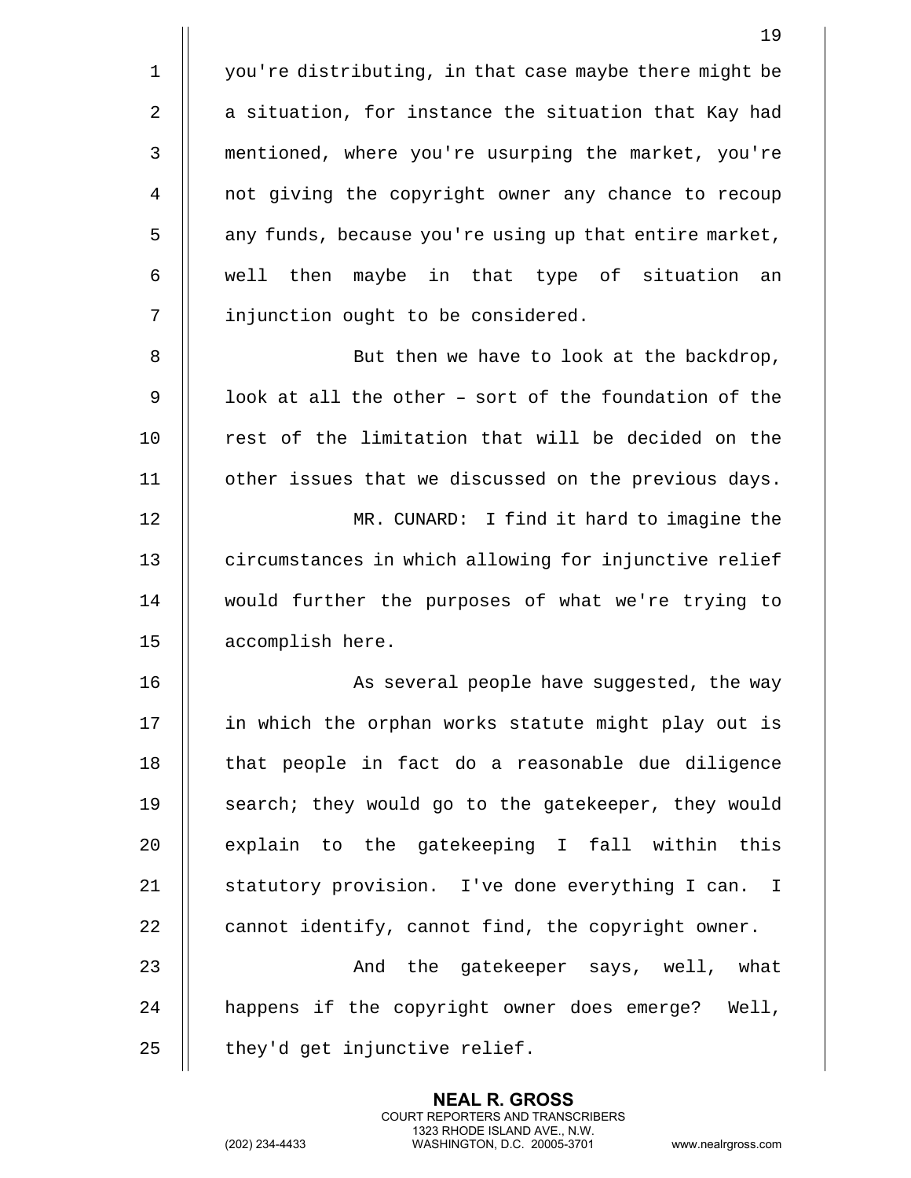you're distributing, in that case maybe there might be a situation, for instance the situation that Kay had mentioned, where you're usurping the market, you're not giving the copyright owner any chance to recoup any funds, because you're using up that entire market, well then maybe in that type of situation an injunction ought to be considered.

But then we have to look at the backdrop, look at all the other – sort of the foundation of the rest of the limitation that will be decided on the other issues that we discussed on the previous days.

MR. CUNARD: I find it hard to imagine the circumstances in which allowing for injunctive relief would further the purposes of what we're trying to accomplish here.

As several people have suggested, the way in which the orphan works statute might play out is that people in fact do a reasonable due diligence search; they would go to the gatekeeper, they would explain to the gatekeeping I fall within this statutory provision. I've done everything I can. I cannot identify, cannot find, the copyright owner.

And the gatekeeper says, well, what happens if the copyright owner does emerge? Well, they'd get injunctive relief.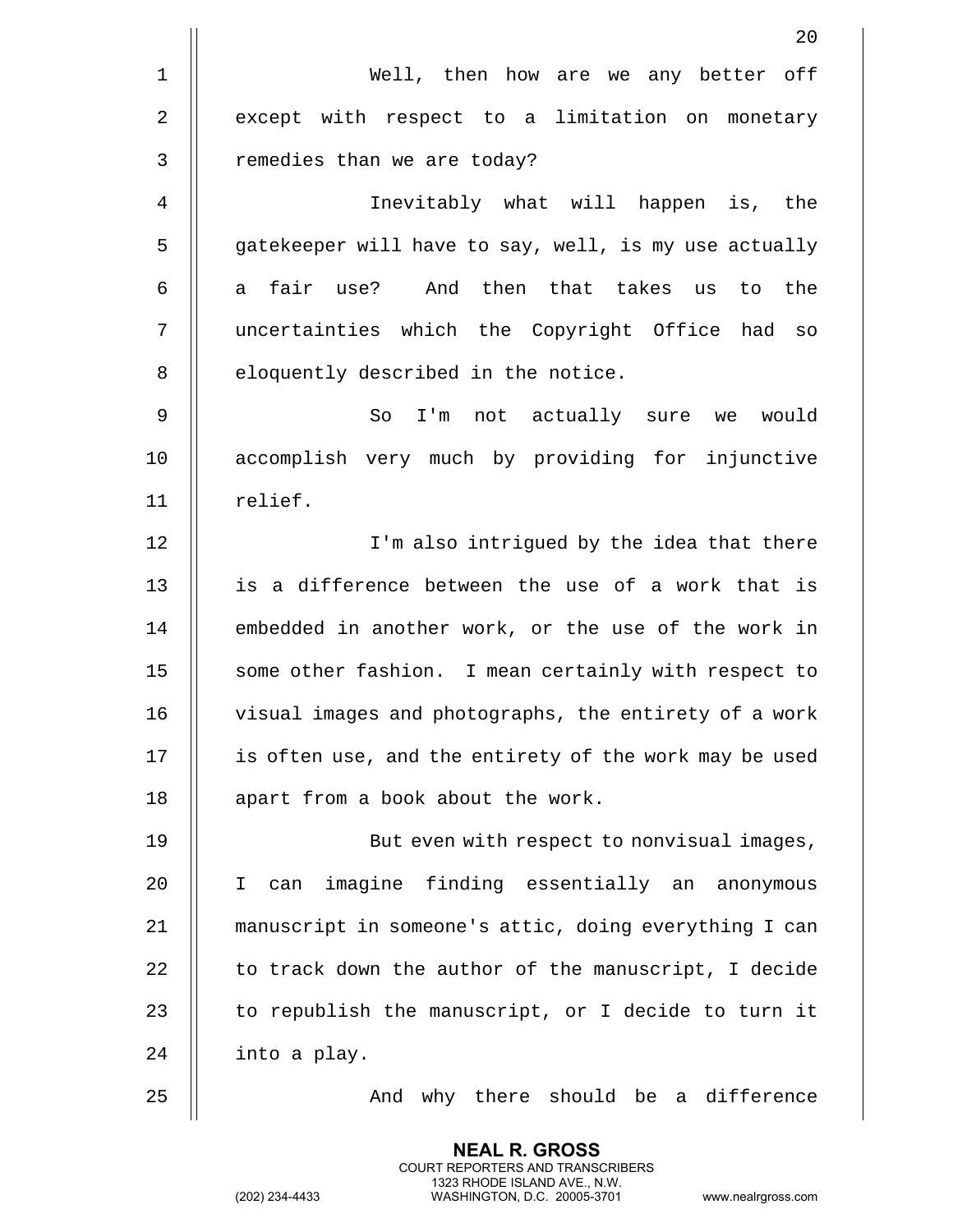Well, then how are we any better off except with respect to a limitation on monetary remedies than we are today?

Inevitably what will happen is, the gatekeeper will have to say, well, is my use actually a fair use? And then that takes us to the uncertainties which the Copyright Office had so eloquently described in the notice.

So I'm not actually sure we would accomplish very much by providing for injunctive relief.

I'm also intrigued by the idea that there is a difference between the use of a work that is embedded in another work, or the use of the work in some other fashion. I mean certainly with respect to visual images and photographs, the entirety of a work is often use, and the entirety of the work may be used apart from a book about the work.

But even with respect to nonvisual images, I can imagine finding essentially an anonymous manuscript in someone's attic, doing everything I can to track down the author of the manuscript, I decide to republish the manuscript, or I decide to turn it into a play.

And why there should be a difference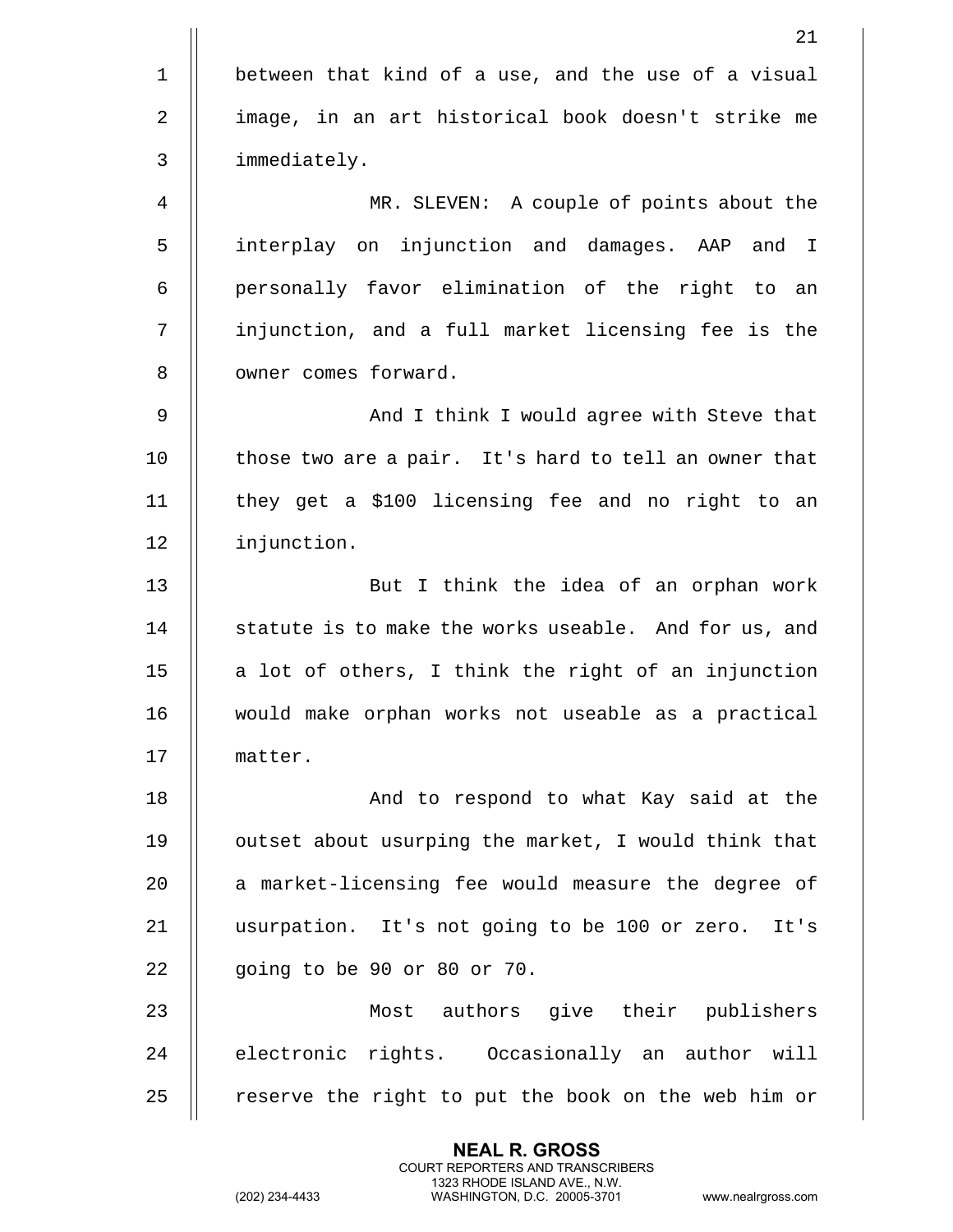between that kind of a use, and the use of a visual image, in an art historical book doesn't strike me immediately.

MR. SLEVEN: A couple of points about the interplay on injunction and damages. AAP and I personally favor elimination of the right to an injunction, and a full market licensing fee is the owner comes forward.

And I think I would agree with Steve that those two are a pair. It's hard to tell an owner that they get a $100 licensing fee and no right to an injunction.

But I think the idea of an orphan work statute is to make the works useable. And for us, and a lot of others, I think the right of an injunction would make orphan works not useable as a practical matter.

And to respond to what Kay said at the outset about usurping the market, I would think that a market-licensing fee would measure the degree of usurpation. It's not going to be 100 or zero. It's going to be 90 or 80 or 70.

Most authors give their publishers electronic rights. Occasionally an author will reserve the right to put the book on the web him or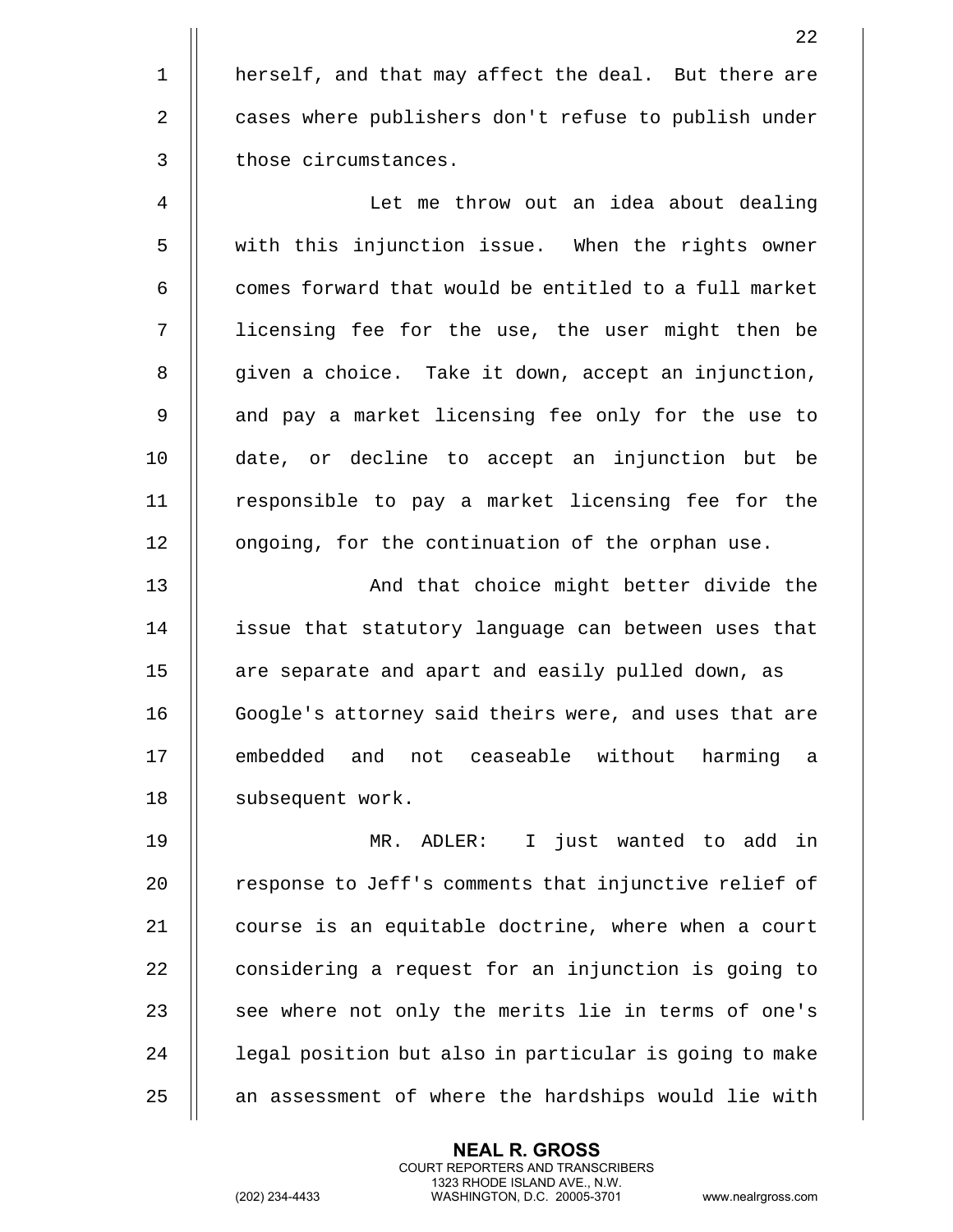herself, and that may affect the deal. But there are cases where publishers don't refuse to publish under those circumstances.

Let me throw out an idea about dealing with this injunction issue. When the rights owner comes forward that would be entitled to a full market licensing fee for the use, the user might then be given a choice. Take it down, accept an injunction, and pay a market licensing fee only for the use to date, or decline to accept an injunction but be responsible to pay a market licensing fee for the ongoing, for the continuation of the orphan use.

And that choice might better divide the issue that statutory language can between uses that are separate and apart and easily pulled down, as Google's attorney said theirs were, and uses that are embedded and not ceaseable without harming a subsequent work.

MR. ADLER: I just wanted to add in response to Jeff's comments that injunctive relief of course is an equitable doctrine, where when a court considering a request for an injunction is going to see where not only the merits lie in terms of one's legal position but also in particular is going to make an assessment of where the hardships would lie with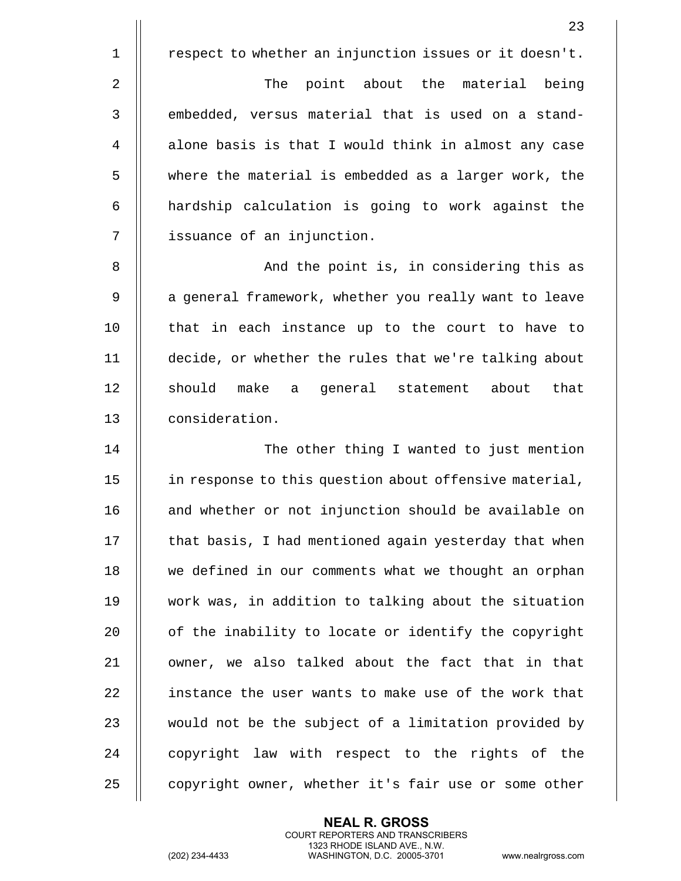respect to whether an injunction issues or it doesn't.

The point about the material being embedded, versus material that is used on a stand-alone basis is that I would think in almost any case where the material is embedded as a larger work, the hardship calculation is going to work against the issuance of an injunction.

And the point is, in considering this as a general framework, whether you really want to leave that in each instance up to the court to have to decide, or whether the rules that we're talking about should make a general statement about that consideration.

The other thing I wanted to just mention in response to this question about offensive material, and whether or not injunction should be available on that basis, I had mentioned again yesterday that when we defined in our comments what we thought an orphan work was, in addition to talking about the situation of the inability to locate or identify the copyright owner, we also talked about the fact that in that instance the user wants to make use of the work that would not be the subject of a limitation provided by copyright law with respect to the rights of the copyright owner, whether it's fair use or some other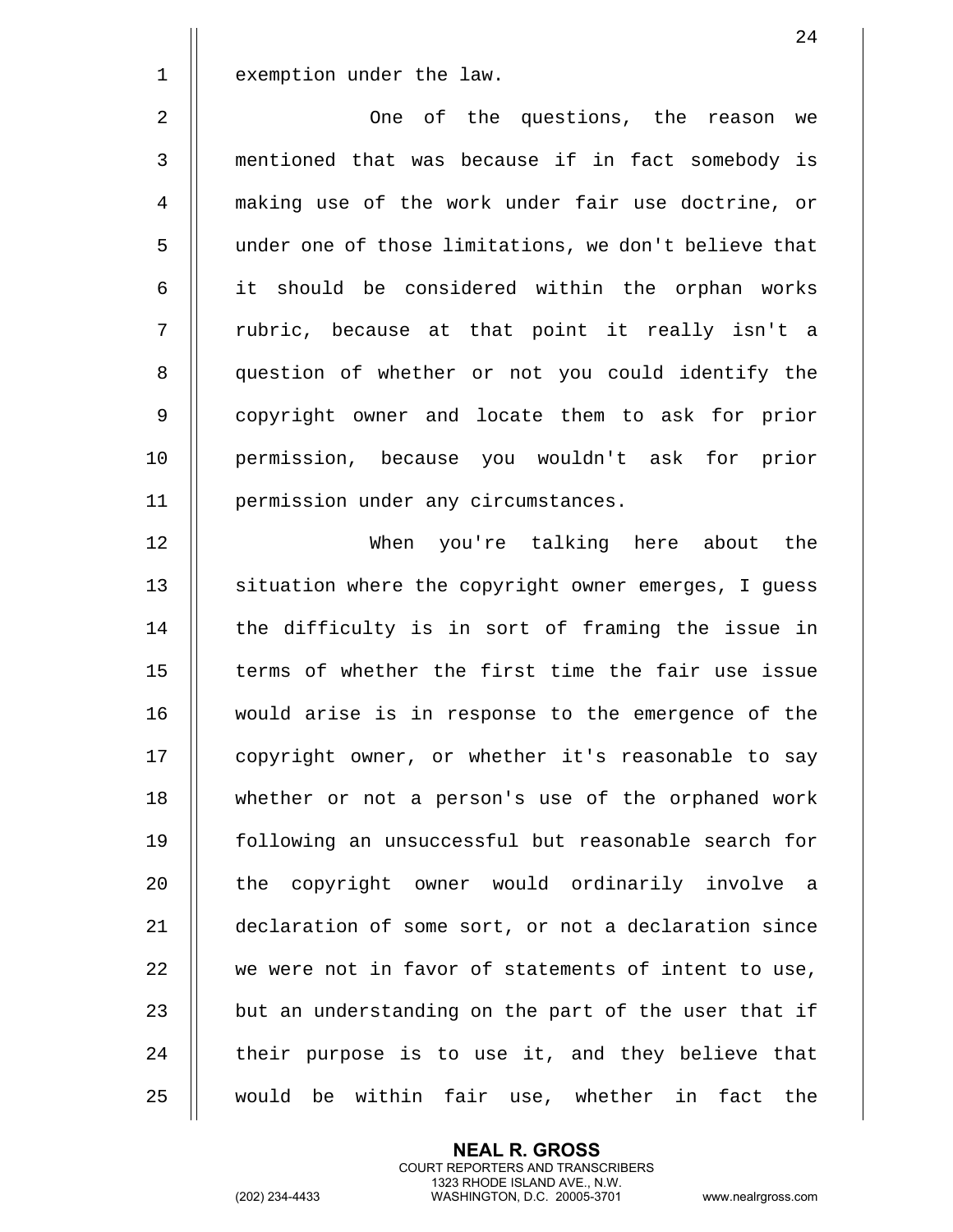exemption under the law.

One of the questions, the reason we mentioned that was because if in fact somebody is making use of the work under fair use doctrine, or under one of those limitations, we don't believe that it should be considered within the orphan works rubric, because at that point it really isn't a question of whether or not you could identify the copyright owner and locate them to ask for prior permission, because you wouldn't ask for prior permission under any circumstances.

When you're talking here about the situation where the copyright owner emerges, I guess the difficulty is in sort of framing the issue in terms of whether the first time the fair use issue would arise is in response to the emergence of the copyright owner, or whether it's reasonable to say whether or not a person's use of the orphaned work following an unsuccessful but reasonable search for the copyright owner would ordinarily involve a declaration of some sort, or not a declaration since we were not in favor of statements of intent to use, but an understanding on the part of the user that if their purpose is to use it, and they believe that would be within fair use, whether in fact the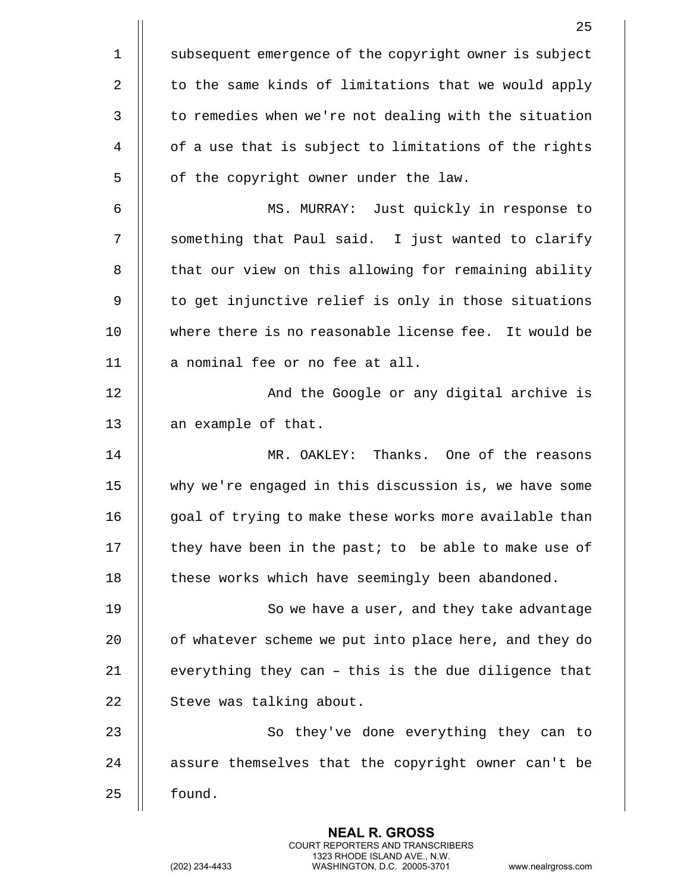subsequent emergence of the copyright owner is subject to the same kinds of limitations that we would apply to remedies when we're not dealing with the situation of a use that is subject to limitations of the rights of the copyright owner under the law.

MS. MURRAY: Just quickly in response to something that Paul said. I just wanted to clarify that our view on this allowing for remaining ability to get injunctive relief is only in those situations where there is no reasonable license fee. It would be a nominal fee or no fee at all.

And the Google or any digital archive is an example of that.

MR. OAKLEY: Thanks. One of the reasons why we're engaged in this discussion is, we have some goal of trying to make these works more available than they have been in the past; to be able to make use of these works which have seemingly been abandoned.

So we have a user, and they take advantage of whatever scheme we put into place here, and they do everything they can – this is the due diligence that Steve was talking about.

So they've done everything they can to assure themselves that the copyright owner can't be found.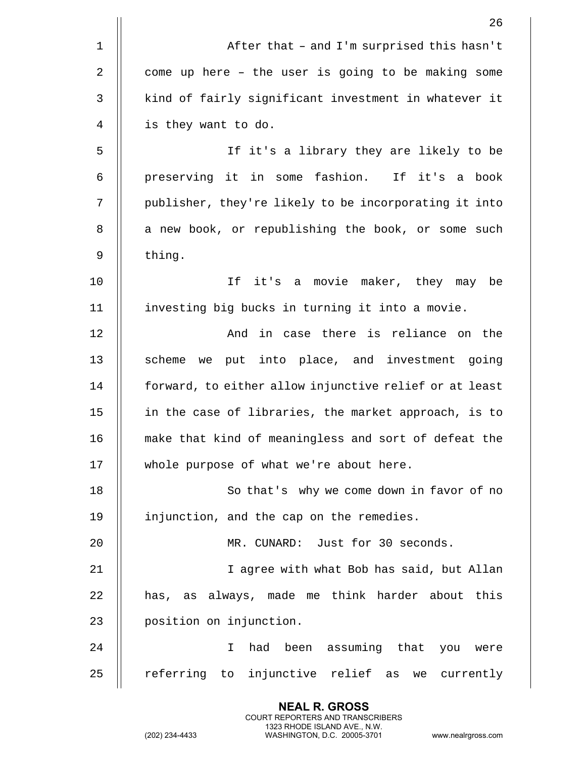After that – and I'm surprised this hasn't come up here – the user is going to be making some kind of fairly significant investment in whatever it is they want to do.

If it's a library they are likely to be preserving it in some fashion. If it's a book publisher, they're likely to be incorporating it into a new book, or republishing the book, or some such thing.

If it's a movie maker, they may be investing big bucks in turning it into a movie.

And in case there is reliance on the scheme we put into place, and investment going forward, to either allow injunctive relief or at least in the case of libraries, the market approach, is to make that kind of meaningless and sort of defeat the whole purpose of what we're about here.

So that's why we come down in favor of no injunction, and the cap on the remedies.

MR. CUNARD: Just for 30 seconds.

I agree with what Bob has said, but Allan has, as always, made me think harder about this position on injunction.

I had been assuming that you were referring to injunctive relief as we currently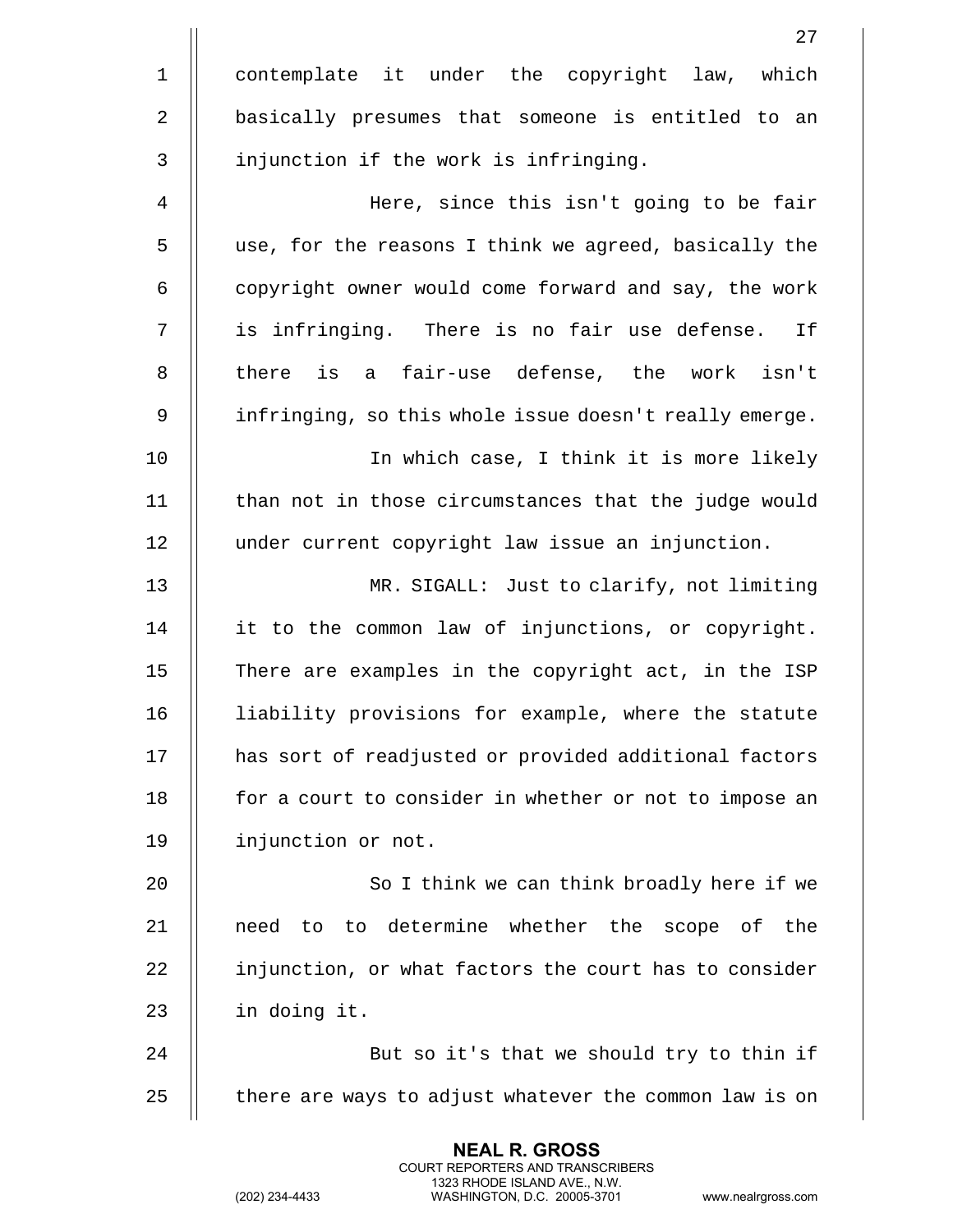contemplate it under the copyright law, which basically presumes that someone is entitled to an injunction if the work is infringing.

Here, since this isn't going to be fair use, for the reasons I think we agreed, basically the copyright owner would come forward and say, the work is infringing. There is no fair use defense. If there is a fair-use defense, the work isn't infringing, so this whole issue doesn't really emerge.

In which case, I think it is more likely than not in those circumstances that the judge would under current copyright law issue an injunction.

MR. SIGALL: Just to clarify, not limiting it to the common law of injunctions, or copyright. There are examples in the copyright act, in the ISP liability provisions for example, where the statute has sort of readjusted or provided additional factors for a court to consider in whether or not to impose an injunction or not.

So I think we can think broadly here if we need to to determine whether the scope of the injunction, or what factors the court has to consider in doing it.

But so it's that we should try to thin if there are ways to adjust whatever the common law is on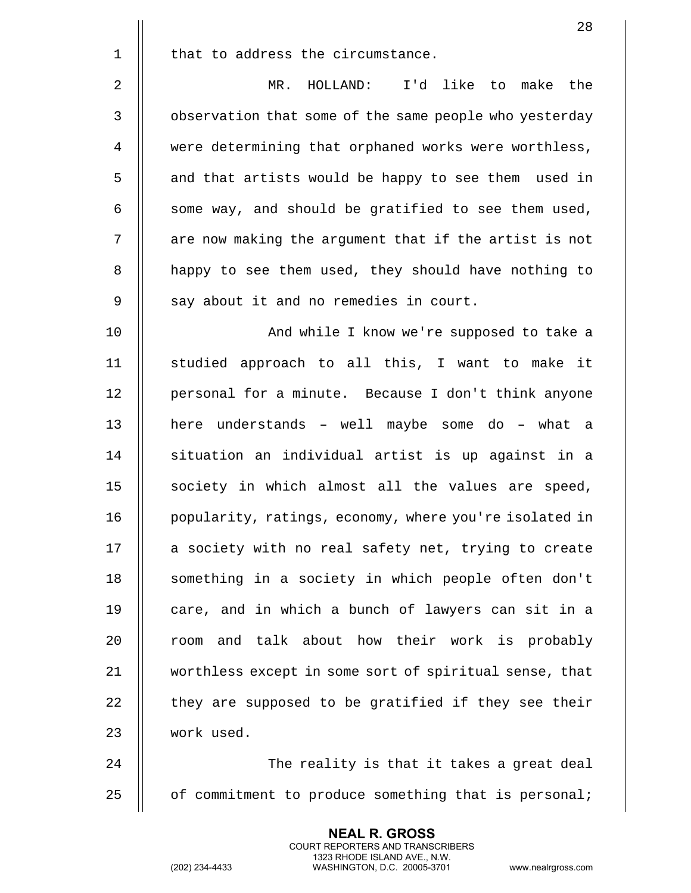that to address the circumstance.

MR. HOLLAND: I'd like to make the observation that some of the same people who yesterday were determining that orphaned works were worthless, and that artists would be happy to see them used in some way, and should be gratified to see them used, are now making the argument that if the artist is not happy to see them used, they should have nothing to say about it and no remedies in court.

And while I know we're supposed to take a studied approach to all this, I want to make it personal for a minute. Because I don't think anyone here understands – well maybe some do – what a situation an individual artist is up against in a society in which almost all the values are speed, popularity, ratings, economy, where you're isolated in a society with no real safety net, trying to create something in a society in which people often don't care, and in which a bunch of lawyers can sit in a room and talk about how their work is probably worthless except in some sort of spiritual sense, that they are supposed to be gratified if they see their work used.

The reality is that it takes a great deal of commitment to produce something that is personal;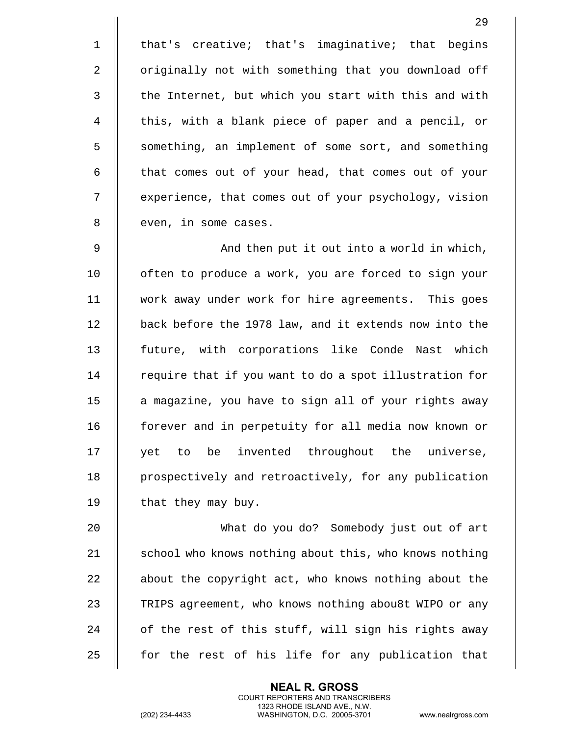that's creative; that's imaginative; that begins originally not with something that you download off the Internet, but which you start with this and with this, with a blank piece of paper and a pencil, or something, an implement of some sort, and something that comes out of your head, that comes out of your experience, that comes out of your psychology, vision even, in some cases.

And then put it out into a world in which, often to produce a work, you are forced to sign your work away under work for hire agreements. This goes back before the 1978 law, and it extends now into the future, with corporations like Conde Nast which require that if you want to do a spot illustration for a magazine, you have to sign all of your rights away forever and in perpetuity for all media now known or yet to be invented throughout the universe, prospectively and retroactively, for any publication that they may buy.

What do you do? Somebody just out of art school who knows nothing about this, who knows nothing about the copyright act, who knows nothing about the TRIPS agreement, who knows nothing abou8t WIPO or any of the rest of this stuff, will sign his rights away for the rest of his life for any publication that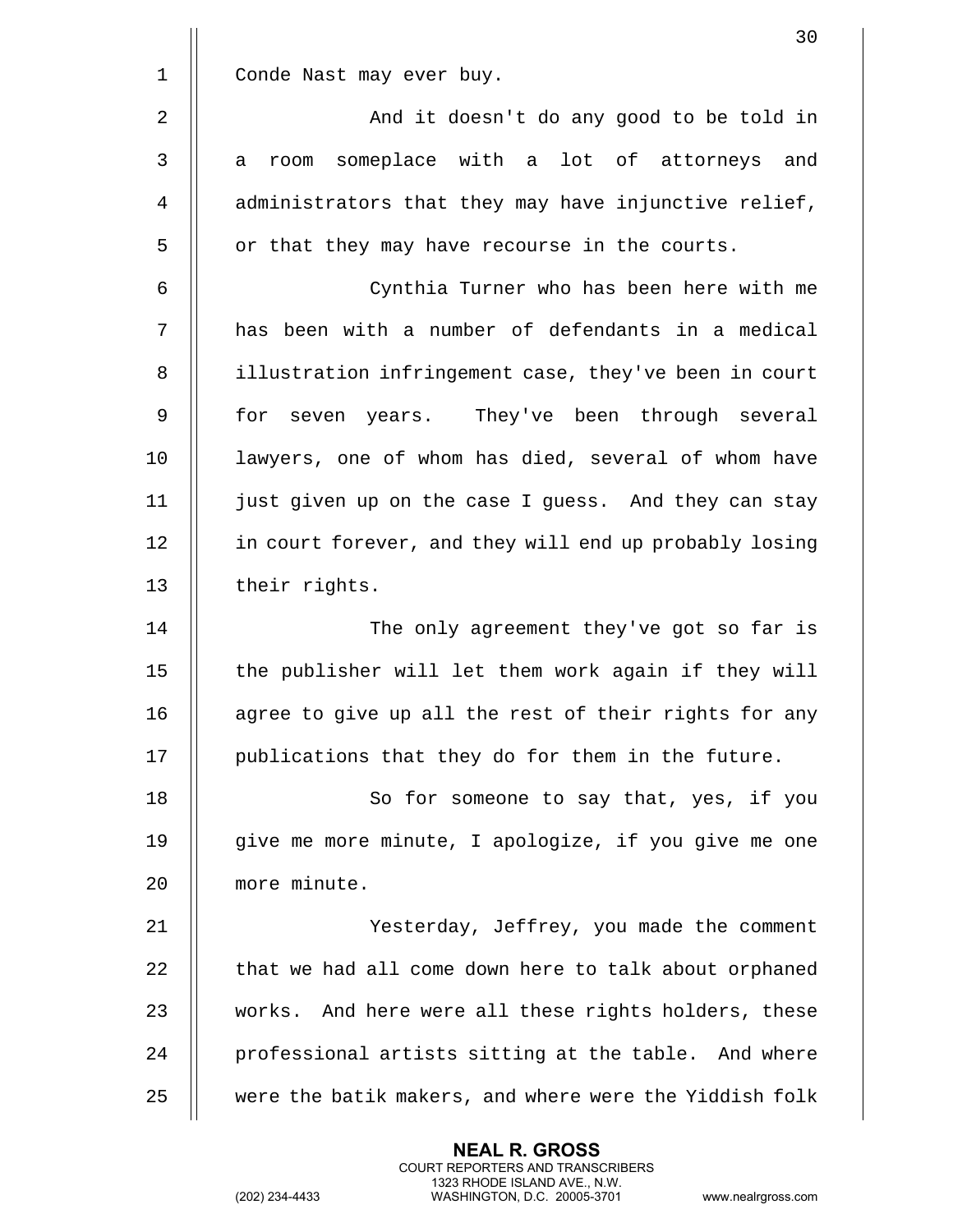Conde Nast may ever buy.

And it doesn't do any good to be told in a room someplace with a lot of attorneys and administrators that they may have injunctive relief, or that they may have recourse in the courts.

Cynthia Turner who has been here with me has been with a number of defendants in a medical illustration infringement case, they've been in court for seven years. They've been through several lawyers, one of whom has died, several of whom have just given up on the case I guess. And they can stay in court forever, and they will end up probably losing their rights.

The only agreement they've got so far is the publisher will let them work again if they will agree to give up all the rest of their rights for any publications that they do for them in the future.

So for someone to say that, yes, if you give me more minute, I apologize, if you give me one more minute.

Yesterday, Jeffrey, you made the comment that we had all come down here to talk about orphaned works. And here were all these rights holders, these professional artists sitting at the table. And where were the batik makers, and where were the Yiddish folk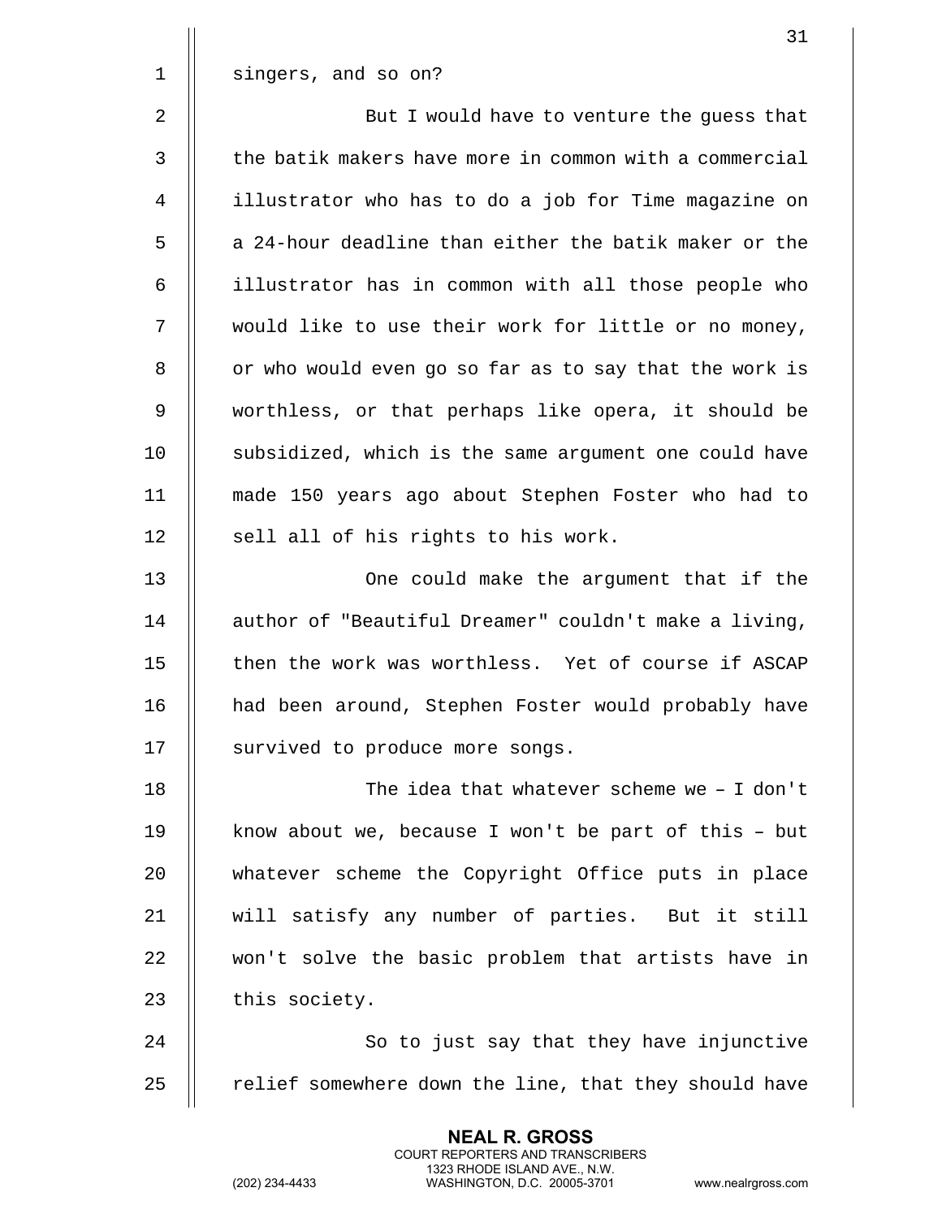singers, and so on?

But I would have to venture the guess that the batik makers have more in common with a commercial illustrator who has to do a job for Time magazine on a 24-hour deadline than either the batik maker or the illustrator has in common with all those people who would like to use their work for little or no money, or who would even go so far as to say that the work is worthless, or that perhaps like opera, it should be subsidized, which is the same argument one could have made 150 years ago about Stephen Foster who had to sell all of his rights to his work.

One could make the argument that if the author of "Beautiful Dreamer" couldn't make a living, then the work was worthless. Yet of course if ASCAP had been around, Stephen Foster would probably have survived to produce more songs.

The idea that whatever scheme we – I don't know about we, because I won't be part of this – but whatever scheme the Copyright Office puts in place will satisfy any number of parties. But it still won't solve the basic problem that artists have in this society.

So to just say that they have injunctive relief somewhere down the line, that they should have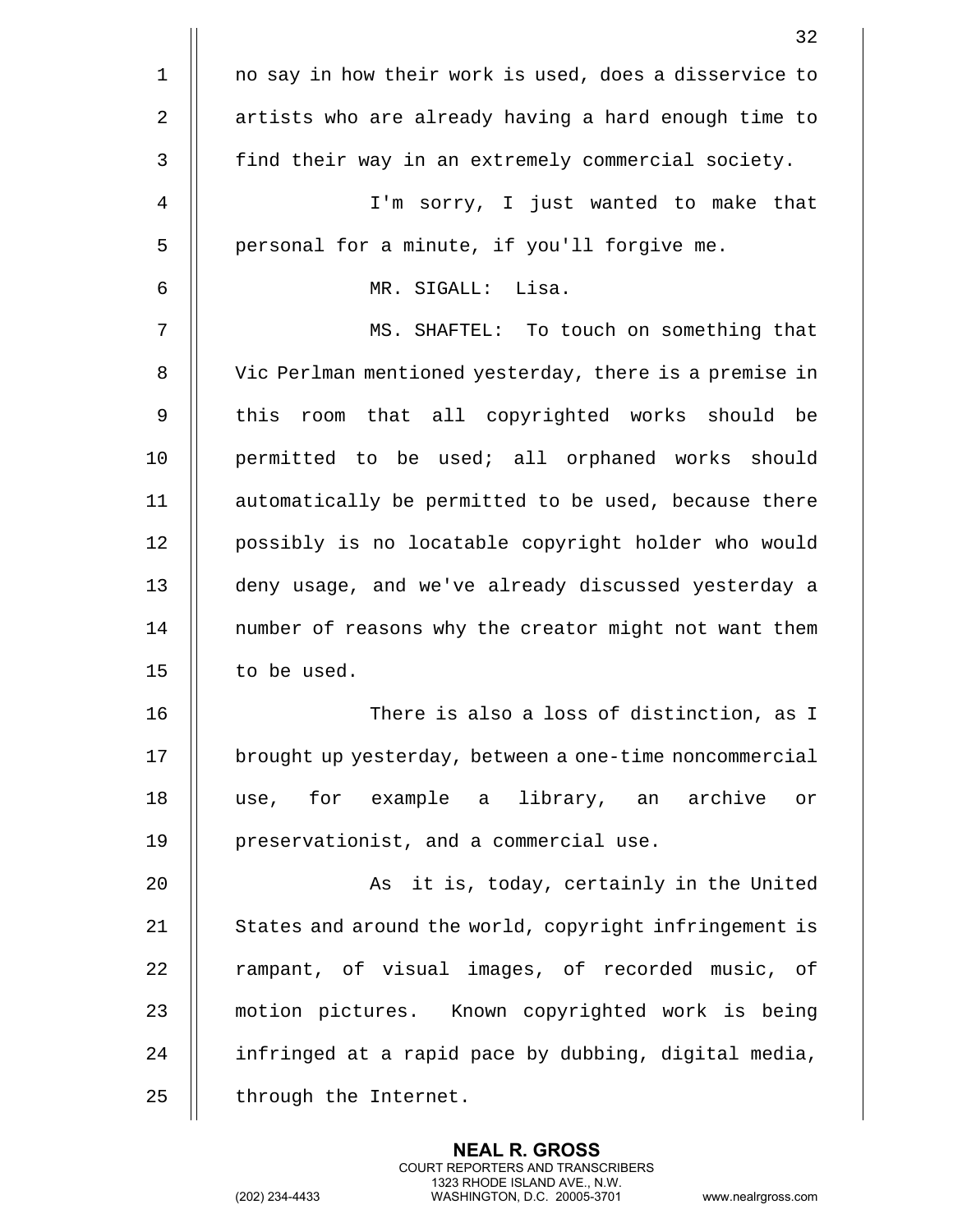no say in how their work is used, does a disservice to artists who are already having a hard enough time to find their way in an extremely commercial society.

I'm sorry, I just wanted to make that personal for a minute, if you'll forgive me.

MR. SIGALL: Lisa.

MS. SHAFTEL: To touch on something that Vic Perlman mentioned yesterday, there is a premise in this room that all copyrighted works should be permitted to be used; all orphaned works should automatically be permitted to be used, because there possibly is no locatable copyright holder who would deny usage, and we've already discussed yesterday a number of reasons why the creator might not want them to be used.

There is also a loss of distinction, as I brought up yesterday, between a one-time noncommercial use, for example a library, an archive or preservationist, and a commercial use.

As it is, today, certainly in the United States and around the world, copyright infringement is rampant, of visual images, of recorded music, of motion pictures. Known copyrighted work is being infringed at a rapid pace by dubbing, digital media, through the Internet.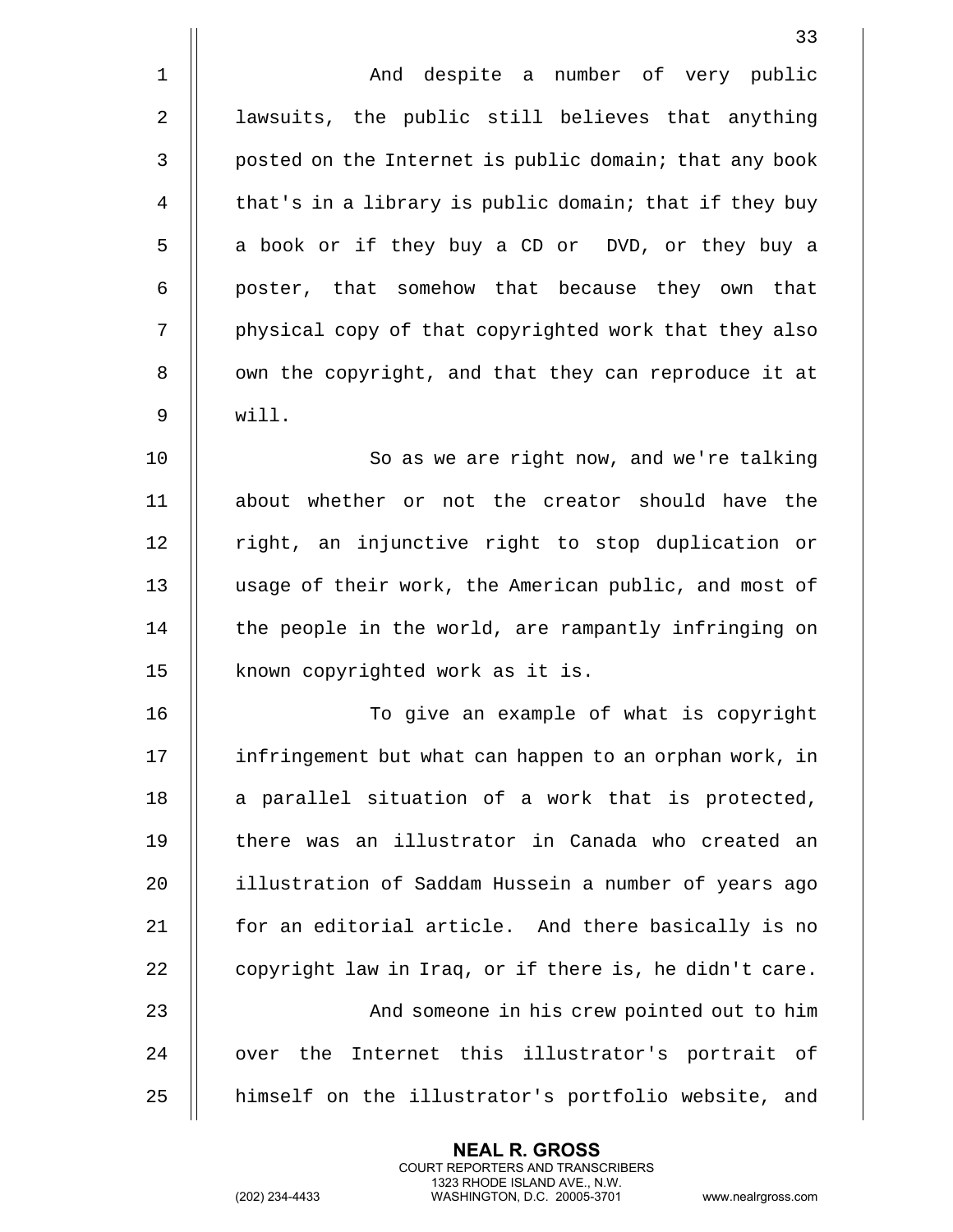And despite a number of very public lawsuits, the public still believes that anything posted on the Internet is public domain; that any book that's in a library is public domain; that if they buy a book or if they buy a CD or DVD, or they buy a poster, that somehow that because they own that physical copy of that copyrighted work that they also own the copyright, and that they can reproduce it at will.

So as we are right now, and we're talking about whether or not the creator should have the right, an injunctive right to stop duplication or usage of their work, the American public, and most of the people in the world, are rampantly infringing on known copyrighted work as it is.

To give an example of what is copyright infringement but what can happen to an orphan work, in a parallel situation of a work that is protected, there was an illustrator in Canada who created an illustration of Saddam Hussein a number of years ago for an editorial article. And there basically is no copyright law in Iraq, or if there is, he didn't care.

And someone in his crew pointed out to him over the Internet this illustrator's portrait of himself on the illustrator's portfolio website, and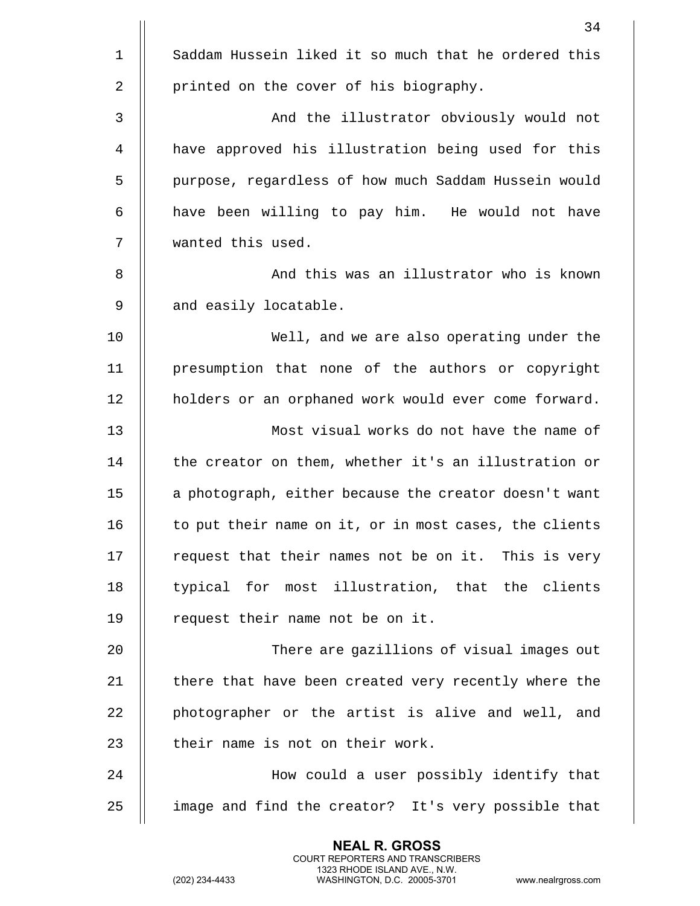Saddam Hussein liked it so much that he ordered this printed on the cover of his biography.

And the illustrator obviously would not have approved his illustration being used for this purpose, regardless of how much Saddam Hussein would have been willing to pay him. He would not have wanted this used.

And this was an illustrator who is known and easily locatable.

Well, and we are also operating under the presumption that none of the authors or copyright holders or an orphaned work would ever come forward.

Most visual works do not have the name of the creator on them, whether it's an illustration or a photograph, either because the creator doesn't want to put their name on it, or in most cases, the clients request that their names not be on it. This is very typical for most illustration, that the clients request their name not be on it.

There are gazillions of visual images out there that have been created very recently where the photographer or the artist is alive and well, and their name is not on their work.

How could a user possibly identify that image and find the creator? It's very possible that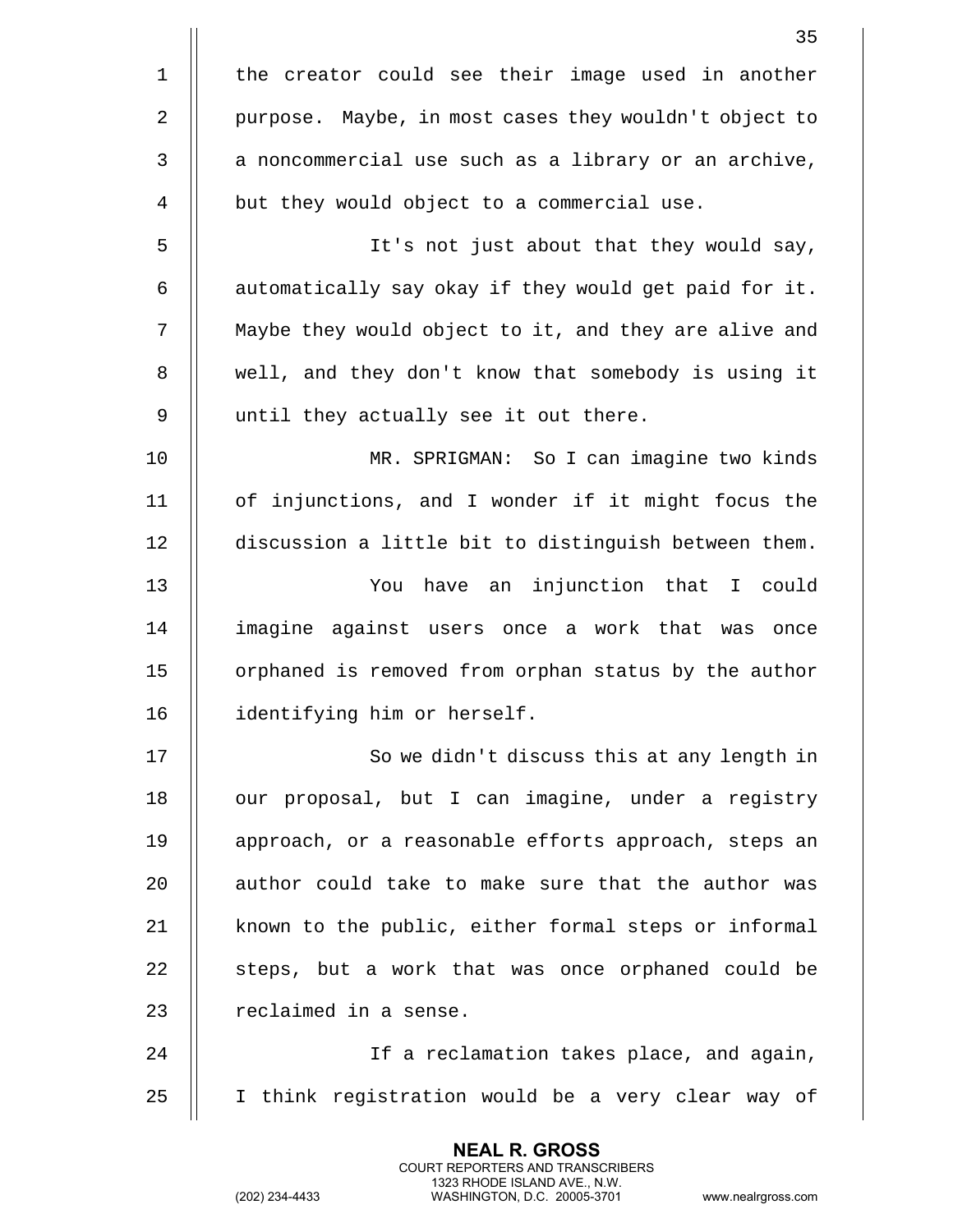the creator could see their image used in another purpose. Maybe, in most cases they wouldn't object to a noncommercial use such as a library or an archive, but they would object to a commercial use.

It's not just about that they would say, automatically say okay if they would get paid for it. Maybe they would object to it, and they are alive and well, and they don't know that somebody is using it until they actually see it out there.

MR. SPRIGMAN: So I can imagine two kinds of injunctions, and I wonder if it might focus the discussion a little bit to distinguish between them.

You have an injunction that I could imagine against users once a work that was once orphaned is removed from orphan status by the author identifying him or herself.

So we didn't discuss this at any length in our proposal, but I can imagine, under a registry approach, or a reasonable efforts approach, steps an author could take to make sure that the author was known to the public, either formal steps or informal steps, but a work that was once orphaned could be reclaimed in a sense.

If a reclamation takes place, and again, I think registration would be a very clear way of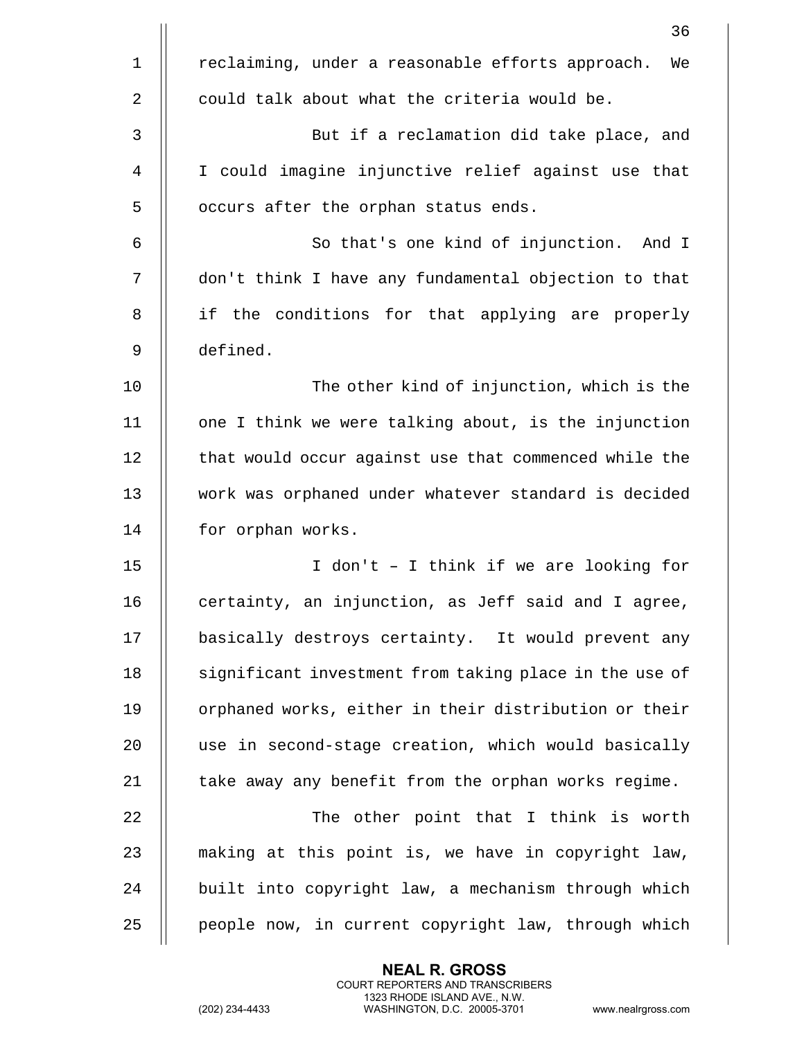reclaiming, under a reasonable efforts approach. We could talk about what the criteria would be.

But if a reclamation did take place, and I could imagine injunctive relief against use that occurs after the orphan status ends.

So that's one kind of injunction. And I don't think I have any fundamental objection to that if the conditions for that applying are properly defined.

The other kind of injunction, which is the one I think we were talking about, is the injunction that would occur against use that commenced while the work was orphaned under whatever standard is decided for orphan works.

I don't – I think if we are looking for certainty, an injunction, as Jeff said and I agree, basically destroys certainty. It would prevent any significant investment from taking place in the use of orphaned works, either in their distribution or their use in second-stage creation, which would basically take away any benefit from the orphan works regime.

The other point that I think is worth making at this point is, we have in copyright law, built into copyright law, a mechanism through which people now, in current copyright law, through which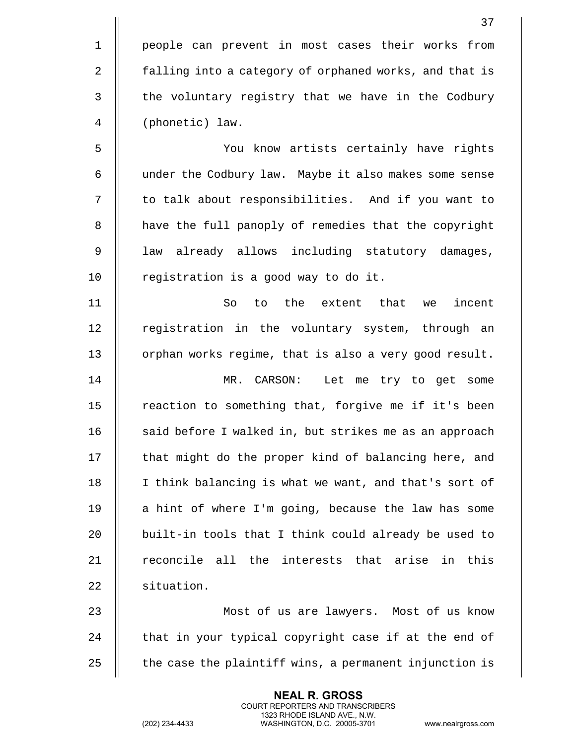people can prevent in most cases their works from falling into a category of orphaned works, and that is the voluntary registry that we have in the Codbury (phonetic) law.

You know artists certainly have rights under the Codbury law. Maybe it also makes some sense to talk about responsibilities. And if you want to have the full panoply of remedies that the copyright law already allows including statutory damages, registration is a good way to do it.

So to the extent that we incent registration in the voluntary system, through an orphan works regime, that is also a very good result.

MR. CARSON: Let me try to get some reaction to something that, forgive me if it's been said before I walked in, but strikes me as an approach that might do the proper kind of balancing here, and I think balancing is what we want, and that's sort of a hint of where I'm going, because the law has some built-in tools that I think could already be used to reconcile all the interests that arise in this situation.

Most of us are lawyers. Most of us know that in your typical copyright case if at the end of the case the plaintiff wins, a permanent injunction is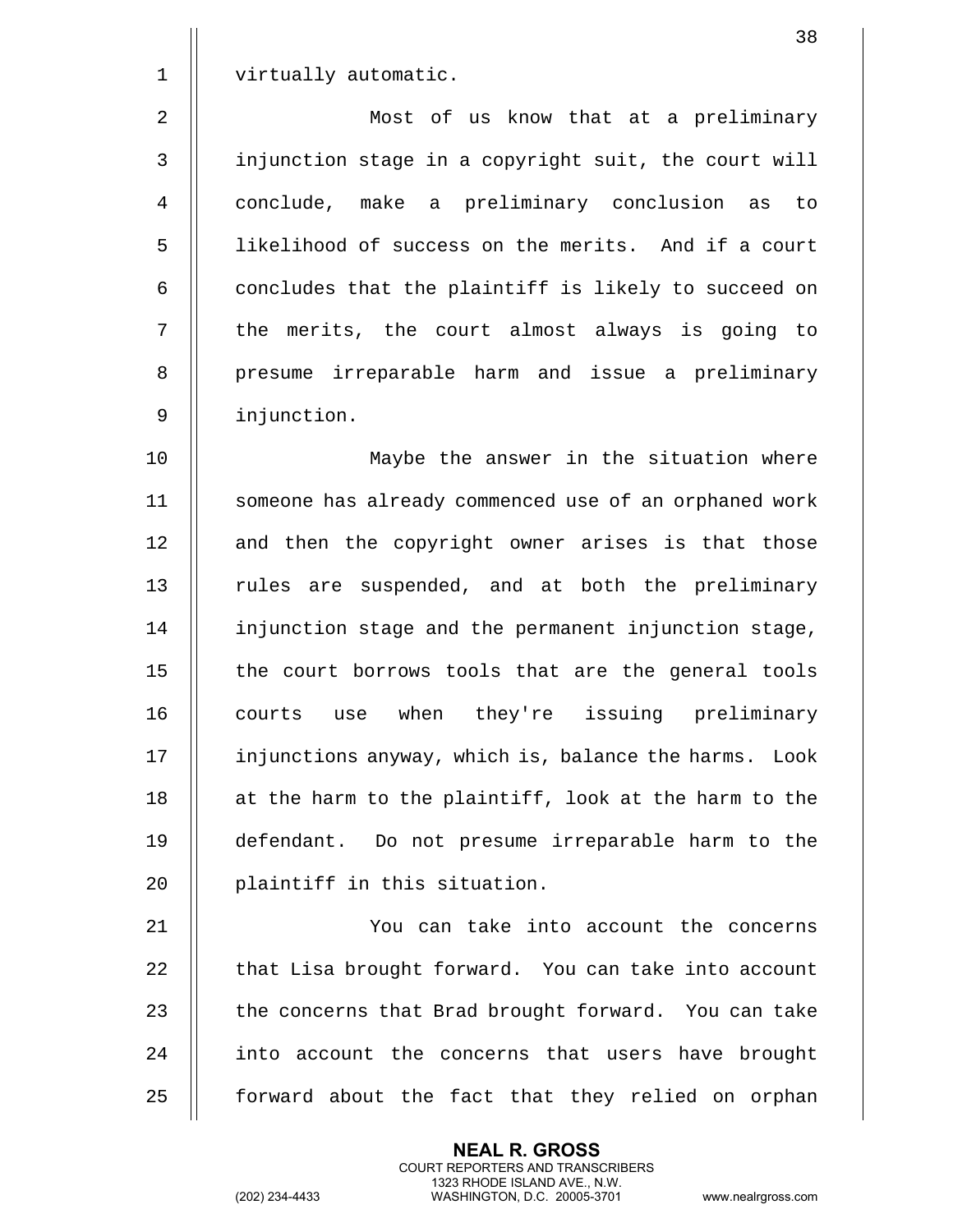virtually automatic.

Most of us know that at a preliminary injunction stage in a copyright suit, the court will conclude, make a preliminary conclusion as to likelihood of success on the merits. And if a court concludes that the plaintiff is likely to succeed on the merits, the court almost always is going to presume irreparable harm and issue a preliminary injunction.

Maybe the answer in the situation where someone has already commenced use of an orphaned work and then the copyright owner arises is that those rules are suspended, and at both the preliminary injunction stage and the permanent injunction stage, the court borrows tools that are the general tools courts use when they're issuing preliminary injunctions anyway, which is, balance the harms. Look at the harm to the plaintiff, look at the harm to the defendant. Do not presume irreparable harm to the plaintiff in this situation.

You can take into account the concerns that Lisa brought forward. You can take into account the concerns that Brad brought forward. You can take into account the concerns that users have brought forward about the fact that they relied on orphan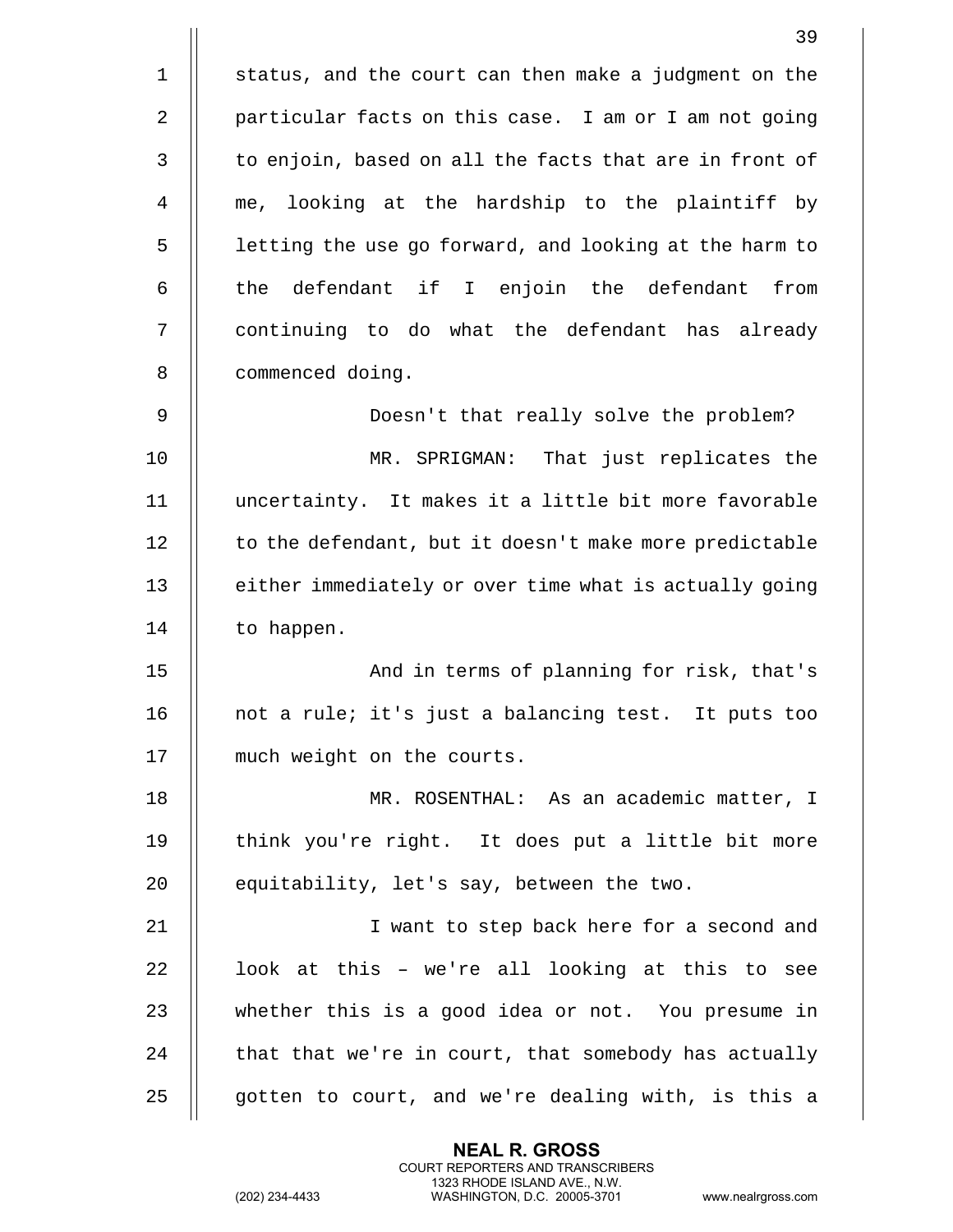status, and the court can then make a judgment on the particular facts on this case. I am or I am not going to enjoin, based on all the facts that are in front of me, looking at the hardship to the plaintiff by letting the use go forward, and looking at the harm to the defendant if I enjoin the defendant from continuing to do what the defendant has already commenced doing.

Doesn't that really solve the problem?

MR. SPRIGMAN: That just replicates the uncertainty. It makes it a little bit more favorable to the defendant, but it doesn't make more predictable either immediately or over time what is actually going to happen.

And in terms of planning for risk, that's not a rule; it's just a balancing test. It puts too much weight on the courts.

MR. ROSENTHAL: As an academic matter, I think you're right. It does put a little bit more equitability, let's say, between the two.

I want to step back here for a second and look at this – we're all looking at this to see whether this is a good idea or not. You presume in that that we're in court, that somebody has actually gotten to court, and we're dealing with, is this a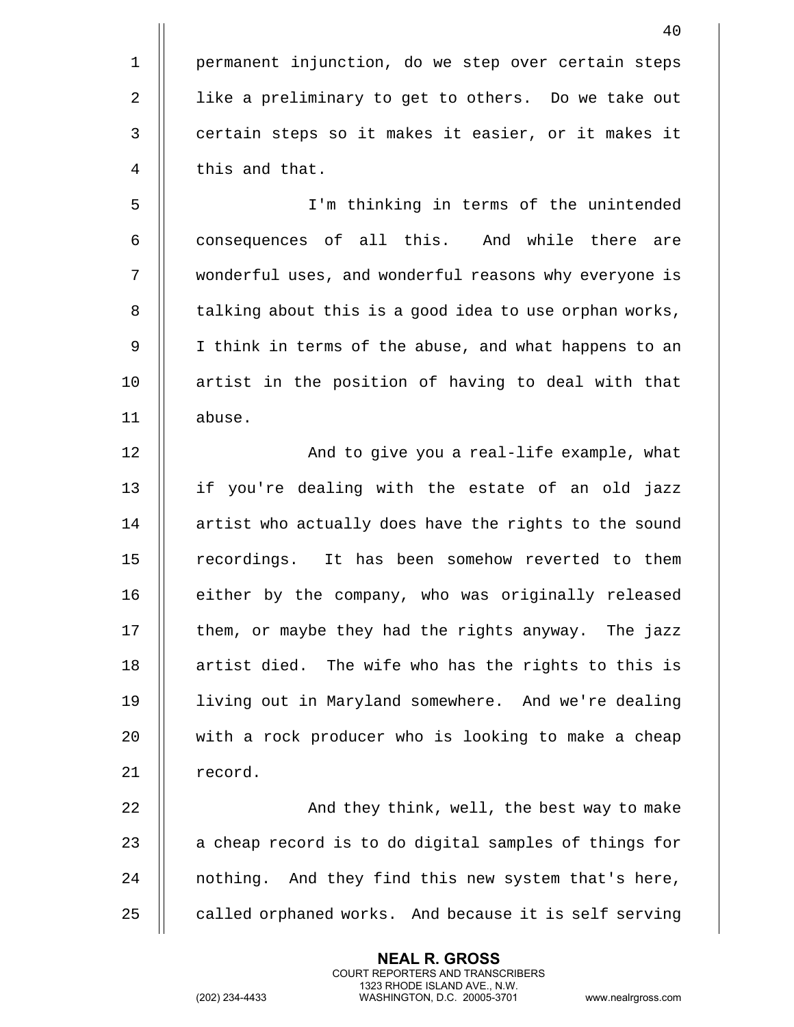permanent injunction, do we step over certain steps like a preliminary to get to others. Do we take out certain steps so it makes it easier, or it makes it this and that.

I'm thinking in terms of the unintended consequences of all this. And while there are wonderful uses, and wonderful reasons why everyone is talking about this is a good idea to use orphan works, I think in terms of the abuse, and what happens to an artist in the position of having to deal with that abuse.

And to give you a real-life example, what if you're dealing with the estate of an old jazz artist who actually does have the rights to the sound recordings. It has been somehow reverted to them either by the company, who was originally released them, or maybe they had the rights anyway. The jazz artist died. The wife who has the rights to this is living out in Maryland somewhere. And we're dealing with a rock producer who is looking to make a cheap record.

And they think, well, the best way to make a cheap record is to do digital samples of things for nothing. And they find this new system that's here, called orphaned works. And because it is self serving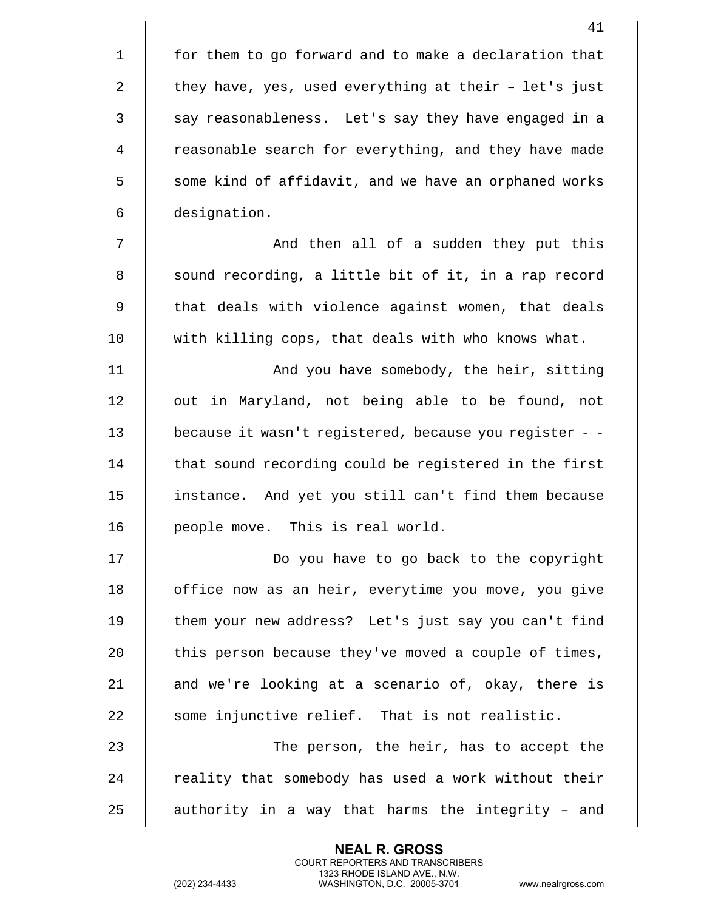for them to go forward and to make a declaration that they have, yes, used everything at their – let's just say reasonableness. Let's say they have engaged in a reasonable search for everything, and they have made some kind of affidavit, and we have an orphaned works designation.

And then all of a sudden they put this sound recording, a little bit of it, in a rap record that deals with violence against women, that deals with killing cops, that deals with who knows what.

And you have somebody, the heir, sitting out in Maryland, not being able to be found, not because it wasn't registered, because you register - - that sound recording could be registered in the first instance. And yet you still can't find them because people move. This is real world.

Do you have to go back to the copyright office now as an heir, everytime you move, you give them your new address? Let's just say you can't find this person because they've moved a couple of times, and we're looking at a scenario of, okay, there is some injunctive relief. That is not realistic.

The person, the heir, has to accept the reality that somebody has used a work without their authority in a way that harms the integrity – and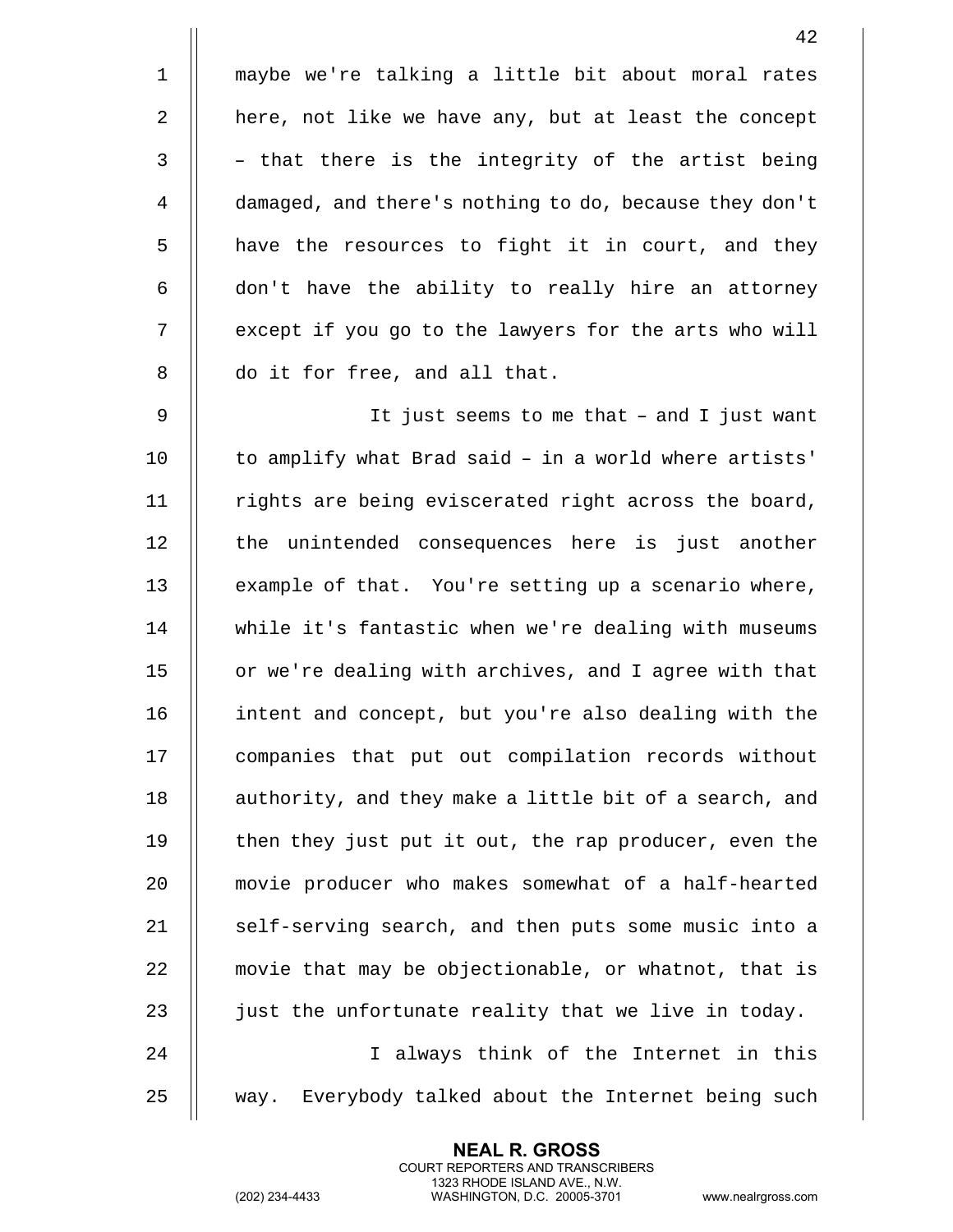maybe we're talking a little bit about moral rates here, not like we have any, but at least the concept – that there is the integrity of the artist being damaged, and there's nothing to do, because they don't have the resources to fight it in court, and they don't have the ability to really hire an attorney except if you go to the lawyers for the arts who will do it for free, and all that.

It just seems to me that – and I just want to amplify what Brad said – in a world where artists' rights are being eviscerated right across the board, the unintended consequences here is just another example of that. You're setting up a scenario where, while it's fantastic when we're dealing with museums or we're dealing with archives, and I agree with that intent and concept, but you're also dealing with the companies that put out compilation records without authority, and they make a little bit of a search, and then they just put it out, the rap producer, even the movie producer who makes somewhat of a half-hearted self-serving search, and then puts some music into a movie that may be objectionable, or whatnot, that is just the unfortunate reality that we live in today.

I always think of the Internet in this way. Everybody talked about the Internet being such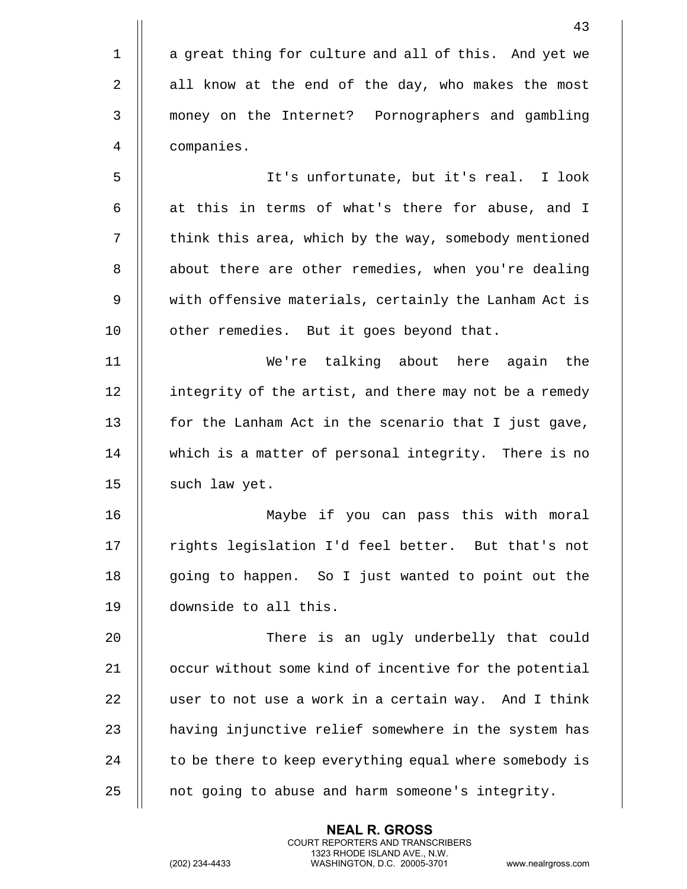a great thing for culture and all of this. And yet we all know at the end of the day, who makes the most money on the Internet? Pornographers and gambling companies.

It's unfortunate, but it's real. I look at this in terms of what's there for abuse, and I think this area, which by the way, somebody mentioned about there are other remedies, when you're dealing with offensive materials, certainly the Lanham Act is other remedies. But it goes beyond that.

We're talking about here again the integrity of the artist, and there may not be a remedy for the Lanham Act in the scenario that I just gave, which is a matter of personal integrity. There is no such law yet.

Maybe if you can pass this with moral rights legislation I'd feel better. But that's not going to happen. So I just wanted to point out the downside to all this.

There is an ugly underbelly that could occur without some kind of incentive for the potential user to not use a work in a certain way. And I think having injunctive relief somewhere in the system has to be there to keep everything equal where somebody is not going to abuse and harm someone's integrity.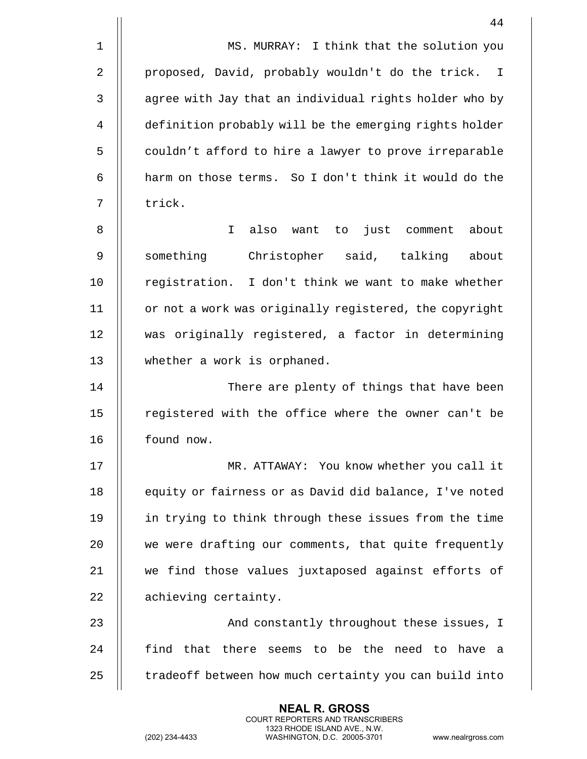MS. MURRAY: I think that the solution you proposed, David, probably wouldn't do the trick. I agree with Jay that an individual rights holder who by definition probably will be the emerging rights holder couldn't afford to hire a lawyer to prove irreparable harm on those terms. So I don't think it would do the trick.

I also want to just comment about something Christopher said, talking about registration. I don't think we want to make whether or not a work was originally registered, the copyright was originally registered, a factor in determining whether a work is orphaned.

There are plenty of things that have been registered with the office where the owner can't be found now.

MR. ATTAWAY: You know whether you call it equity or fairness or as David did balance, I've noted in trying to think through these issues from the time we were drafting our comments, that quite frequently we find those values juxtaposed against efforts of achieving certainty.

And constantly throughout these issues, I find that there seems to be the need to have a tradeoff between how much certainty you can build into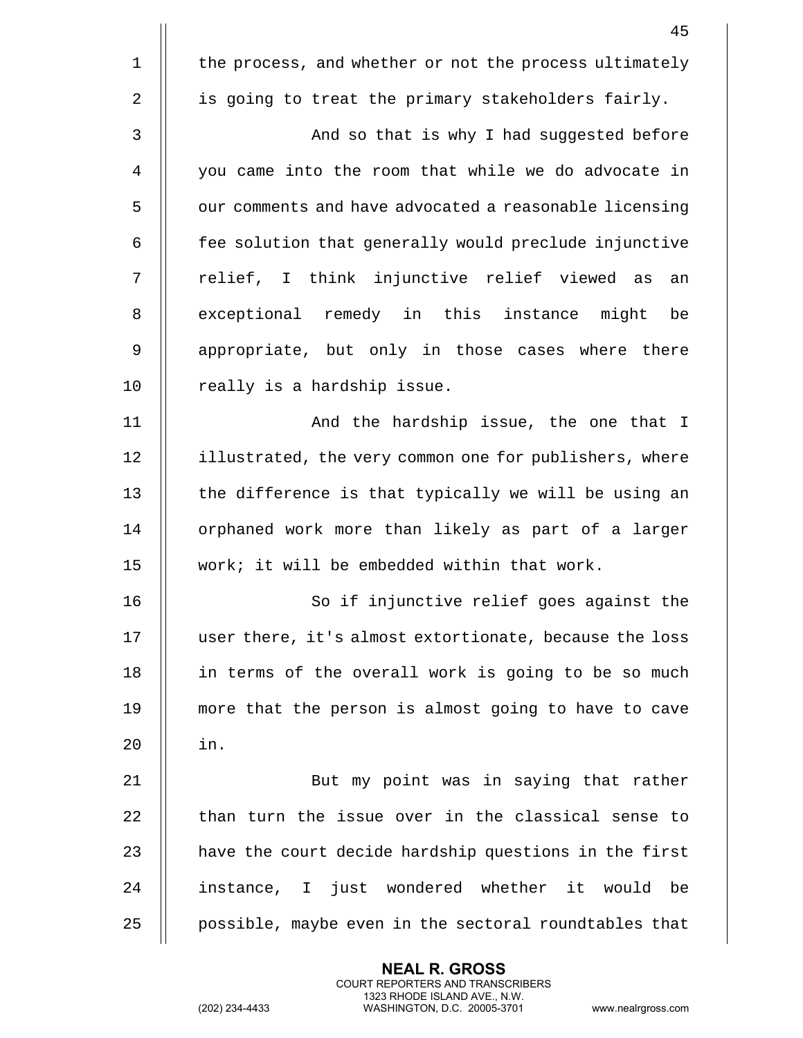the process, and whether or not the process ultimately is going to treat the primary stakeholders fairly.

And so that is why I had suggested before you came into the room that while we do advocate in our comments and have advocated a reasonable licensing fee solution that generally would preclude injunctive relief, I think injunctive relief viewed as an exceptional remedy in this instance might be appropriate, but only in those cases where there really is a hardship issue.

And the hardship issue, the one that I illustrated, the very common one for publishers, where the difference is that typically we will be using an orphaned work more than likely as part of a larger work; it will be embedded within that work.

So if injunctive relief goes against the user there, it's almost extortionate, because the loss in terms of the overall work is going to be so much more that the person is almost going to have to cave in.

But my point was in saying that rather than turn the issue over in the classical sense to have the court decide hardship questions in the first instance, I just wondered whether it would be possible, maybe even in the sectoral roundtables that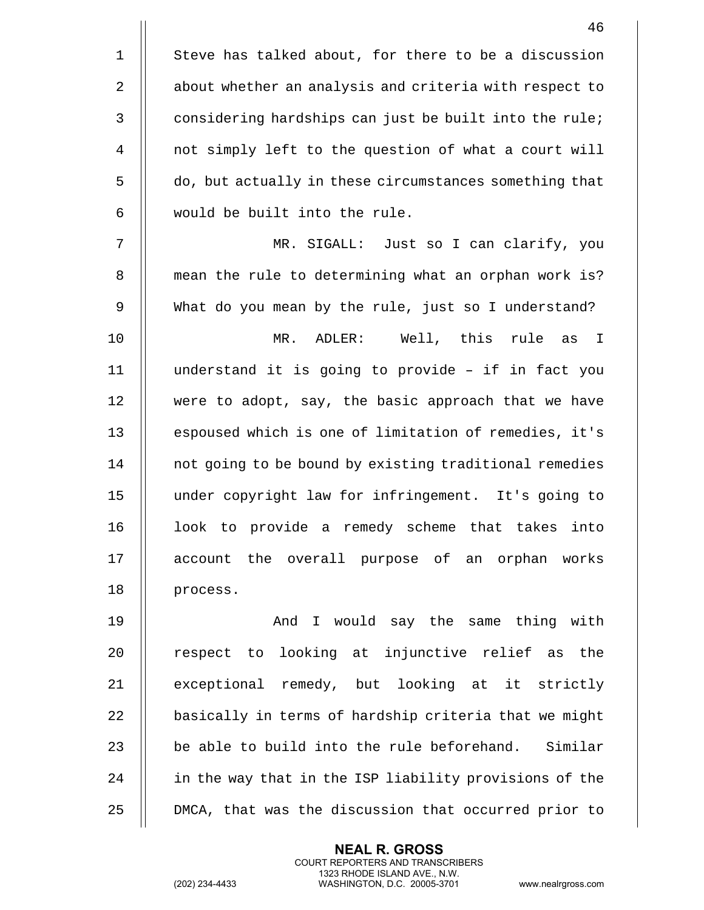Steve has talked about, for there to be a discussion about whether an analysis and criteria with respect to considering hardships can just be built into the rule; not simply left to the question of what a court will do, but actually in these circumstances something that would be built into the rule.

MR. SIGALL: Just so I can clarify, you mean the rule to determining what an orphan work is? What do you mean by the rule, just so I understand?

MR. ADLER: Well, this rule as I understand it is going to provide – if in fact you were to adopt, say, the basic approach that we have espoused which is one of limitation of remedies, it's not going to be bound by existing traditional remedies under copyright law for infringement. It's going to look to provide a remedy scheme that takes into account the overall purpose of an orphan works process.

And I would say the same thing with respect to looking at injunctive relief as the exceptional remedy, but looking at it strictly basically in terms of hardship criteria that we might be able to build into the rule beforehand. Similar in the way that in the ISP liability provisions of the DMCA, that was the discussion that occurred prior to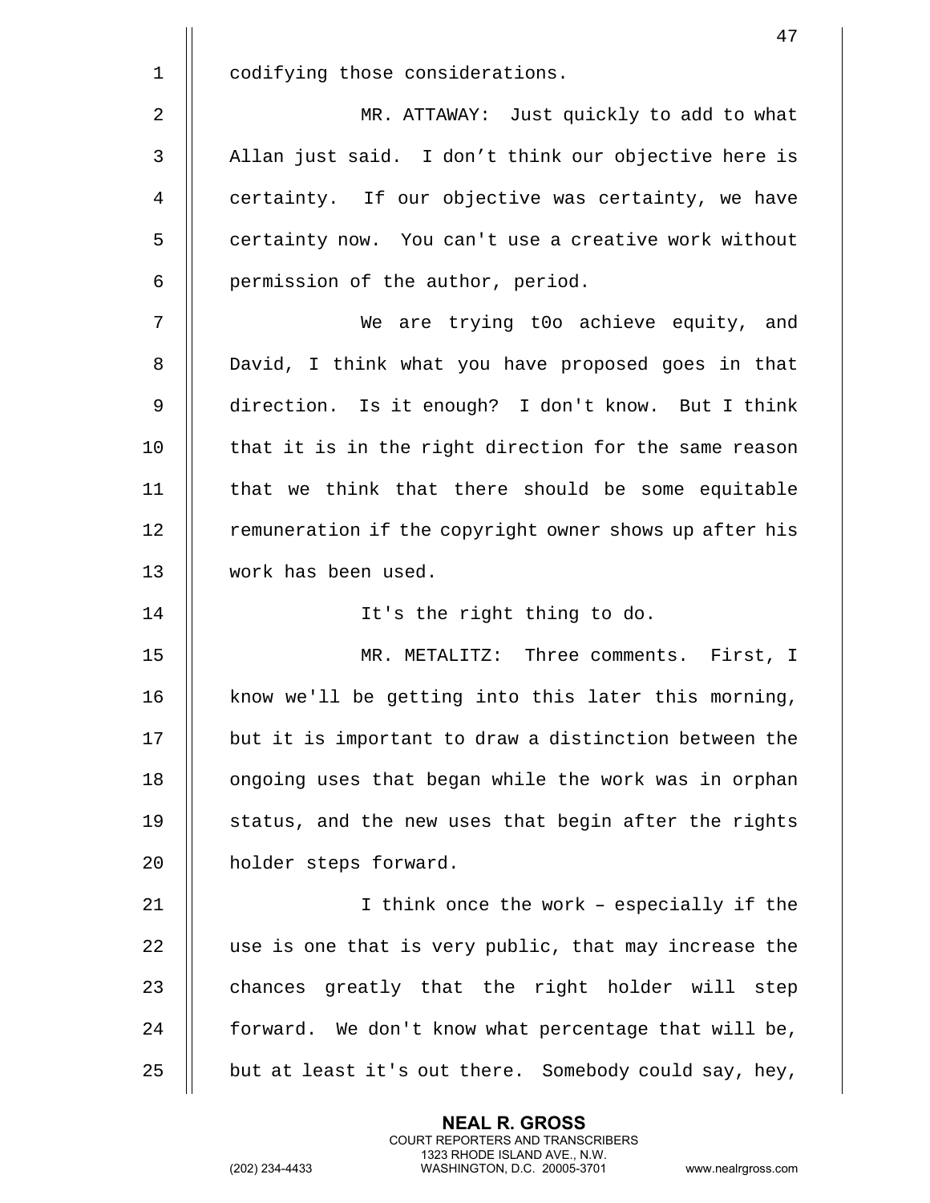codifying those considerations.

MR. ATTAWAY: Just quickly to add to what Allan just said. I don’t think our objective here is certainty. If our objective was certainty, we have certainty now. You can't use a creative work without permission of the author, period.

We are trying t0o achieve equity, and David, I think what you have proposed goes in that direction. Is it enough? I don't know. But I think that it is in the right direction for the same reason that we think that there should be some equitable remuneration if the copyright owner shows up after his work has been used.

It's the right thing to do.

MR. METALITZ: Three comments. First, I know we'll be getting into this later this morning, but it is important to draw a distinction between the ongoing uses that began while the work was in orphan status, and the new uses that begin after the rights holder steps forward.

I think once the work – especially if the use is one that is very public, that may increase the chances greatly that the right holder will step forward. We don't know what percentage that will be, but at least it's out there. Somebody could say, hey,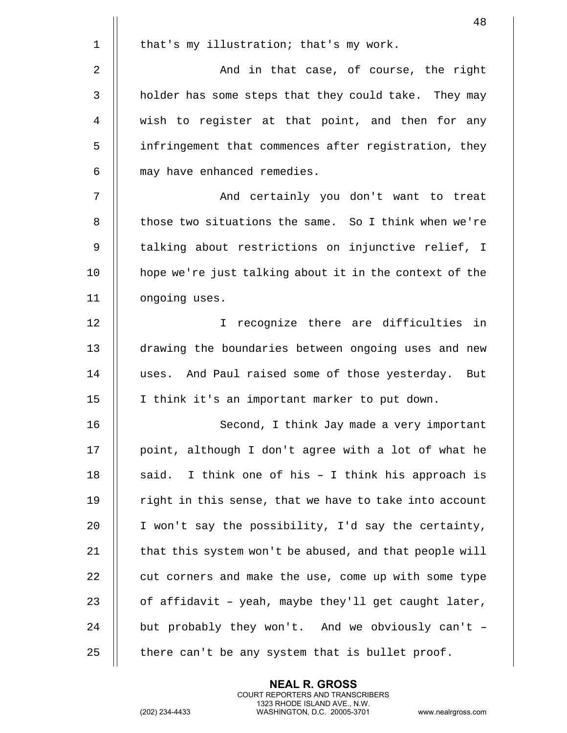that's my illustration; that's my work.

And in that case, of course, the right holder has some steps that they could take. They may wish to register at that point, and then for any infringement that commences after registration, they may have enhanced remedies.

And certainly you don't want to treat those two situations the same. So I think when we're talking about restrictions on injunctive relief, I hope we're just talking about it in the context of the ongoing uses.

I recognize there are difficulties in drawing the boundaries between ongoing uses and new uses. And Paul raised some of those yesterday. But I think it's an important marker to put down.

Second, I think Jay made a very important point, although I don't agree with a lot of what he said. I think one of his – I think his approach is right in this sense, that we have to take into account I won't say the possibility, I'd say the certainty, that this system won't be abused, and that people will cut corners and make the use, come up with some type of affidavit – yeah, maybe they'll get caught later, but probably they won't. And we obviously can't – there can't be any system that is bullet proof.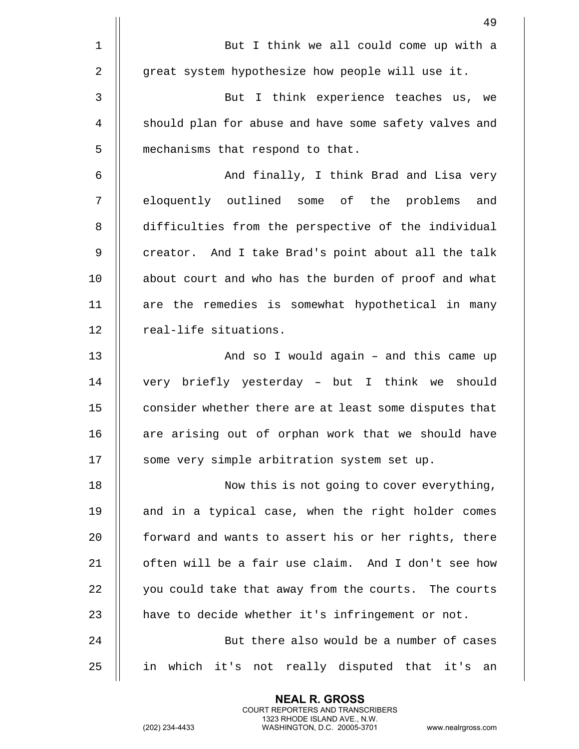But I think we all could come up with a great system hypothesize how people will use it.

But I think experience teaches us, we should plan for abuse and have some safety valves and mechanisms that respond to that.

And finally, I think Brad and Lisa very eloquently outlined some of the problems and difficulties from the perspective of the individual creator. And I take Brad's point about all the talk about court and who has the burden of proof and what are the remedies is somewhat hypothetical in many real-life situations.

And so I would again – and this came up very briefly yesterday – but I think we should consider whether there are at least some disputes that are arising out of orphan work that we should have some very simple arbitration system set up.

Now this is not going to cover everything, and in a typical case, when the right holder comes forward and wants to assert his or her rights, there often will be a fair use claim. And I don't see how you could take that away from the courts. The courts have to decide whether it's infringement or not.

But there also would be a number of cases in which it's not really disputed that it's an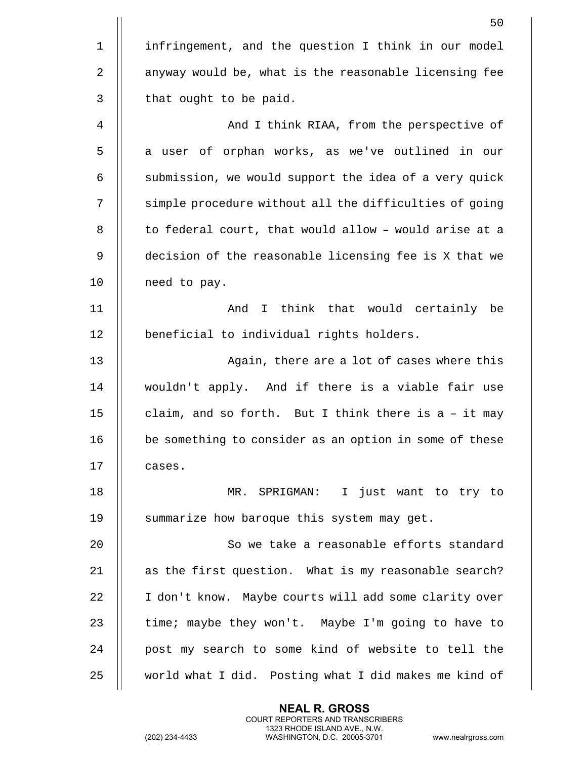infringement, and the question I think in our model anyway would be, what is the reasonable licensing fee that ought to be paid.

And I think RIAA, from the perspective of a user of orphan works, as we've outlined in our submission, we would support the idea of a very quick simple procedure without all the difficulties of going to federal court, that would allow – would arise at a decision of the reasonable licensing fee is X that we need to pay.

And I think that would certainly be beneficial to individual rights holders.

Again, there are a lot of cases where this wouldn't apply. And if there is a viable fair use claim, and so forth. But I think there is a – it may be something to consider as an option in some of these cases.

MR. SPRIGMAN: I just want to try to summarize how baroque this system may get.

So we take a reasonable efforts standard as the first question. What is my reasonable search? I don't know. Maybe courts will add some clarity over time; maybe they won't. Maybe I'm going to have to post my search to some kind of website to tell the world what I did. Posting what I did makes me kind of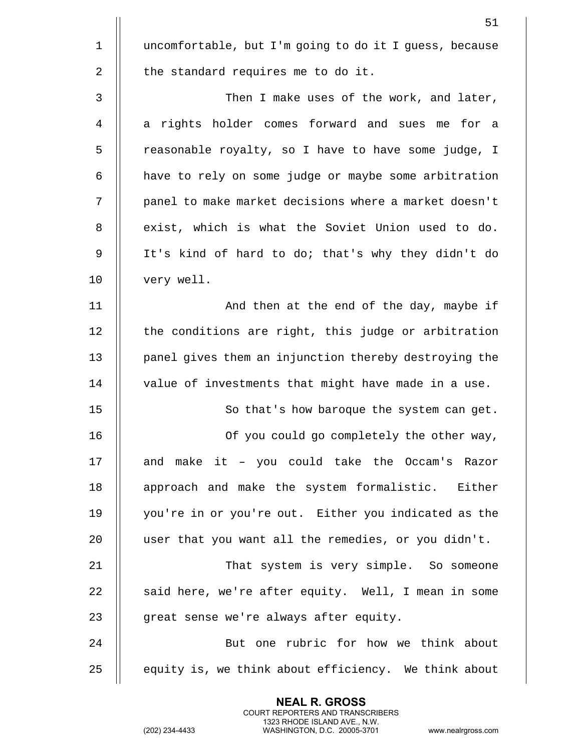uncomfortable, but I'm going to do it I guess, because the standard requires me to do it.

Then I make uses of the work, and later, a rights holder comes forward and sues me for a reasonable royalty, so I have to have some judge, I have to rely on some judge or maybe some arbitration panel to make market decisions where a market doesn't exist, which is what the Soviet Union used to do. It's kind of hard to do; that's why they didn't do very well.

And then at the end of the day, maybe if the conditions are right, this judge or arbitration panel gives them an injunction thereby destroying the value of investments that might have made in a use.

So that's how baroque the system can get.

Of you could go completely the other way, and make it – you could take the Occam's Razor approach and make the system formalistic. Either you're in or you're out. Either you indicated as the user that you want all the remedies, or you didn't.

That system is very simple. So someone said here, we're after equity. Well, I mean in some great sense we're always after equity.

But one rubric for how we think about equity is, we think about efficiency. We think about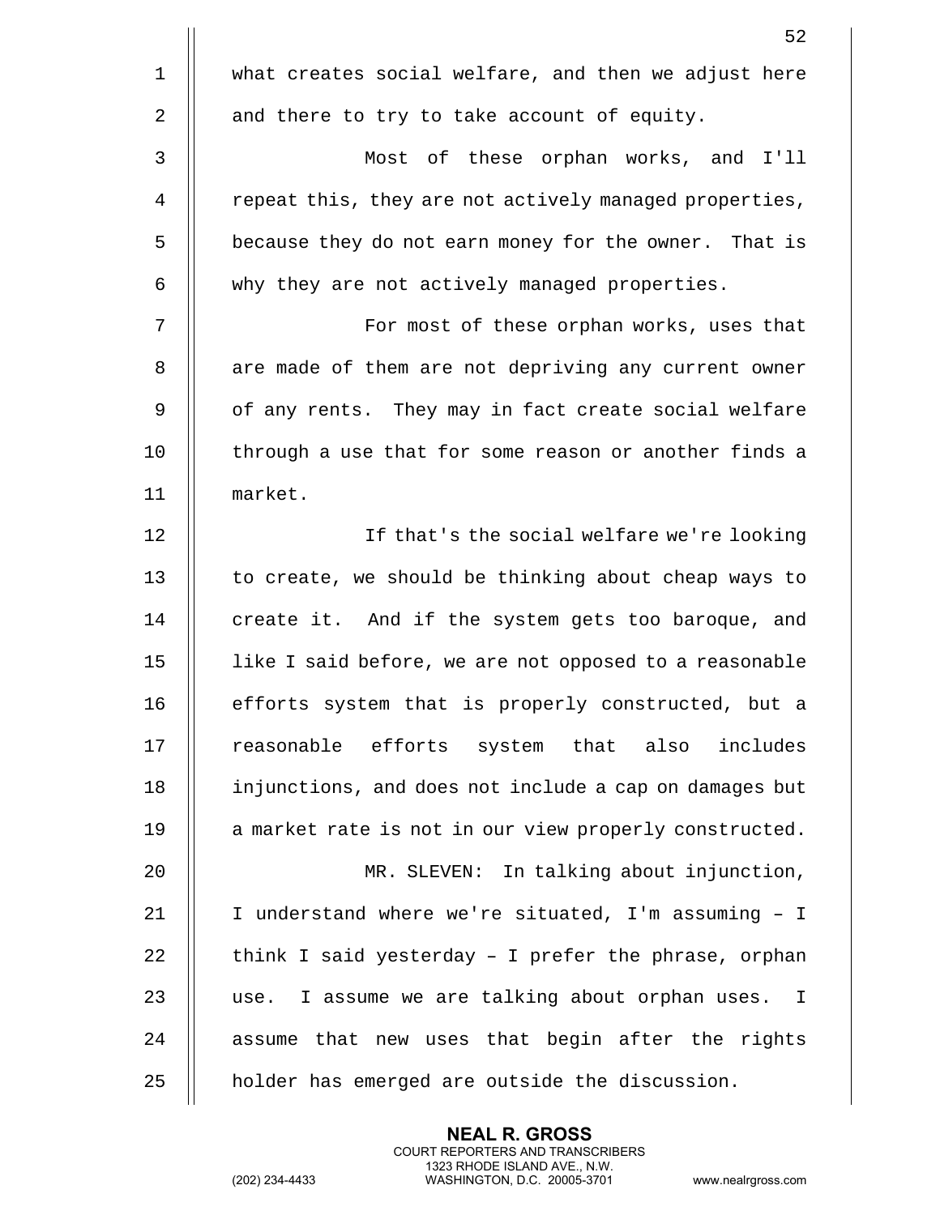what creates social welfare, and then we adjust here and there to try to take account of equity.

Most of these orphan works, and I'll repeat this, they are not actively managed properties, because they do not earn money for the owner. That is why they are not actively managed properties.

For most of these orphan works, uses that are made of them are not depriving any current owner of any rents. They may in fact create social welfare through a use that for some reason or another finds a market.

If that's the social welfare we're looking to create, we should be thinking about cheap ways to create it. And if the system gets too baroque, and like I said before, we are not opposed to a reasonable efforts system that is properly constructed, but a reasonable efforts system that also includes injunctions, and does not include a cap on damages but a market rate is not in our view properly constructed.

MR. SLEVEN: In talking about injunction, I understand where we're situated, I'm assuming – I think I said yesterday – I prefer the phrase, orphan use. I assume we are talking about orphan uses. I assume that new uses that begin after the rights holder has emerged are outside the discussion.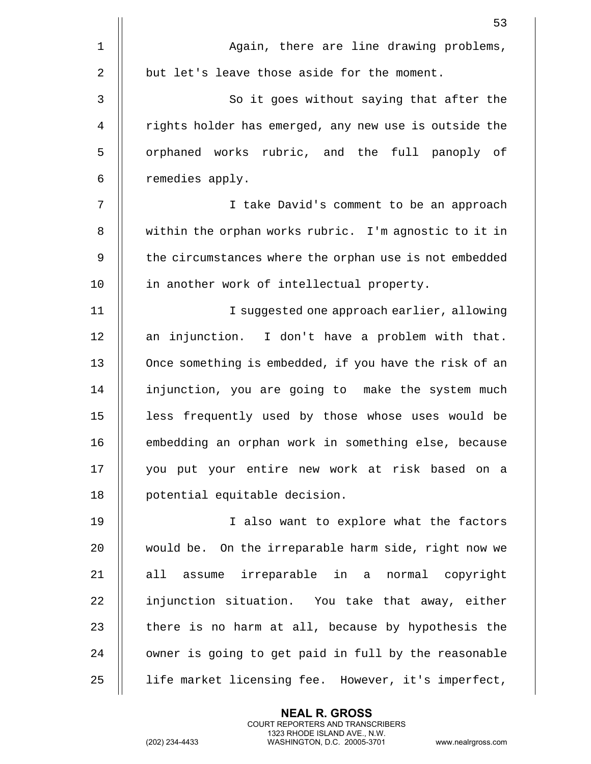Again, there are line drawing problems, but let's leave those aside for the moment.

So it goes without saying that after the rights holder has emerged, any new use is outside the orphaned works rubric, and the full panoply of remedies apply.

I take David's comment to be an approach within the orphan works rubric. I'm agnostic to it in the circumstances where the orphan use is not embedded in another work of intellectual property.

I suggested one approach earlier, allowing an injunction. I don't have a problem with that. Once something is embedded, if you have the risk of an injunction, you are going to make the system much less frequently used by those whose uses would be embedding an orphan work in something else, because you put your entire new work at risk based on a potential equitable decision.

I also want to explore what the factors would be. On the irreparable harm side, right now we all assume irreparable in a normal copyright injunction situation. You take that away, either there is no harm at all, because by hypothesis the owner is going to get paid in full by the reasonable life market licensing fee. However, it's imperfect,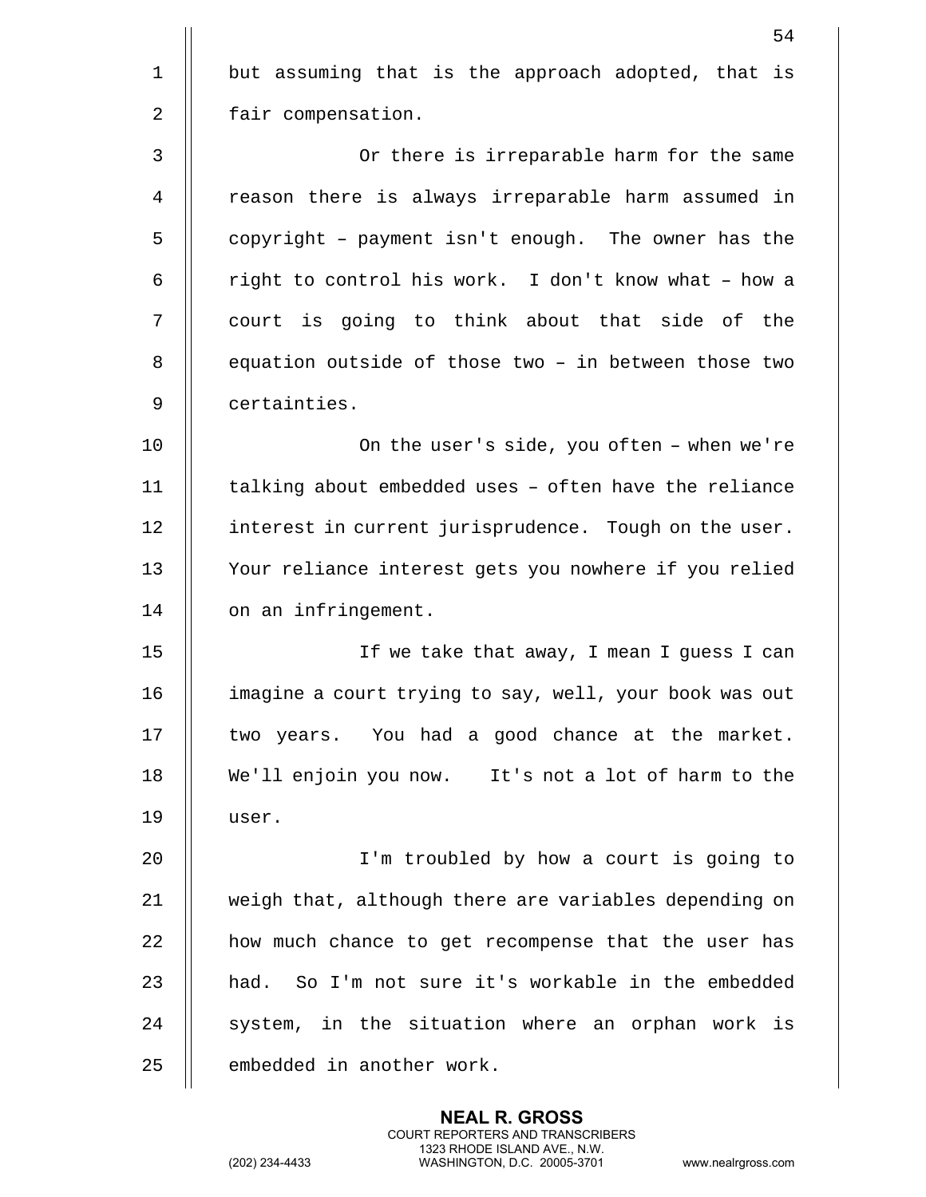but assuming that is the approach adopted, that is fair compensation.

Or there is irreparable harm for the same reason there is always irreparable harm assumed in copyright – payment isn't enough. The owner has the right to control his work. I don't know what – how a court is going to think about that side of the equation outside of those two – in between those two certainties.

On the user's side, you often – when we're talking about embedded uses – often have the reliance interest in current jurisprudence. Tough on the user. Your reliance interest gets you nowhere if you relied on an infringement.

If we take that away, I mean I guess I can imagine a court trying to say, well, your book was out two years. You had a good chance at the market. We'll enjoin you now. It's not a lot of harm to the user.

I'm troubled by how a court is going to weigh that, although there are variables depending on how much chance to get recompense that the user has had. So I'm not sure it's workable in the embedded system, in the situation where an orphan work is embedded in another work.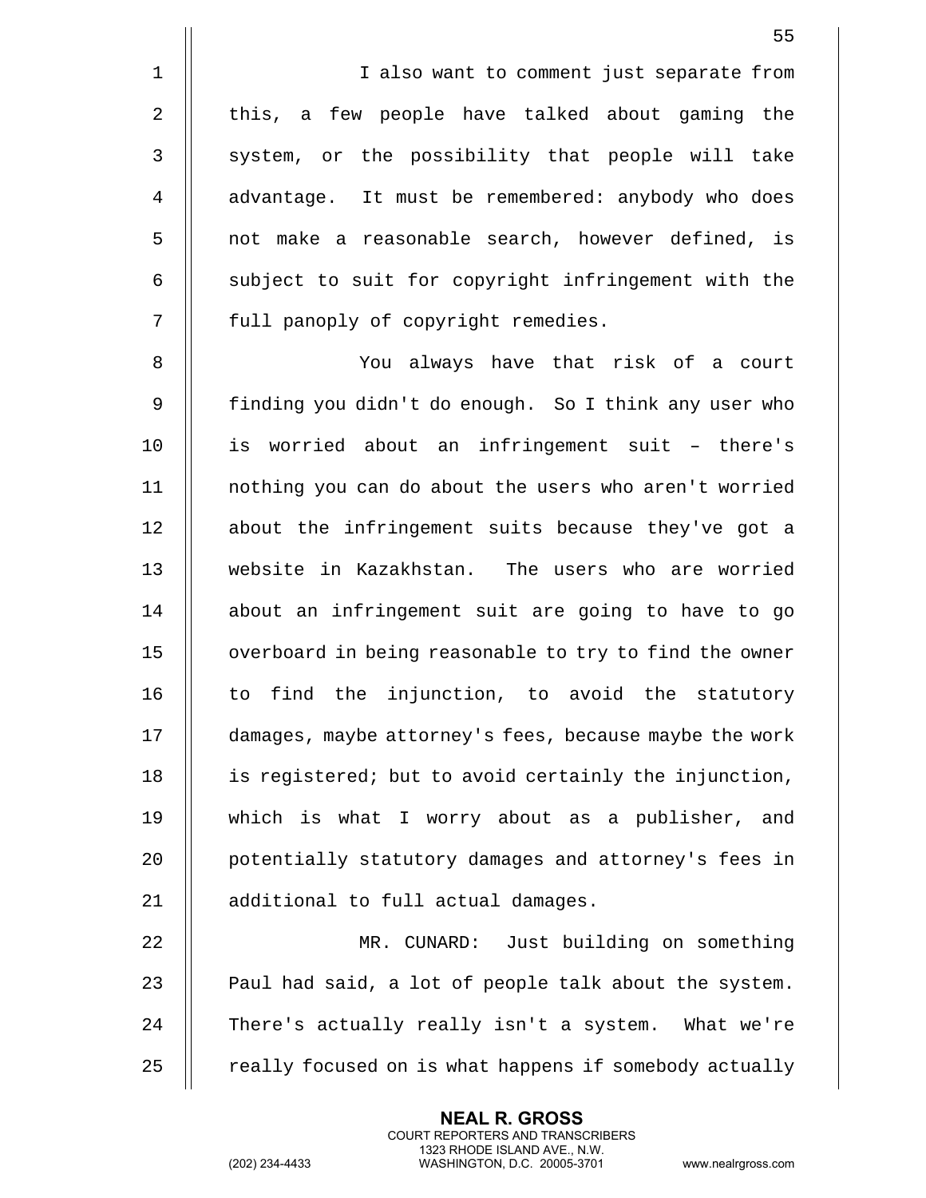I also want to comment just separate from this, a few people have talked about gaming the system, or the possibility that people will take advantage. It must be remembered: anybody who does not make a reasonable search, however defined, is subject to suit for copyright infringement with the full panoply of copyright remedies.

You always have that risk of a court finding you didn't do enough. So I think any user who is worried about an infringement suit – there's nothing you can do about the users who aren't worried about the infringement suits because they've got a website in Kazakhstan. The users who are worried about an infringement suit are going to have to go overboard in being reasonable to try to find the owner to find the injunction, to avoid the statutory damages, maybe attorney's fees, because maybe the work is registered; but to avoid certainly the injunction, which is what I worry about as a publisher, and potentially statutory damages and attorney's fees in additional to full actual damages.

MR. CUNARD: Just building on something Paul had said, a lot of people talk about the system. There's actually really isn't a system. What we're really focused on is what happens if somebody actually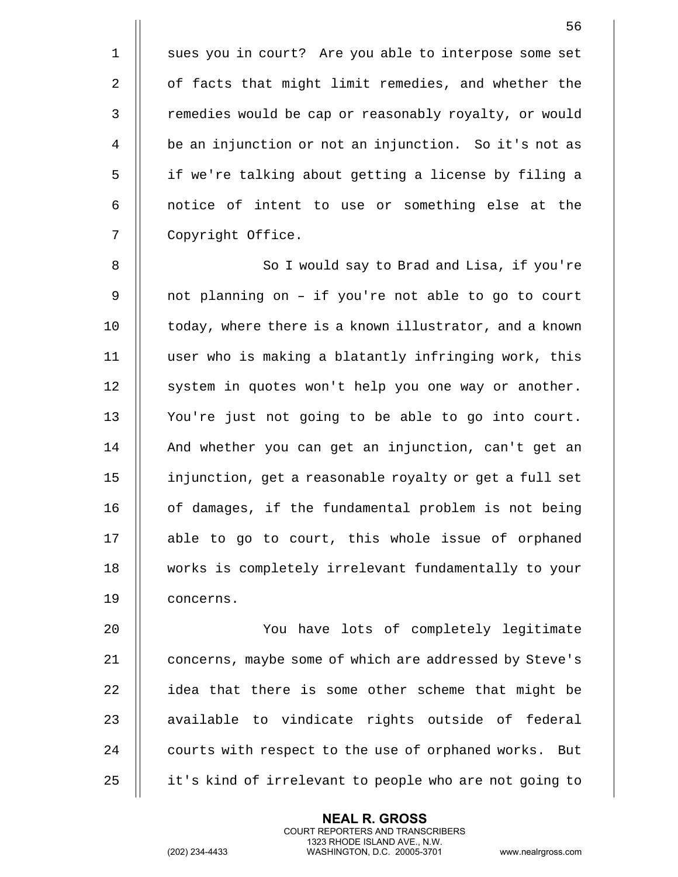sues you in court? Are you able to interpose some set of facts that might limit remedies, and whether the remedies would be cap or reasonably royalty, or would be an injunction or not an injunction. So it's not as if we're talking about getting a license by filing a notice of intent to use or something else at the Copyright Office.

So I would say to Brad and Lisa, if you're not planning on – if you're not able to go to court today, where there is a known illustrator, and a known user who is making a blatantly infringing work, this system in quotes won't help you one way or another. You're just not going to be able to go into court. And whether you can get an injunction, can't get an injunction, get a reasonable royalty or get a full set of damages, if the fundamental problem is not being able to go to court, this whole issue of orphaned works is completely irrelevant fundamentally to your concerns.

You have lots of completely legitimate concerns, maybe some of which are addressed by Steve's idea that there is some other scheme that might be available to vindicate rights outside of federal courts with respect to the use of orphaned works. But it's kind of irrelevant to people who are not going to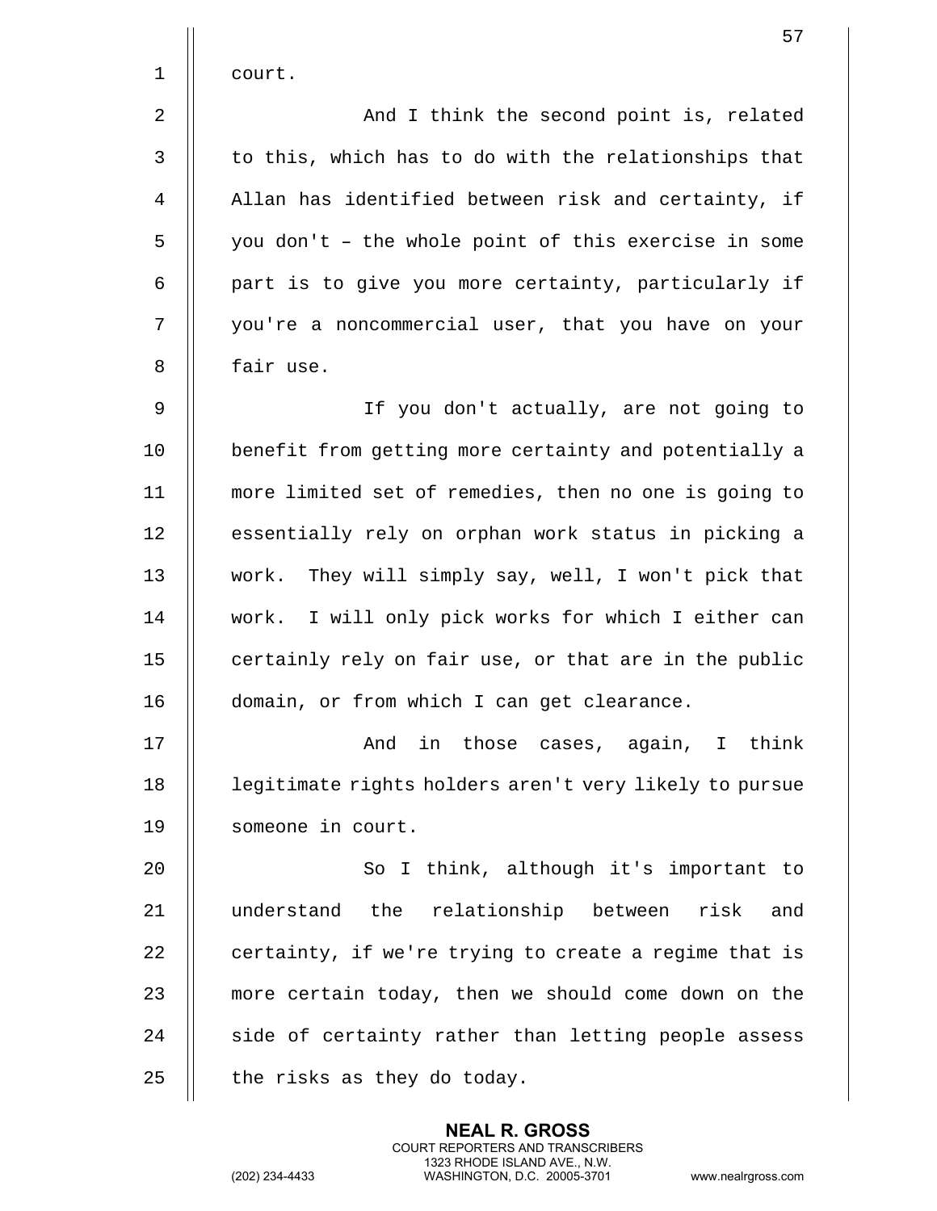court.

And I think the second point is, related to this, which has to do with the relationships that Allan has identified between risk and certainty, if you don't – the whole point of this exercise in some part is to give you more certainty, particularly if you're a noncommercial user, that you have on your fair use.

If you don't actually, are not going to benefit from getting more certainty and potentially a more limited set of remedies, then no one is going to essentially rely on orphan work status in picking a work. They will simply say, well, I won't pick that work. I will only pick works for which I either can certainly rely on fair use, or that are in the public domain, or from which I can get clearance.

And in those cases, again, I think legitimate rights holders aren't very likely to pursue someone in court.

So I think, although it's important to understand the relationship between risk and certainty, if we're trying to create a regime that is more certain today, then we should come down on the side of certainty rather than letting people assess the risks as they do today.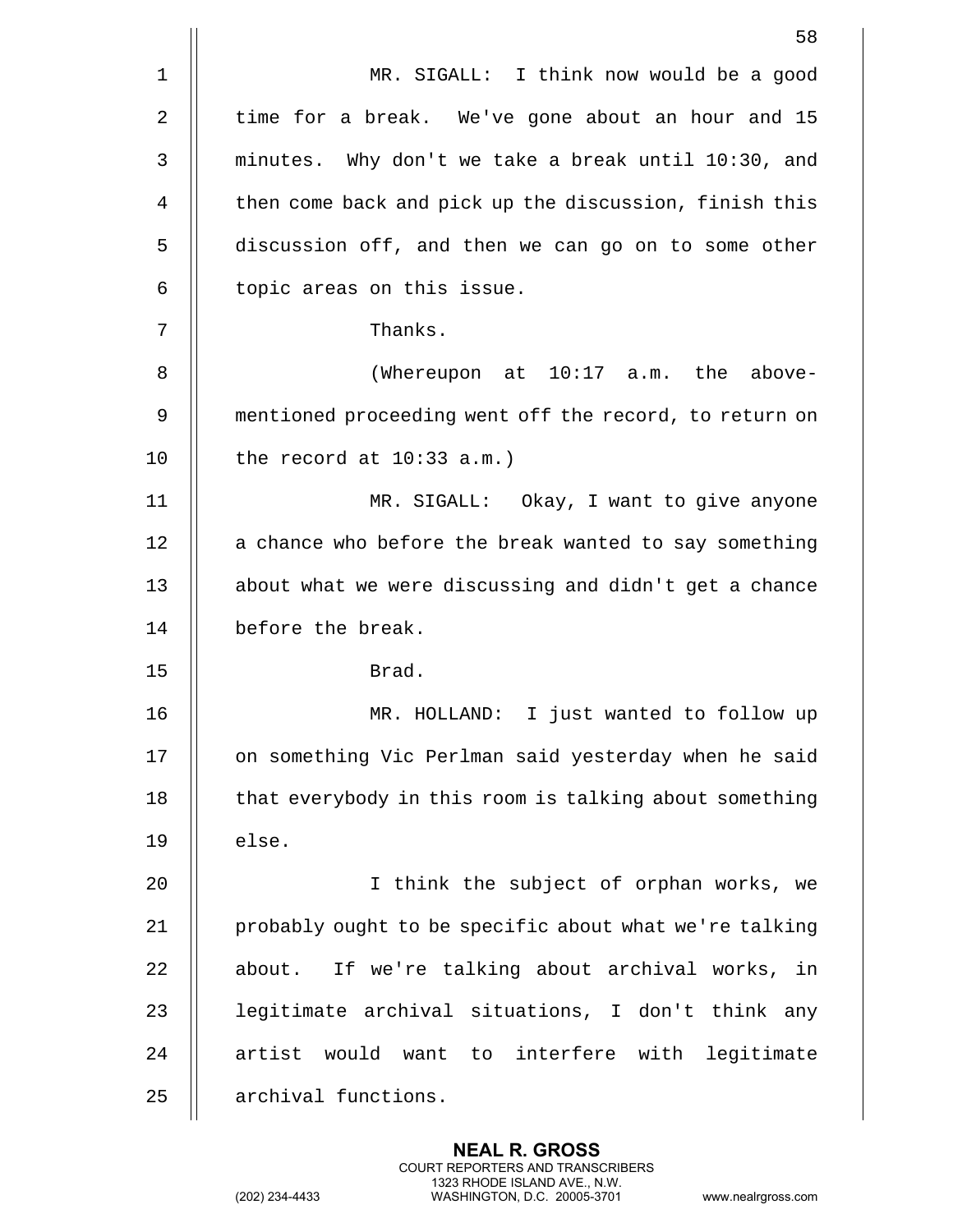MR. SIGALL: I think now would be a good time for a break. We've gone about an hour and 15 minutes. Why don't we take a break until 10:30, and then come back and pick up the discussion, finish this discussion off, and then we can go on to some other topic areas on this issue.

Thanks.

(Whereupon at 10:17 a.m. the above-mentioned proceeding went off the record, to return on the record at 10:33 a.m.)

MR. SIGALL: Okay, I want to give anyone a chance who before the break wanted to say something about what we were discussing and didn't get a chance before the break.

Brad.

MR. HOLLAND: I just wanted to follow up on something Vic Perlman said yesterday when he said that everybody in this room is talking about something else.

I think the subject of orphan works, we probably ought to be specific about what we're talking about. If we're talking about archival works, in legitimate archival situations, I don't think any artist would want to interfere with legitimate archival functions.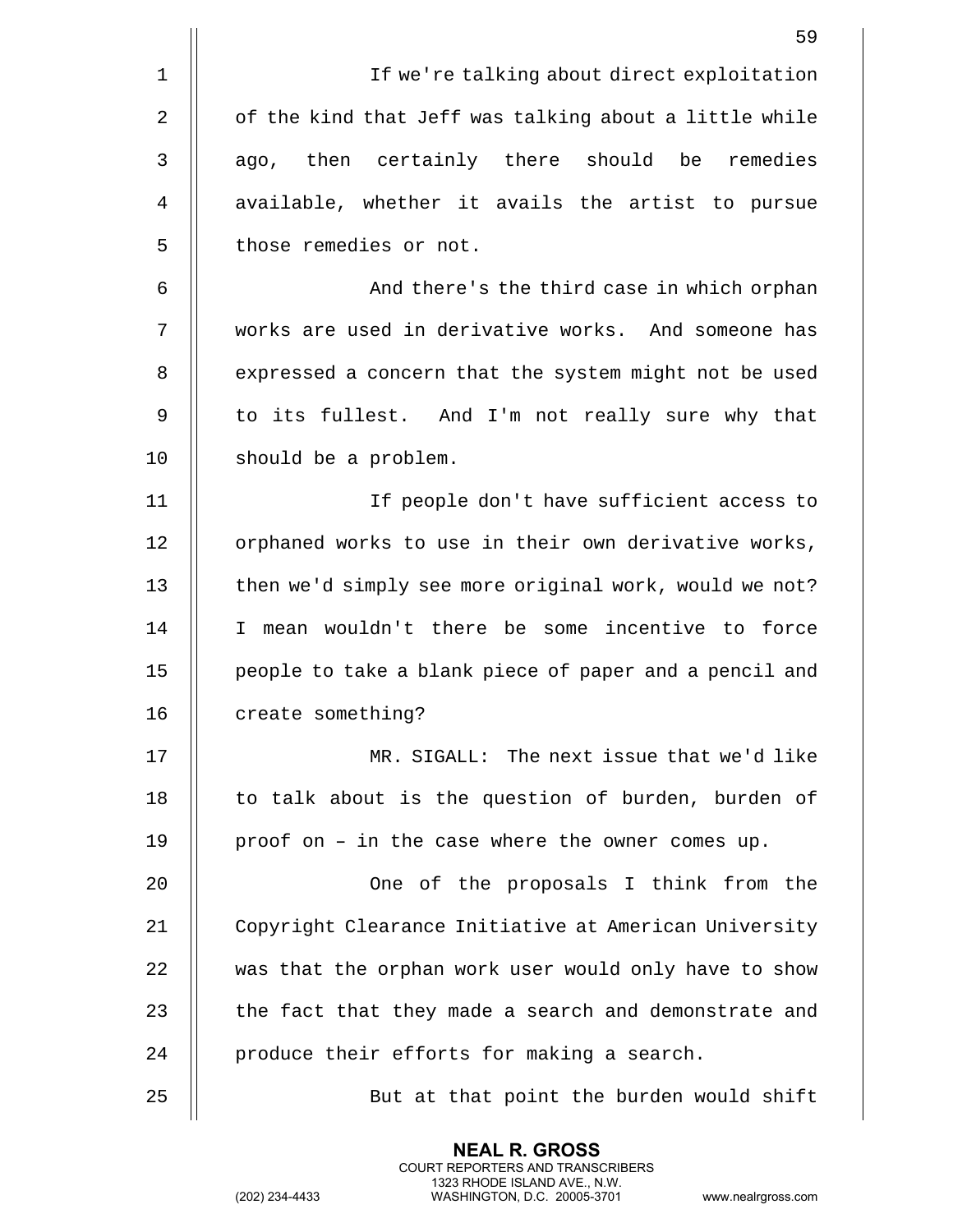If we're talking about direct exploitation of the kind that Jeff was talking about a little while ago, then certainly there should be remedies available, whether it avails the artist to pursue those remedies or not.

And there's the third case in which orphan works are used in derivative works. And someone has expressed a concern that the system might not be used to its fullest. And I'm not really sure why that should be a problem.

If people don't have sufficient access to orphaned works to use in their own derivative works, then we'd simply see more original work, would we not? I mean wouldn't there be some incentive to force people to take a blank piece of paper and a pencil and create something?

MR. SIGALL: The next issue that we'd like to talk about is the question of burden, burden of proof on – in the case where the owner comes up.

One of the proposals I think from the Copyright Clearance Initiative at American University was that the orphan work user would only have to show the fact that they made a search and demonstrate and produce their efforts for making a search.

But at that point the burden would shift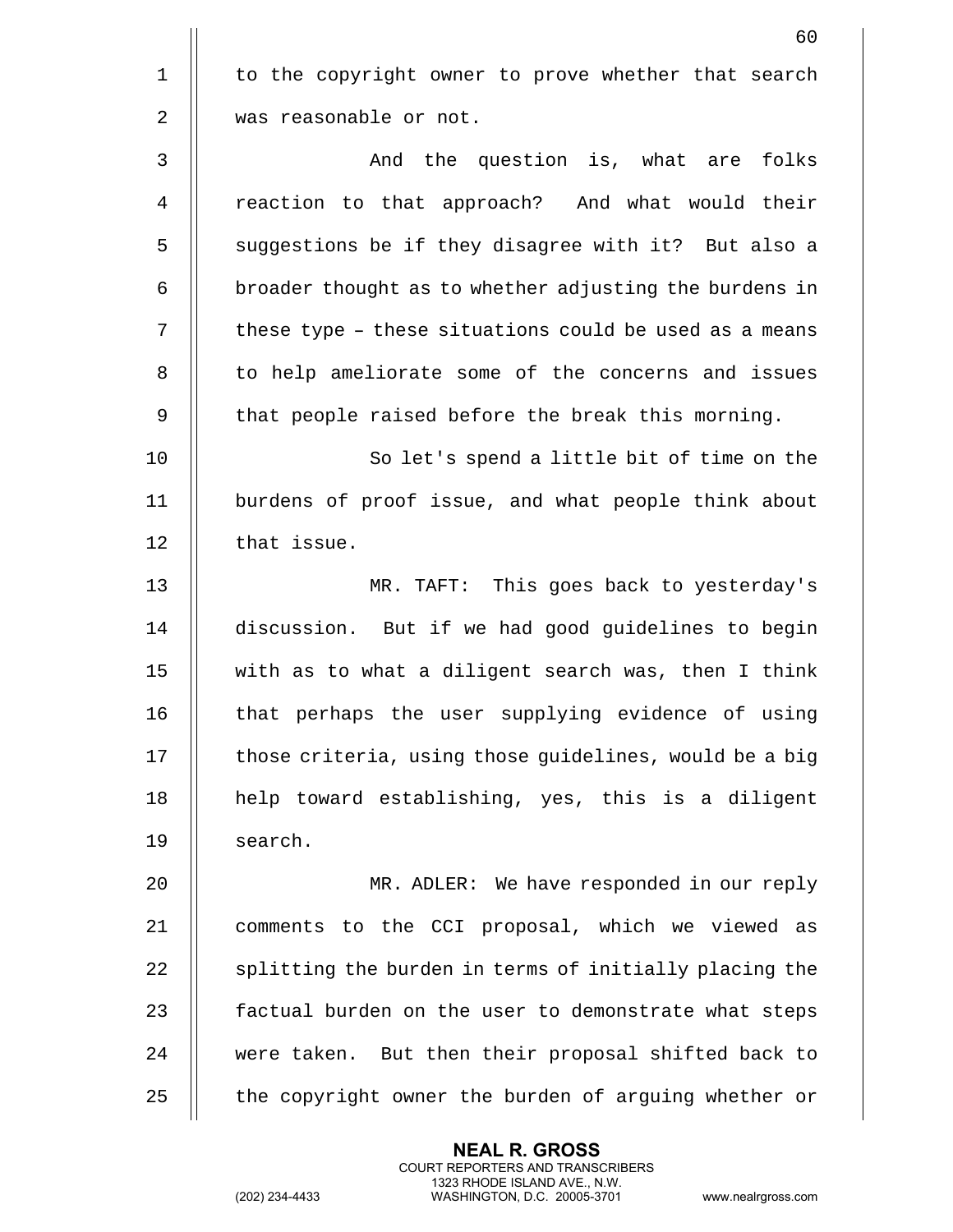to the copyright owner to prove whether that search was reasonable or not.

And the question is, what are folks reaction to that approach? And what would their suggestions be if they disagree with it? But also a broader thought as to whether adjusting the burdens in these type – these situations could be used as a means to help ameliorate some of the concerns and issues that people raised before the break this morning.

So let's spend a little bit of time on the burdens of proof issue, and what people think about that issue.

MR. TAFT: This goes back to yesterday's discussion. But if we had good guidelines to begin with as to what a diligent search was, then I think that perhaps the user supplying evidence of using those criteria, using those guidelines, would be a big help toward establishing, yes, this is a diligent search.

MR. ADLER: We have responded in our reply comments to the CCI proposal, which we viewed as splitting the burden in terms of initially placing the factual burden on the user to demonstrate what steps were taken. But then their proposal shifted back to the copyright owner the burden of arguing whether or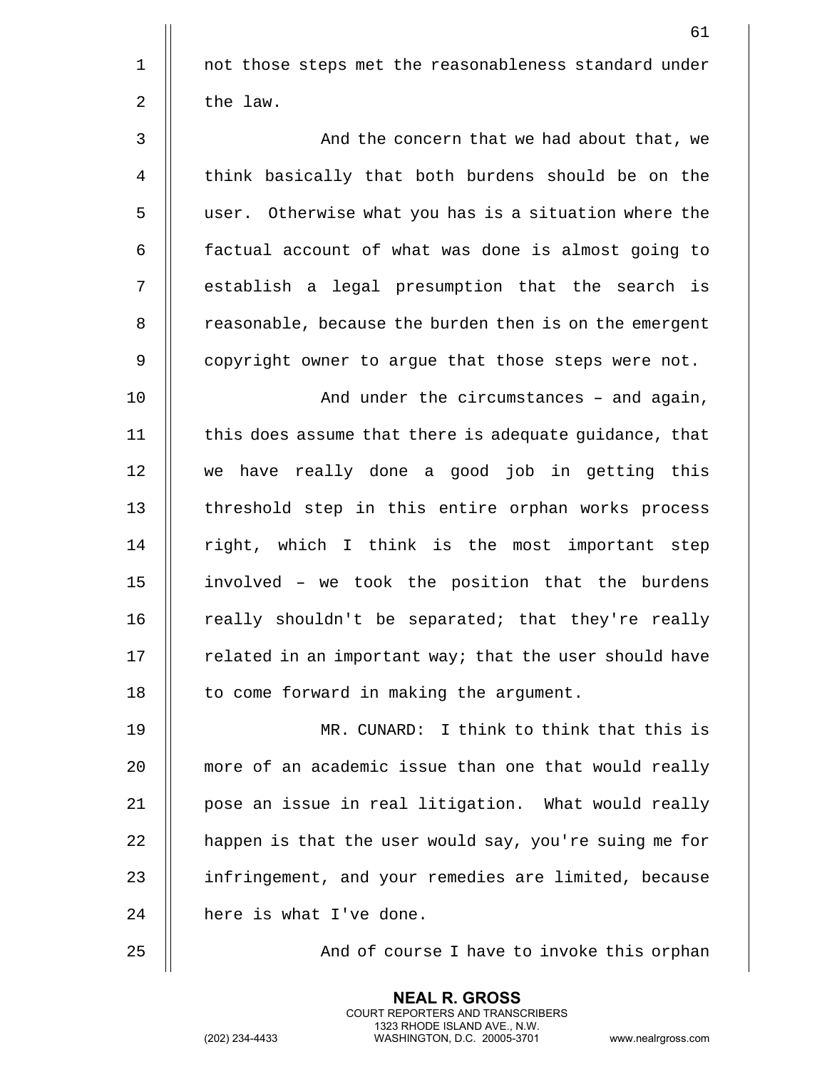not those steps met the reasonableness standard under the law.

And the concern that we had about that, we think basically that both burdens should be on the user. Otherwise what you has is a situation where the factual account of what was done is almost going to establish a legal presumption that the search is reasonable, because the burden then is on the emergent copyright owner to argue that those steps were not.

And under the circumstances – and again, this does assume that there is adequate guidance, that we have really done a good job in getting this threshold step in this entire orphan works process right, which I think is the most important step involved – we took the position that the burdens really shouldn't be separated; that they're really related in an important way; that the user should have to come forward in making the argument.

MR. CUNARD: I think to think that this is more of an academic issue than one that would really pose an issue in real litigation. What would really happen is that the user would say, you're suing me for infringement, and your remedies are limited, because here is what I've done.

And of course I have to invoke this orphan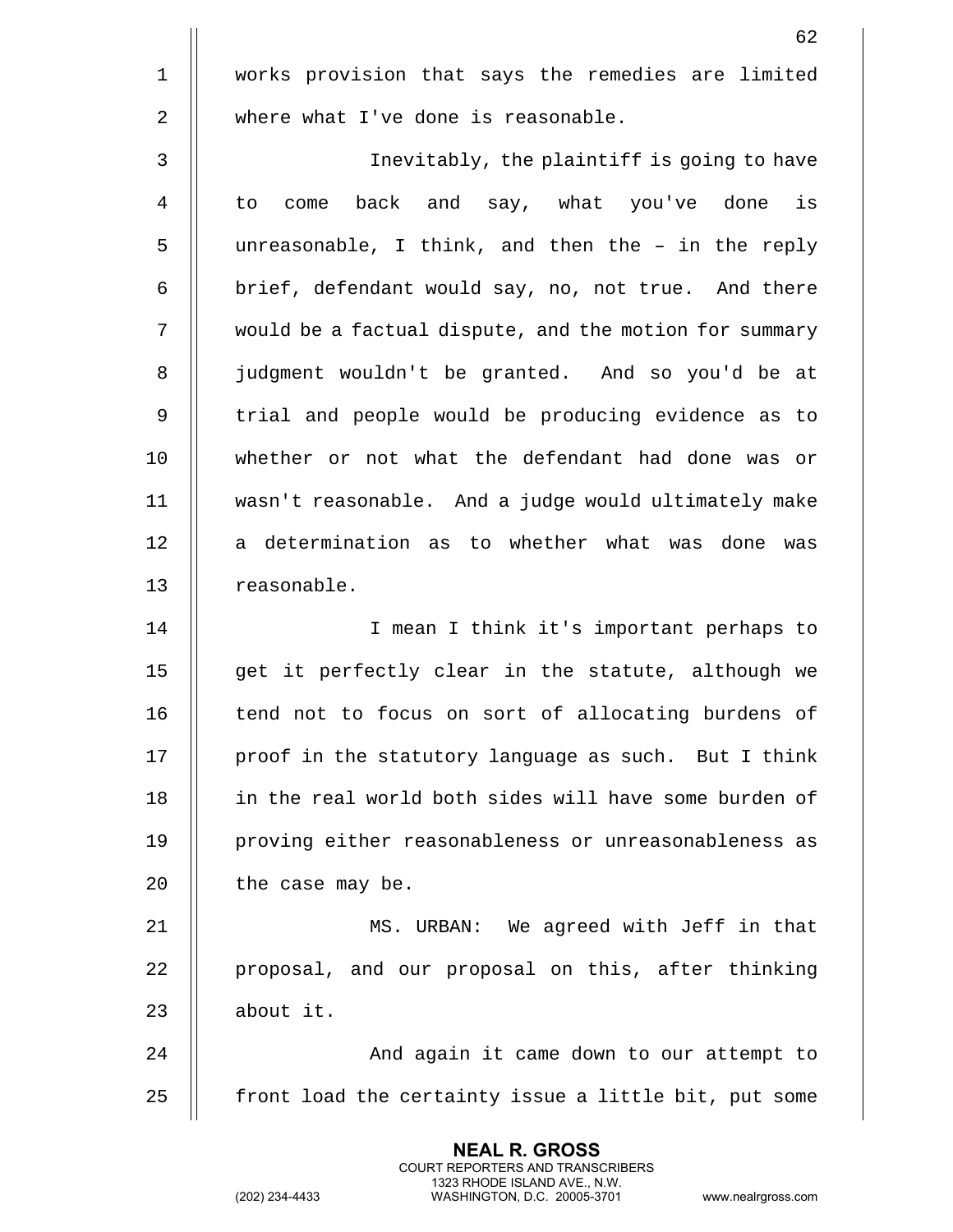works provision that says the remedies are limited where what I've done is reasonable.

Inevitably, the plaintiff is going to have to come back and say, what you've done is unreasonable, I think, and then the – in the reply brief, defendant would say, no, not true. And there would be a factual dispute, and the motion for summary judgment wouldn't be granted. And so you'd be at trial and people would be producing evidence as to whether or not what the defendant had done was or wasn't reasonable. And a judge would ultimately make a determination as to whether what was done was reasonable.

I mean I think it's important perhaps to get it perfectly clear in the statute, although we tend not to focus on sort of allocating burdens of proof in the statutory language as such. But I think in the real world both sides will have some burden of proving either reasonableness or unreasonableness as the case may be.

MS. URBAN: We agreed with Jeff in that proposal, and our proposal on this, after thinking about it.

And again it came down to our attempt to front load the certainty issue a little bit, put some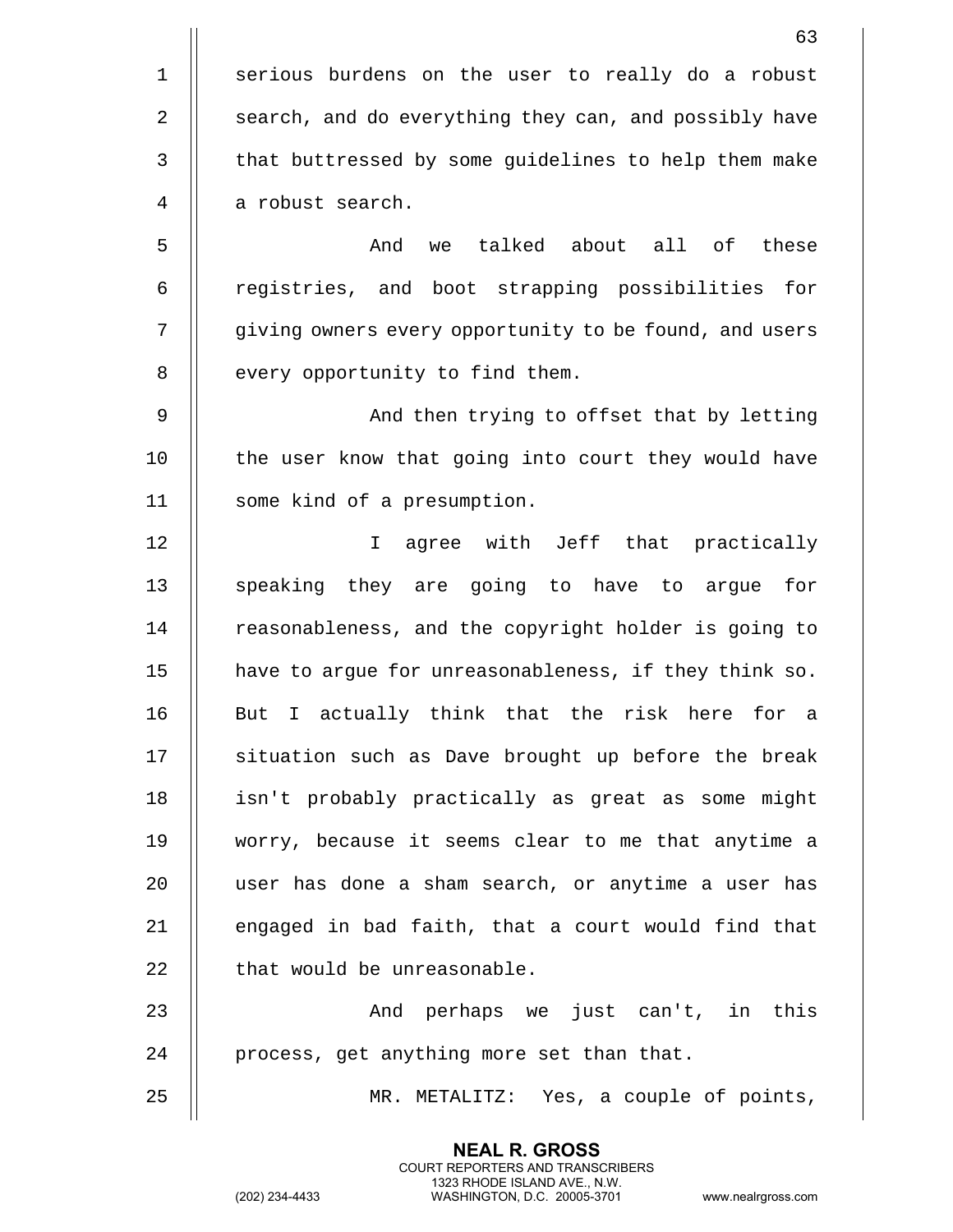serious burdens on the user to really do a robust search, and do everything they can, and possibly have that buttressed by some guidelines to help them make a robust search.

And we talked about all of these registries, and boot strapping possibilities for giving owners every opportunity to be found, and users every opportunity to find them.

And then trying to offset that by letting the user know that going into court they would have some kind of a presumption.

I agree with Jeff that practically speaking they are going to have to argue for reasonableness, and the copyright holder is going to have to argue for unreasonableness, if they think so. But I actually think that the risk here for a situation such as Dave brought up before the break isn't probably practically as great as some might worry, because it seems clear to me that anytime a user has done a sham search, or anytime a user has engaged in bad faith, that a court would find that that would be unreasonable.

And perhaps we just can't, in this process, get anything more set than that.

MR. METALITZ: Yes, a couple of points,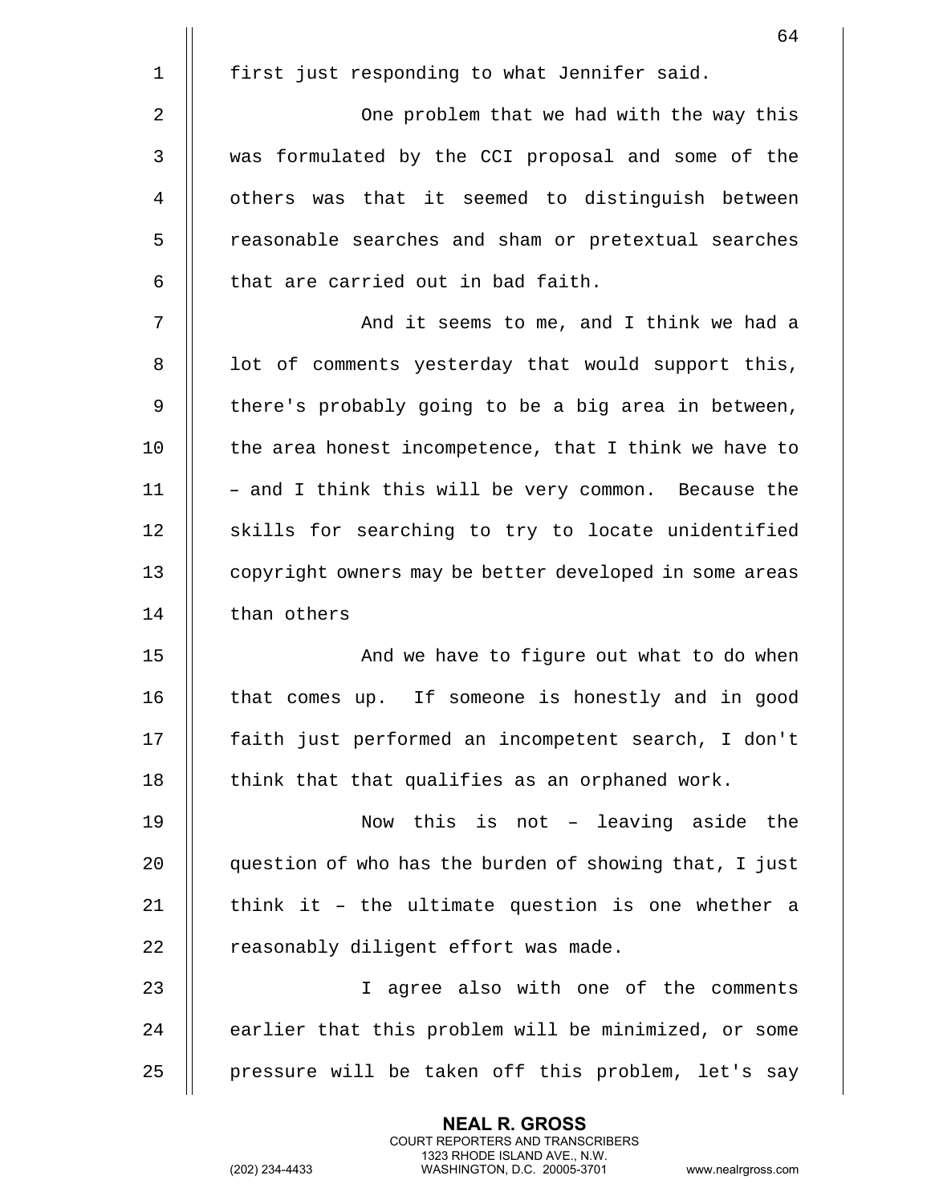first just responding to what Jennifer said.

One problem that we had with the way this was formulated by the CCI proposal and some of the others was that it seemed to distinguish between reasonable searches and sham or pretextual searches that are carried out in bad faith.

And it seems to me, and I think we had a lot of comments yesterday that would support this, there's probably going to be a big area in between, the area honest incompetence, that I think we have to – and I think this will be very common. Because the skills for searching to try to locate unidentified copyright owners may be better developed in some areas than others

And we have to figure out what to do when that comes up. If someone is honestly and in good faith just performed an incompetent search, I don't think that that qualifies as an orphaned work.

Now this is not – leaving aside the question of who has the burden of showing that, I just think it – the ultimate question is one whether a reasonably diligent effort was made.

I agree also with one of the comments earlier that this problem will be minimized, or some pressure will be taken off this problem, let's say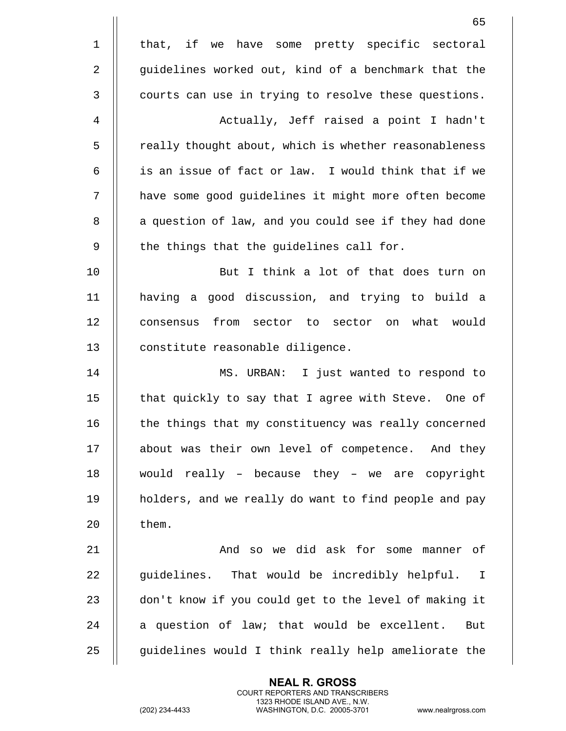that, if we have some pretty specific sectoral guidelines worked out, kind of a benchmark that the courts can use in trying to resolve these questions.

Actually, Jeff raised a point I hadn't really thought about, which is whether reasonableness is an issue of fact or law. I would think that if we have some good guidelines it might more often become a question of law, and you could see if they had done the things that the guidelines call for.

But I think a lot of that does turn on having a good discussion, and trying to build a consensus from sector to sector on what would constitute reasonable diligence.

MS. URBAN: I just wanted to respond to that quickly to say that I agree with Steve. One of the things that my constituency was really concerned about was their own level of competence. And they would really – because they – we are copyright holders, and we really do want to find people and pay them.

And so we did ask for some manner of guidelines. That would be incredibly helpful. I don't know if you could get to the level of making it a question of law; that would be excellent. But guidelines would I think really help ameliorate the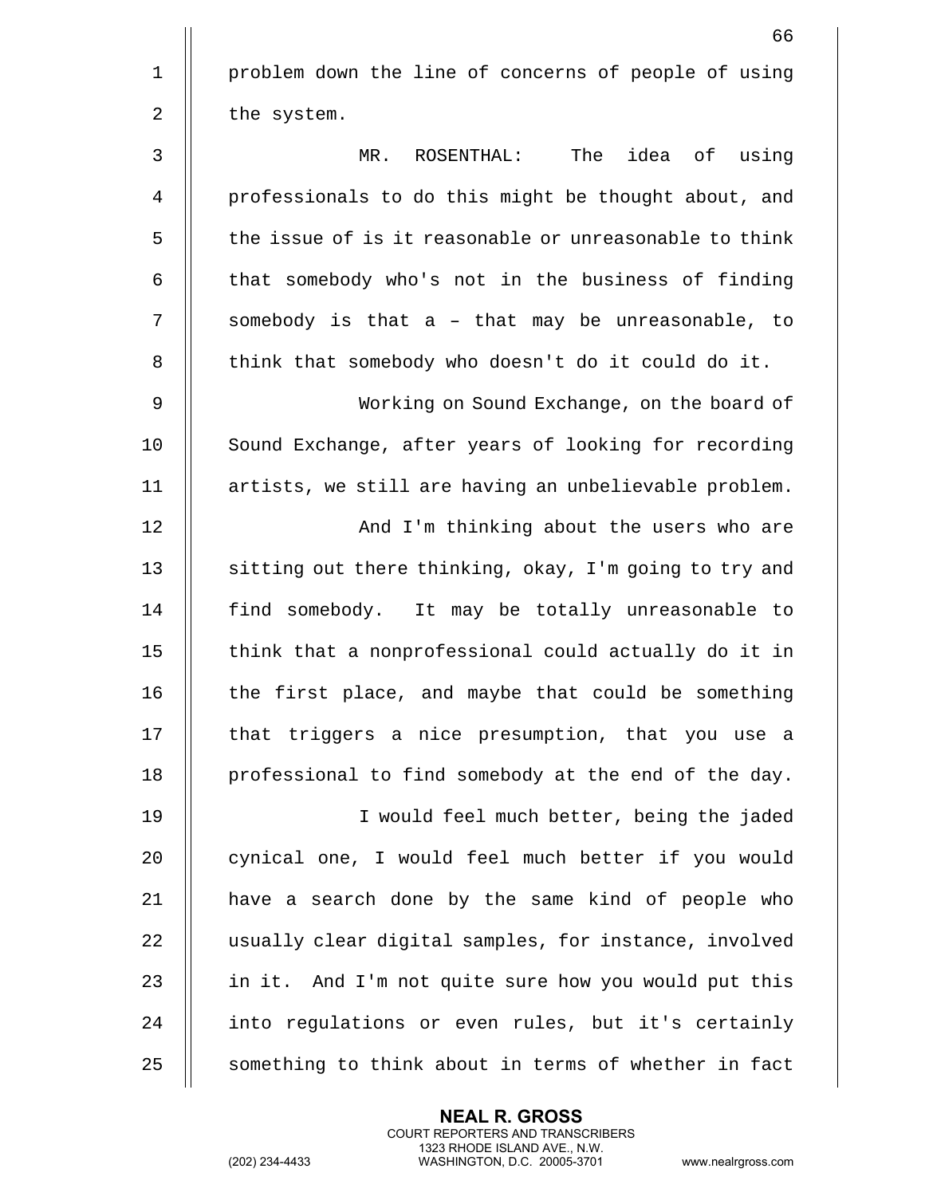problem down the line of concerns of people of using the system.

MR. ROSENTHAL: The idea of using professionals to do this might be thought about, and the issue of is it reasonable or unreasonable to think that somebody who's not in the business of finding somebody is that a – that may be unreasonable, to think that somebody who doesn't do it could do it.

Working on Sound Exchange, on the board of Sound Exchange, after years of looking for recording artists, we still are having an unbelievable problem.

And I'm thinking about the users who are sitting out there thinking, okay, I'm going to try and find somebody. It may be totally unreasonable to think that a nonprofessional could actually do it in the first place, and maybe that could be something that triggers a nice presumption, that you use a professional to find somebody at the end of the day.

I would feel much better, being the jaded cynical one, I would feel much better if you would have a search done by the same kind of people who usually clear digital samples, for instance, involved in it. And I'm not quite sure how you would put this into regulations or even rules, but it's certainly something to think about in terms of whether in fact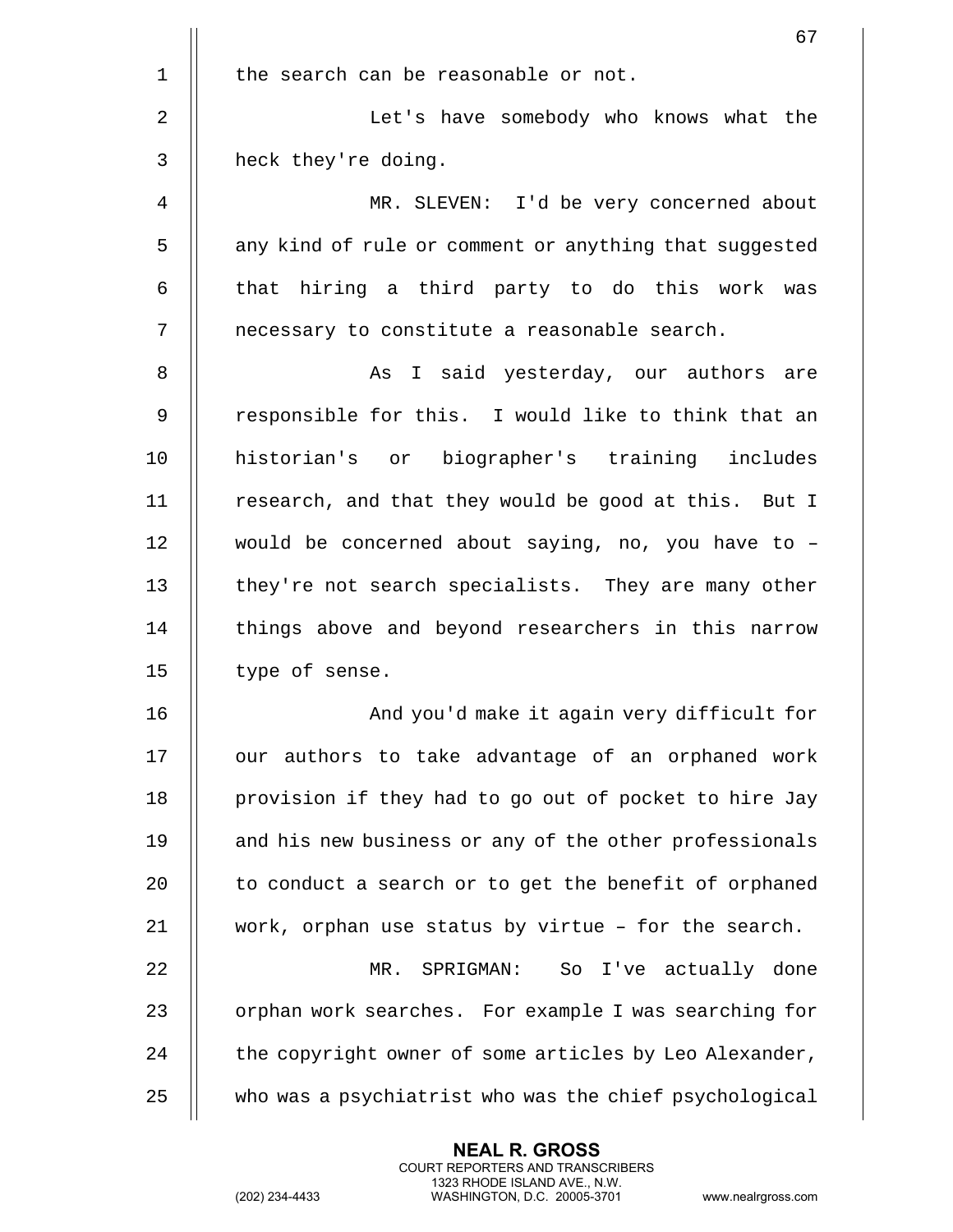the search can be reasonable or not.

Let's have somebody who knows what the heck they're doing.

MR. SLEVEN: I'd be very concerned about any kind of rule or comment or anything that suggested that hiring a third party to do this work was necessary to constitute a reasonable search.

As I said yesterday, our authors are responsible for this. I would like to think that an historian's or biographer's training includes research, and that they would be good at this. But I would be concerned about saying, no, you have to – they're not search specialists. They are many other things above and beyond researchers in this narrow type of sense.

And you'd make it again very difficult for our authors to take advantage of an orphaned work provision if they had to go out of pocket to hire Jay and his new business or any of the other professionals to conduct a search or to get the benefit of orphaned work, orphan use status by virtue – for the search.

MR. SPRIGMAN: So I've actually done orphan work searches. For example I was searching for the copyright owner of some articles by Leo Alexander, who was a psychiatrist who was the chief psychological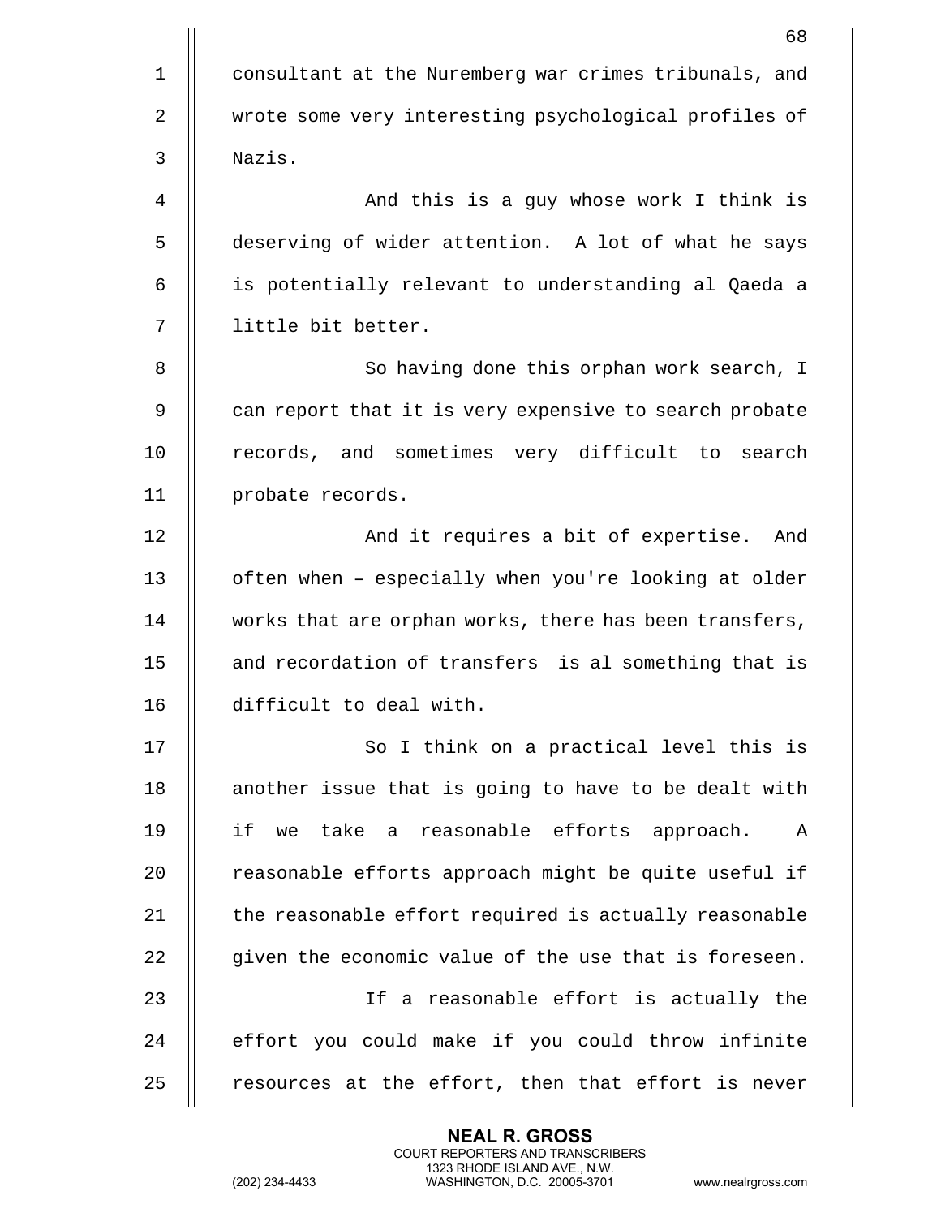consultant at the Nuremberg war crimes tribunals, and wrote some very interesting psychological profiles of Nazis.

And this is a guy whose work I think is deserving of wider attention. A lot of what he says is potentially relevant to understanding al Qaeda a little bit better.

So having done this orphan work search, I can report that it is very expensive to search probate records, and sometimes very difficult to search probate records.

And it requires a bit of expertise. And often when – especially when you're looking at older works that are orphan works, there has been transfers, and recordation of transfers is al something that is difficult to deal with.

So I think on a practical level this is another issue that is going to have to be dealt with if we take a reasonable efforts approach. A reasonable efforts approach might be quite useful if the reasonable effort required is actually reasonable given the economic value of the use that is foreseen.

If a reasonable effort is actually the effort you could make if you could throw infinite resources at the effort, then that effort is never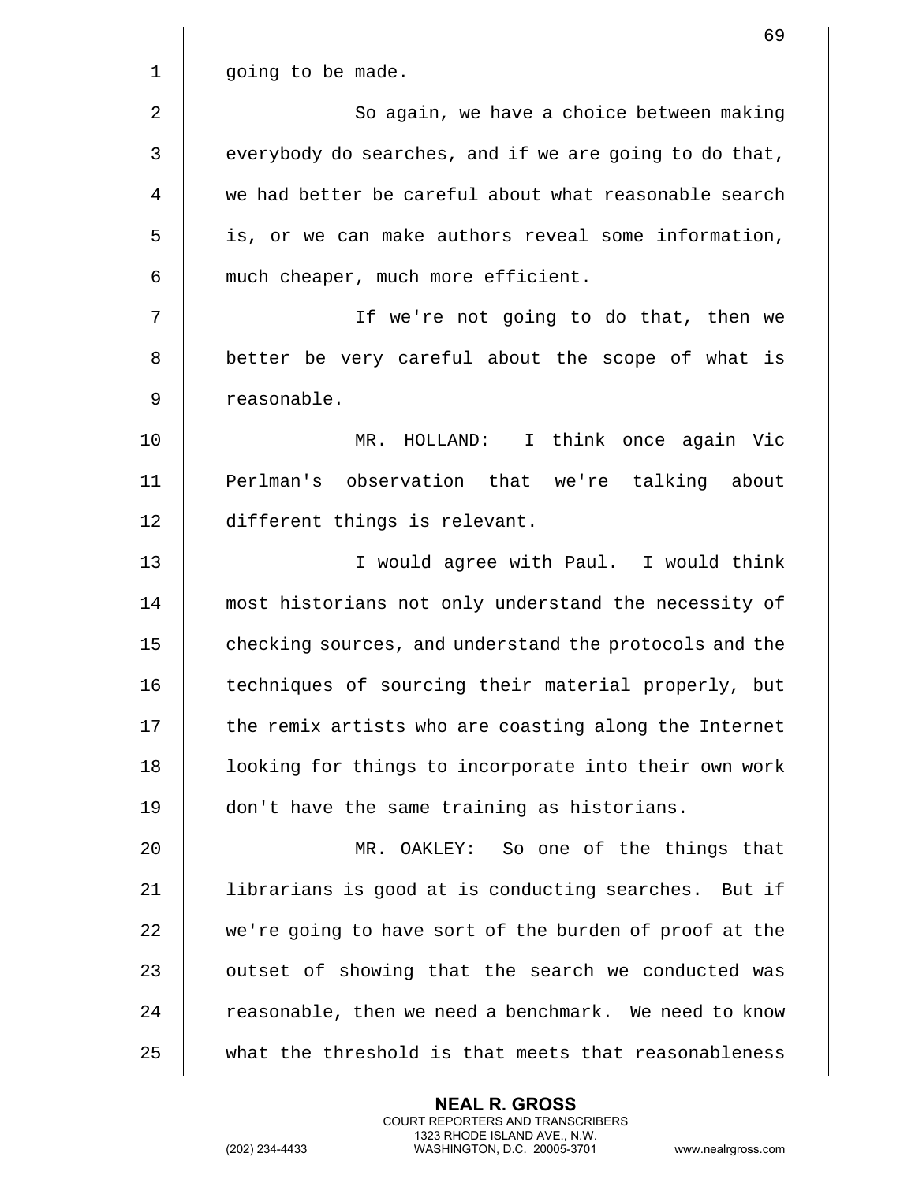going to be made.

So again, we have a choice between making everybody do searches, and if we are going to do that, we had better be careful about what reasonable search is, or we can make authors reveal some information, much cheaper, much more efficient.

If we're not going to do that, then we better be very careful about the scope of what is reasonable.

MR. HOLLAND: I think once again Vic Perlman's observation that we're talking about different things is relevant.

I would agree with Paul. I would think most historians not only understand the necessity of checking sources, and understand the protocols and the techniques of sourcing their material properly, but the remix artists who are coasting along the Internet looking for things to incorporate into their own work don't have the same training as historians.

MR. OAKLEY: So one of the things that librarians is good at is conducting searches. But if we're going to have sort of the burden of proof at the outset of showing that the search we conducted was reasonable, then we need a benchmark. We need to know what the threshold is that meets that reasonableness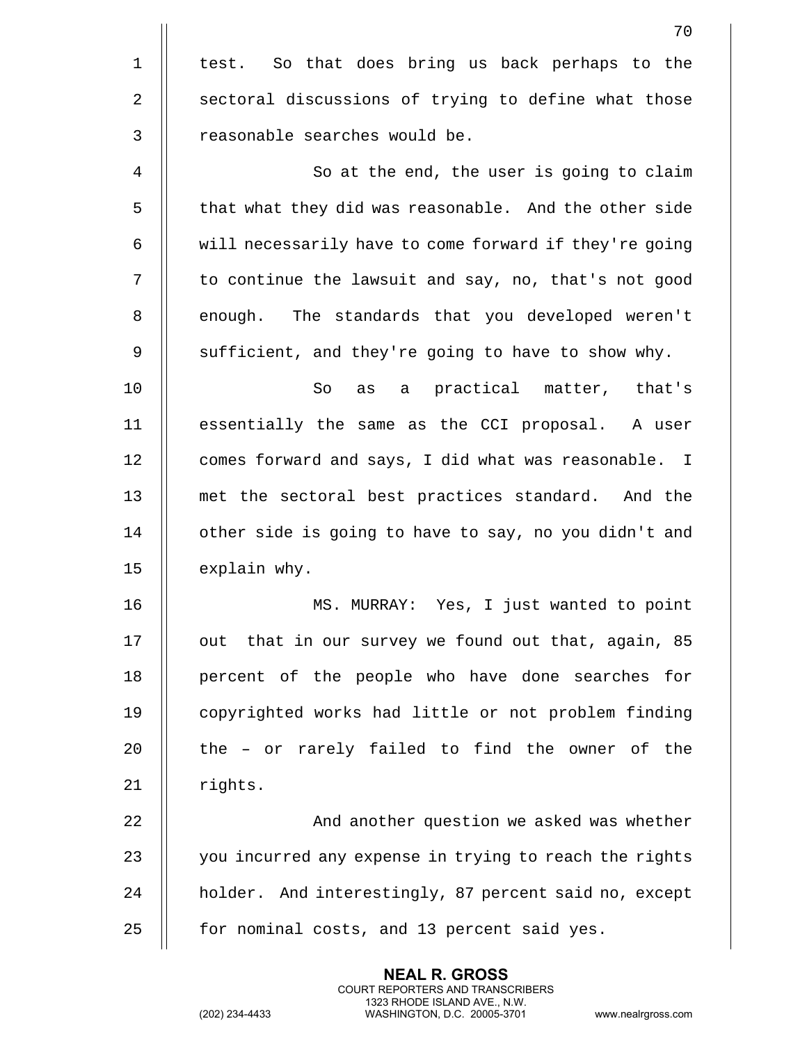test. So that does bring us back perhaps to the sectoral discussions of trying to define what those reasonable searches would be.

So at the end, the user is going to claim that what they did was reasonable. And the other side will necessarily have to come forward if they're going to continue the lawsuit and say, no, that's not good enough. The standards that you developed weren't sufficient, and they're going to have to show why.

So as a practical matter, that's essentially the same as the CCI proposal. A user comes forward and says, I did what was reasonable. I met the sectoral best practices standard. And the other side is going to have to say, no you didn't and explain why.

MS. MURRAY: Yes, I just wanted to point out that in our survey we found out that, again, 85 percent of the people who have done searches for copyrighted works had little or not problem finding the – or rarely failed to find the owner of the rights.

And another question we asked was whether you incurred any expense in trying to reach the rights holder. And interestingly, 87 percent said no, except for nominal costs, and 13 percent said yes.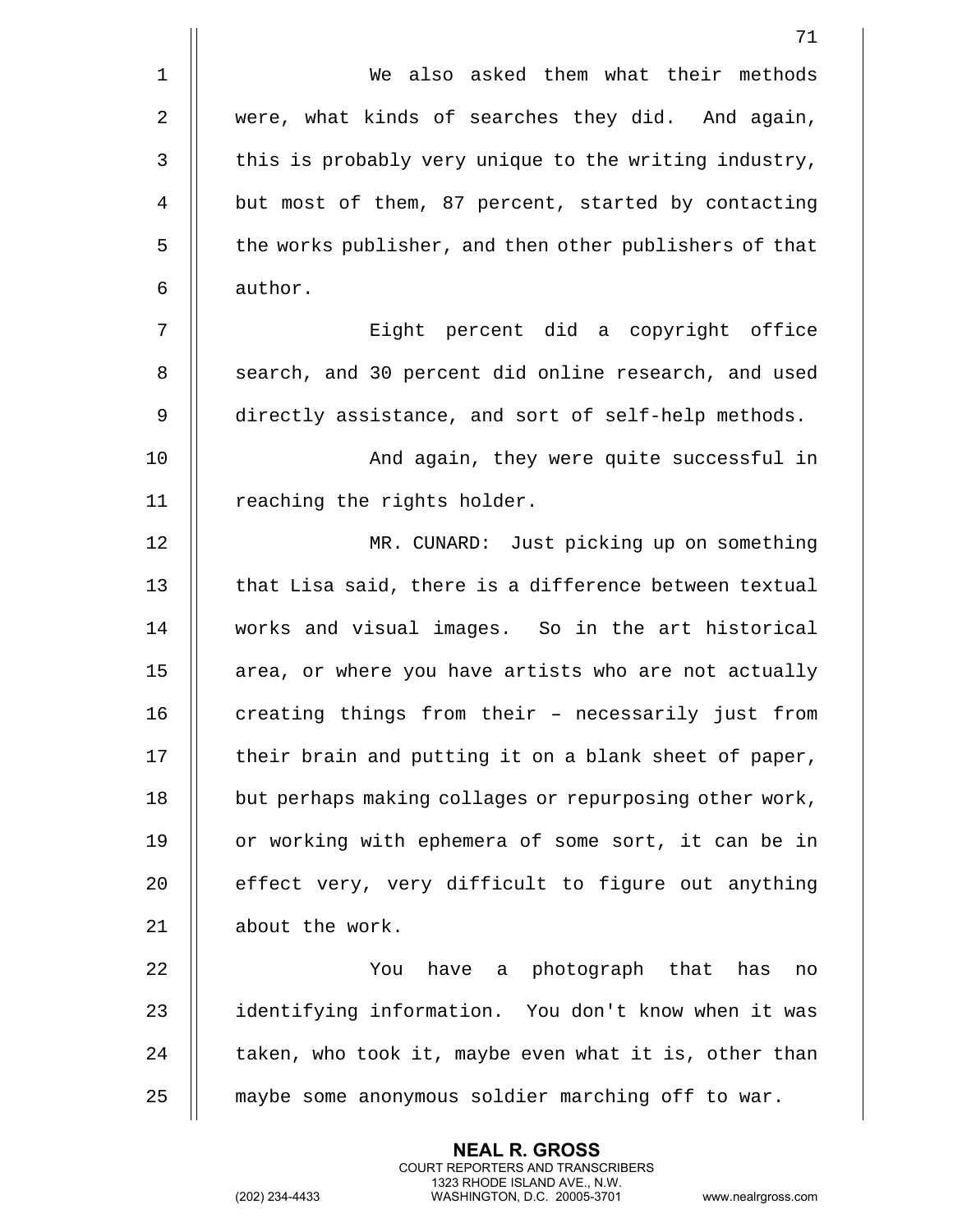We also asked them what their methods were, what kinds of searches they did. And again, this is probably very unique to the writing industry, but most of them, 87 percent, started by contacting the works publisher, and then other publishers of that author.

Eight percent did a copyright office search, and 30 percent did online research, and used directly assistance, and sort of self-help methods.

And again, they were quite successful in reaching the rights holder.

MR. CUNARD: Just picking up on something that Lisa said, there is a difference between textual works and visual images. So in the art historical area, or where you have artists who are not actually creating things from their – necessarily just from their brain and putting it on a blank sheet of paper, but perhaps making collages or repurposing other work, or working with ephemera of some sort, it can be in effect very, very difficult to figure out anything about the work.

You have a photograph that has no identifying information. You don't know when it was taken, who took it, maybe even what it is, other than maybe some anonymous soldier marching off to war.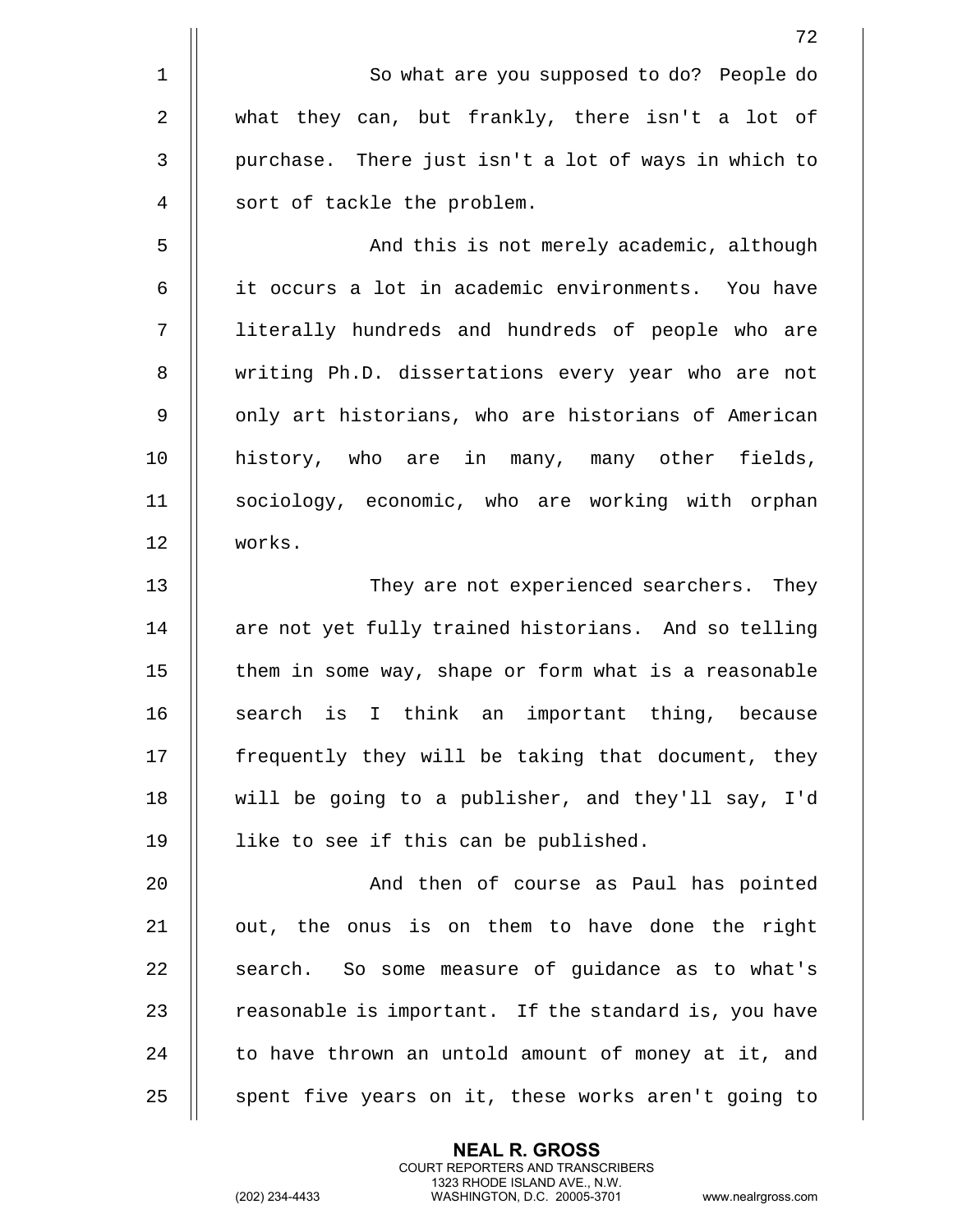So what are you supposed to do? People do what they can, but frankly, there isn't a lot of purchase. There just isn't a lot of ways in which to sort of tackle the problem.

And this is not merely academic, although it occurs a lot in academic environments. You have literally hundreds and hundreds of people who are writing Ph.D. dissertations every year who are not only art historians, who are historians of American history, who are in many, many other fields, sociology, economic, who are working with orphan works.

They are not experienced searchers. They are not yet fully trained historians. And so telling them in some way, shape or form what is a reasonable search is I think an important thing, because frequently they will be taking that document, they will be going to a publisher, and they'll say, I'd like to see if this can be published.

And then of course as Paul has pointed out, the onus is on them to have done the right search. So some measure of guidance as to what's reasonable is important. If the standard is, you have to have thrown an untold amount of money at it, and spent five years on it, these works aren't going to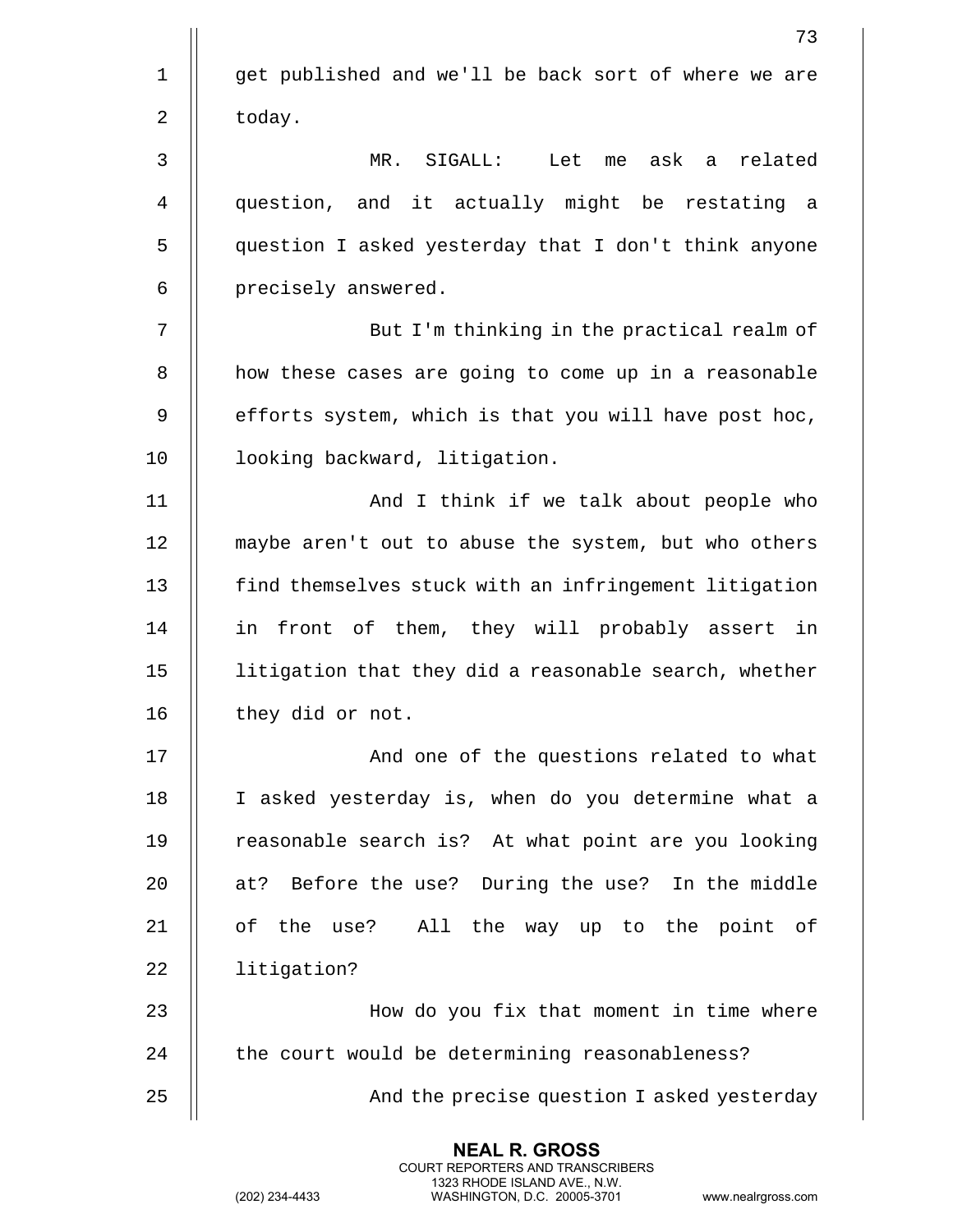get published and we'll be back sort of where we are today.

MR. SIGALL: Let me ask a related question, and it actually might be restating a question I asked yesterday that I don't think anyone precisely answered.

But I'm thinking in the practical realm of how these cases are going to come up in a reasonable efforts system, which is that you will have post hoc, looking backward, litigation.

And I think if we talk about people who maybe aren't out to abuse the system, but who others find themselves stuck with an infringement litigation in front of them, they will probably assert in litigation that they did a reasonable search, whether they did or not.

And one of the questions related to what I asked yesterday is, when do you determine what a reasonable search is? At what point are you looking at? Before the use? During the use? In the middle of the use? All the way up to the point of litigation?

How do you fix that moment in time where the court would be determining reasonableness?

And the precise question I asked yesterday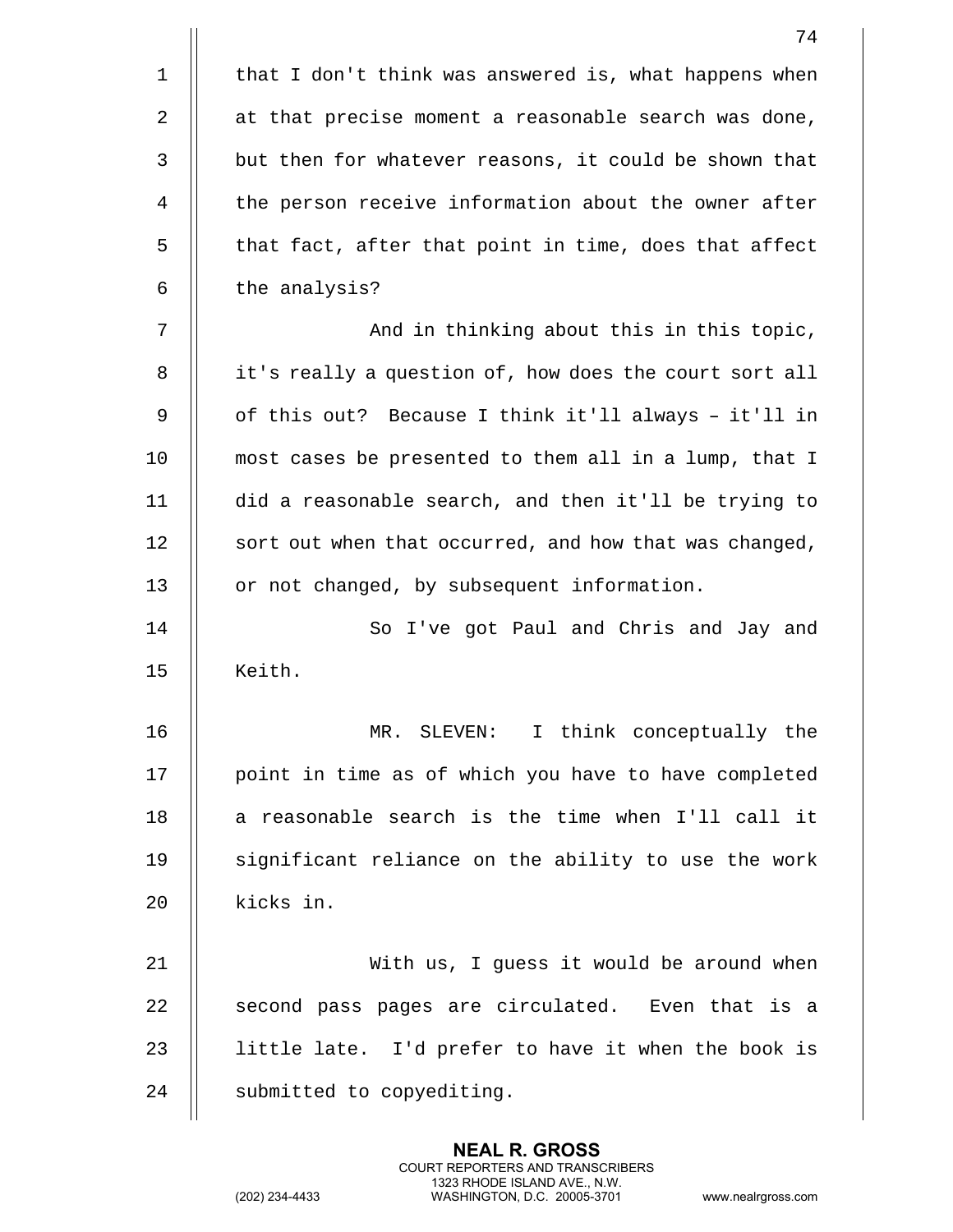that I don't think was answered is, what happens when at that precise moment a reasonable search was done, but then for whatever reasons, it could be shown that the person receive information about the owner after that fact, after that point in time, does that affect the analysis?

And in thinking about this in this topic, it's really a question of, how does the court sort all of this out? Because I think it'll always – it'll in most cases be presented to them all in a lump, that I did a reasonable search, and then it'll be trying to sort out when that occurred, and how that was changed, or not changed, by subsequent information.

So I've got Paul and Chris and Jay and Keith.

MR. SLEVEN: I think conceptually the point in time as of which you have to have completed a reasonable search is the time when I'll call it significant reliance on the ability to use the work kicks in.

With us, I guess it would be around when second pass pages are circulated. Even that is a little late. I'd prefer to have it when the book is submitted to copyediting.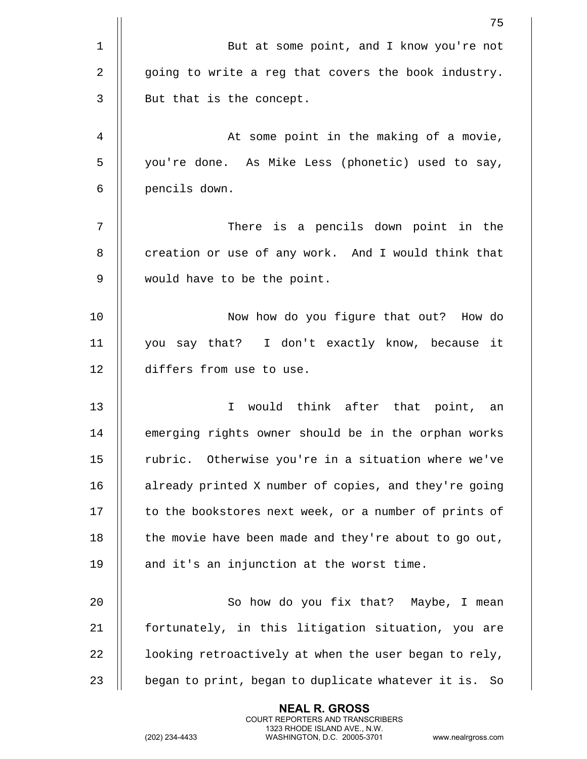But at some point, and I know you're not going to write a reg that covers the book industry. But that is the concept.

At some point in the making of a movie, you're done. As Mike Less (phonetic) used to say, pencils down.

There is a pencils down point in the creation or use of any work. And I would think that would have to be the point.

Now how do you figure that out? How do you say that? I don't exactly know, because it differs from use to use.

I would think after that point, an emerging rights owner should be in the orphan works rubric. Otherwise you're in a situation where we've already printed X number of copies, and they're going to the bookstores next week, or a number of prints of the movie have been made and they're about to go out, and it's an injunction at the worst time.

So how do you fix that? Maybe, I mean fortunately, in this litigation situation, you are looking retroactively at when the user began to rely, began to print, began to duplicate whatever it is. So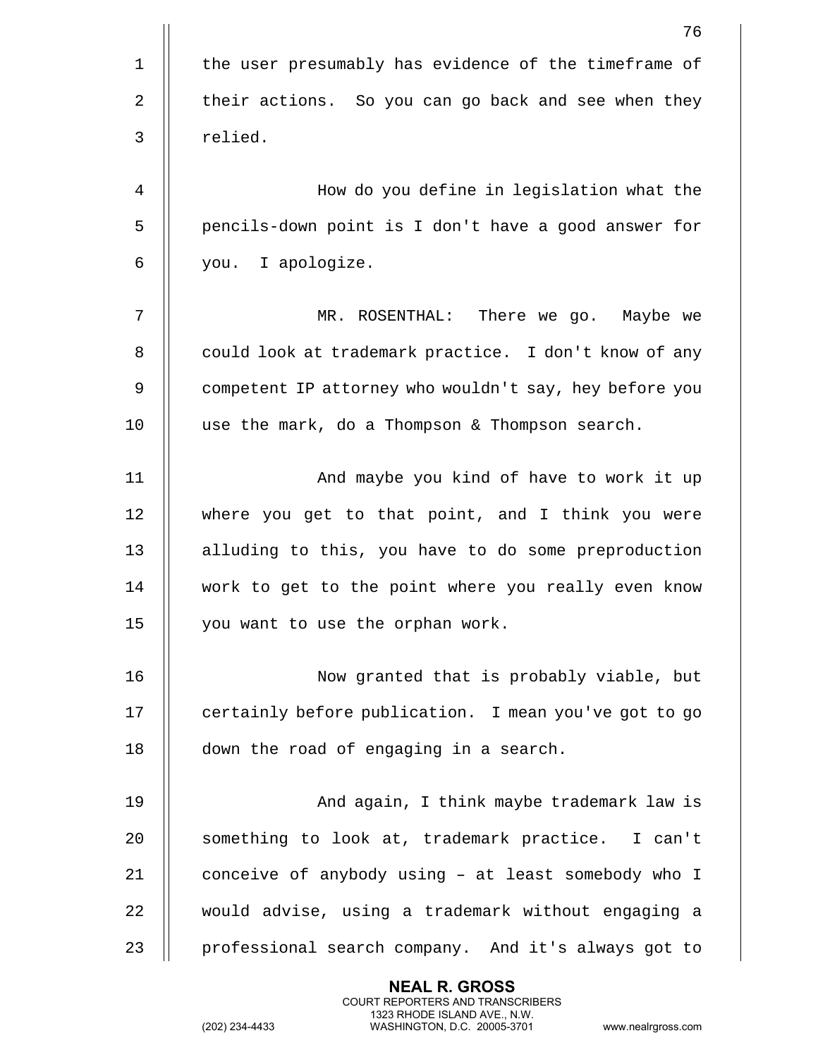the user presumably has evidence of the timeframe of their actions. So you can go back and see when they relied.

How do you define in legislation what the pencils-down point is I don't have a good answer for you. I apologize.

MR. ROSENTHAL: There we go. Maybe we could look at trademark practice. I don't know of any competent IP attorney who wouldn't say, hey before you use the mark, do a Thompson & Thompson search.

And maybe you kind of have to work it up where you get to that point, and I think you were alluding to this, you have to do some preproduction work to get to the point where you really even know you want to use the orphan work.

Now granted that is probably viable, but certainly before publication. I mean you've got to go down the road of engaging in a search.

And again, I think maybe trademark law is something to look at, trademark practice. I can't conceive of anybody using – at least somebody who I would advise, using a trademark without engaging a professional search company. And it's always got to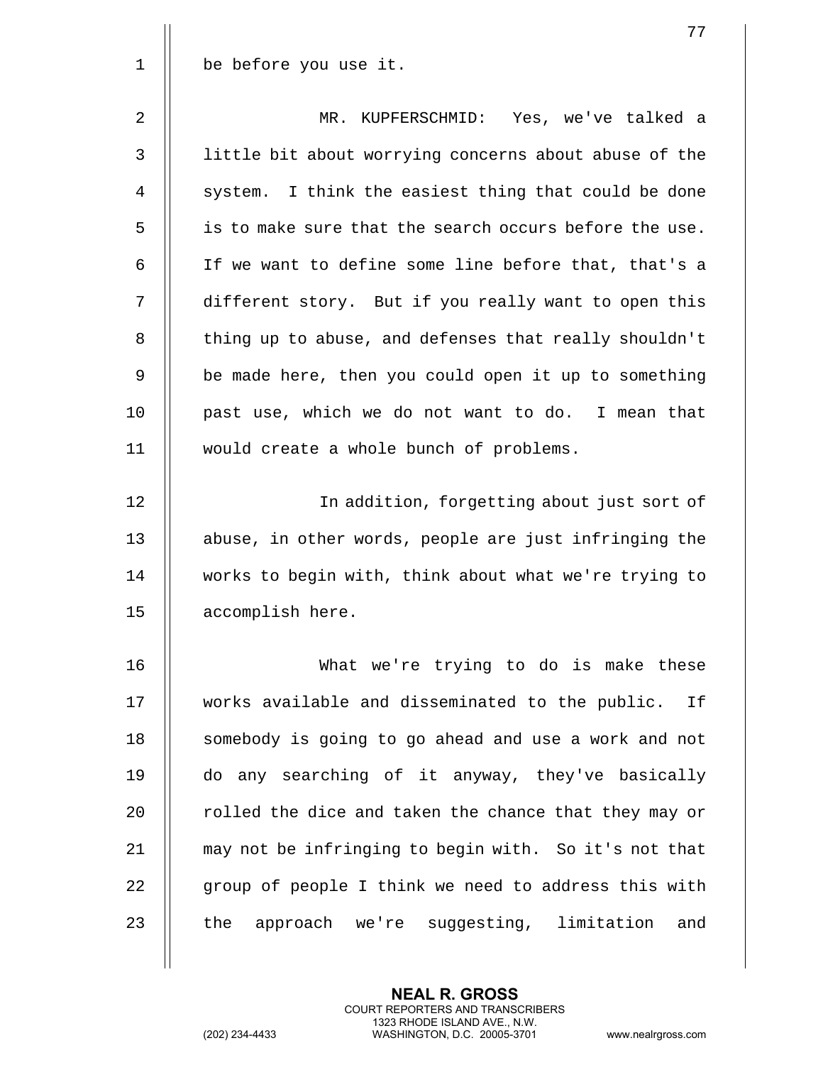be before you use it.

MR. KUPFERSCHMID: Yes, we've talked a little bit about worrying concerns about abuse of the system. I think the easiest thing that could be done is to make sure that the search occurs before the use. If we want to define some line before that, that's a different story. But if you really want to open this thing up to abuse, and defenses that really shouldn't be made here, then you could open it up to something past use, which we do not want to do. I mean that would create a whole bunch of problems.

In addition, forgetting about just sort of abuse, in other words, people are just infringing the works to begin with, think about what we're trying to accomplish here.

What we're trying to do is make these works available and disseminated to the public. If somebody is going to go ahead and use a work and not do any searching of it anyway, they've basically rolled the dice and taken the chance that they may or may not be infringing to begin with. So it's not that group of people I think we need to address this with the approach we're suggesting, limitation and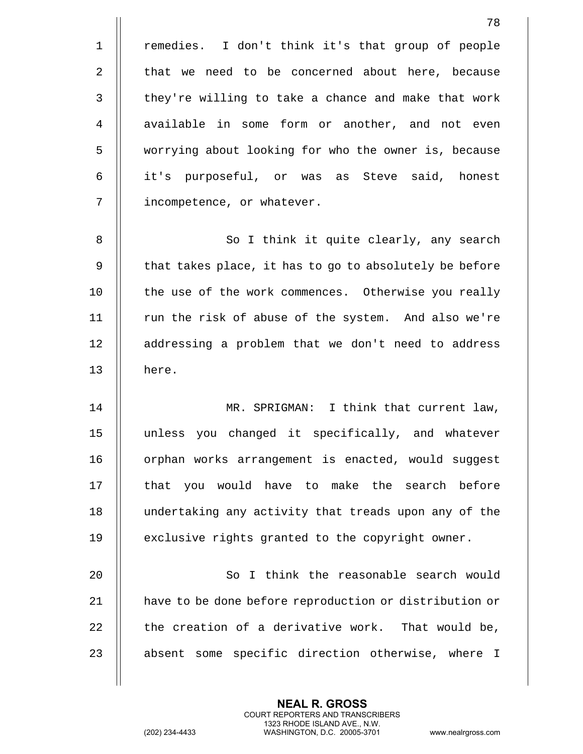remedies. I don't think it's that group of people that we need to be concerned about here, because they're willing to take a chance and make that work available in some form or another, and not even worrying about looking for who the owner is, because it's purposeful, or was as Steve said, honest incompetence, or whatever.

So I think it quite clearly, any search that takes place, it has to go to absolutely be before the use of the work commences. Otherwise you really run the risk of abuse of the system. And also we're addressing a problem that we don't need to address here.

MR. SPRIGMAN: I think that current law, unless you changed it specifically, and whatever orphan works arrangement is enacted, would suggest that you would have to make the search before undertaking any activity that treads upon any of the exclusive rights granted to the copyright owner.

So I think the reasonable search would have to be done before reproduction or distribution or the creation of a derivative work. That would be, absent some specific direction otherwise, where I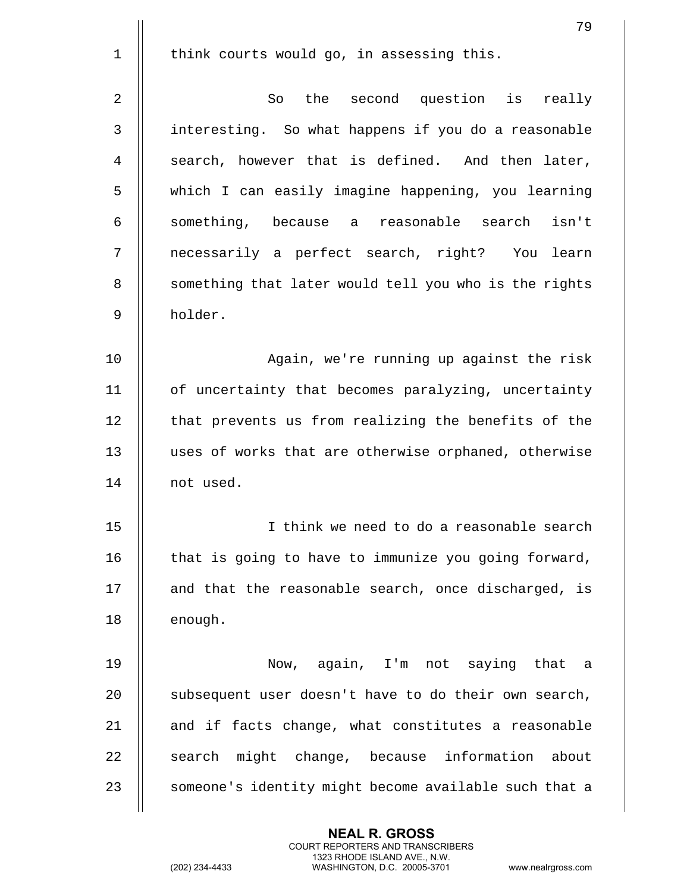think courts would go, in assessing this.

So the second question is really interesting. So what happens if you do a reasonable search, however that is defined. And then later, which I can easily imagine happening, you learning something, because a reasonable search isn't necessarily a perfect search, right? You learn something that later would tell you who is the rights holder.

Again, we're running up against the risk of uncertainty that becomes paralyzing, uncertainty that prevents us from realizing the benefits of the uses of works that are otherwise orphaned, otherwise not used.

I think we need to do a reasonable search that is going to have to immunize you going forward, and that the reasonable search, once discharged, is enough.

Now, again, I'm not saying that a subsequent user doesn't have to do their own search, and if facts change, what constitutes a reasonable search might change, because information about someone's identity might become available such that a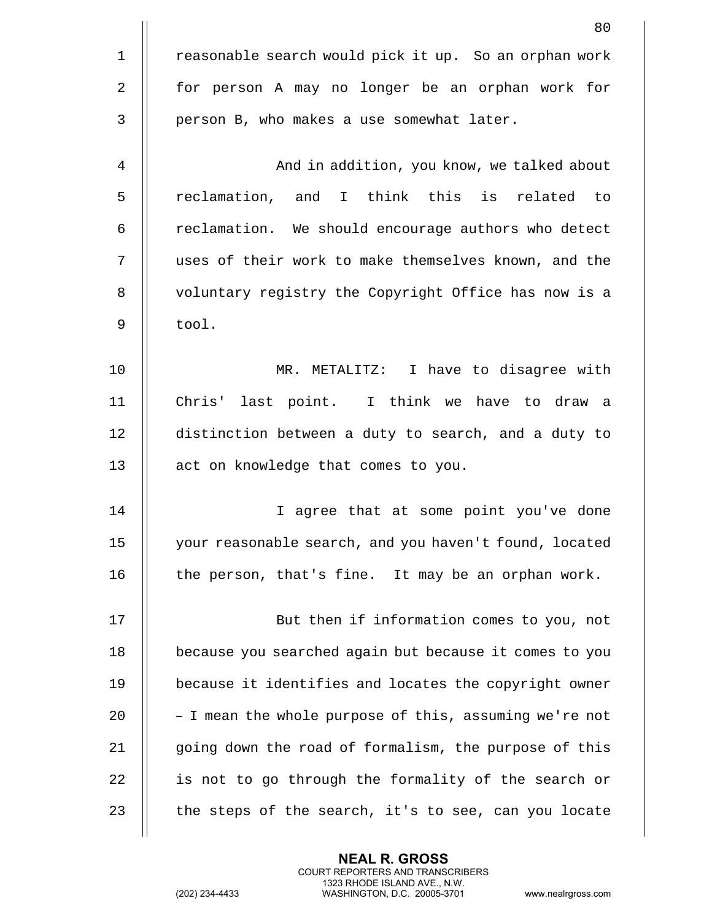reasonable search would pick it up. So an orphan work for person A may no longer be an orphan work for person B, who makes a use somewhat later.

And in addition, you know, we talked about reclamation, and I think this is related to reclamation. We should encourage authors who detect uses of their work to make themselves known, and the voluntary registry the Copyright Office has now is a tool.

MR. METALITZ: I have to disagree with Chris' last point. I think we have to draw a distinction between a duty to search, and a duty to act on knowledge that comes to you.

I agree that at some point you've done your reasonable search, and you haven't found, located the person, that's fine. It may be an orphan work.

But then if information comes to you, not because you searched again but because it comes to you because it identifies and locates the copyright owner – I mean the whole purpose of this, assuming we're not going down the road of formalism, the purpose of this is not to go through the formality of the search or the steps of the search, it's to see, can you locate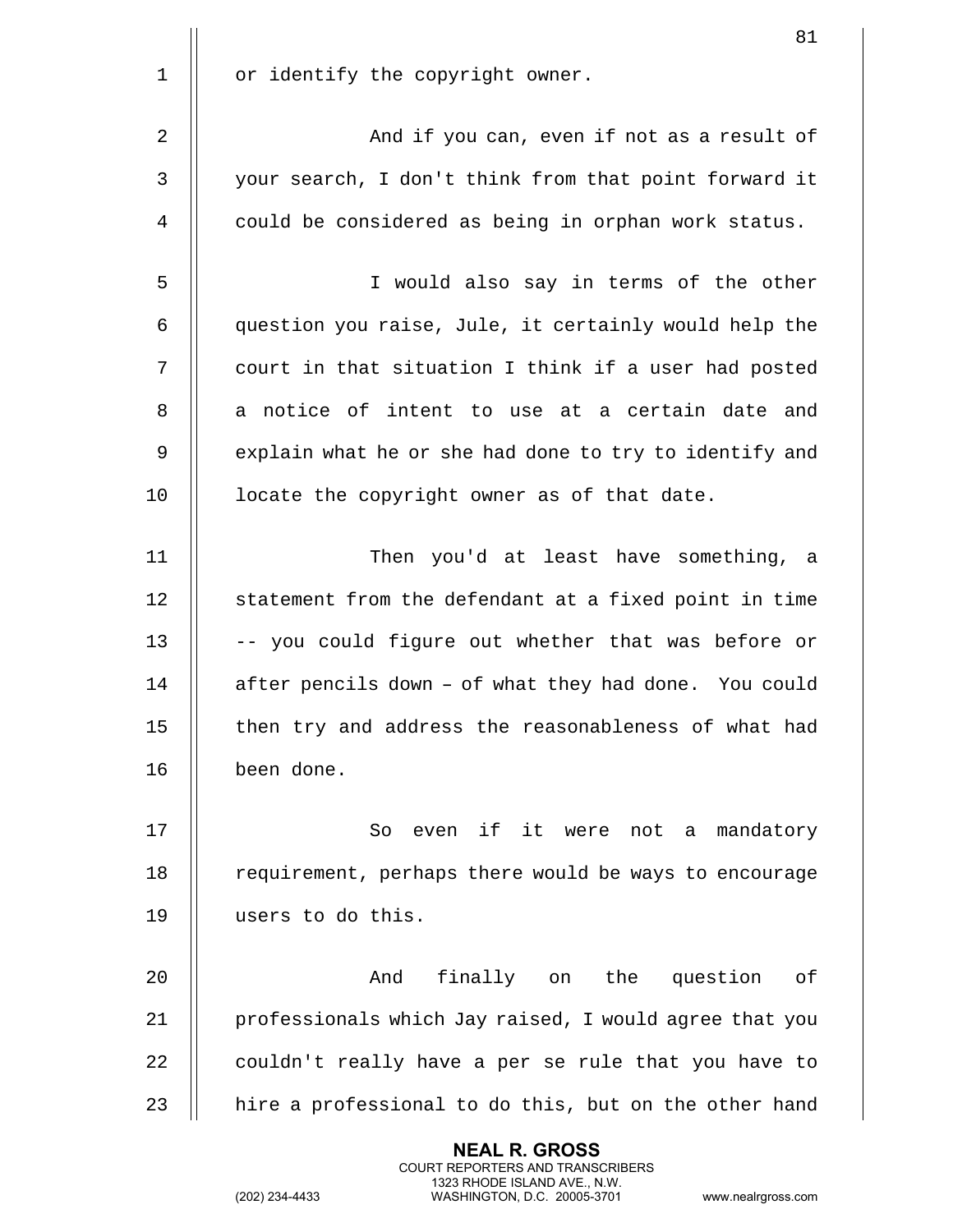or identify the copyright owner.

And if you can, even if not as a result of your search, I don't think from that point forward it could be considered as being in orphan work status.

I would also say in terms of the other question you raise, Jule, it certainly would help the court in that situation I think if a user had posted a notice of intent to use at a certain date and explain what he or she had done to try to identify and locate the copyright owner as of that date.

Then you'd at least have something, a statement from the defendant at a fixed point in time -- you could figure out whether that was before or after pencils down – of what they had done. You could then try and address the reasonableness of what had been done.

So even if it were not a mandatory requirement, perhaps there would be ways to encourage users to do this.

And finally on the question of professionals which Jay raised, I would agree that you couldn't really have a per se rule that you have to hire a professional to do this, but on the other hand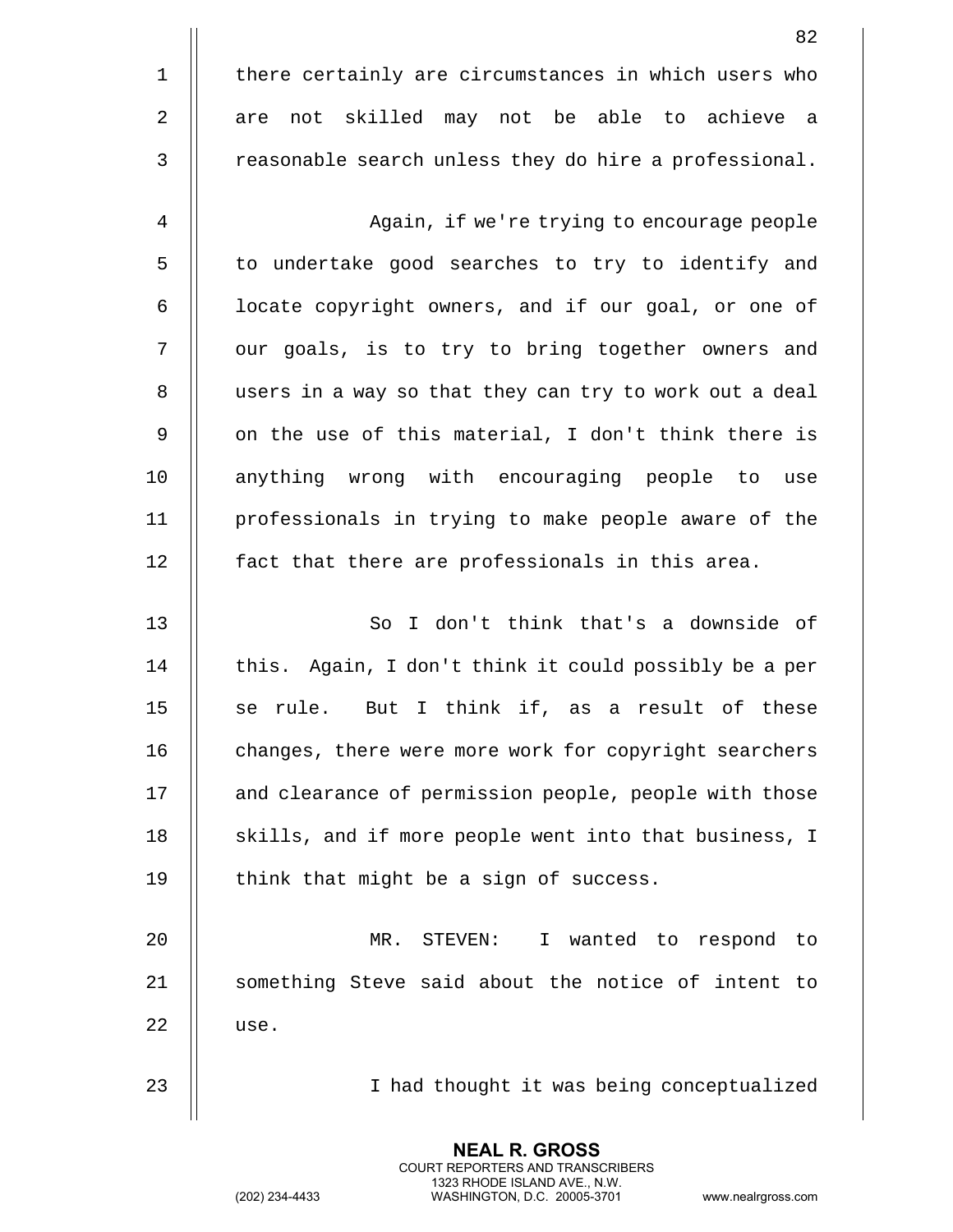there certainly are circumstances in which users who are not skilled may not be able to achieve a reasonable search unless they do hire a professional.

Again, if we're trying to encourage people to undertake good searches to try to identify and locate copyright owners, and if our goal, or one of our goals, is to try to bring together owners and users in a way so that they can try to work out a deal on the use of this material, I don't think there is anything wrong with encouraging people to use professionals in trying to make people aware of the fact that there are professionals in this area.

So I don't think that's a downside of this. Again, I don't think it could possibly be a per se rule. But I think if, as a result of these changes, there were more work for copyright searchers and clearance of permission people, people with those skills, and if more people went into that business, I think that might be a sign of success.

MR. STEVEN: I wanted to respond to something Steve said about the notice of intent to use.

I had thought it was being conceptualized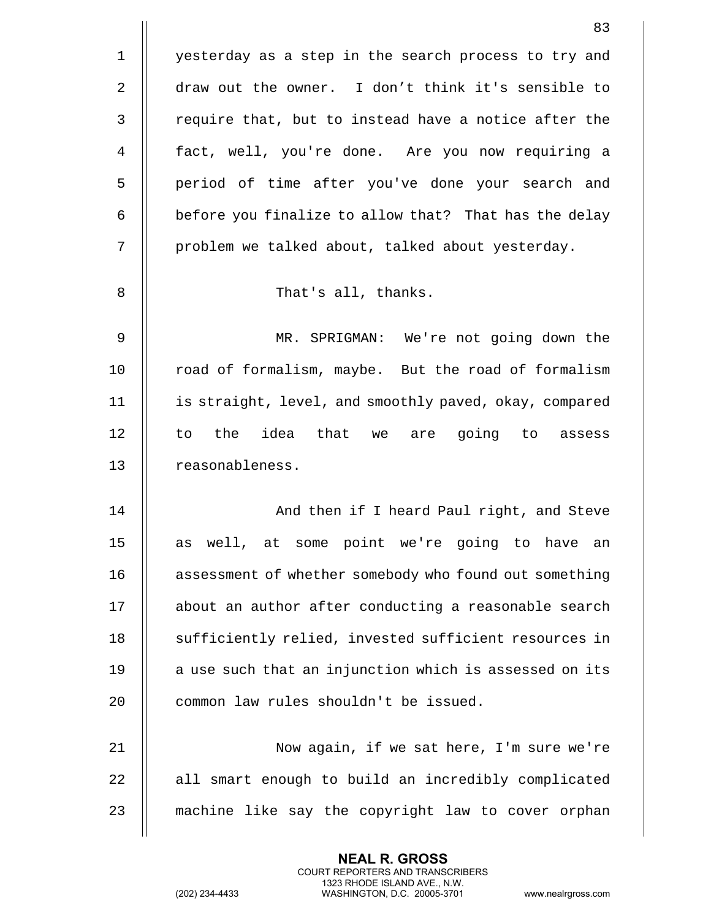yesterday as a step in the search process to try and draw out the owner. I don't think it's sensible to require that, but to instead have a notice after the fact, well, you're done. Are you now requiring a period of time after you've done your search and before you finalize to allow that? That has the delay problem we talked about, talked about yesterday.

That's all, thanks.

MR. SPRIGMAN: We're not going down the road of formalism, maybe. But the road of formalism is straight, level, and smoothly paved, okay, compared to the idea that we are going to assess reasonableness.

And then if I heard Paul right, and Steve as well, at some point we're going to have an assessment of whether somebody who found out something about an author after conducting a reasonable search sufficiently relied, invested sufficient resources in a use such that an injunction which is assessed on its common law rules shouldn't be issued.

Now again, if we sat here, I'm sure we're all smart enough to build an incredibly complicated machine like say the copyright law to cover orphan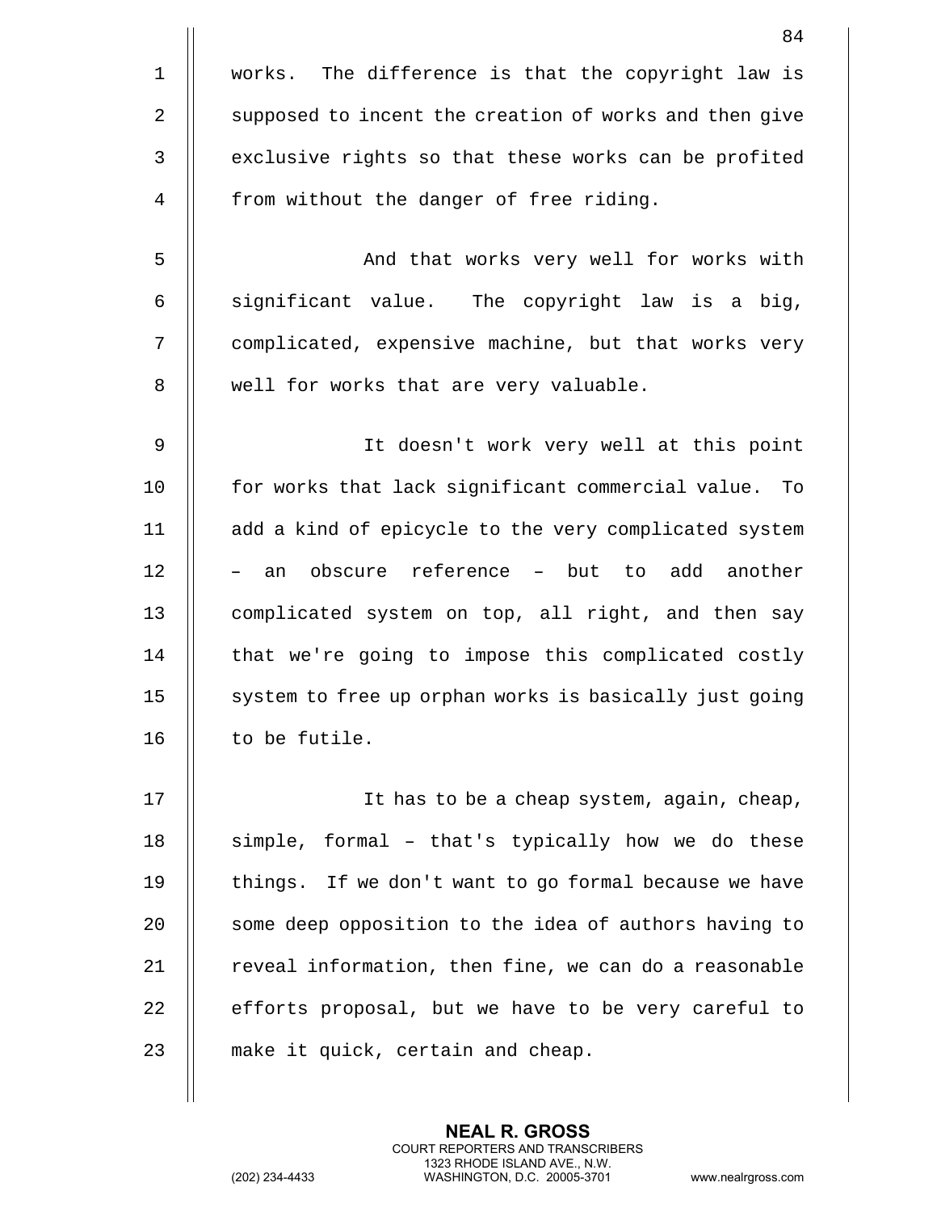works. The difference is that the copyright law is supposed to incent the creation of works and then give exclusive rights so that these works can be profited from without the danger of free riding.

And that works very well for works with significant value. The copyright law is a big, complicated, expensive machine, but that works very well for works that are very valuable.

It doesn't work very well at this point for works that lack significant commercial value. To add a kind of epicycle to the very complicated system – an obscure reference – but to add another complicated system on top, all right, and then say that we're going to impose this complicated costly system to free up orphan works is basically just going to be futile.

It has to be a cheap system, again, cheap, simple, formal – that's typically how we do these things. If we don't want to go formal because we have some deep opposition to the idea of authors having to reveal information, then fine, we can do a reasonable efforts proposal, but we have to be very careful to make it quick, certain and cheap.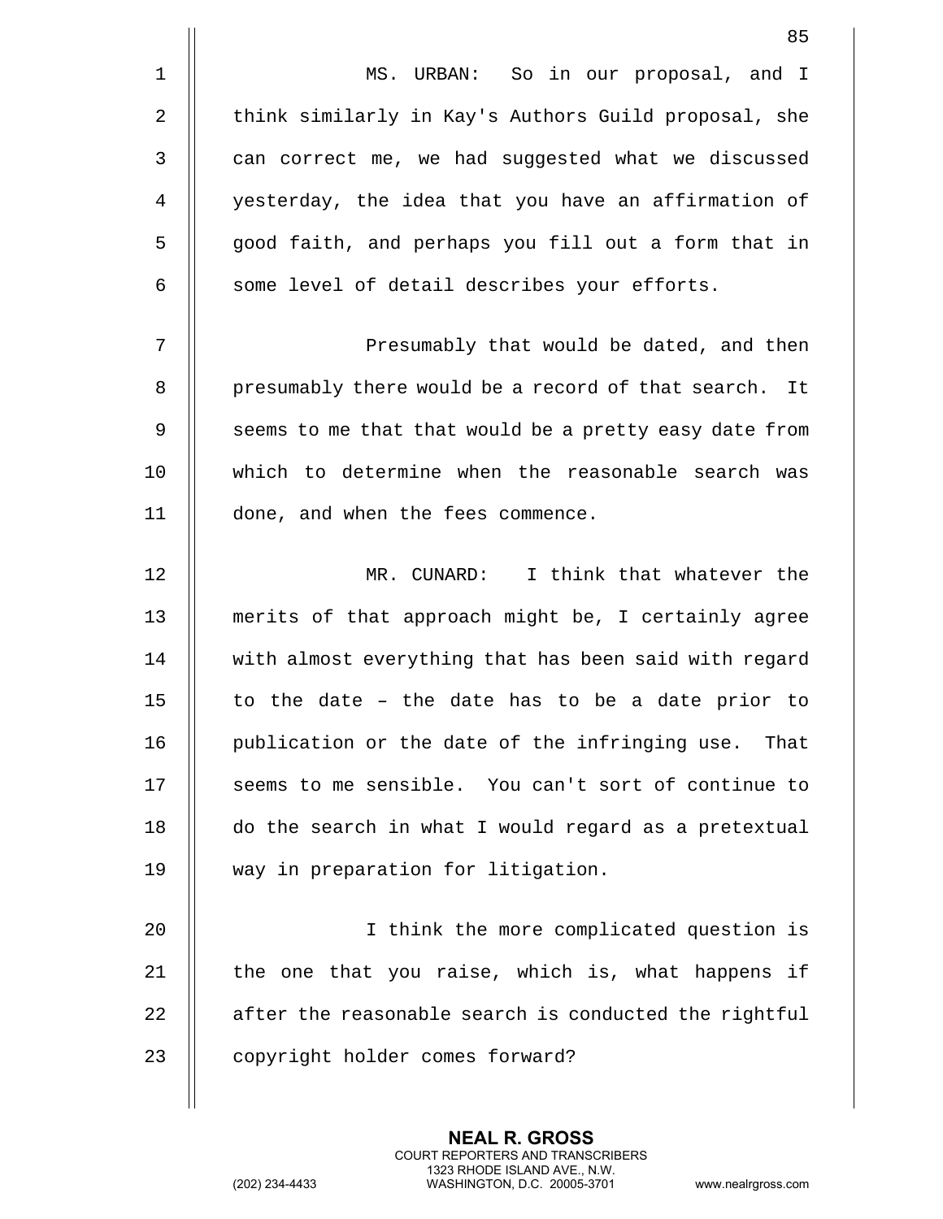MS. URBAN: So in our proposal, and I think similarly in Kay's Authors Guild proposal, she can correct me, we had suggested what we discussed yesterday, the idea that you have an affirmation of good faith, and perhaps you fill out a form that in some level of detail describes your efforts.

Presumably that would be dated, and then presumably there would be a record of that search. It seems to me that that would be a pretty easy date from which to determine when the reasonable search was done, and when the fees commence.

MR. CUNARD: I think that whatever the merits of that approach might be, I certainly agree with almost everything that has been said with regard to the date – the date has to be a date prior to publication or the date of the infringing use. That seems to me sensible. You can't sort of continue to do the search in what I would regard as a pretextual way in preparation for litigation.

I think the more complicated question is the one that you raise, which is, what happens if after the reasonable search is conducted the rightful copyright holder comes forward?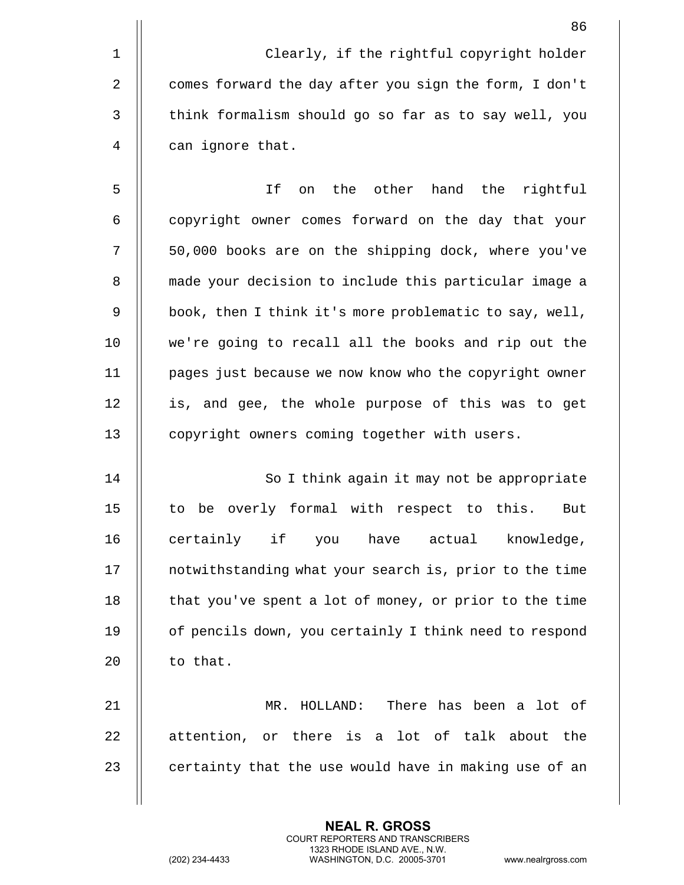Clearly, if the rightful copyright holder comes forward the day after you sign the form, I don't think formalism should go so far as to say well, you can ignore that.

If on the other hand the rightful copyright owner comes forward on the day that your 50,000 books are on the shipping dock, where you've made your decision to include this particular image a book, then I think it's more problematic to say, well, we're going to recall all the books and rip out the pages just because we now know who the copyright owner is, and gee, the whole purpose of this was to get copyright owners coming together with users.

So I think again it may not be appropriate to be overly formal with respect to this. But certainly if you have actual knowledge, notwithstanding what your search is, prior to the time that you've spent a lot of money, or prior to the time of pencils down, you certainly I think need to respond to that.

MR. HOLLAND: There has been a lot of attention, or there is a lot of talk about the certainty that the use would have in making use of an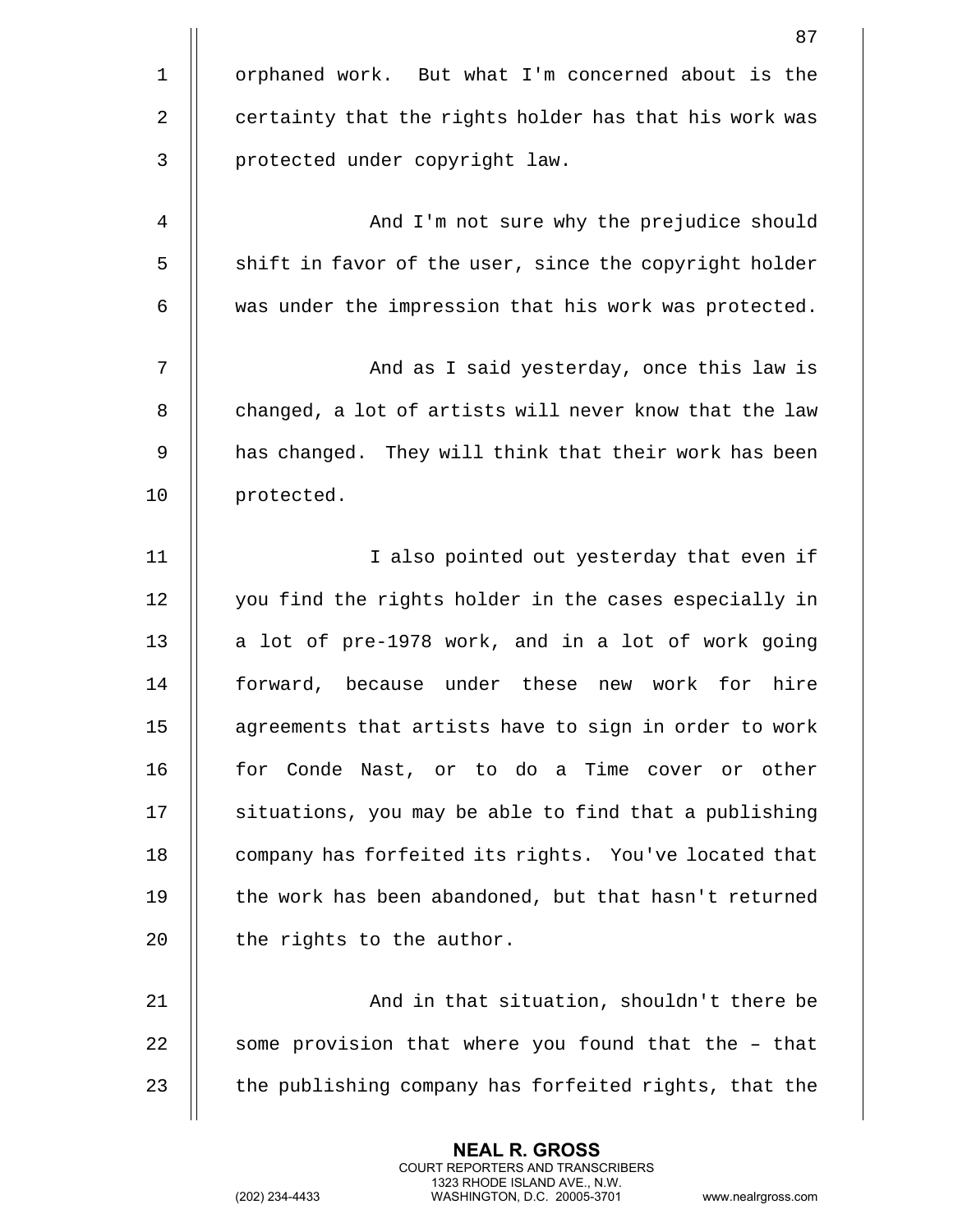orphaned work. But what I'm concerned about is the certainty that the rights holder has that his work was protected under copyright law.

And I'm not sure why the prejudice should shift in favor of the user, since the copyright holder was under the impression that his work was protected.

And as I said yesterday, once this law is changed, a lot of artists will never know that the law has changed. They will think that their work has been protected.

I also pointed out yesterday that even if you find the rights holder in the cases especially in a lot of pre-1978 work, and in a lot of work going forward, because under these new work for hire agreements that artists have to sign in order to work for Conde Nast, or to do a Time cover or other situations, you may be able to find that a publishing company has forfeited its rights. You've located that the work has been abandoned, but that hasn't returned the rights to the author.

And in that situation, shouldn't there be some provision that where you found that the – that the publishing company has forfeited rights, that the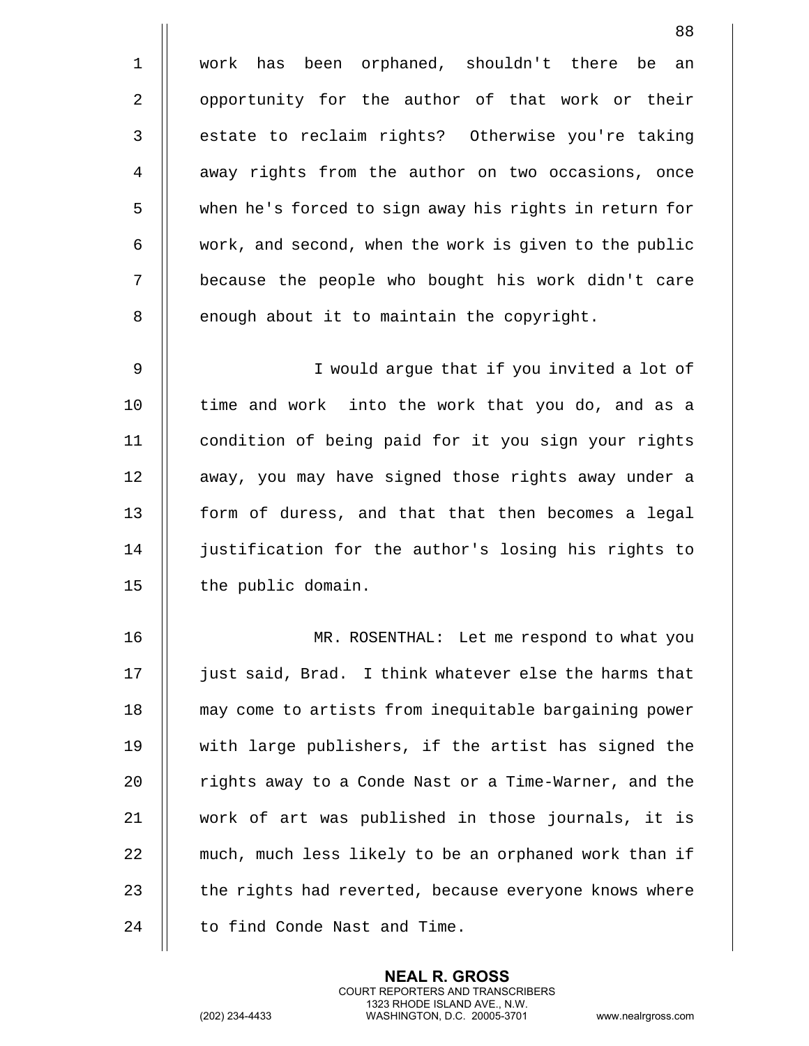work has been orphaned, shouldn't there be an opportunity for the author of that work or their estate to reclaim rights? Otherwise you're taking away rights from the author on two occasions, once when he's forced to sign away his rights in return for work, and second, when the work is given to the public because the people who bought his work didn't care enough about it to maintain the copyright.

I would argue that if you invited a lot of time and work into the work that you do, and as a condition of being paid for it you sign your rights away, you may have signed those rights away under a form of duress, and that that then becomes a legal justification for the author's losing his rights to the public domain.

MR. ROSENTHAL: Let me respond to what you just said, Brad. I think whatever else the harms that may come to artists from inequitable bargaining power with large publishers, if the artist has signed the rights away to a Conde Nast or a Time-Warner, and the work of art was published in those journals, it is much, much less likely to be an orphaned work than if the rights had reverted, because everyone knows where to find Conde Nast and Time.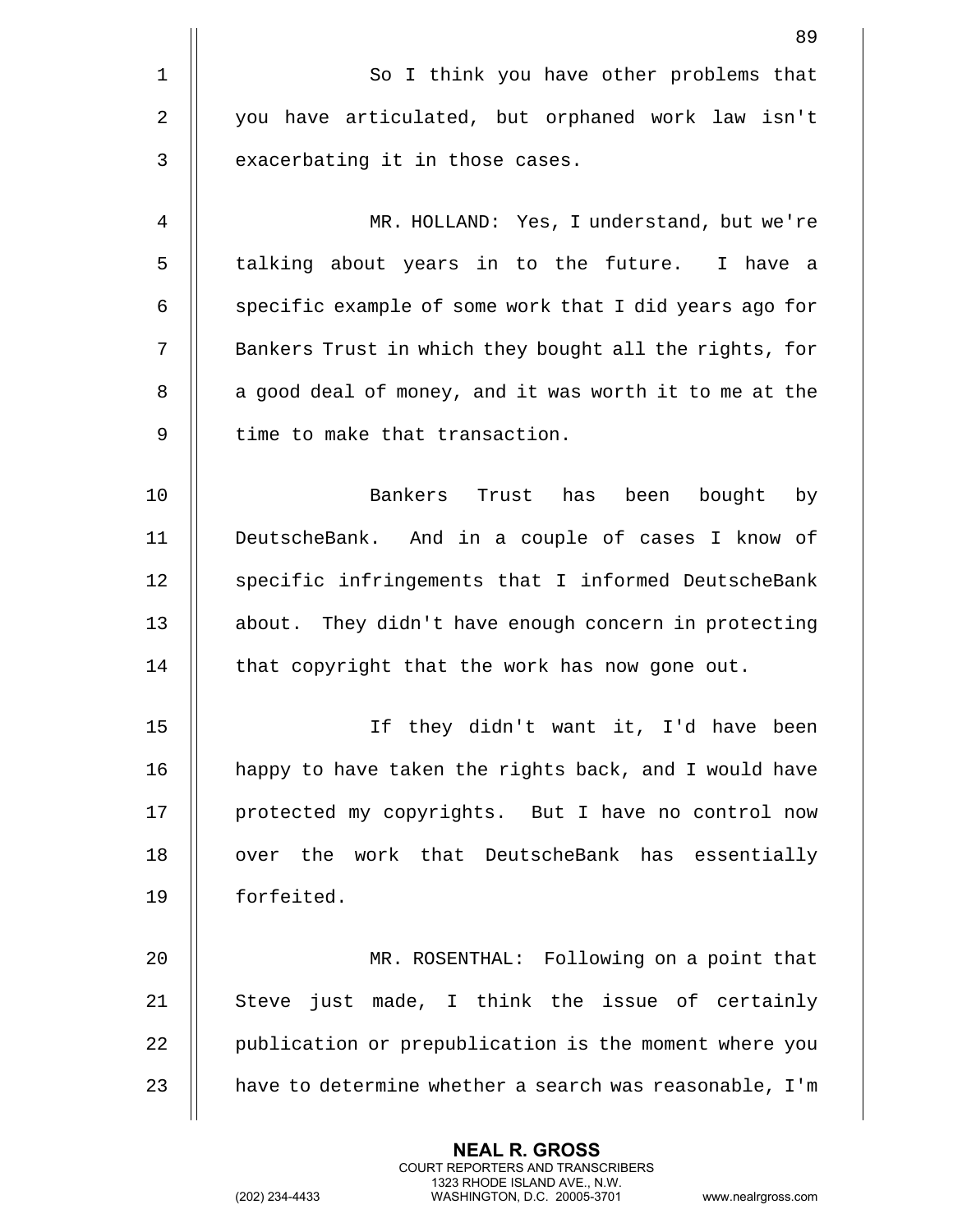So I think you have other problems that you have articulated, but orphaned work law isn't exacerbating it in those cases.

MR. HOLLAND: Yes, I understand, but we're talking about years in to the future. I have a specific example of some work that I did years ago for Bankers Trust in which they bought all the rights, for a good deal of money, and it was worth it to me at the time to make that transaction.

Bankers Trust has been bought by DeutscheBank. And in a couple of cases I know of specific infringements that I informed DeutscheBank about. They didn't have enough concern in protecting that copyright that the work has now gone out.

If they didn't want it, I'd have been happy to have taken the rights back, and I would have protected my copyrights. But I have no control now over the work that DeutscheBank has essentially forfeited.

MR. ROSENTHAL: Following on a point that Steve just made, I think the issue of certainly publication or prepublication is the moment where you have to determine whether a search was reasonable, I'm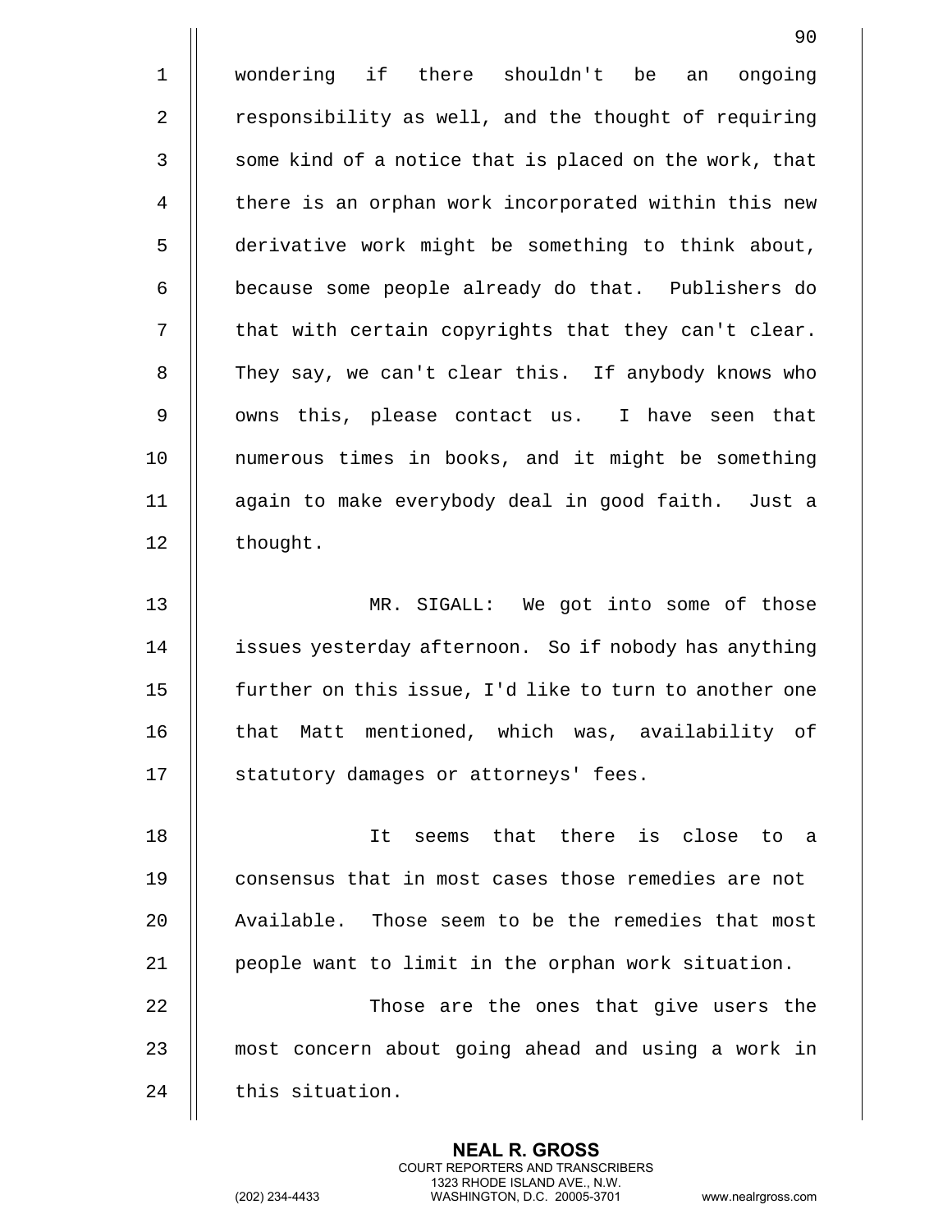wondering if there shouldn't be an ongoing responsibility as well, and the thought of requiring some kind of a notice that is placed on the work, that there is an orphan work incorporated within this new derivative work might be something to think about, because some people already do that. Publishers do that with certain copyrights that they can't clear. They say, we can't clear this. If anybody knows who owns this, please contact us. I have seen that numerous times in books, and it might be something again to make everybody deal in good faith. Just a thought.

MR. SIGALL: We got into some of those issues yesterday afternoon. So if nobody has anything further on this issue, I'd like to turn to another one that Matt mentioned, which was, availability of statutory damages or attorneys' fees.

It seems that there is close to a consensus that in most cases those remedies are not Available. Those seem to be the remedies that most people want to limit in the orphan work situation.

Those are the ones that give users the most concern about going ahead and using a work in this situation.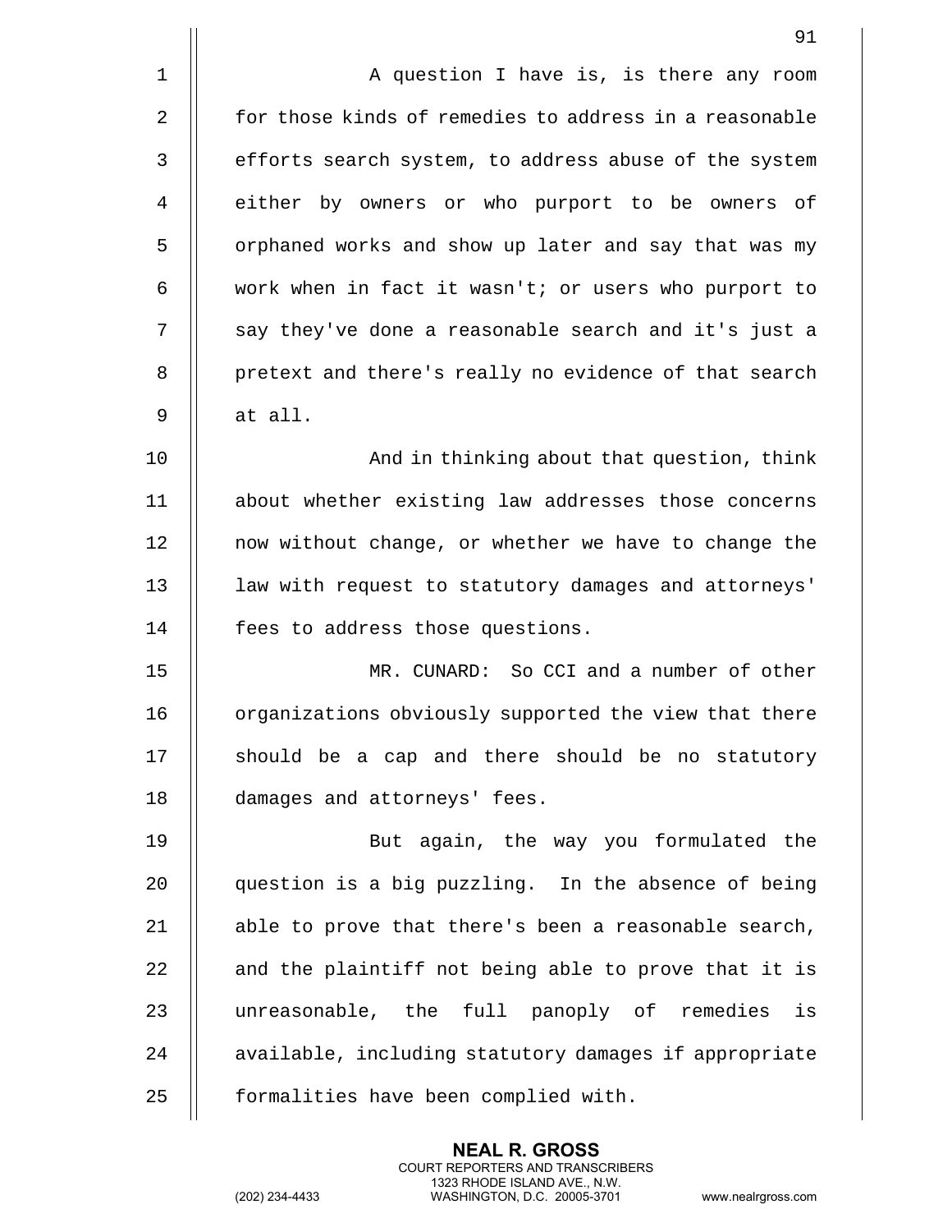A question I have is, is there any room for those kinds of remedies to address in a reasonable efforts search system, to address abuse of the system either by owners or who purport to be owners of orphaned works and show up later and say that was my work when in fact it wasn't; or users who purport to say they've done a reasonable search and it's just a pretext and there's really no evidence of that search at all.

And in thinking about that question, think about whether existing law addresses those concerns now without change, or whether we have to change the law with request to statutory damages and attorneys' fees to address those questions.

MR. CUNARD: So CCI and a number of other organizations obviously supported the view that there should be a cap and there should be no statutory damages and attorneys' fees.

But again, the way you formulated the question is a big puzzling. In the absence of being able to prove that there's been a reasonable search, and the plaintiff not being able to prove that it is unreasonable, the full panoply of remedies is available, including statutory damages if appropriate formalities have been complied with.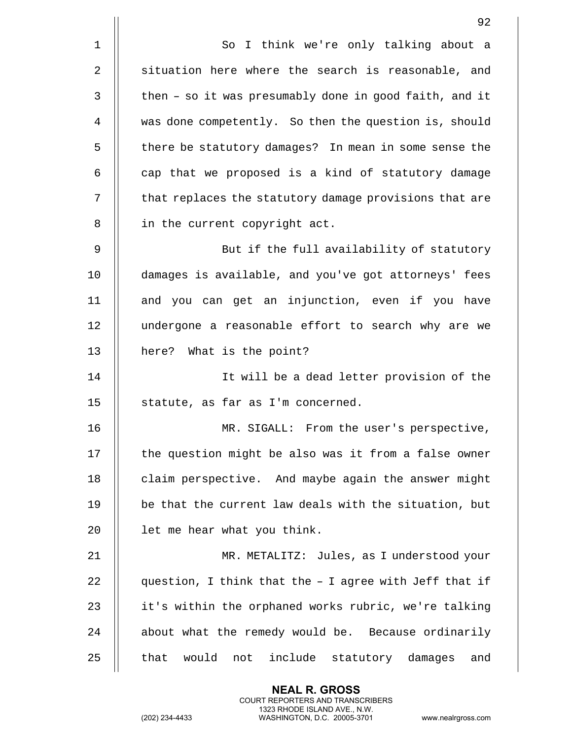So I think we're only talking about a situation here where the search is reasonable, and then – so it was presumably done in good faith, and it was done competently. So then the question is, should there be statutory damages? In mean in some sense the cap that we proposed is a kind of statutory damage that replaces the statutory damage provisions that are in the current copyright act.

But if the full availability of statutory damages is available, and you've got attorneys' fees and you can get an injunction, even if you have undergone a reasonable effort to search why are we here? What is the point?

It will be a dead letter provision of the statute, as far as I'm concerned.

MR. SIGALL: From the user's perspective, the question might be also was it from a false owner claim perspective. And maybe again the answer might be that the current law deals with the situation, but let me hear what you think.

MR. METALITZ: Jules, as I understood your question, I think that the – I agree with Jeff that if it's within the orphaned works rubric, we're talking about what the remedy would be. Because ordinarily that would not include statutory damages and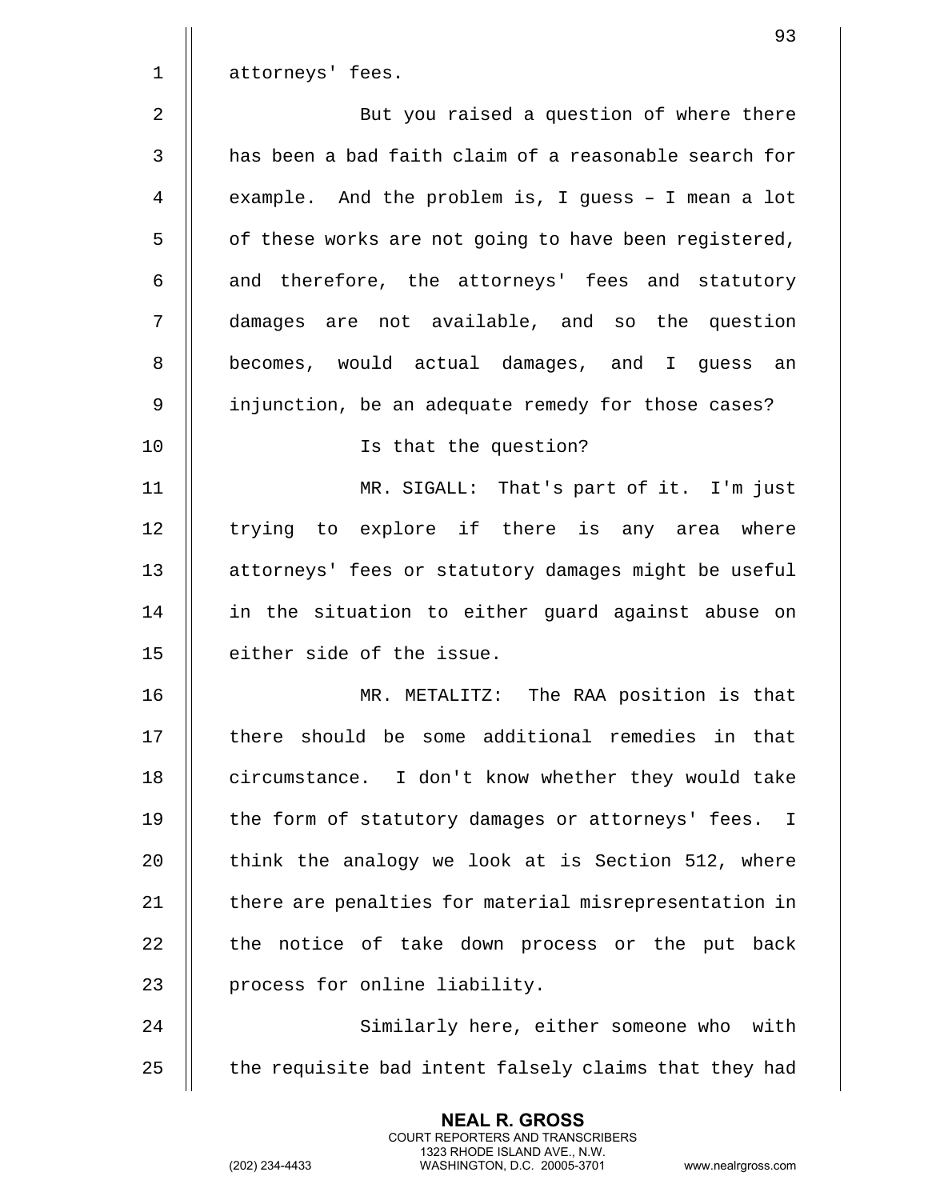attorneys' fees.

But you raised a question of where there has been a bad faith claim of a reasonable search for example. And the problem is, I guess – I mean a lot of these works are not going to have been registered, and therefore, the attorneys' fees and statutory damages are not available, and so the question becomes, would actual damages, and I guess an injunction, be an adequate remedy for those cases?

Is that the question?

MR. SIGALL: That's part of it. I'm just trying to explore if there is any area where attorneys' fees or statutory damages might be useful in the situation to either guard against abuse on either side of the issue.

MR. METALITZ: The RAA position is that there should be some additional remedies in that circumstance. I don't know whether they would take the form of statutory damages or attorneys' fees. I think the analogy we look at is Section 512, where there are penalties for material misrepresentation in the notice of take down process or the put back process for online liability.

Similarly here, either someone who with the requisite bad intent falsely claims that they had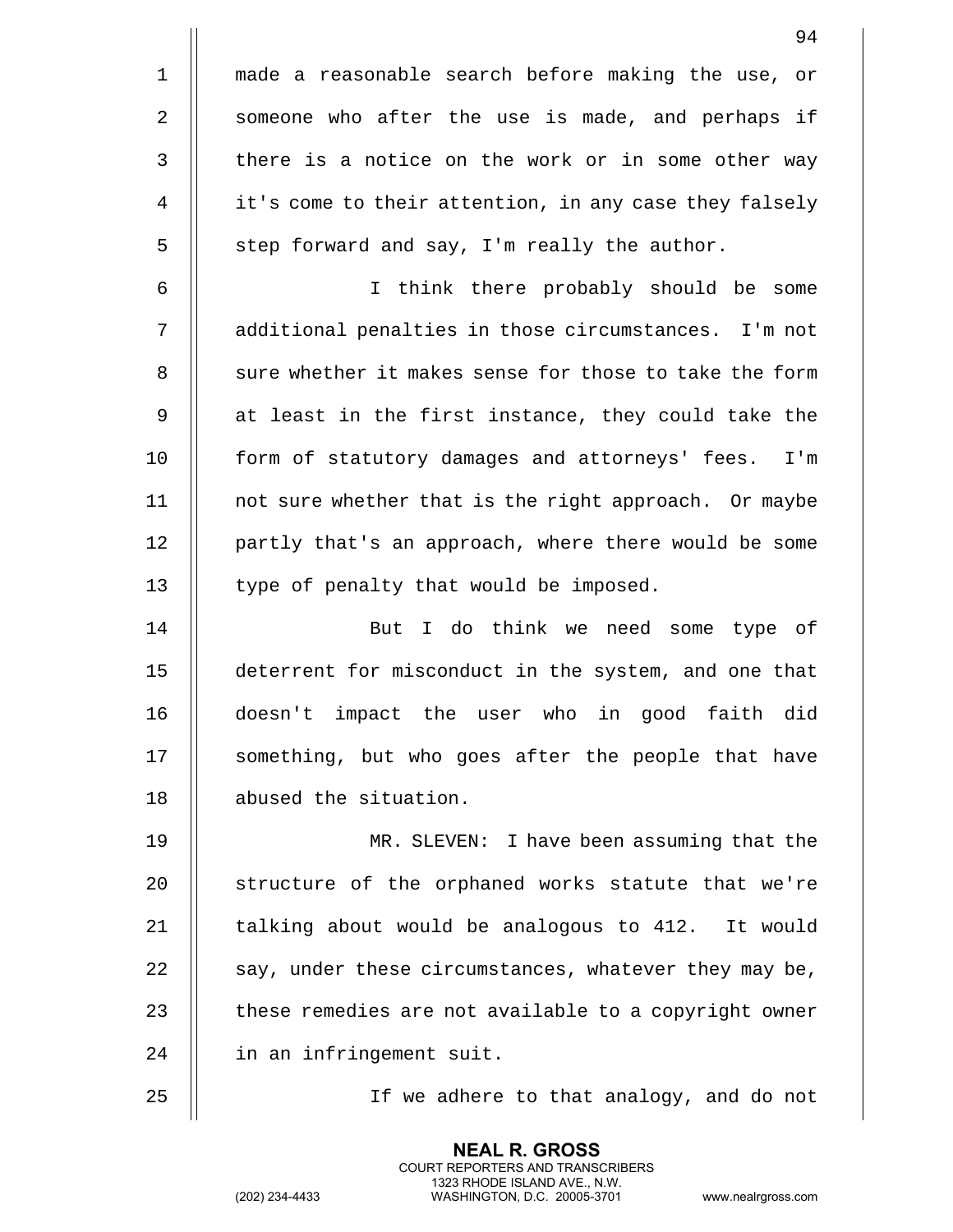made a reasonable search before making the use, or someone who after the use is made, and perhaps if there is a notice on the work or in some other way it's come to their attention, in any case they falsely step forward and say, I'm really the author.

I think there probably should be some additional penalties in those circumstances. I'm not sure whether it makes sense for those to take the form at least in the first instance, they could take the form of statutory damages and attorneys' fees. I'm not sure whether that is the right approach. Or maybe partly that's an approach, where there would be some type of penalty that would be imposed.

But I do think we need some type of deterrent for misconduct in the system, and one that doesn't impact the user who in good faith did something, but who goes after the people that have abused the situation.

MR. SLEVEN: I have been assuming that the structure of the orphaned works statute that we're talking about would be analogous to 412. It would say, under these circumstances, whatever they may be, these remedies are not available to a copyright owner in an infringement suit.

If we adhere to that analogy, and do not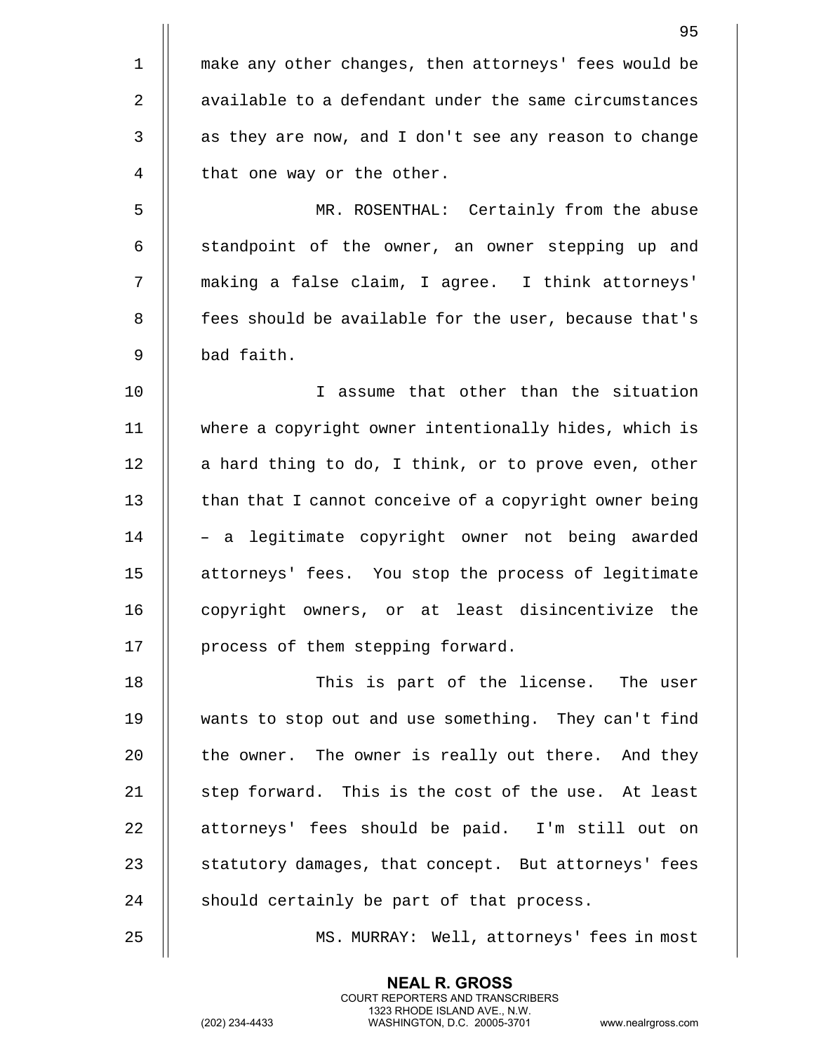make any other changes, then attorneys' fees would be available to a defendant under the same circumstances as they are now, and I don't see any reason to change that one way or the other.

MR. ROSENTHAL: Certainly from the abuse standpoint of the owner, an owner stepping up and making a false claim, I agree. I think attorneys' fees should be available for the user, because that's bad faith.

I assume that other than the situation where a copyright owner intentionally hides, which is a hard thing to do, I think, or to prove even, other than that I cannot conceive of a copyright owner being – a legitimate copyright owner not being awarded attorneys' fees. You stop the process of legitimate copyright owners, or at least disincentivize the process of them stepping forward.

This is part of the license. The user wants to stop out and use something. They can't find the owner. The owner is really out there. And they step forward. This is the cost of the use. At least attorneys' fees should be paid. I'm still out on statutory damages, that concept. But attorneys' fees should certainly be part of that process.

MS. MURRAY: Well, attorneys' fees in most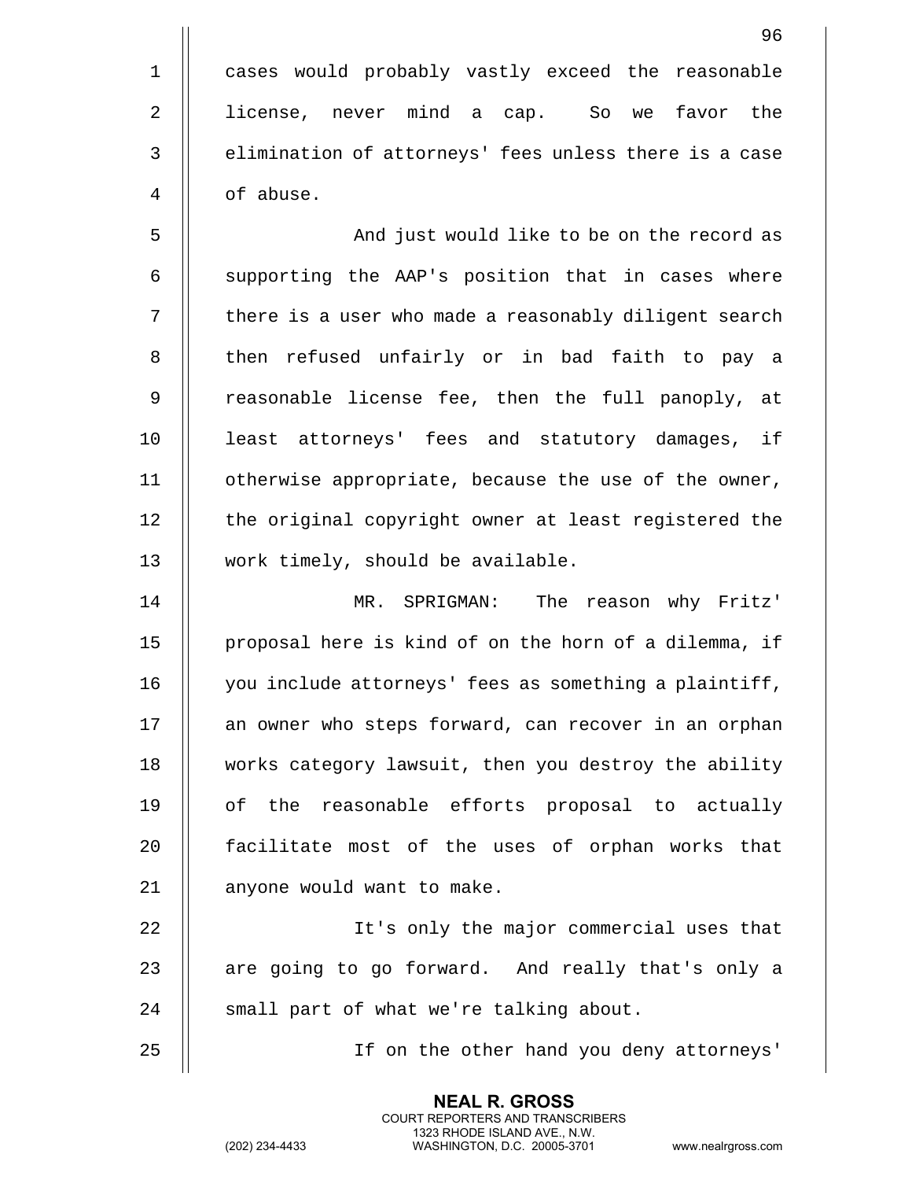cases would probably vastly exceed the reasonable license, never mind a cap. So we favor the elimination of attorneys' fees unless there is a case of abuse.

And just would like to be on the record as supporting the AAP's position that in cases where there is a user who made a reasonably diligent search then refused unfairly or in bad faith to pay a reasonable license fee, then the full panoply, at least attorneys' fees and statutory damages, if otherwise appropriate, because the use of the owner, the original copyright owner at least registered the work timely, should be available.

MR. SPRIGMAN: The reason why Fritz' proposal here is kind of on the horn of a dilemma, if you include attorneys' fees as something a plaintiff, an owner who steps forward, can recover in an orphan works category lawsuit, then you destroy the ability of the reasonable efforts proposal to actually facilitate most of the uses of orphan works that anyone would want to make.

It's only the major commercial uses that are going to go forward. And really that's only a small part of what we're talking about.

If on the other hand you deny attorneys'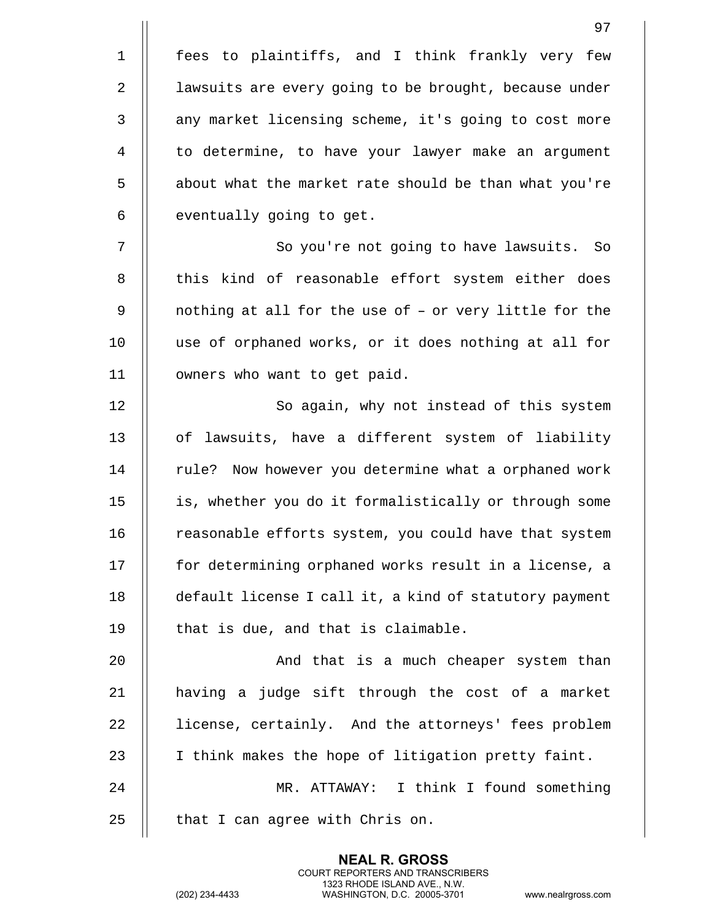fees to plaintiffs, and I think frankly very few lawsuits are every going to be brought, because under any market licensing scheme, it's going to cost more to determine, to have your lawyer make an argument about what the market rate should be than what you're eventually going to get.

So you're not going to have lawsuits. So this kind of reasonable effort system either does nothing at all for the use of – or very little for the use of orphaned works, or it does nothing at all for owners who want to get paid.

So again, why not instead of this system of lawsuits, have a different system of liability rule? Now however you determine what a orphaned work is, whether you do it formalistically or through some reasonable efforts system, you could have that system for determining orphaned works result in a license, a default license I call it, a kind of statutory payment that is due, and that is claimable.

And that is a much cheaper system than having a judge sift through the cost of a market license, certainly. And the attorneys' fees problem I think makes the hope of litigation pretty faint.

MR. ATTAWAY: I think I found something that I can agree with Chris on.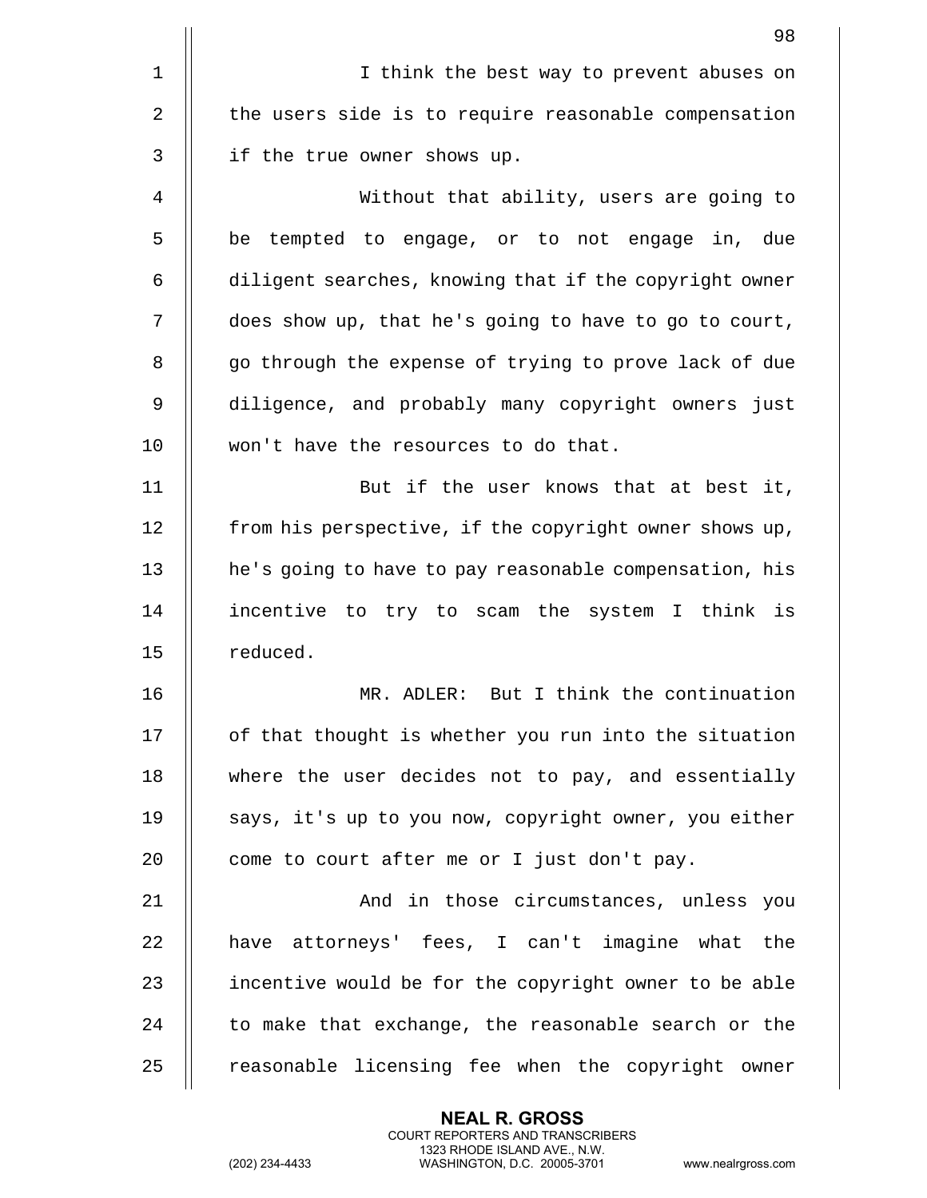I think the best way to prevent abuses on the users side is to require reasonable compensation if the true owner shows up.

Without that ability, users are going to be tempted to engage, or to not engage in, due diligent searches, knowing that if the copyright owner does show up, that he's going to have to go to court, go through the expense of trying to prove lack of due diligence, and probably many copyright owners just won't have the resources to do that.

But if the user knows that at best it, from his perspective, if the copyright owner shows up, he's going to have to pay reasonable compensation, his incentive to try to scam the system I think is reduced.

MR. ADLER: But I think the continuation of that thought is whether you run into the situation where the user decides not to pay, and essentially says, it's up to you now, copyright owner, you either come to court after me or I just don't pay.

And in those circumstances, unless you have attorneys' fees, I can't imagine what the incentive would be for the copyright owner to be able to make that exchange, the reasonable search or the reasonable licensing fee when the copyright owner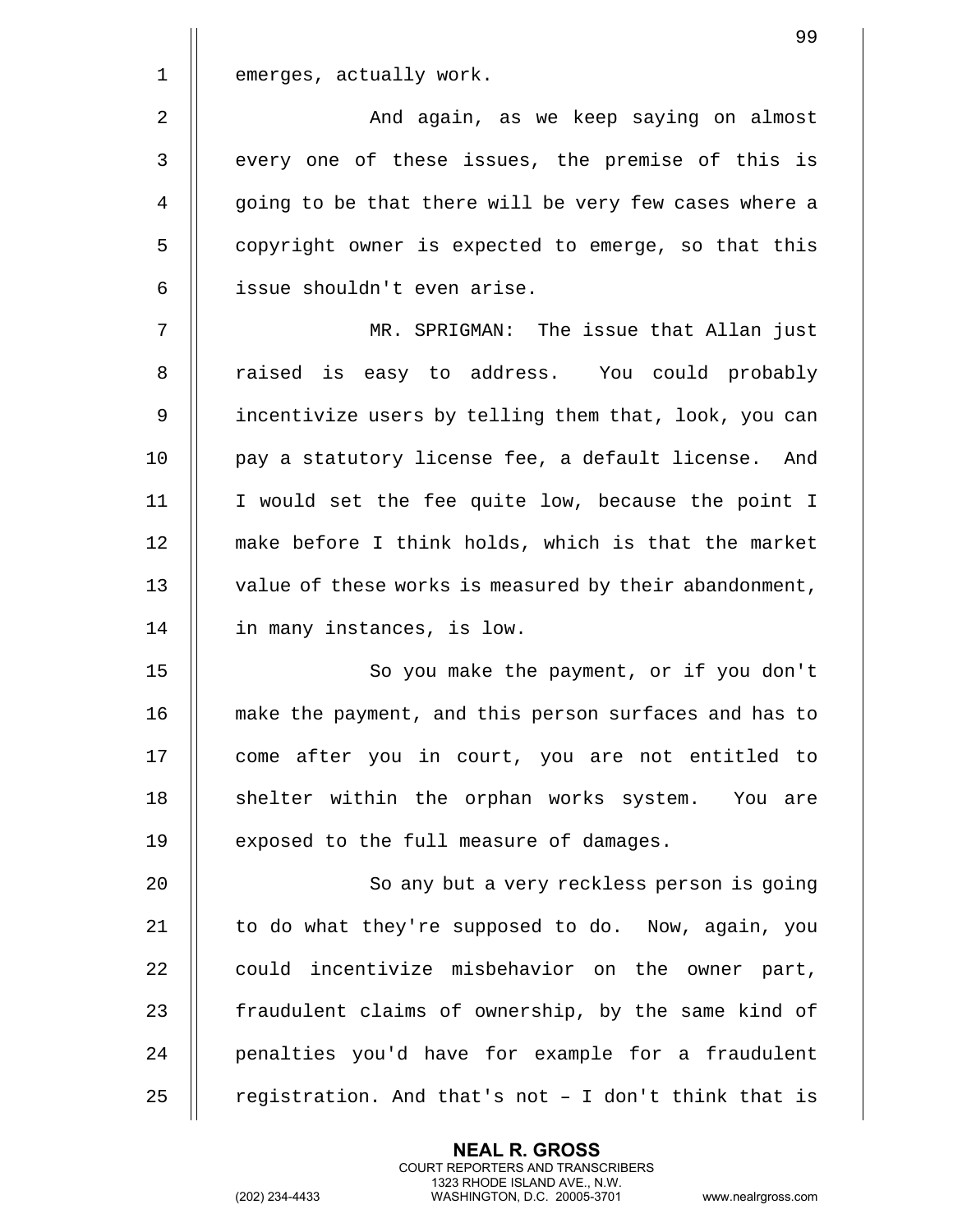emerges, actually work.

And again, as we keep saying on almost every one of these issues, the premise of this is going to be that there will be very few cases where a copyright owner is expected to emerge, so that this issue shouldn't even arise.

MR. SPRIGMAN: The issue that Allan just raised is easy to address. You could probably incentivize users by telling them that, look, you can pay a statutory license fee, a default license. And I would set the fee quite low, because the point I make before I think holds, which is that the market value of these works is measured by their abandonment, in many instances, is low.

So you make the payment, or if you don't make the payment, and this person surfaces and has to come after you in court, you are not entitled to shelter within the orphan works system. You are exposed to the full measure of damages.

So any but a very reckless person is going to do what they're supposed to do. Now, again, you could incentivize misbehavior on the owner part, fraudulent claims of ownership, by the same kind of penalties you'd have for example for a fraudulent registration. And that's not – I don't think that is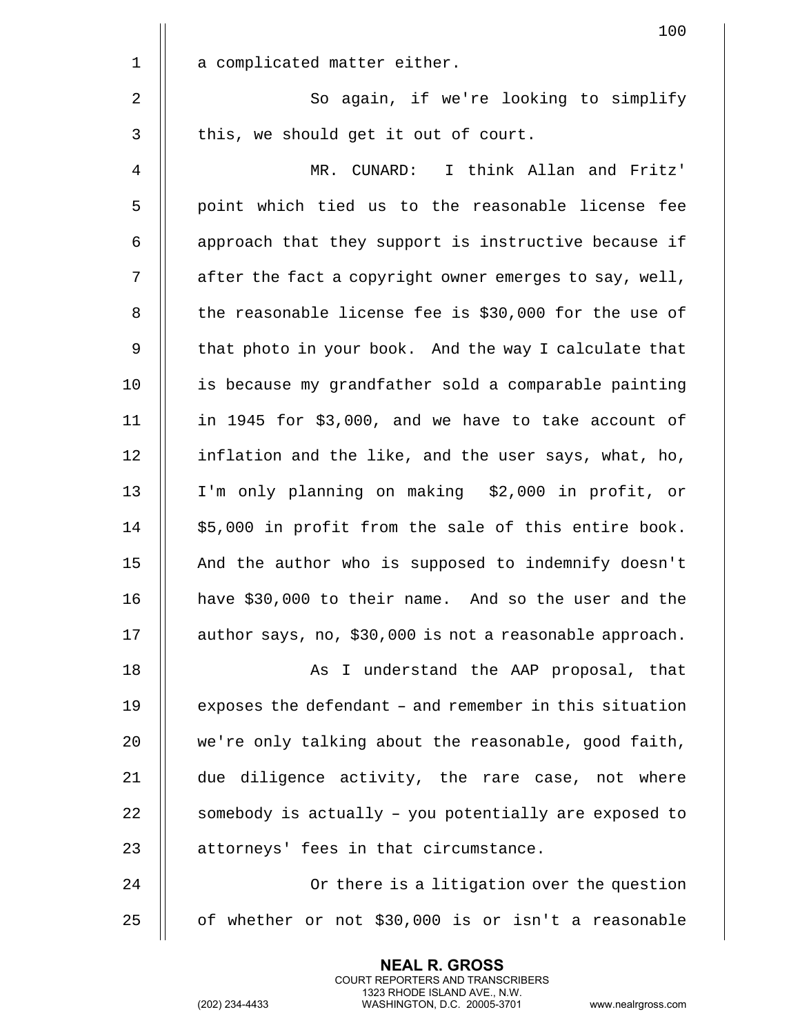a complicated matter either.

So again, if we're looking to simplify this, we should get it out of court.

MR. CUNARD: I think Allan and Fritz' point which tied us to the reasonable license fee approach that they support is instructive because if after the fact a copyright owner emerges to say, well, the reasonable license fee is $30,000 for the use of that photo in your book. And the way I calculate that is because my grandfather sold a comparable painting in 1945 for $3,000, and we have to take account of inflation and the like, and the user says, what, ho, I'm only planning on making $2,000 in profit, or $5,000 in profit from the sale of this entire book. And the author who is supposed to indemnify doesn't have $30,000 to their name. And so the user and the author says, no, $30,000 is not a reasonable approach.

As I understand the AAP proposal, that exposes the defendant – and remember in this situation we're only talking about the reasonable, good faith, due diligence activity, the rare case, not where somebody is actually – you potentially are exposed to attorneys' fees in that circumstance.

Or there is a litigation over the question of whether or not $30,000 is or isn't a reasonable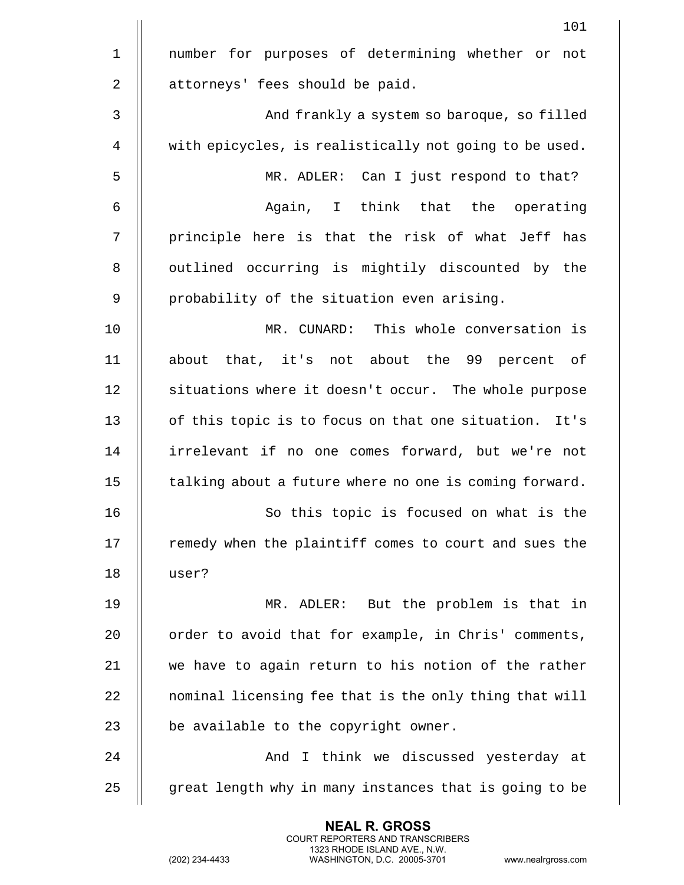number for purposes of determining whether or not attorneys' fees should be paid.

And frankly a system so baroque, so filled with epicycles, is realistically not going to be used.

MR. ADLER: Can I just respond to that?

Again, I think that the operating principle here is that the risk of what Jeff has outlined occurring is mightily discounted by the probability of the situation even arising.

MR. CUNARD: This whole conversation is about that, it's not about the 99 percent of situations where it doesn't occur. The whole purpose of this topic is to focus on that one situation. It's irrelevant if no one comes forward, but we're not talking about a future where no one is coming forward.

So this topic is focused on what is the remedy when the plaintiff comes to court and sues the user?

MR. ADLER: But the problem is that in order to avoid that for example, in Chris' comments, we have to again return to his notion of the rather nominal licensing fee that is the only thing that will be available to the copyright owner.

And I think we discussed yesterday at great length why in many instances that is going to be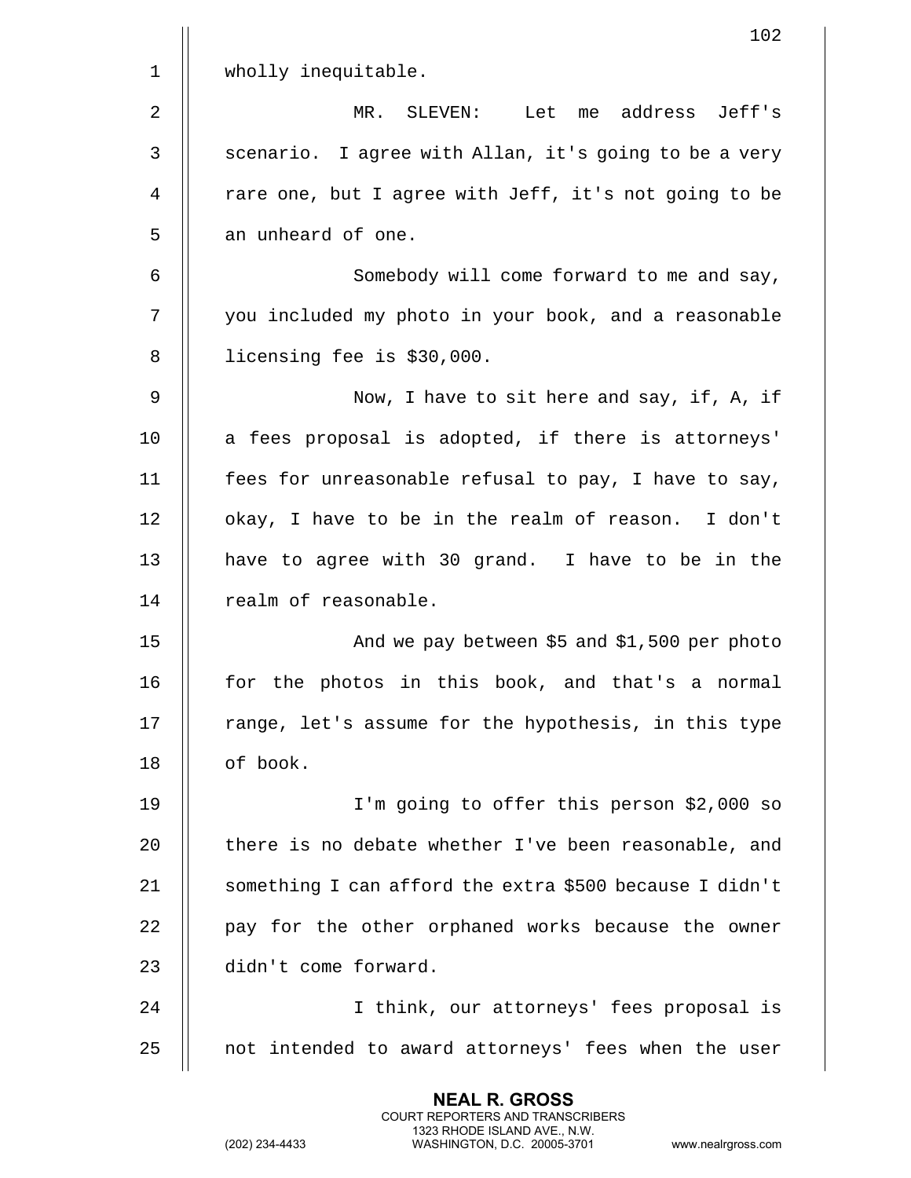wholly inequitable.

MR. SLEVEN: Let me address Jeff's scenario. I agree with Allan, it's going to be a very rare one, but I agree with Jeff, it's not going to be an unheard of one.

Somebody will come forward to me and say, you included my photo in your book, and a reasonable licensing fee is $30,000.

Now, I have to sit here and say, if, A, if a fees proposal is adopted, if there is attorneys' fees for unreasonable refusal to pay, I have to say, okay, I have to be in the realm of reason. I don't have to agree with 30 grand. I have to be in the realm of reasonable.

And we pay between $5 and $1,500 per photo for the photos in this book, and that's a normal range, let's assume for the hypothesis, in this type of book.

I'm going to offer this person $2,000 so there is no debate whether I've been reasonable, and something I can afford the extra $500 because I didn't pay for the other orphaned works because the owner didn't come forward.

I think, our attorneys' fees proposal is not intended to award attorneys' fees when the user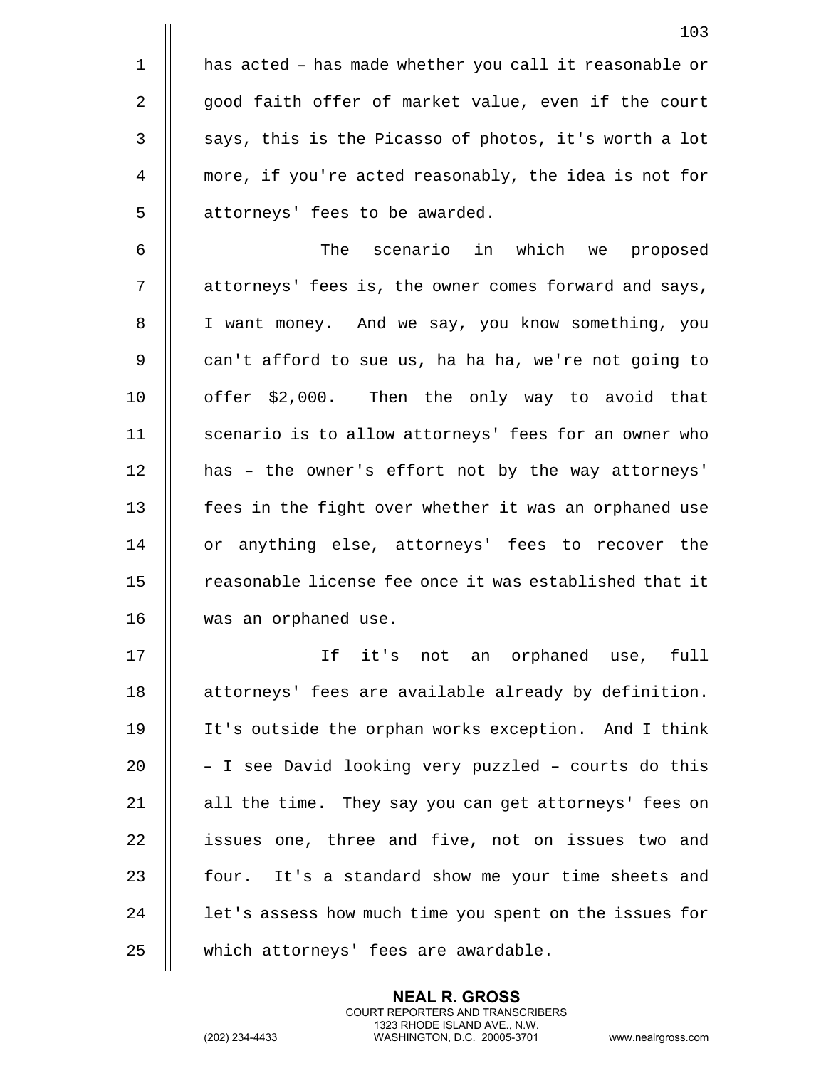has acted – has made whether you call it reasonable or good faith offer of market value, even if the court says, this is the Picasso of photos, it's worth a lot more, if you're acted reasonably, the idea is not for attorneys' fees to be awarded.

The scenario in which we proposed attorneys' fees is, the owner comes forward and says, I want money. And we say, you know something, you can't afford to sue us, ha ha ha, we're not going to offer $2,000. Then the only way to avoid that scenario is to allow attorneys' fees for an owner who has – the owner's effort not by the way attorneys' fees in the fight over whether it was an orphaned use or anything else, attorneys' fees to recover the reasonable license fee once it was established that it was an orphaned use.

If it's not an orphaned use, full attorneys' fees are available already by definition. It's outside the orphan works exception. And I think – I see David looking very puzzled – courts do this all the time. They say you can get attorneys' fees on issues one, three and five, not on issues two and four. It's a standard show me your time sheets and let's assess how much time you spent on the issues for which attorneys' fees are awardable.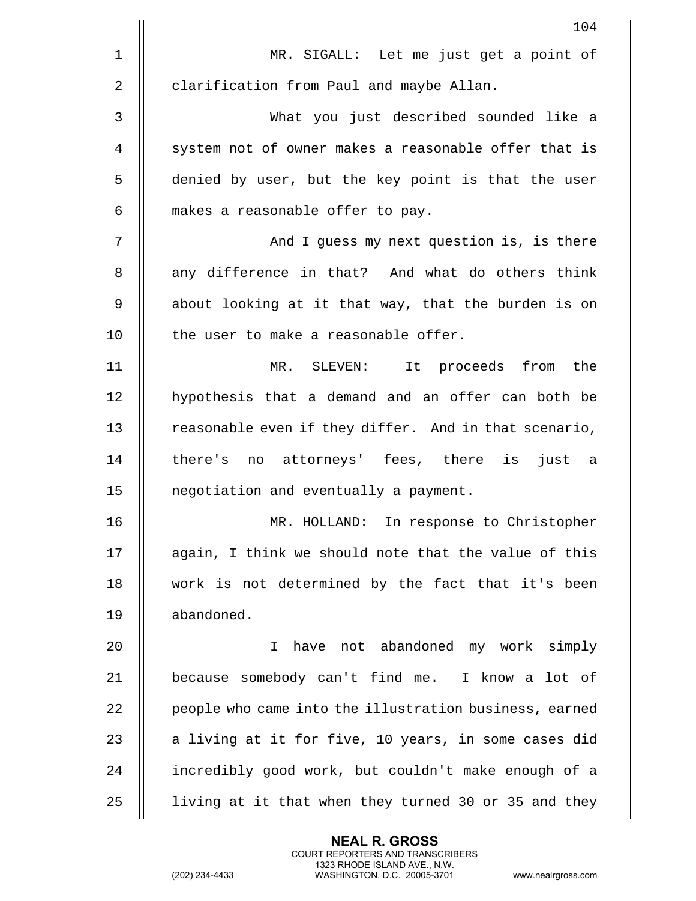MR. SIGALL: Let me just get a point of clarification from Paul and maybe Allan.

What you just described sounded like a system not of owner makes a reasonable offer that is denied by user, but the key point is that the user makes a reasonable offer to pay.

And I guess my next question is, is there any difference in that? And what do others think about looking at it that way, that the burden is on the user to make a reasonable offer.

MR. SLEVEN: It proceeds from the hypothesis that a demand and an offer can both be reasonable even if they differ. And in that scenario, there's no attorneys' fees, there is just a negotiation and eventually a payment.

MR. HOLLAND: In response to Christopher again, I think we should note that the value of this work is not determined by the fact that it's been abandoned.

I have not abandoned my work simply because somebody can't find me. I know a lot of people who came into the illustration business, earned a living at it for five, 10 years, in some cases did incredibly good work, but couldn't make enough of a living at it that when they turned 30 or 35 and they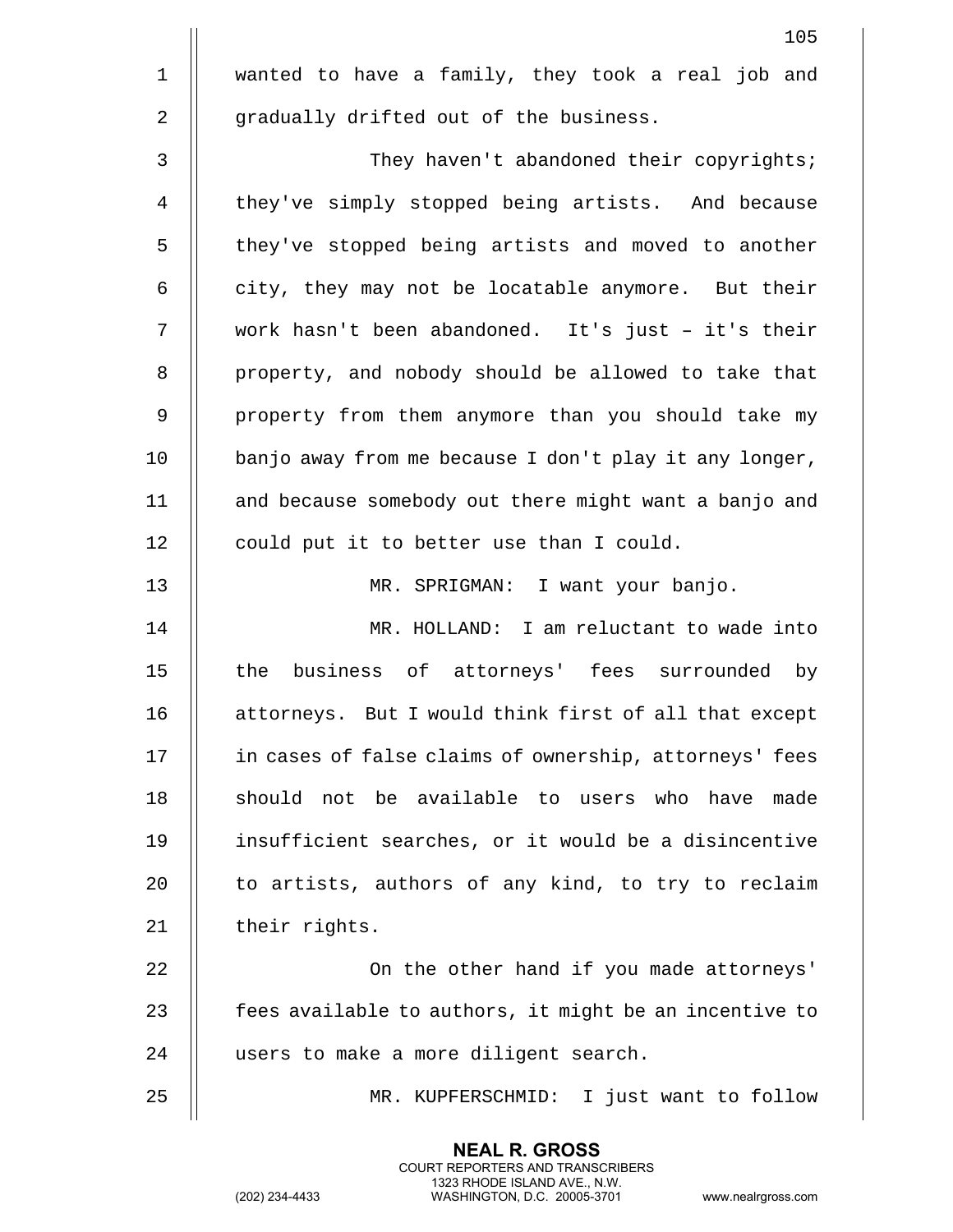wanted to have a family, they took a real job and gradually drifted out of the business.

They haven't abandoned their copyrights; they've simply stopped being artists. And because they've stopped being artists and moved to another city, they may not be locatable anymore. But their work hasn't been abandoned. It's just – it's their property, and nobody should be allowed to take that property from them anymore than you should take my banjo away from me because I don't play it any longer, and because somebody out there might want a banjo and could put it to better use than I could.

MR. SPRIGMAN: I want your banjo.

MR. HOLLAND: I am reluctant to wade into the business of attorneys' fees surrounded by attorneys. But I would think first of all that except in cases of false claims of ownership, attorneys' fees should not be available to users who have made insufficient searches, or it would be a disincentive to artists, authors of any kind, to try to reclaim their rights.

On the other hand if you made attorneys' fees available to authors, it might be an incentive to users to make a more diligent search.

MR. KUPFERSCHMID: I just want to follow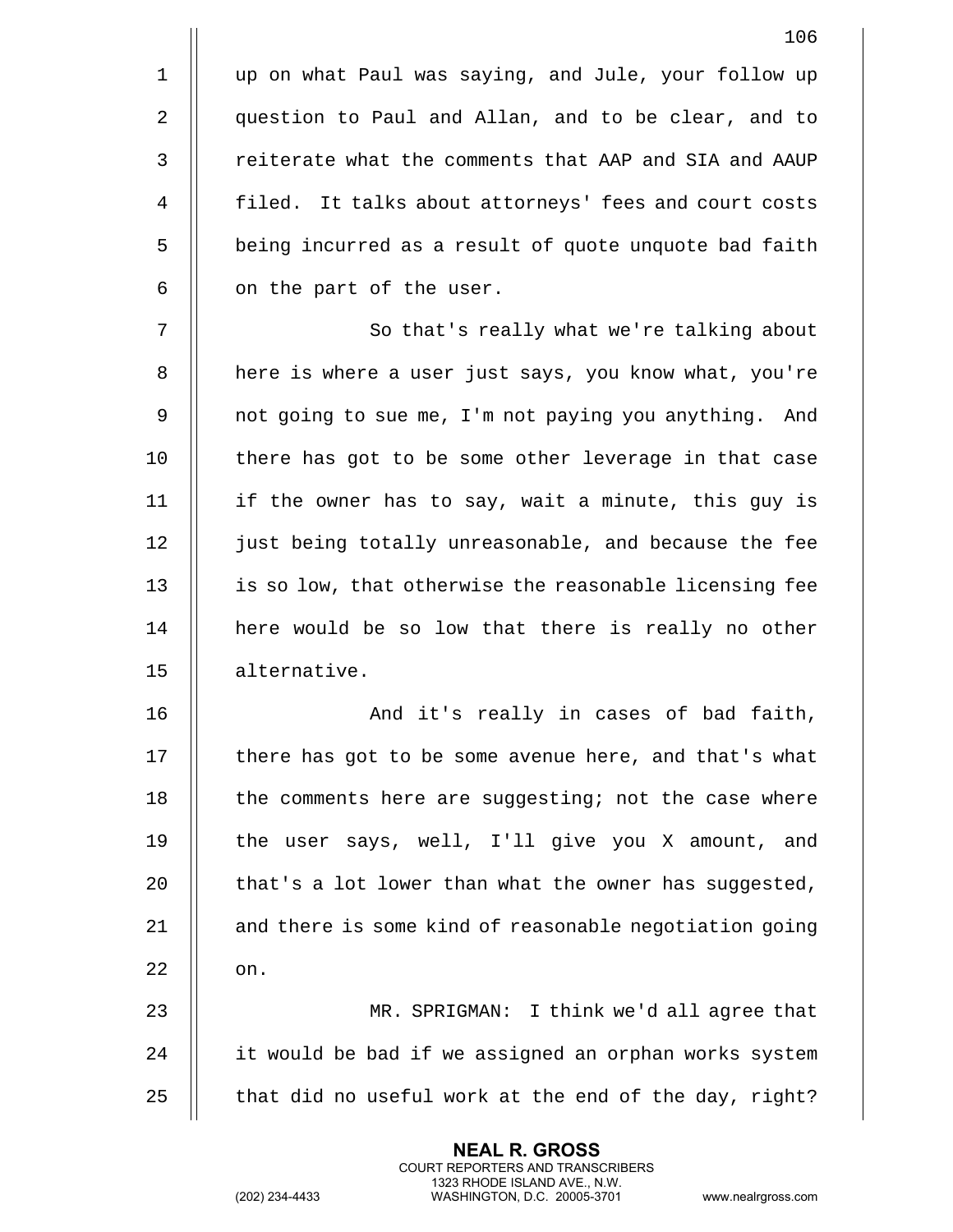up on what Paul was saying, and Jule, your follow up question to Paul and Allan, and to be clear, and to reiterate what the comments that AAP and SIA and AAUP filed. It talks about attorneys' fees and court costs being incurred as a result of quote unquote bad faith on the part of the user.

So that's really what we're talking about here is where a user just says, you know what, you're not going to sue me, I'm not paying you anything. And there has got to be some other leverage in that case if the owner has to say, wait a minute, this guy is just being totally unreasonable, and because the fee is so low, that otherwise the reasonable licensing fee here would be so low that there is really no other alternative.

And it's really in cases of bad faith, there has got to be some avenue here, and that's what the comments here are suggesting; not the case where the user says, well, I'll give you X amount, and that's a lot lower than what the owner has suggested, and there is some kind of reasonable negotiation going on.

MR. SPRIGMAN: I think we'd all agree that it would be bad if we assigned an orphan works system that did no useful work at the end of the day, right?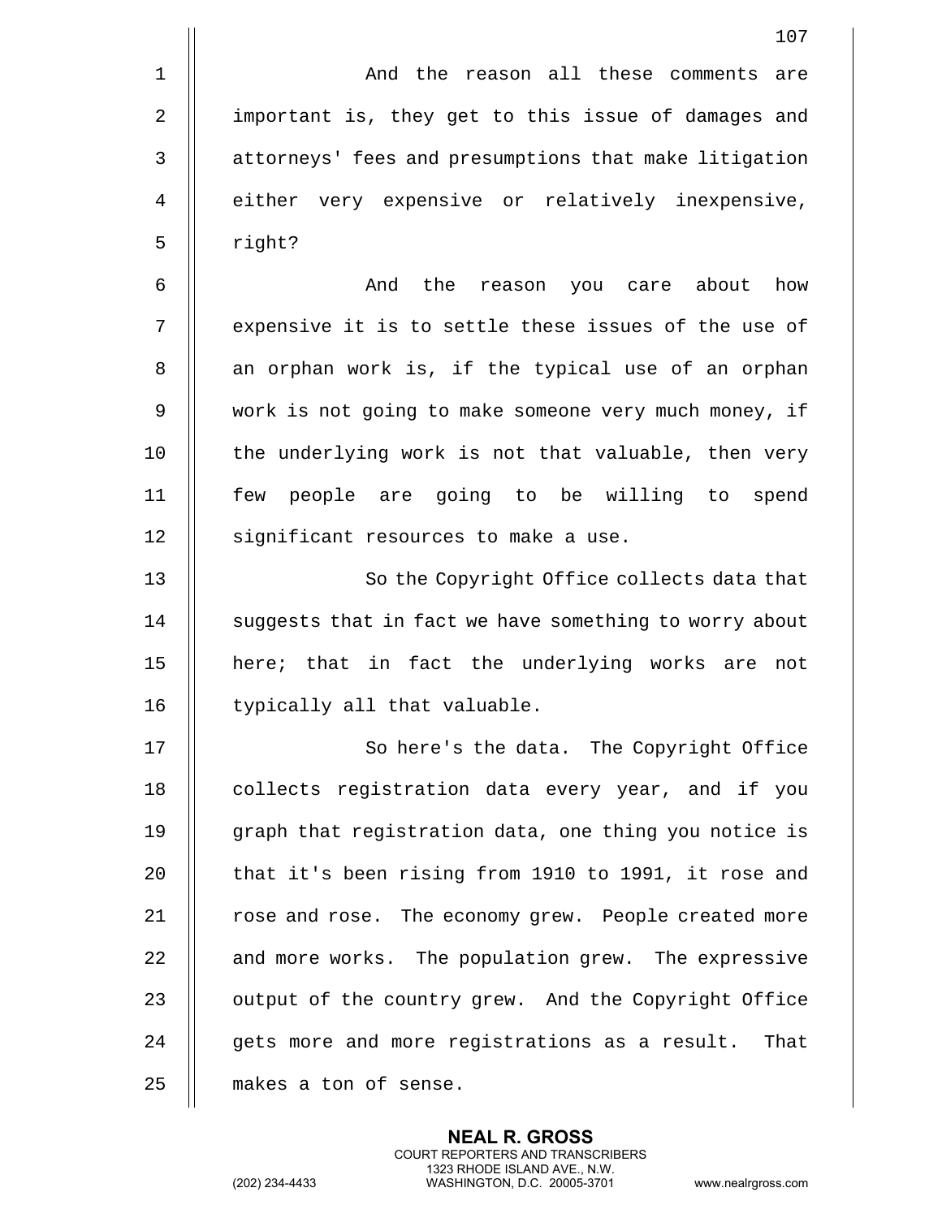And the reason all these comments are important is, they get to this issue of damages and attorneys' fees and presumptions that make litigation either very expensive or relatively inexpensive, right?

And the reason you care about how expensive it is to settle these issues of the use of an orphan work is, if the typical use of an orphan work is not going to make someone very much money, if the underlying work is not that valuable, then very few people are going to be willing to spend significant resources to make a use.

So the Copyright Office collects data that suggests that in fact we have something to worry about here; that in fact the underlying works are not typically all that valuable.

So here's the data. The Copyright Office collects registration data every year, and if you graph that registration data, one thing you notice is that it's been rising from 1910 to 1991, it rose and rose and rose. The economy grew. People created more and more works. The population grew. The expressive output of the country grew. And the Copyright Office gets more and more registrations as a result. That makes a ton of sense.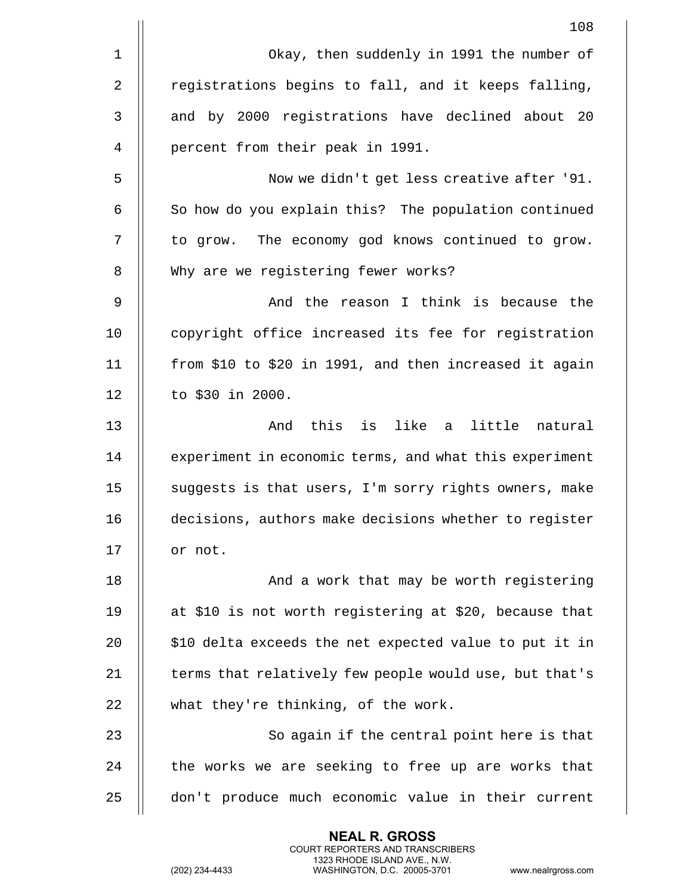Okay, then suddenly in 1991 the number of registrations begins to fall, and it keeps falling, and by 2000 registrations have declined about 20 percent from their peak in 1991.

Now we didn't get less creative after '91. So how do you explain this? The population continued to grow. The economy god knows continued to grow. Why are we registering fewer works?

And the reason I think is because the copyright office increased its fee for registration from $10 to $20 in 1991, and then increased it again to $30 in 2000.

And this is like a little natural experiment in economic terms, and what this experiment suggests is that users, I'm sorry rights owners, make decisions, authors make decisions whether to register or not.

And a work that may be worth registering at $10 is not worth registering at $20, because that $10 delta exceeds the net expected value to put it in terms that relatively few people would use, but that's what they're thinking, of the work.

So again if the central point here is that the works we are seeking to free up are works that don't produce much economic value in their current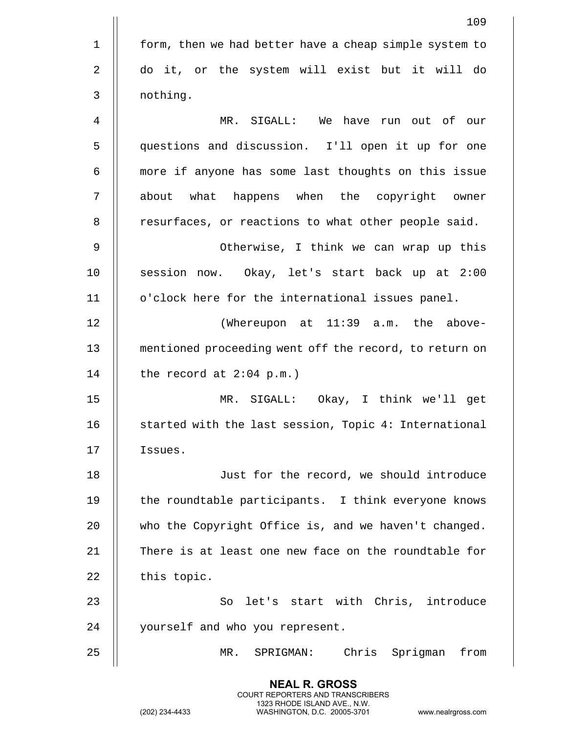form, then we had better have a cheap simple system to do it, or the system will exist but it will do nothing.

MR. SIGALL: We have run out of our questions and discussion. I'll open it up for one more if anyone has some last thoughts on this issue about what happens when the copyright owner resurfaces, or reactions to what other people said.

Otherwise, I think we can wrap up this session now. Okay, let's start back up at 2:00 o'clock here for the international issues panel.

(Whereupon at 11:39 a.m. the above-mentioned proceeding went off the record, to return on the record at 2:04 p.m.)

MR. SIGALL: Okay, I think we'll get started with the last session, Topic 4: International Issues.

Just for the record, we should introduce the roundtable participants. I think everyone knows who the Copyright Office is, and we haven't changed. There is at least one new face on the roundtable for this topic.

So let's start with Chris, introduce yourself and who you represent.

MR. SPRIGMAN: Chris Sprigman from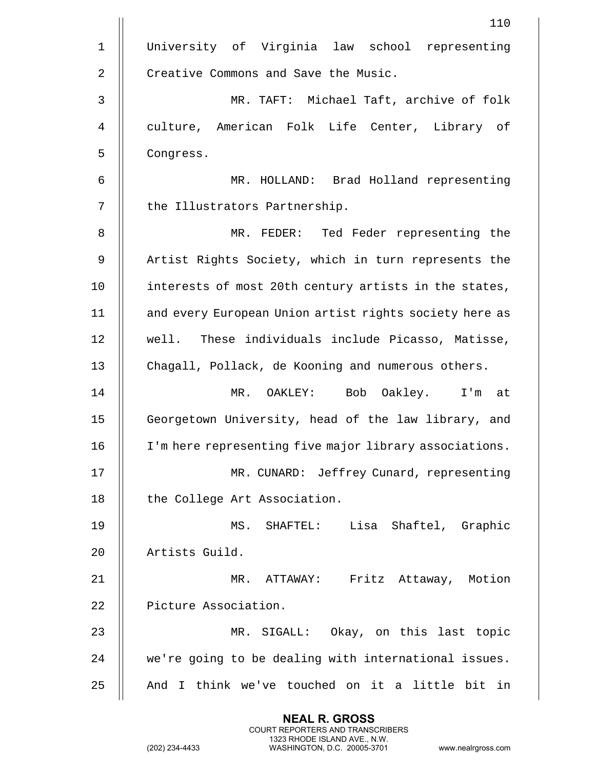University of Virginia law school representing Creative Commons and Save the Music.

MR. TAFT: Michael Taft, archive of folk culture, American Folk Life Center, Library of Congress.

MR. HOLLAND: Brad Holland representing the Illustrators Partnership.

MR. FEDER: Ted Feder representing the Artist Rights Society, which in turn represents the interests of most 20th century artists in the states, and every European Union artist rights society here as well. These individuals include Picasso, Matisse, Chagall, Pollack, de Kooning and numerous others.

MR. OAKLEY: Bob Oakley. I'm at Georgetown University, head of the law library, and I'm here representing five major library associations.

MR. CUNARD: Jeffrey Cunard, representing the College Art Association.

MS. SHAFTEL: Lisa Shaftel, Graphic Artists Guild.

MR. ATTAWAY: Fritz Attaway, Motion Picture Association.

MR. SIGALL: Okay, on this last topic we're going to be dealing with international issues. And I think we've touched on it a little bit in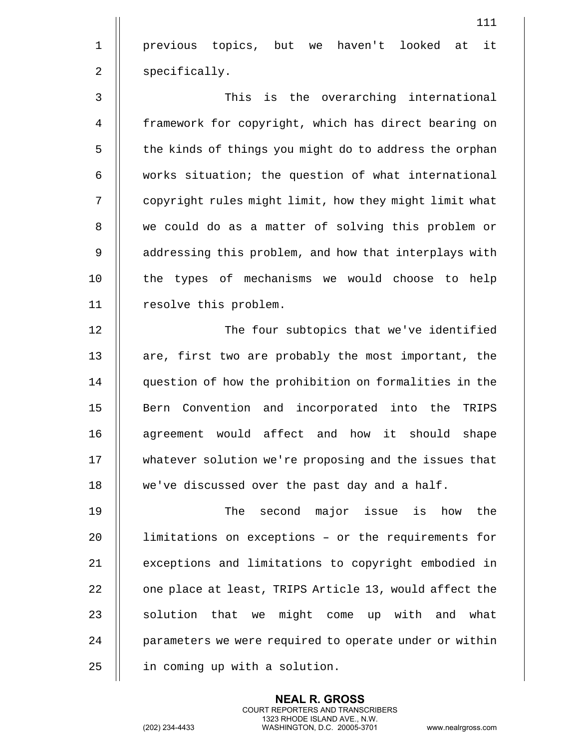previous topics, but we haven't looked at it specifically.

This is the overarching international framework for copyright, which has direct bearing on the kinds of things you might do to address the orphan works situation; the question of what international copyright rules might limit, how they might limit what we could do as a matter of solving this problem or addressing this problem, and how that interplays with the types of mechanisms we would choose to help resolve this problem.

The four subtopics that we've identified are, first two are probably the most important, the question of how the prohibition on formalities in the Bern Convention and incorporated into the TRIPS agreement would affect and how it should shape whatever solution we're proposing and the issues that we've discussed over the past day and a half.

The second major issue is how the limitations on exceptions – or the requirements for exceptions and limitations to copyright embodied in one place at least, TRIPS Article 13, would affect the solution that we might come up with and what parameters we were required to operate under or within in coming up with a solution.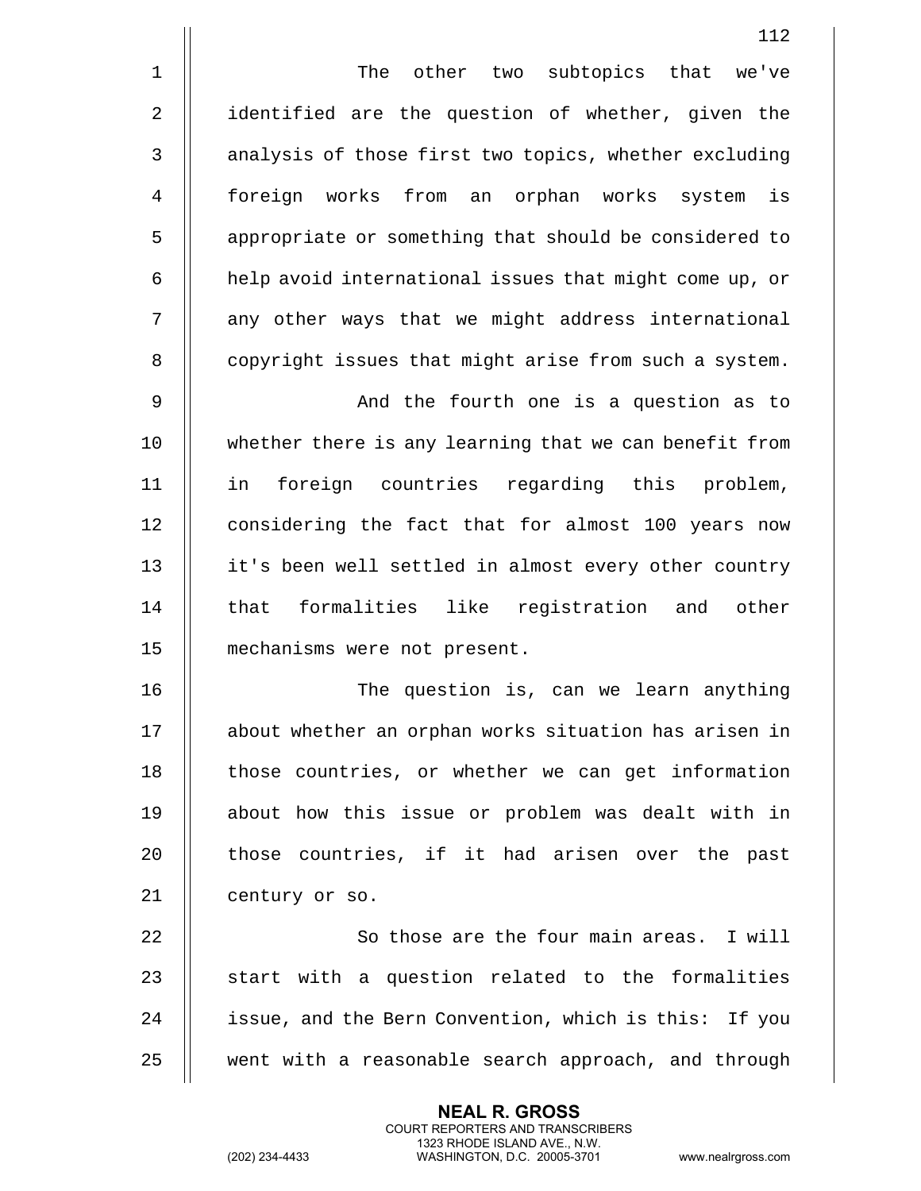The other two subtopics that we've identified are the question of whether, given the analysis of those first two topics, whether excluding foreign works from an orphan works system is appropriate or something that should be considered to help avoid international issues that might come up, or any other ways that we might address international copyright issues that might arise from such a system.

And the fourth one is a question as to whether there is any learning that we can benefit from in foreign countries regarding this problem, considering the fact that for almost 100 years now it's been well settled in almost every other country that formalities like registration and other mechanisms were not present.

The question is, can we learn anything about whether an orphan works situation has arisen in those countries, or whether we can get information about how this issue or problem was dealt with in those countries, if it had arisen over the past century or so.

So those are the four main areas. I will start with a question related to the formalities issue, and the Bern Convention, which is this: If you went with a reasonable search approach, and through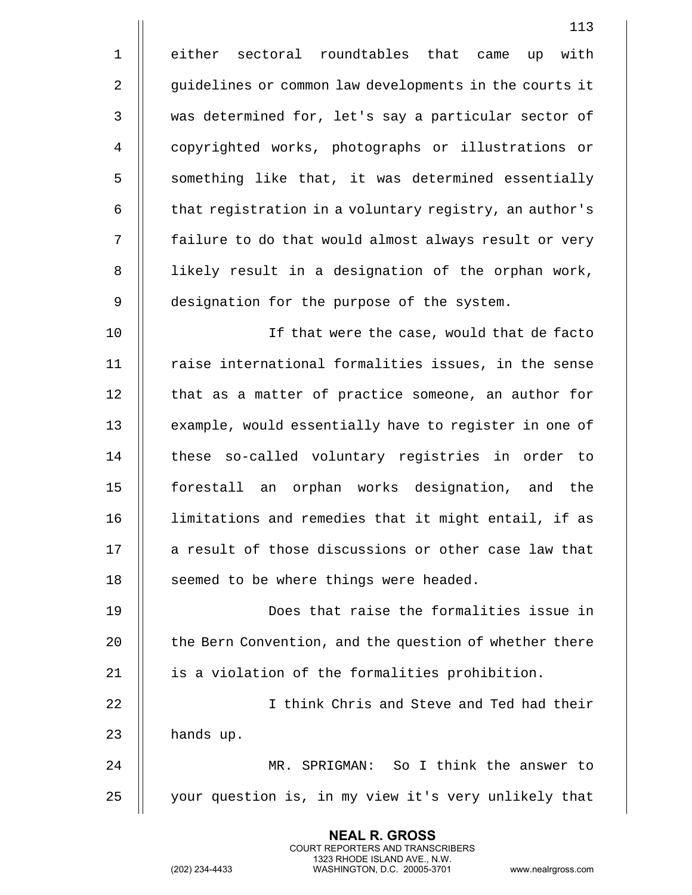either sectoral roundtables that came up with guidelines or common law developments in the courts it was determined for, let's say a particular sector of copyrighted works, photographs or illustrations or something like that, it was determined essentially that registration in a voluntary registry, an author's failure to do that would almost always result or very likely result in a designation of the orphan work, designation for the purpose of the system.

If that were the case, would that de facto raise international formalities issues, in the sense that as a matter of practice someone, an author for example, would essentially have to register in one of these so-called voluntary registries in order to forestall an orphan works designation, and the limitations and remedies that it might entail, if as a result of those discussions or other case law that seemed to be where things were headed.

Does that raise the formalities issue in the Bern Convention, and the question of whether there is a violation of the formalities prohibition.

I think Chris and Steve and Ted had their hands up.

MR. SPRIGMAN: So I think the answer to your question is, in my view it's very unlikely that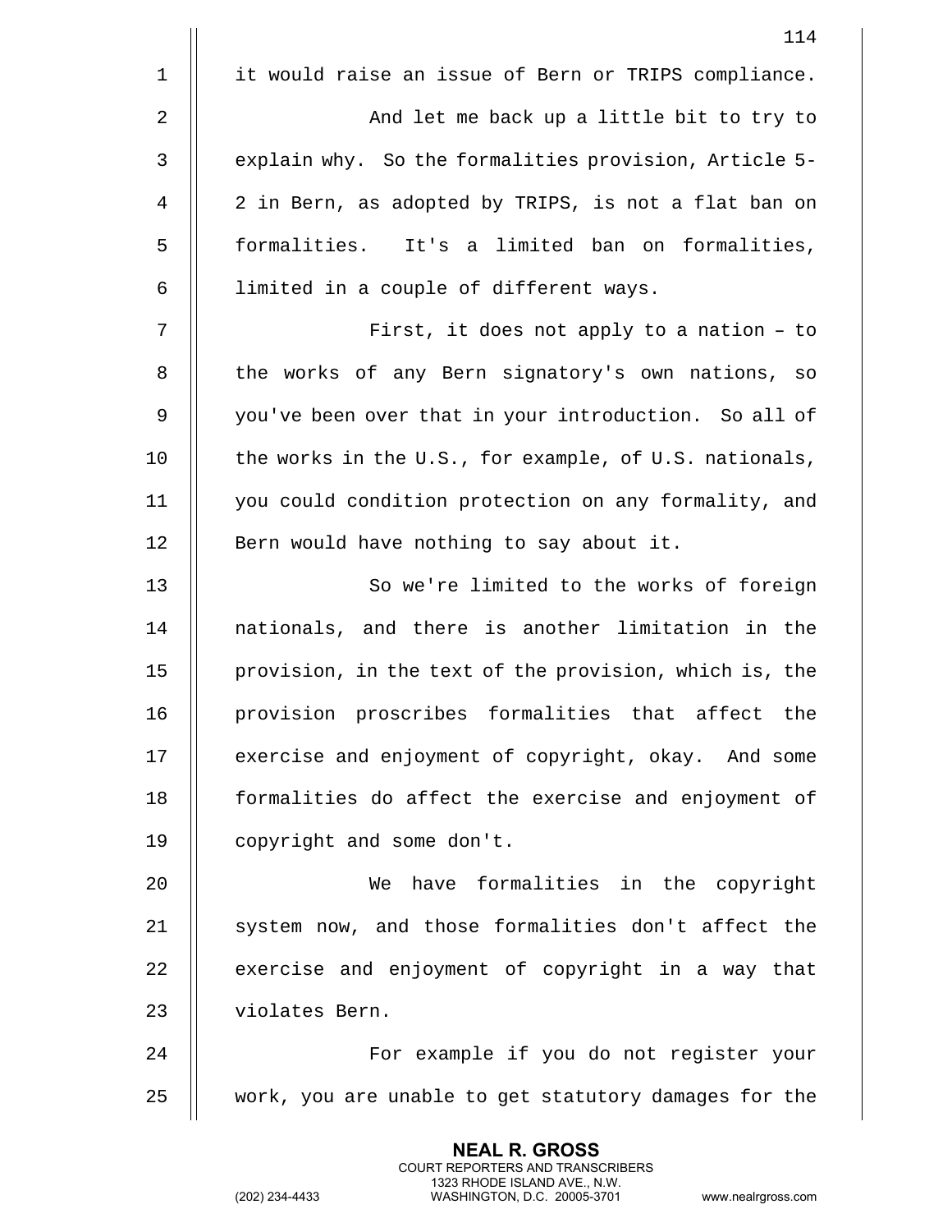it would raise an issue of Bern or TRIPS compliance.

And let me back up a little bit to try to explain why. So the formalities provision, Article 5-2 in Bern, as adopted by TRIPS, is not a flat ban on formalities. It's a limited ban on formalities, limited in a couple of different ways.

First, it does not apply to a nation – to the works of any Bern signatory's own nations, so you've been over that in your introduction. So all of the works in the U.S., for example, of U.S. nationals, you could condition protection on any formality, and Bern would have nothing to say about it.

So we're limited to the works of foreign nationals, and there is another limitation in the provision, in the text of the provision, which is, the provision proscribes formalities that affect the exercise and enjoyment of copyright, okay. And some formalities do affect the exercise and enjoyment of copyright and some don't.

We have formalities in the copyright system now, and those formalities don't affect the exercise and enjoyment of copyright in a way that violates Bern.

For example if you do not register your work, you are unable to get statutory damages for the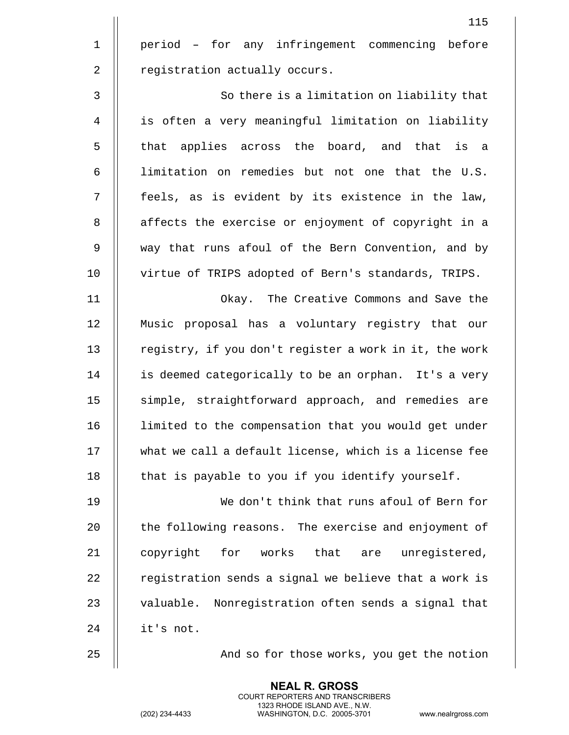period – for any infringement commencing before registration actually occurs.

So there is a limitation on liability that is often a very meaningful limitation on liability that applies across the board, and that is a limitation on remedies but not one that the U.S. feels, as is evident by its existence in the law, affects the exercise or enjoyment of copyright in a way that runs afoul of the Bern Convention, and by virtue of TRIPS adopted of Bern's standards, TRIPS.

Okay. The Creative Commons and Save the Music proposal has a voluntary registry that our registry, if you don't register a work in it, the work is deemed categorically to be an orphan. It's a very simple, straightforward approach, and remedies are limited to the compensation that you would get under what we call a default license, which is a license fee that is payable to you if you identify yourself.

We don't think that runs afoul of Bern for the following reasons. The exercise and enjoyment of copyright for works that are unregistered, registration sends a signal we believe that a work is valuable. Nonregistration often sends a signal that it's not.

And so for those works, you get the notion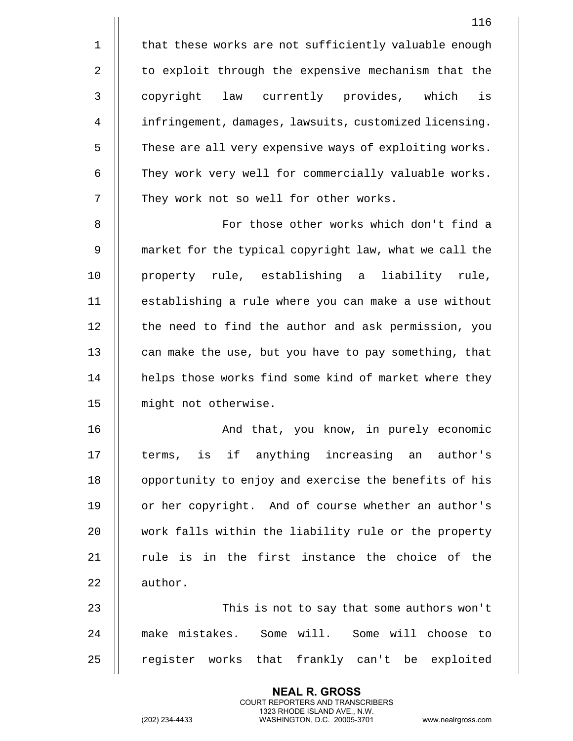that these works are not sufficiently valuable enough to exploit through the expensive mechanism that the copyright law currently provides, which is infringement, damages, lawsuits, customized licensing. These are all very expensive ways of exploiting works. They work very well for commercially valuable works. They work not so well for other works.

For those other works which don't find a market for the typical copyright law, what we call the property rule, establishing a liability rule, establishing a rule where you can make a use without the need to find the author and ask permission, you can make the use, but you have to pay something, that helps those works find some kind of market where they might not otherwise.

And that, you know, in purely economic terms, is if anything increasing an author's opportunity to enjoy and exercise the benefits of his or her copyright. And of course whether an author's work falls within the liability rule or the property rule is in the first instance the choice of the author.

This is not to say that some authors won't make mistakes. Some will. Some will choose to register works that frankly can't be exploited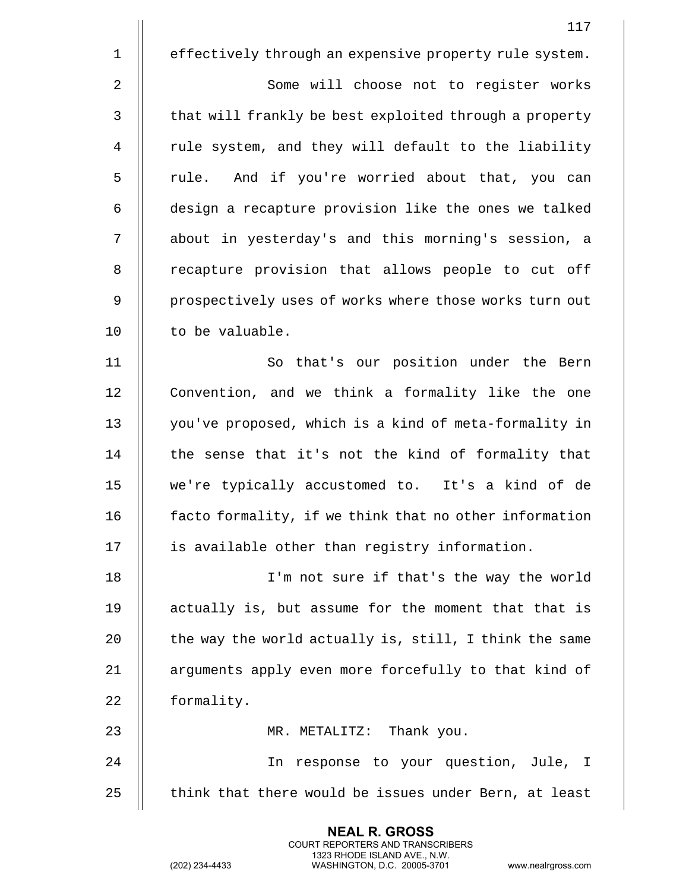effectively through an expensive property rule system.

Some will choose not to register works that will frankly be best exploited through a property rule system, and they will default to the liability rule. And if you're worried about that, you can design a recapture provision like the ones we talked about in yesterday's and this morning's session, a recapture provision that allows people to cut off prospectively uses of works where those works turn out to be valuable.

So that's our position under the Bern Convention, and we think a formality like the one you've proposed, which is a kind of meta-formality in the sense that it's not the kind of formality that we're typically accustomed to. It's a kind of de facto formality, if we think that no other information is available other than registry information.

I'm not sure if that's the way the world actually is, but assume for the moment that that is the way the world actually is, still, I think the same arguments apply even more forcefully to that kind of formality.

MR. METALITZ: Thank you.

In response to your question, Jule, I think that there would be issues under Bern, at least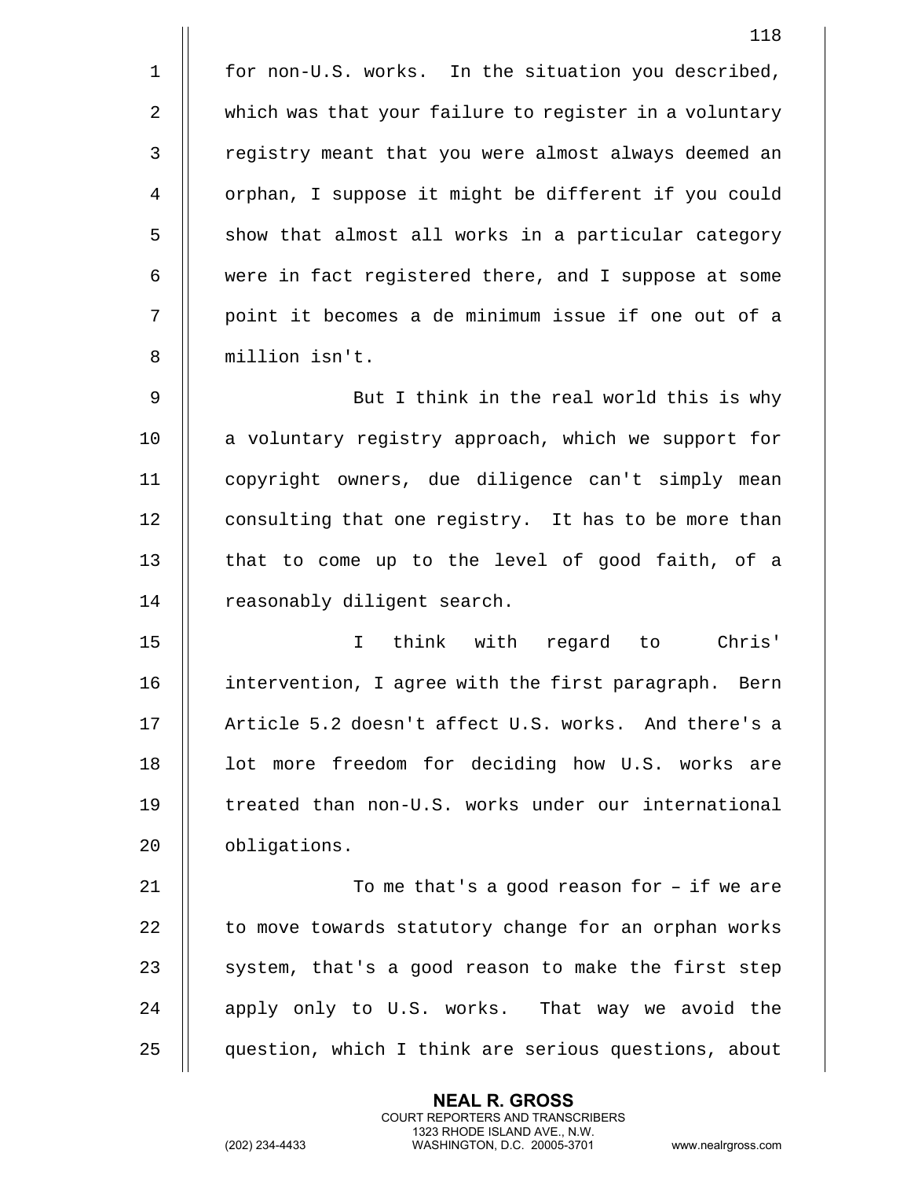for non-U.S. works. In the situation you described, which was that your failure to register in a voluntary registry meant that you were almost always deemed an orphan, I suppose it might be different if you could show that almost all works in a particular category were in fact registered there, and I suppose at some point it becomes a de minimum issue if one out of a million isn't.

But I think in the real world this is why a voluntary registry approach, which we support for copyright owners, due diligence can't simply mean consulting that one registry. It has to be more than that to come up to the level of good faith, of a reasonably diligent search.

I think with regard to Chris' intervention, I agree with the first paragraph. Bern Article 5.2 doesn't affect U.S. works. And there's a lot more freedom for deciding how U.S. works are treated than non-U.S. works under our international obligations.

To me that's a good reason for – if we are to move towards statutory change for an orphan works system, that's a good reason to make the first step apply only to U.S. works. That way we avoid the question, which I think are serious questions, about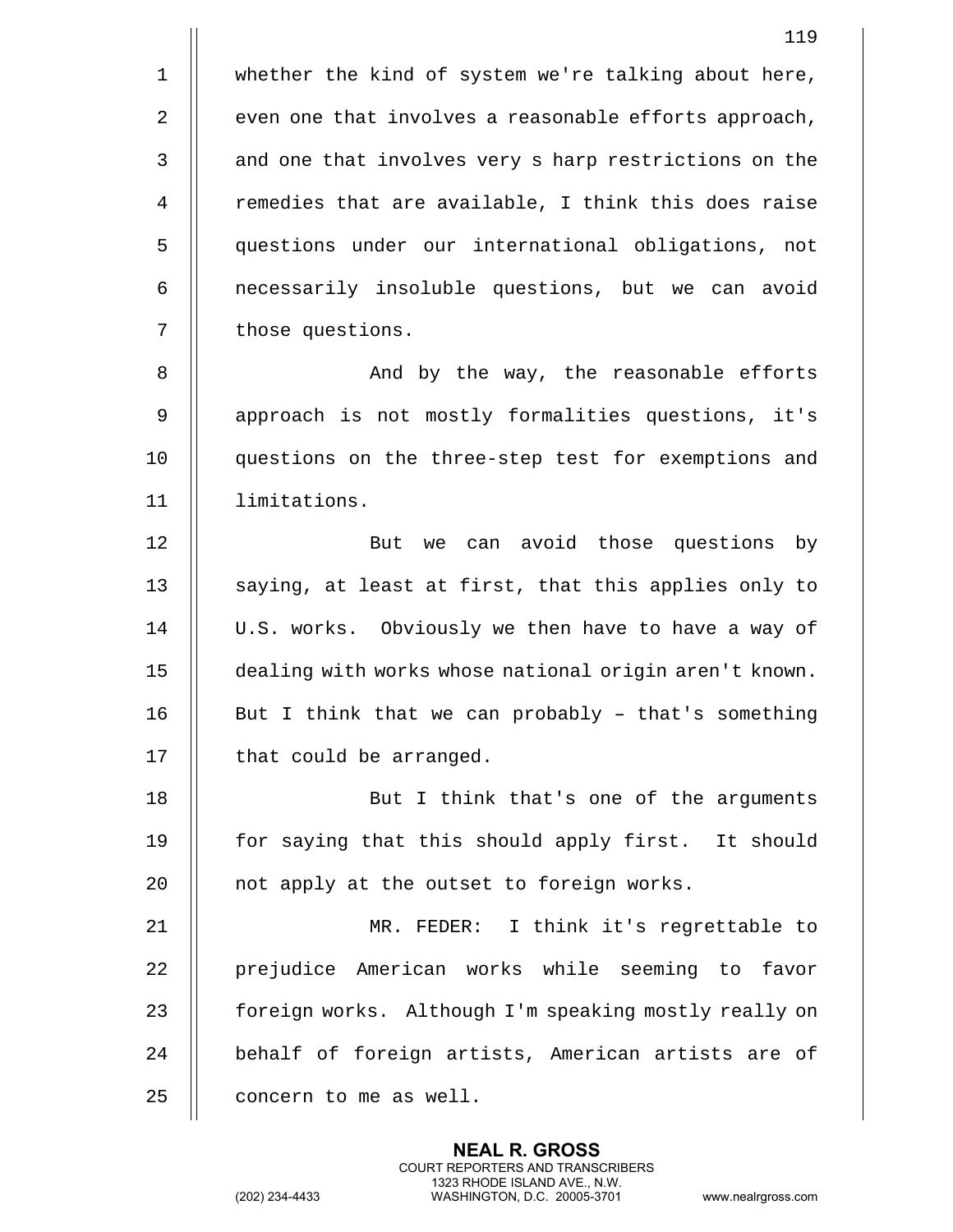whether the kind of system we're talking about here, even one that involves a reasonable efforts approach, and one that involves very s harp restrictions on the remedies that are available, I think this does raise questions under our international obligations, not necessarily insoluble questions, but we can avoid those questions.

And by the way, the reasonable efforts approach is not mostly formalities questions, it's questions on the three-step test for exemptions and limitations.

But we can avoid those questions by saying, at least at first, that this applies only to U.S. works. Obviously we then have to have a way of dealing with works whose national origin aren't known. But I think that we can probably – that's something that could be arranged.

But I think that's one of the arguments for saying that this should apply first. It should not apply at the outset to foreign works.

MR. FEDER: I think it's regrettable to prejudice American works while seeming to favor foreign works. Although I'm speaking mostly really on behalf of foreign artists, American artists are of concern to me as well.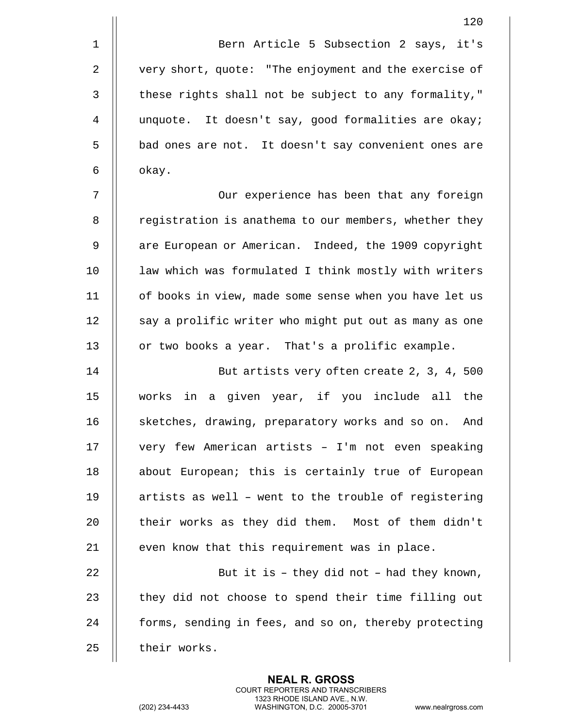Bern Article 5 Subsection 2 says, it's very short, quote: "The enjoyment and the exercise of these rights shall not be subject to any formality," unquote. It doesn't say, good formalities are okay; bad ones are not. It doesn't say convenient ones are okay.

Our experience has been that any foreign registration is anathema to our members, whether they are European or American. Indeed, the 1909 copyright law which was formulated I think mostly with writers of books in view, made some sense when you have let us say a prolific writer who might put out as many as one or two books a year. That's a prolific example.

But artists very often create 2, 3, 4, 500 works in a given year, if you include all the sketches, drawing, preparatory works and so on. And very few American artists – I'm not even speaking about European; this is certainly true of European artists as well – went to the trouble of registering their works as they did them. Most of them didn't even know that this requirement was in place.

But it is – they did not – had they known, they did not choose to spend their time filling out forms, sending in fees, and so on, thereby protecting their works.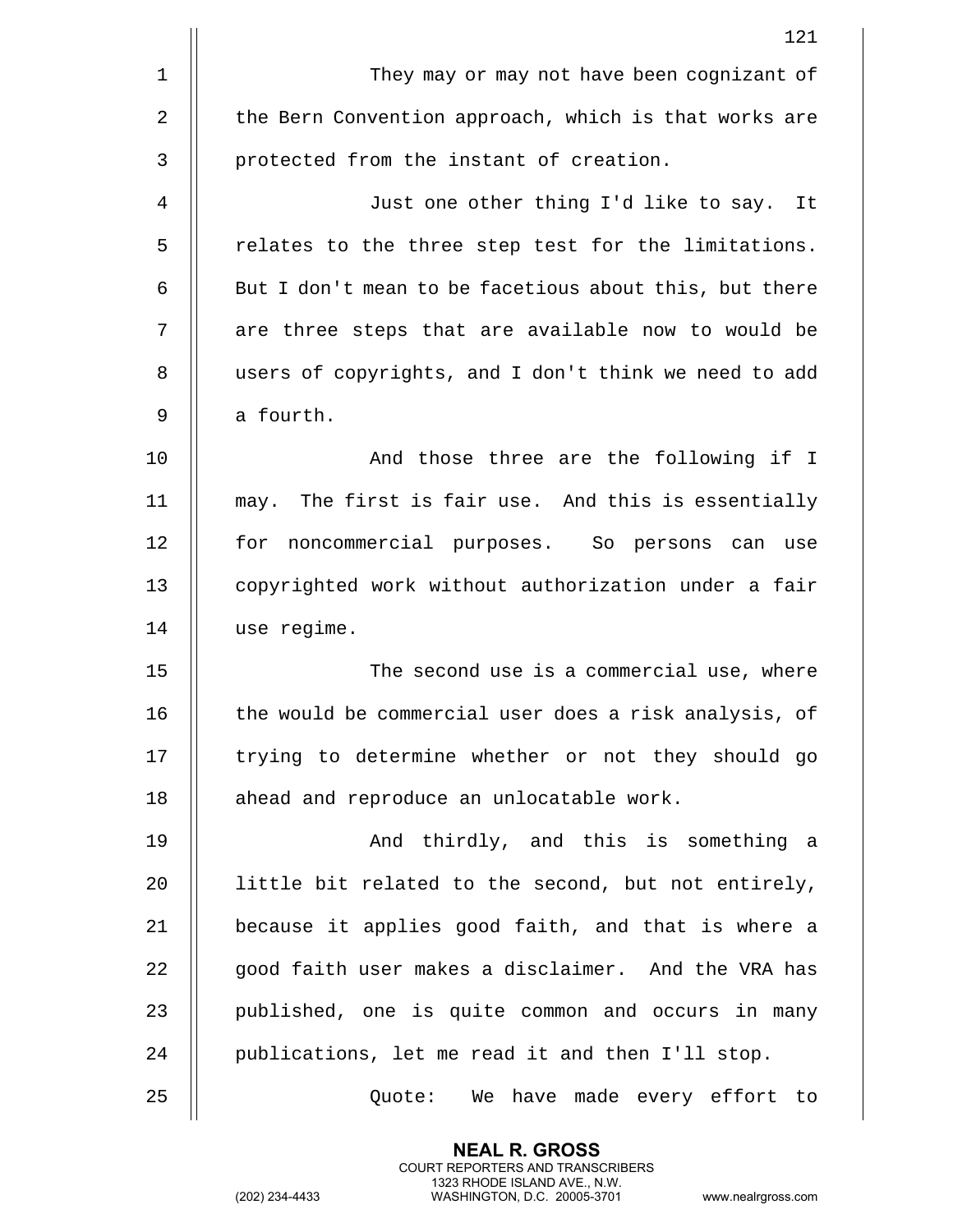They may or may not have been cognizant of the Bern Convention approach, which is that works are protected from the instant of creation.

Just one other thing I'd like to say. It relates to the three step test for the limitations. But I don't mean to be facetious about this, but there are three steps that are available now to would be users of copyrights, and I don't think we need to add a fourth.

And those three are the following if I may. The first is fair use. And this is essentially for noncommercial purposes. So persons can use copyrighted work without authorization under a fair use regime.

The second use is a commercial use, where the would be commercial user does a risk analysis, of trying to determine whether or not they should go ahead and reproduce an unlocatable work.

And thirdly, and this is something a little bit related to the second, but not entirely, because it applies good faith, and that is where a good faith user makes a disclaimer. And the VRA has published, one is quite common and occurs in many publications, let me read it and then I'll stop.

Quote: We have made every effort to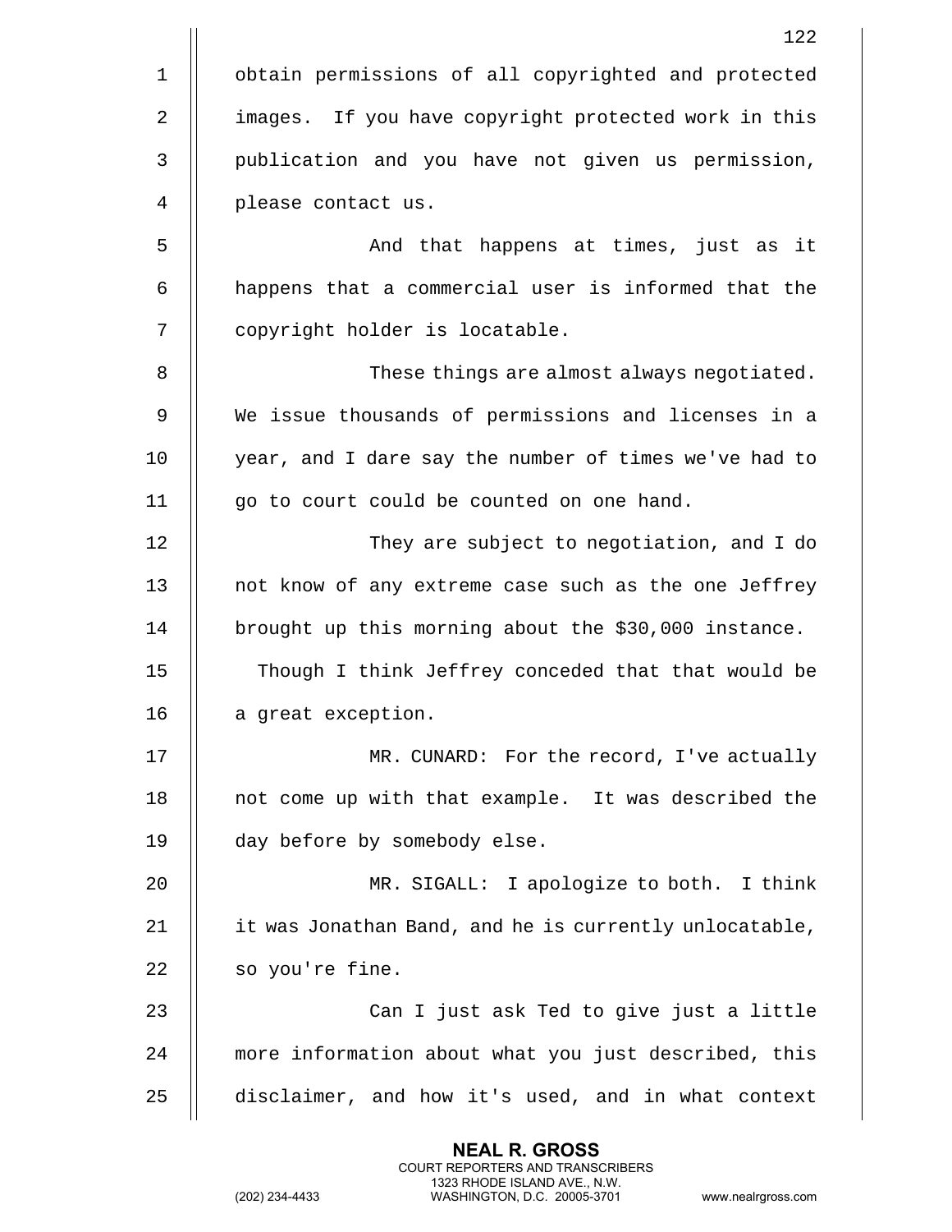obtain permissions of all copyrighted and protected images. If you have copyright protected work in this publication and you have not given us permission, please contact us.

And that happens at times, just as it happens that a commercial user is informed that the copyright holder is locatable.

These things are almost always negotiated. We issue thousands of permissions and licenses in a year, and I dare say the number of times we've had to go to court could be counted on one hand.

They are subject to negotiation, and I do not know of any extreme case such as the one Jeffrey brought up this morning about the $30,000 instance. Though I think Jeffrey conceded that that would be a great exception.

MR. CUNARD: For the record, I've actually not come up with that example. It was described the day before by somebody else.

MR. SIGALL: I apologize to both. I think it was Jonathan Band, and he is currently unlocatable, so you're fine.

Can I just ask Ted to give just a little more information about what you just described, this disclaimer, and how it's used, and in what context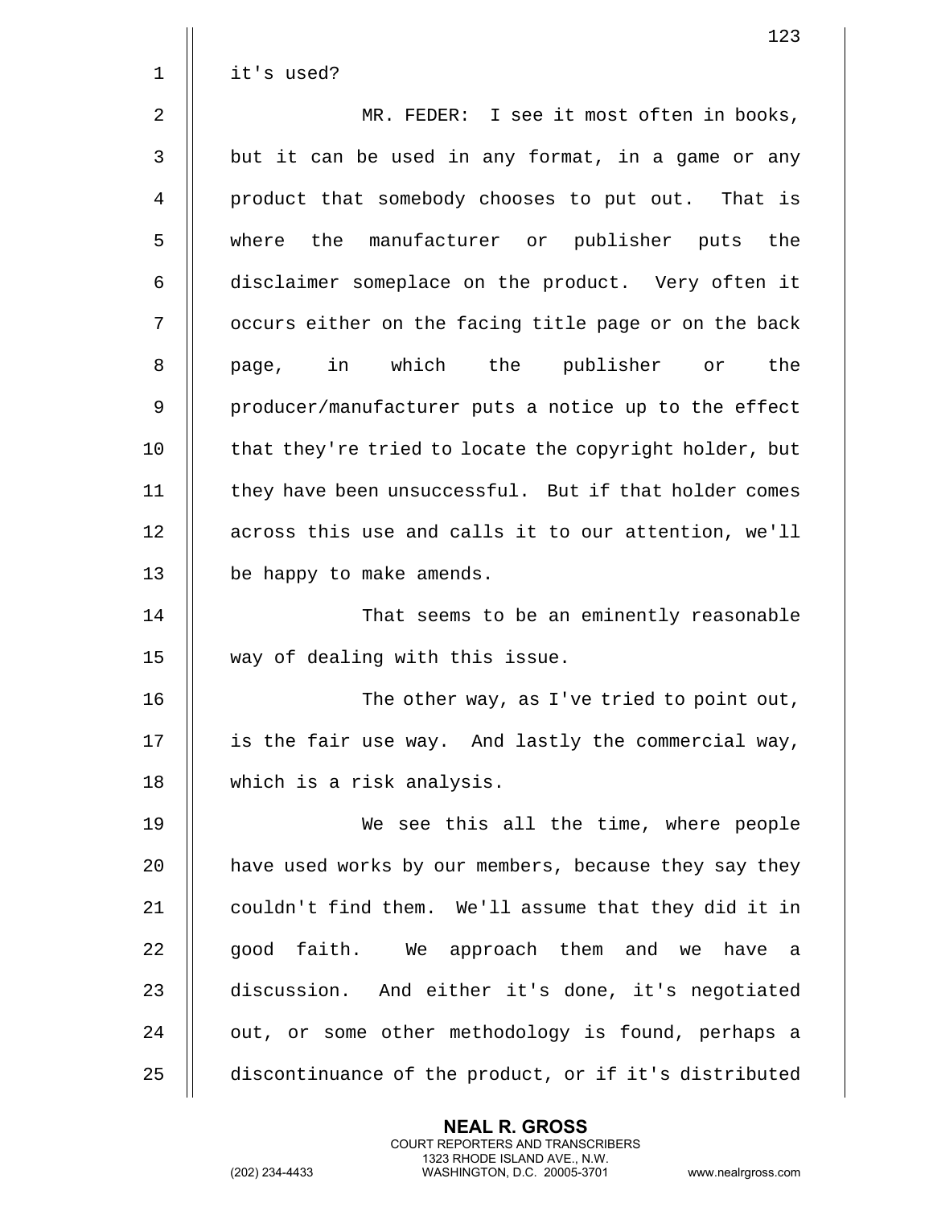it's used?

MR. FEDER: I see it most often in books, but it can be used in any format, in a game or any product that somebody chooses to put out. That is where the manufacturer or publisher puts the disclaimer someplace on the product. Very often it occurs either on the facing title page or on the back page, in which the publisher or the producer/manufacturer puts a notice up to the effect that they're tried to locate the copyright holder, but they have been unsuccessful. But if that holder comes across this use and calls it to our attention, we'll be happy to make amends.

That seems to be an eminently reasonable way of dealing with this issue.

The other way, as I've tried to point out, is the fair use way. And lastly the commercial way, which is a risk analysis.

We see this all the time, where people have used works by our members, because they say they couldn't find them. We'll assume that they did it in good faith. We approach them and we have a discussion. And either it's done, it's negotiated out, or some other methodology is found, perhaps a discontinuance of the product, or if it's distributed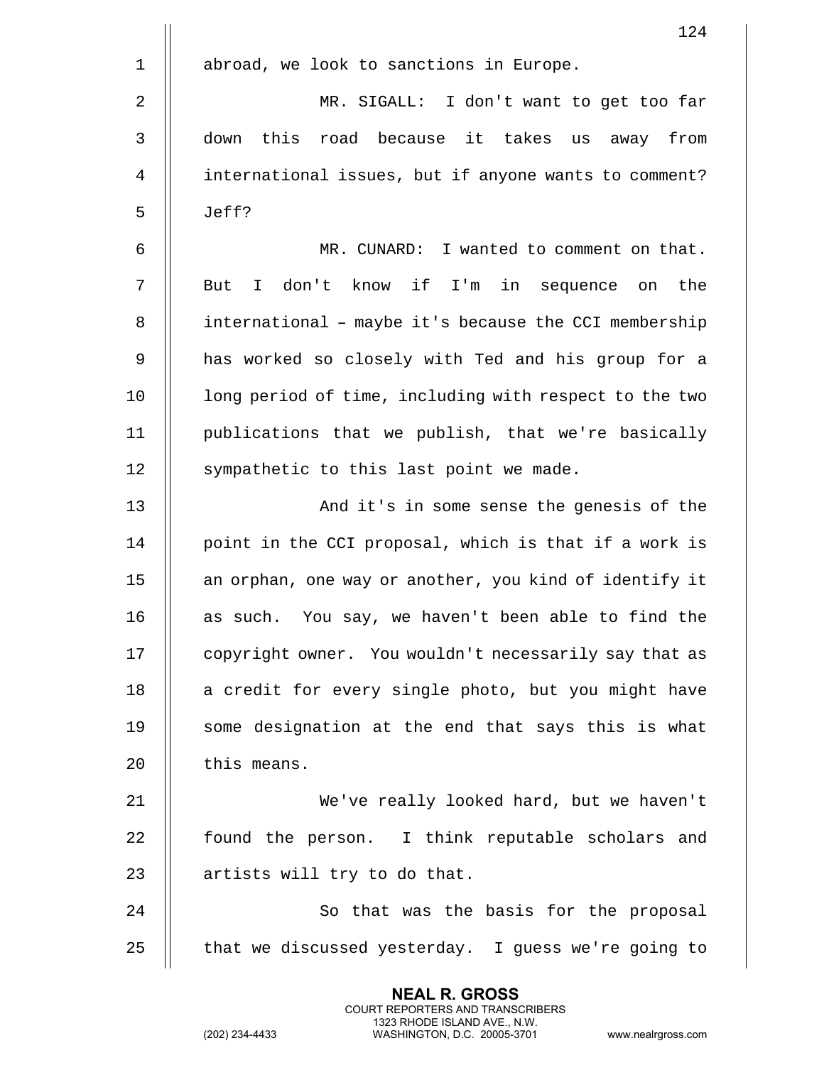abroad, we look to sanctions in Europe.

MR. SIGALL: I don't want to get too far down this road because it takes us away from international issues, but if anyone wants to comment? Jeff?

MR. CUNARD: I wanted to comment on that. But I don't know if I'm in sequence on the international – maybe it's because the CCI membership has worked so closely with Ted and his group for a long period of time, including with respect to the two publications that we publish, that we're basically sympathetic to this last point we made.

And it's in some sense the genesis of the point in the CCI proposal, which is that if a work is an orphan, one way or another, you kind of identify it as such. You say, we haven't been able to find the copyright owner. You wouldn't necessarily say that as a credit for every single photo, but you might have some designation at the end that says this is what this means.

We've really looked hard, but we haven't found the person. I think reputable scholars and artists will try to do that.

So that was the basis for the proposal that we discussed yesterday. I guess we're going to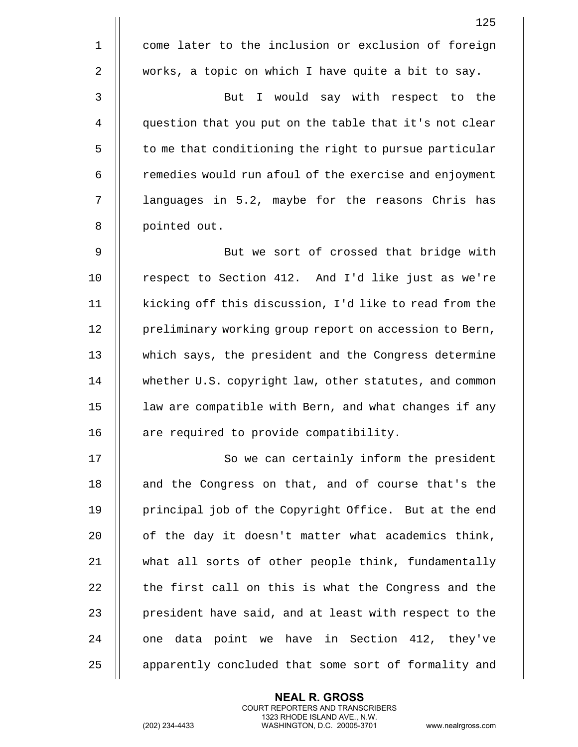come later to the inclusion or exclusion of foreign works, a topic on which I have quite a bit to say.

But I would say with respect to the question that you put on the table that it's not clear to me that conditioning the right to pursue particular remedies would run afoul of the exercise and enjoyment languages in 5.2, maybe for the reasons Chris has pointed out.

But we sort of crossed that bridge with respect to Section 412. And I'd like just as we're kicking off this discussion, I'd like to read from the preliminary working group report on accession to Bern, which says, the president and the Congress determine whether U.S. copyright law, other statutes, and common law are compatible with Bern, and what changes if any are required to provide compatibility.

So we can certainly inform the president and the Congress on that, and of course that's the principal job of the Copyright Office. But at the end of the day it doesn't matter what academics think, what all sorts of other people think, fundamentally the first call on this is what the Congress and the president have said, and at least with respect to the one data point we have in Section 412, they've apparently concluded that some sort of formality and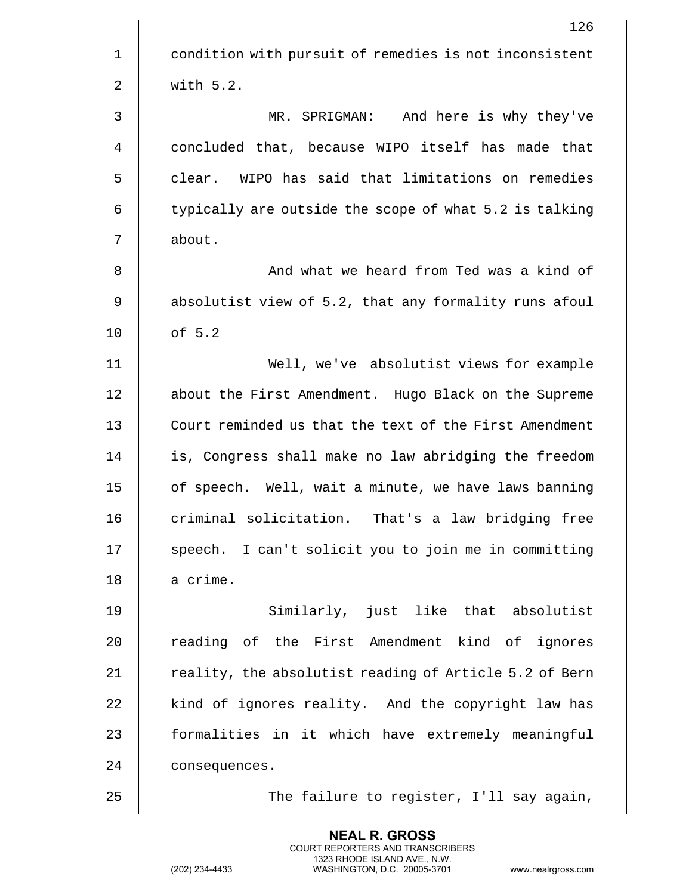condition with pursuit of remedies is not inconsistent with 5.2.

MR. SPRIGMAN: And here is why they've concluded that, because WIPO itself has made that clear. WIPO has said that limitations on remedies typically are outside the scope of what 5.2 is talking about.

And what we heard from Ted was a kind of absolutist view of 5.2, that any formality runs afoul of 5.2

Well, we've absolutist views for example about the First Amendment. Hugo Black on the Supreme Court reminded us that the text of the First Amendment is, Congress shall make no law abridging the freedom of speech. Well, wait a minute, we have laws banning criminal solicitation. That's a law bridging free speech. I can't solicit you to join me in committing a crime.

Similarly, just like that absolutist reading of the First Amendment kind of ignores reality, the absolutist reading of Article 5.2 of Bern kind of ignores reality. And the copyright law has formalities in it which have extremely meaningful consequences.

The failure to register, I'll say again,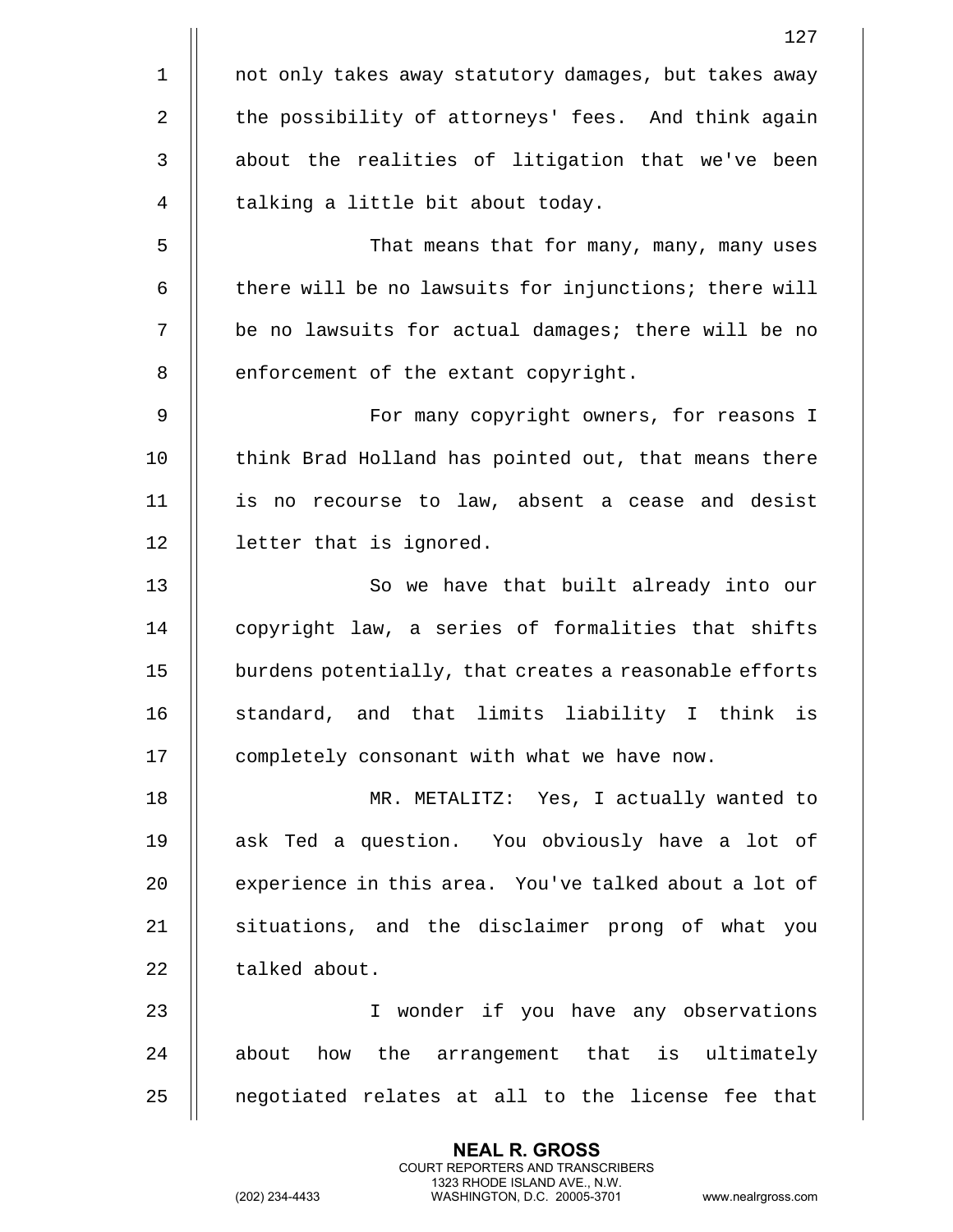not only takes away statutory damages, but takes away the possibility of attorneys' fees. And think again about the realities of litigation that we've been talking a little bit about today.

That means that for many, many, many uses there will be no lawsuits for injunctions; there will be no lawsuits for actual damages; there will be no enforcement of the extant copyright.

For many copyright owners, for reasons I think Brad Holland has pointed out, that means there is no recourse to law, absent a cease and desist letter that is ignored.

So we have that built already into our copyright law, a series of formalities that shifts burdens potentially, that creates a reasonable efforts standard, and that limits liability I think is completely consonant with what we have now.

MR. METALITZ: Yes, I actually wanted to ask Ted a question. You obviously have a lot of experience in this area. You've talked about a lot of situations, and the disclaimer prong of what you talked about.

I wonder if you have any observations about how the arrangement that is ultimately negotiated relates at all to the license fee that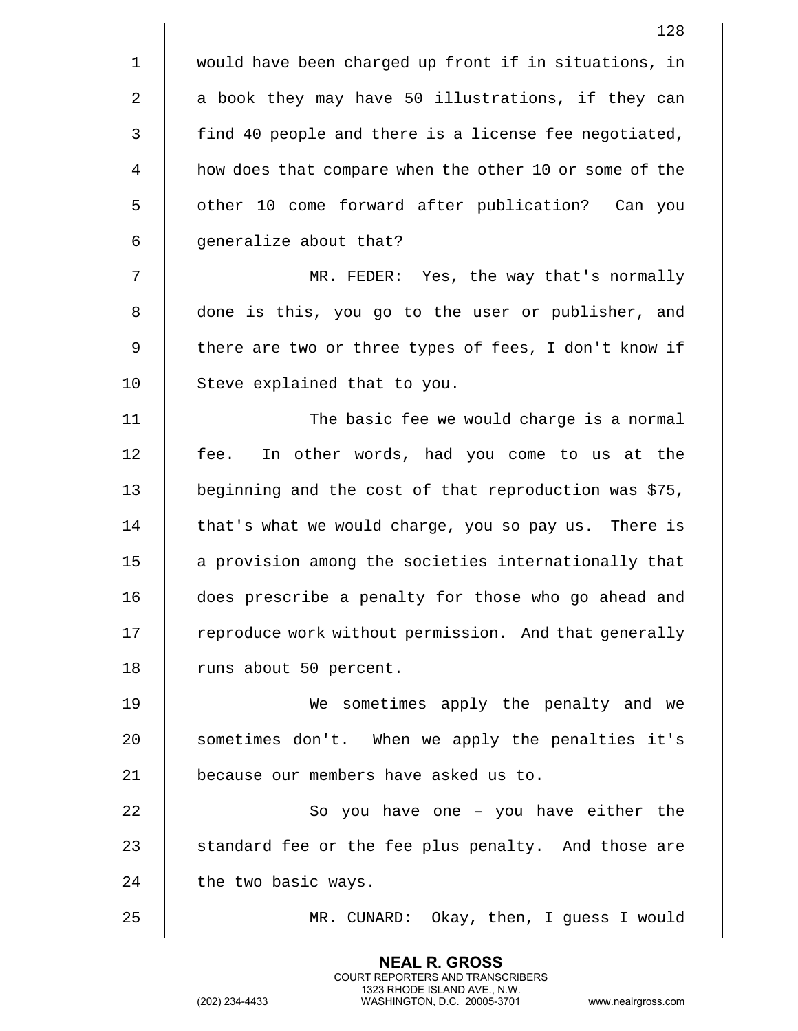would have been charged up front if in situations, in a book they may have 50 illustrations, if they can find 40 people and there is a license fee negotiated, how does that compare when the other 10 or some of the other 10 come forward after publication? Can you generalize about that?

MR. FEDER: Yes, the way that's normally done is this, you go to the user or publisher, and there are two or three types of fees, I don't know if Steve explained that to you.

The basic fee we would charge is a normal fee. In other words, had you come to us at the beginning and the cost of that reproduction was $75, that's what we would charge, you so pay us. There is a provision among the societies internationally that does prescribe a penalty for those who go ahead and reproduce work without permission. And that generally runs about 50 percent.

We sometimes apply the penalty and we sometimes don't. When we apply the penalties it's because our members have asked us to.

So you have one – you have either the standard fee or the fee plus penalty. And those are the two basic ways.

MR. CUNARD: Okay, then, I guess I would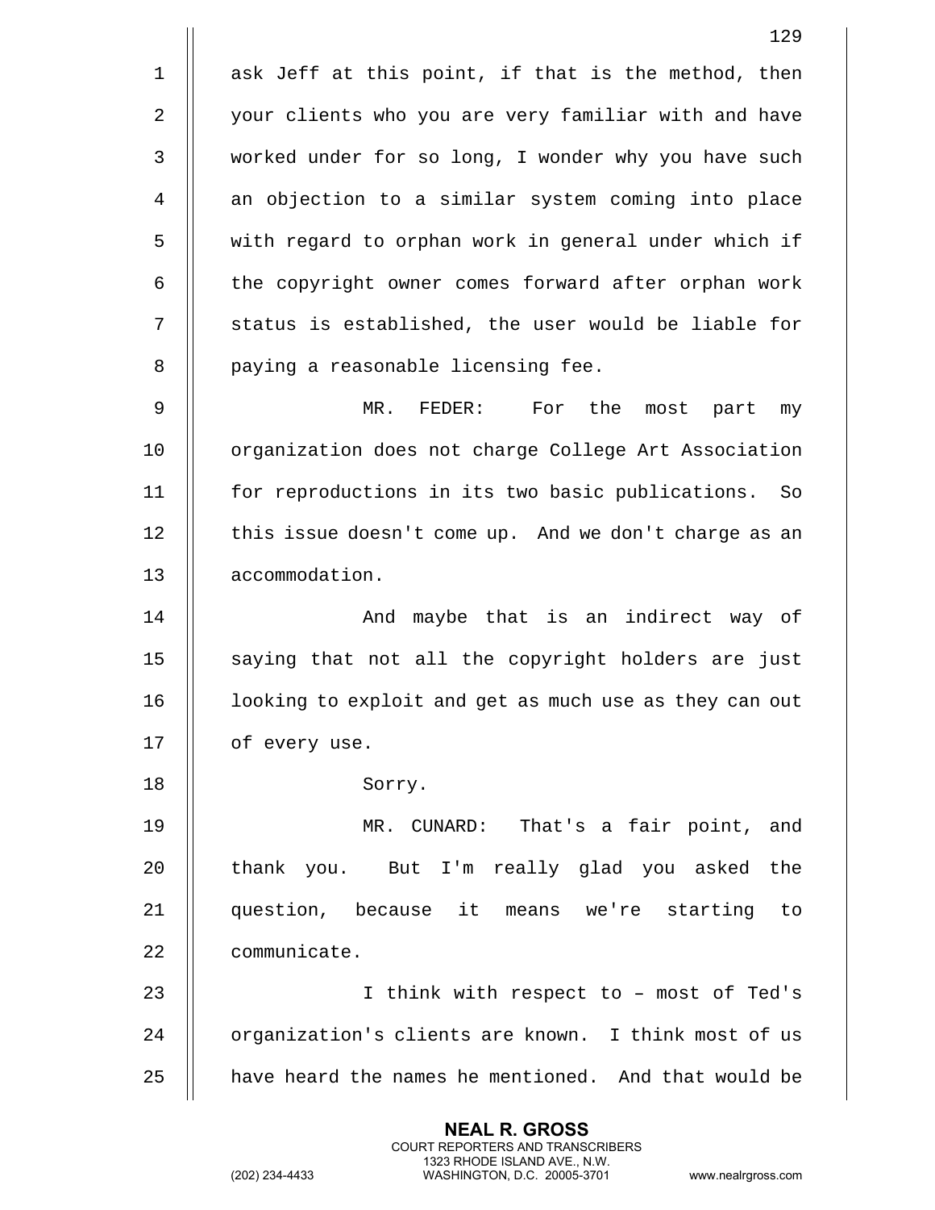ask Jeff at this point, if that is the method, then your clients who you are very familiar with and have worked under for so long, I wonder why you have such an objection to a similar system coming into place with regard to orphan work in general under which if the copyright owner comes forward after orphan work status is established, the user would be liable for paying a reasonable licensing fee.

MR. FEDER: For the most part my organization does not charge College Art Association for reproductions in its two basic publications. So this issue doesn't come up. And we don't charge as an accommodation.

And maybe that is an indirect way of saying that not all the copyright holders are just looking to exploit and get as much use as they can out of every use.

Sorry.

MR. CUNARD: That's a fair point, and thank you. But I'm really glad you asked the question, because it means we're starting to communicate.

I think with respect to – most of Ted's organization's clients are known. I think most of us have heard the names he mentioned. And that would be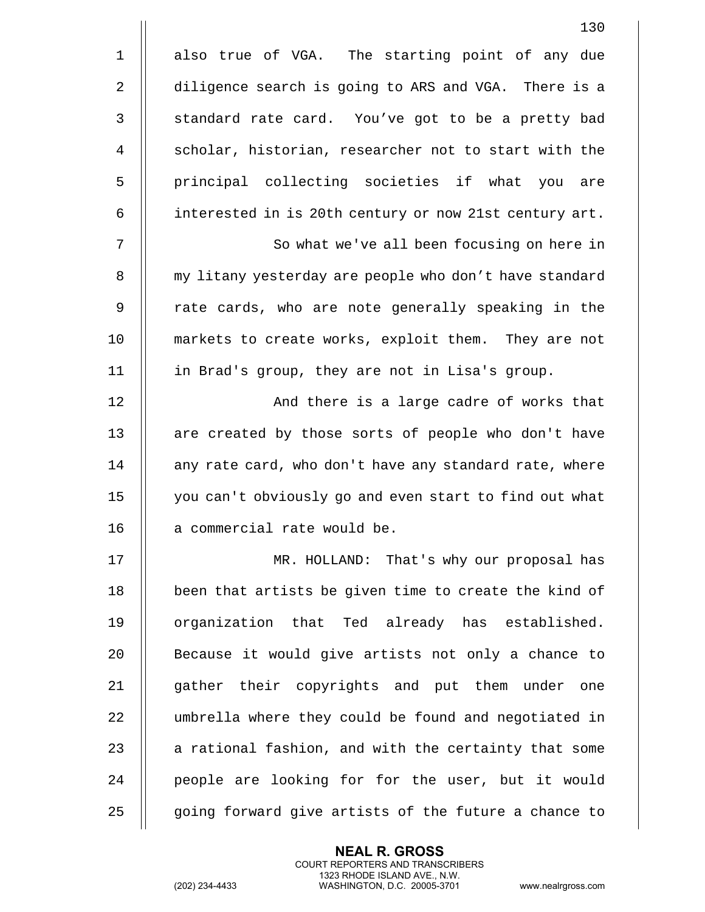also true of VGA. The starting point of any due diligence search is going to ARS and VGA. There is a standard rate card. You’ve got to be a pretty bad scholar, historian, researcher not to start with the principal collecting societies if what you are interested in is 20th century or now 21st century art.

So what we've all been focusing on here in my litany yesterday are people who don’t have standard rate cards, who are note generally speaking in the markets to create works, exploit them. They are not in Brad's group, they are not in Lisa's group.

And there is a large cadre of works that are created by those sorts of people who don't have any rate card, who don't have any standard rate, where you can't obviously go and even start to find out what a commercial rate would be.

MR. HOLLAND: That's why our proposal has been that artists be given time to create the kind of organization that Ted already has established. Because it would give artists not only a chance to gather their copyrights and put them under one umbrella where they could be found and negotiated in a rational fashion, and with the certainty that some people are looking for for the user, but it would going forward give artists of the future a chance to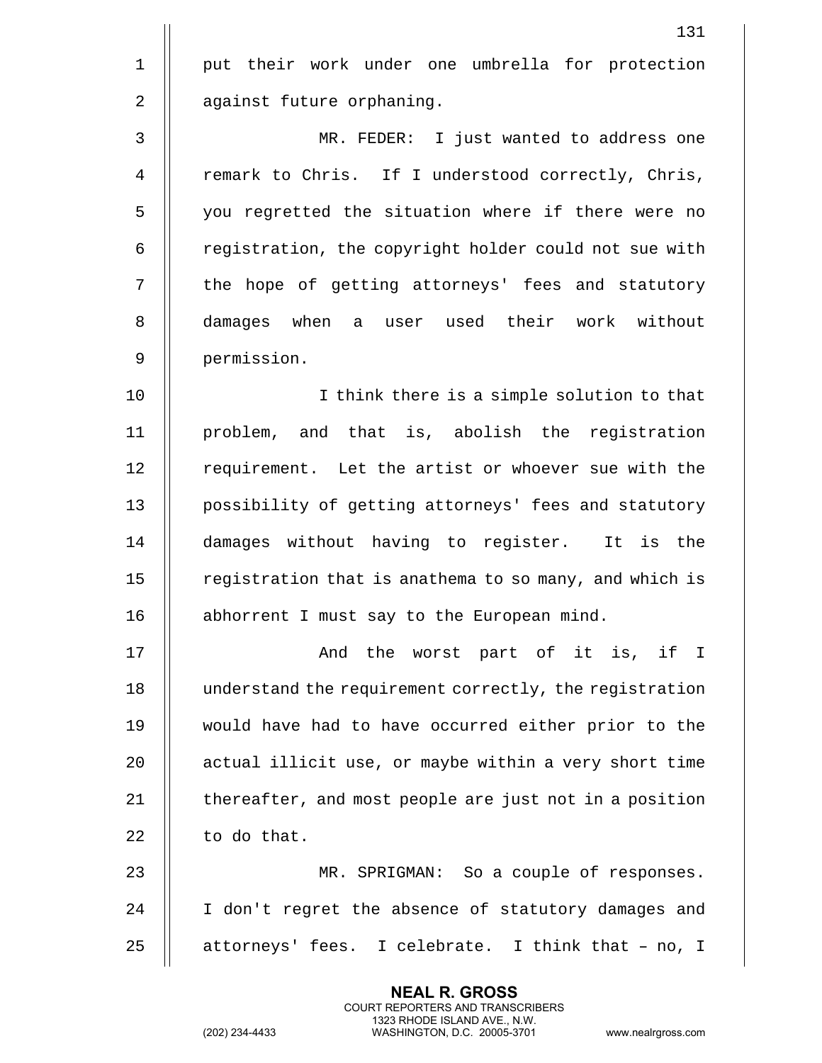put their work under one umbrella for protection against future orphaning.

MR. FEDER: I just wanted to address one remark to Chris. If I understood correctly, Chris, you regretted the situation where if there were no registration, the copyright holder could not sue with the hope of getting attorneys' fees and statutory damages when a user used their work without permission.

I think there is a simple solution to that problem, and that is, abolish the registration requirement. Let the artist or whoever sue with the possibility of getting attorneys' fees and statutory damages without having to register. It is the registration that is anathema to so many, and which is abhorrent I must say to the European mind.

And the worst part of it is, if I understand the requirement correctly, the registration would have had to have occurred either prior to the actual illicit use, or maybe within a very short time thereafter, and most people are just not in a position to do that.

MR. SPRIGMAN: So a couple of responses. I don't regret the absence of statutory damages and attorneys' fees. I celebrate. I think that – no, I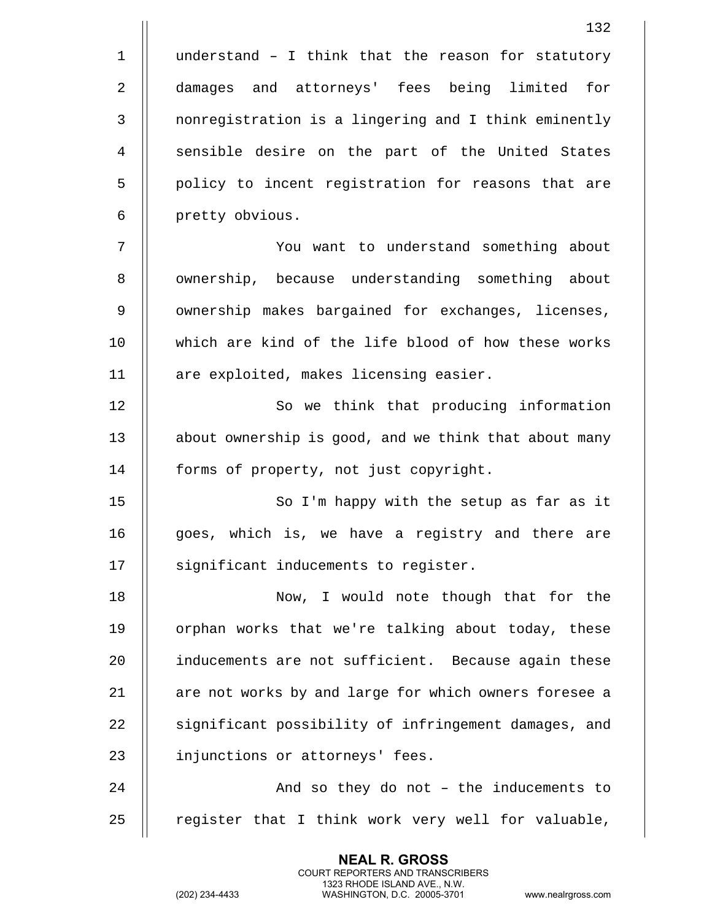understand – I think that the reason for statutory damages and attorneys' fees being limited for nonregistration is a lingering and I think eminently sensible desire on the part of the United States policy to incent registration for reasons that are pretty obvious.

You want to understand something about ownership, because understanding something about ownership makes bargained for exchanges, licenses, which are kind of the life blood of how these works are exploited, makes licensing easier.

So we think that producing information about ownership is good, and we think that about many forms of property, not just copyright.

So I'm happy with the setup as far as it goes, which is, we have a registry and there are significant inducements to register.

Now, I would note though that for the orphan works that we're talking about today, these inducements are not sufficient. Because again these are not works by and large for which owners foresee a significant possibility of infringement damages, and injunctions or attorneys' fees.

And so they do not – the inducements to register that I think work very well for valuable,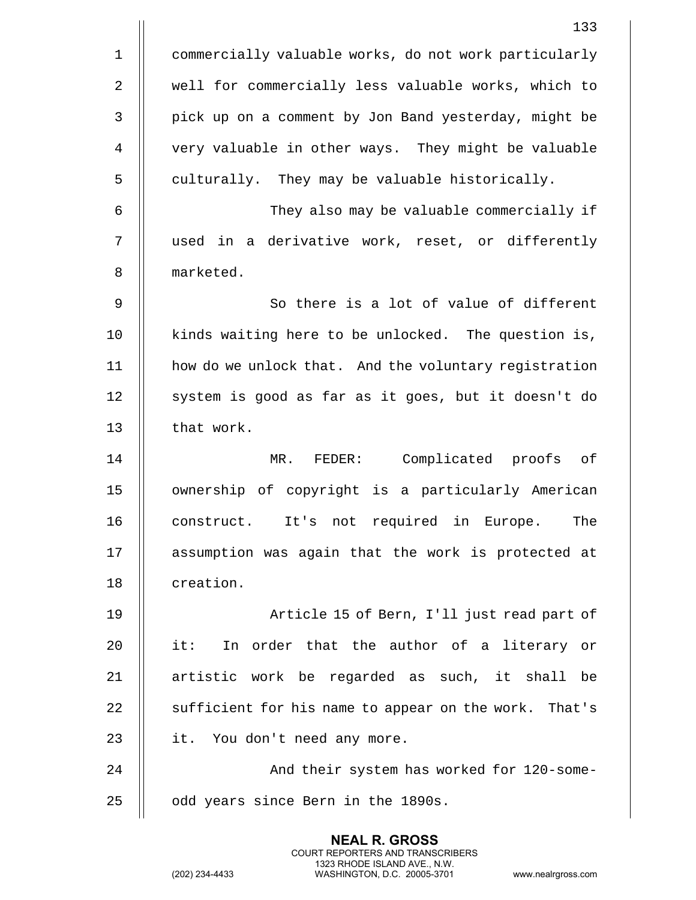commercially valuable works, do not work particularly well for commercially less valuable works, which to pick up on a comment by Jon Band yesterday, might be very valuable in other ways. They might be valuable culturally. They may be valuable historically.

They also may be valuable commercially if used in a derivative work, reset, or differently marketed.

So there is a lot of value of different kinds waiting here to be unlocked. The question is, how do we unlock that. And the voluntary registration system is good as far as it goes, but it doesn't do that work.

MR. FEDER: Complicated proofs of ownership of copyright is a particularly American construct. It's not required in Europe. The assumption was again that the work is protected at creation.

Article 15 of Bern, I'll just read part of it: In order that the author of a literary or artistic work be regarded as such, it shall be sufficient for his name to appear on the work. That's it. You don't need any more.

And their system has worked for 120-some-odd years since Bern in the 1890s.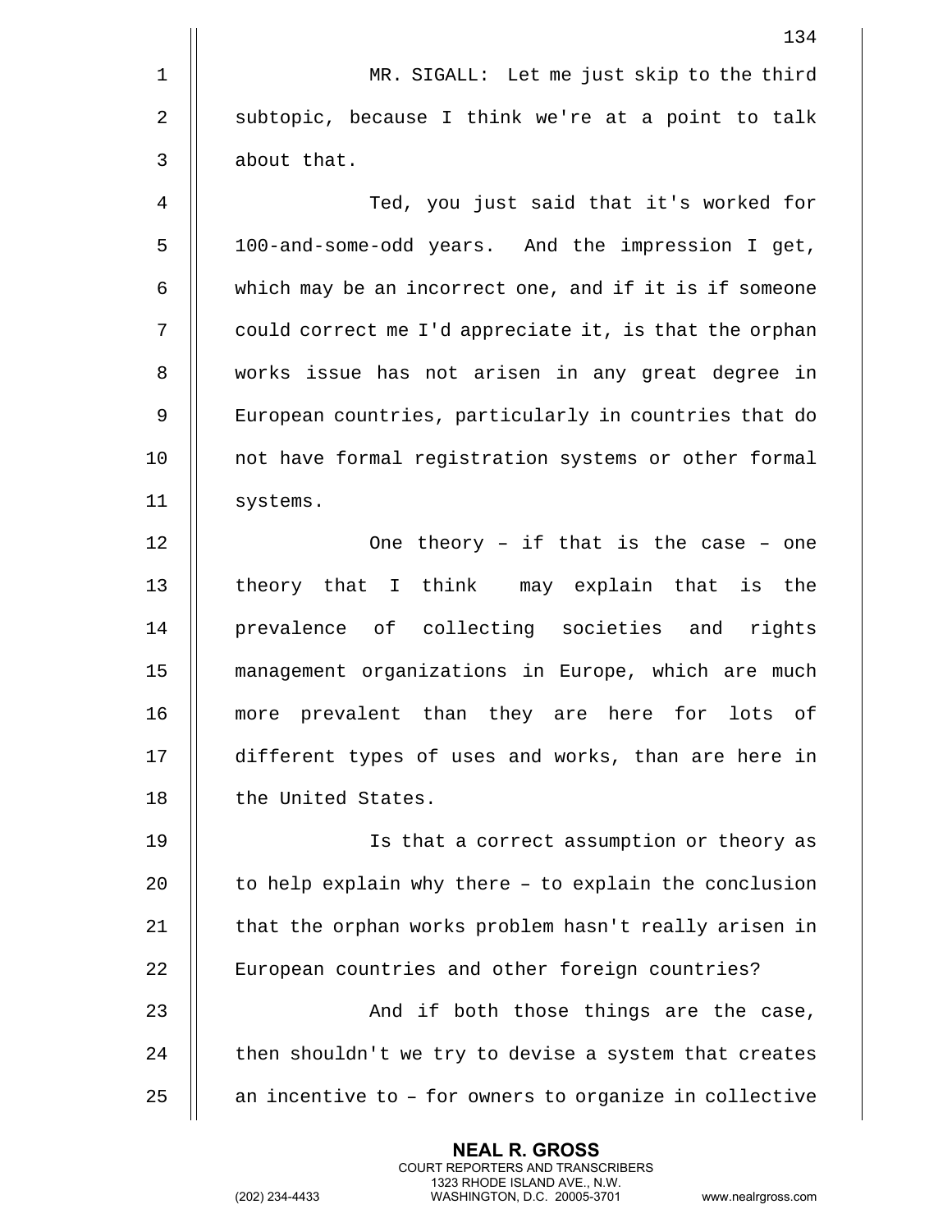MR. SIGALL: Let me just skip to the third subtopic, because I think we're at a point to talk about that.

Ted, you just said that it's worked for 100-and-some-odd years. And the impression I get, which may be an incorrect one, and if it is if someone could correct me I'd appreciate it, is that the orphan works issue has not arisen in any great degree in European countries, particularly in countries that do not have formal registration systems or other formal systems.

One theory – if that is the case – one theory that I think may explain that is the prevalence of collecting societies and rights management organizations in Europe, which are much more prevalent than they are here for lots of different types of uses and works, than are here in the United States.

Is that a correct assumption or theory as to help explain why there – to explain the conclusion that the orphan works problem hasn't really arisen in European countries and other foreign countries?

And if both those things are the case, then shouldn't we try to devise a system that creates an incentive to – for owners to organize in collective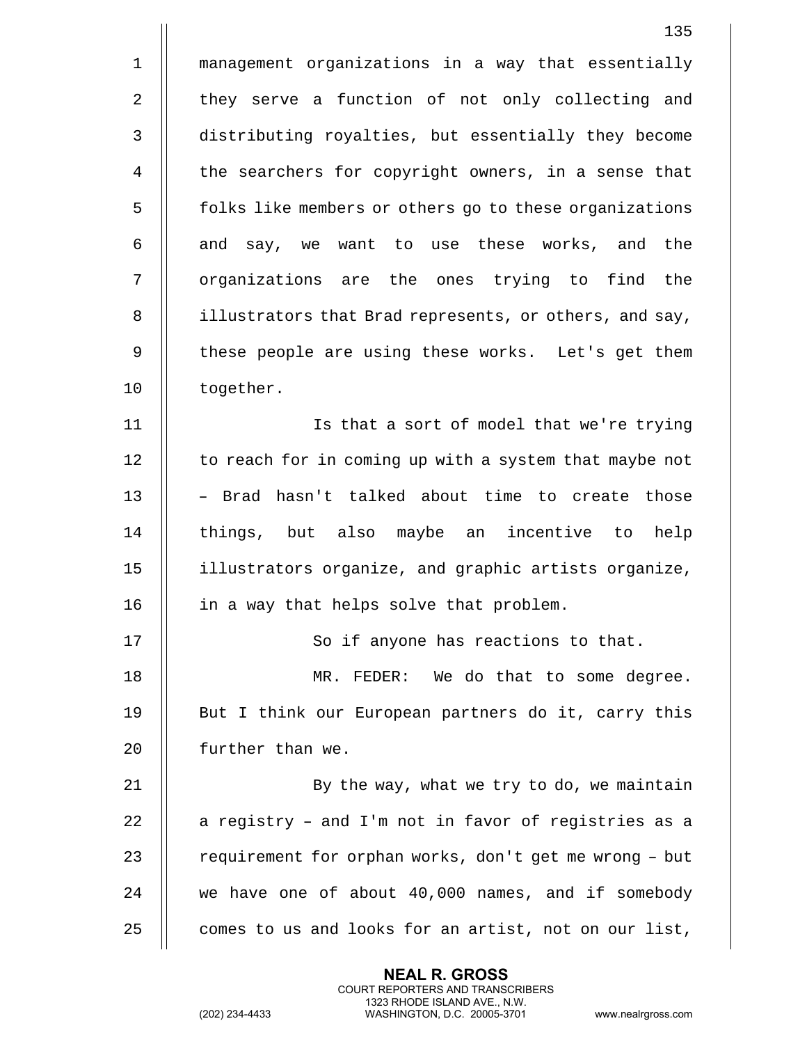management organizations in a way that essentially they serve a function of not only collecting and distributing royalties, but essentially they become the searchers for copyright owners, in a sense that folks like members or others go to these organizations and say, we want to use these works, and the organizations are the ones trying to find the illustrators that Brad represents, or others, and say, these people are using these works. Let's get them together.

Is that a sort of model that we're trying to reach for in coming up with a system that maybe not – Brad hasn't talked about time to create those things, but also maybe an incentive to help illustrators organize, and graphic artists organize, in a way that helps solve that problem.

So if anyone has reactions to that.

MR. FEDER: We do that to some degree. But I think our European partners do it, carry this further than we.

By the way, what we try to do, we maintain a registry – and I'm not in favor of registries as a requirement for orphan works, don't get me wrong – but we have one of about 40,000 names, and if somebody comes to us and looks for an artist, not on our list,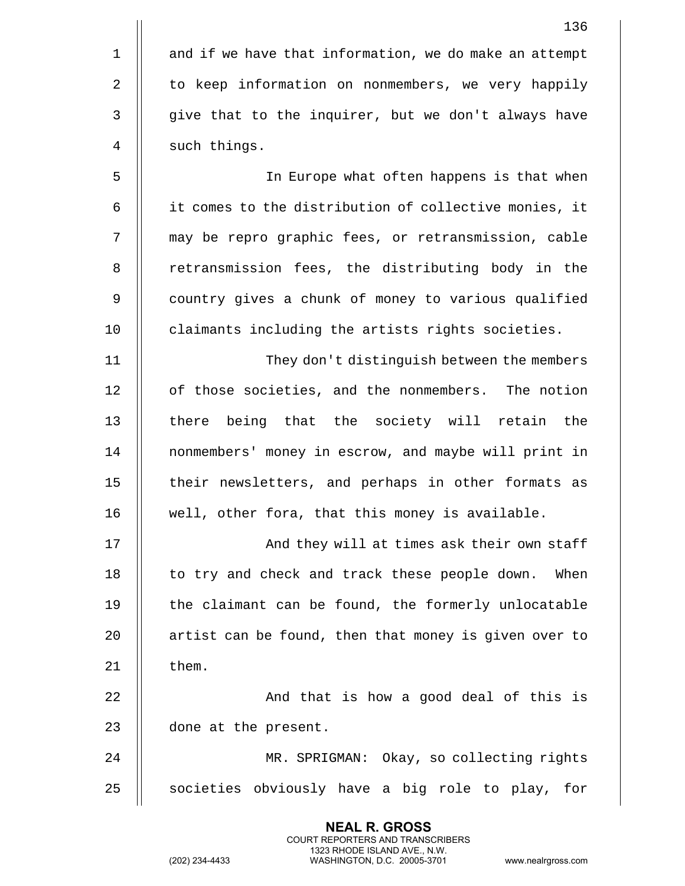and if we have that information, we do make an attempt to keep information on nonmembers, we very happily give that to the inquirer, but we don't always have such things.

In Europe what often happens is that when it comes to the distribution of collective monies, it may be repro graphic fees, or retransmission, cable retransmission fees, the distributing body in the country gives a chunk of money to various qualified claimants including the artists rights societies.

They don't distinguish between the members of those societies, and the nonmembers. The notion there being that the society will retain the nonmembers' money in escrow, and maybe will print in their newsletters, and perhaps in other formats as well, other fora, that this money is available.

And they will at times ask their own staff to try and check and track these people down. When the claimant can be found, the formerly unlocatable artist can be found, then that money is given over to them.

And that is how a good deal of this is done at the present.

MR. SPRIGMAN: Okay, so collecting rights societies obviously have a big role to play, for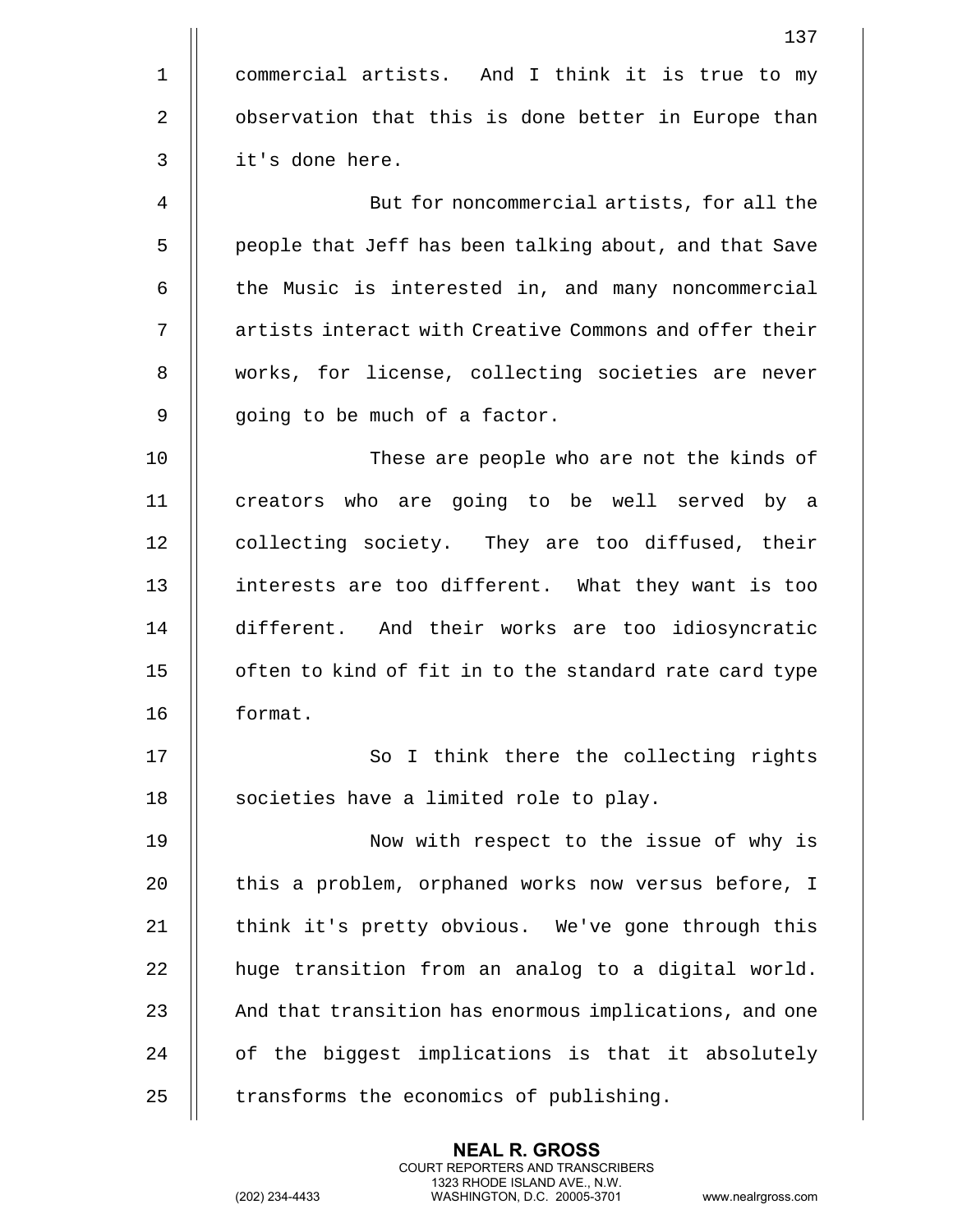commercial artists. And I think it is true to my observation that this is done better in Europe than it's done here.

But for noncommercial artists, for all the people that Jeff has been talking about, and that Save the Music is interested in, and many noncommercial artists interact with Creative Commons and offer their works, for license, collecting societies are never going to be much of a factor.

These are people who are not the kinds of creators who are going to be well served by a collecting society. They are too diffused, their interests are too different. What they want is too different. And their works are too idiosyncratic often to kind of fit in to the standard rate card type format.

So I think there the collecting rights societies have a limited role to play.

Now with respect to the issue of why is this a problem, orphaned works now versus before, I think it's pretty obvious. We've gone through this huge transition from an analog to a digital world. And that transition has enormous implications, and one of the biggest implications is that it absolutely transforms the economics of publishing.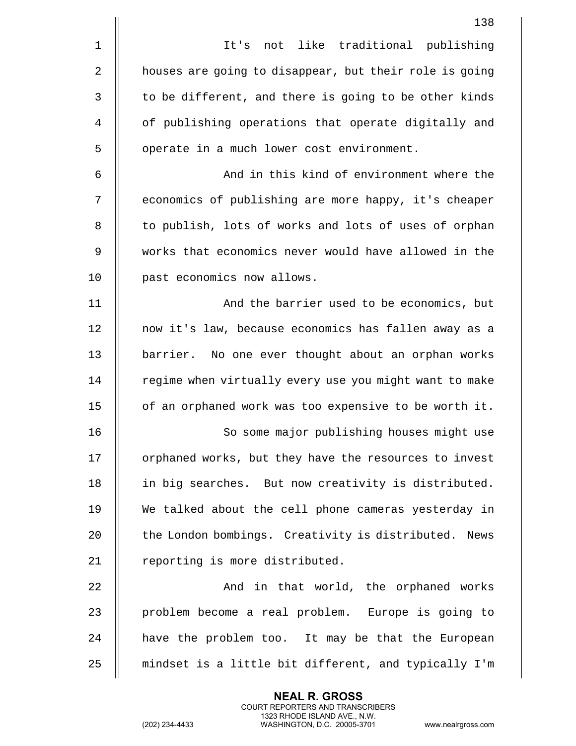It's not like traditional publishing houses are going to disappear, but their role is going to be different, and there is going to be other kinds of publishing operations that operate digitally and operate in a much lower cost environment.

And in this kind of environment where the economics of publishing are more happy, it's cheaper to publish, lots of works and lots of uses of orphan works that economics never would have allowed in the past economics now allows.

And the barrier used to be economics, but now it's law, because economics has fallen away as a barrier. No one ever thought about an orphan works regime when virtually every use you might want to make of an orphaned work was too expensive to be worth it.

So some major publishing houses might use orphaned works, but they have the resources to invest in big searches. But now creativity is distributed. We talked about the cell phone cameras yesterday in the London bombings. Creativity is distributed. News reporting is more distributed.

And in that world, the orphaned works problem become a real problem. Europe is going to have the problem too. It may be that the European mindset is a little bit different, and typically I'm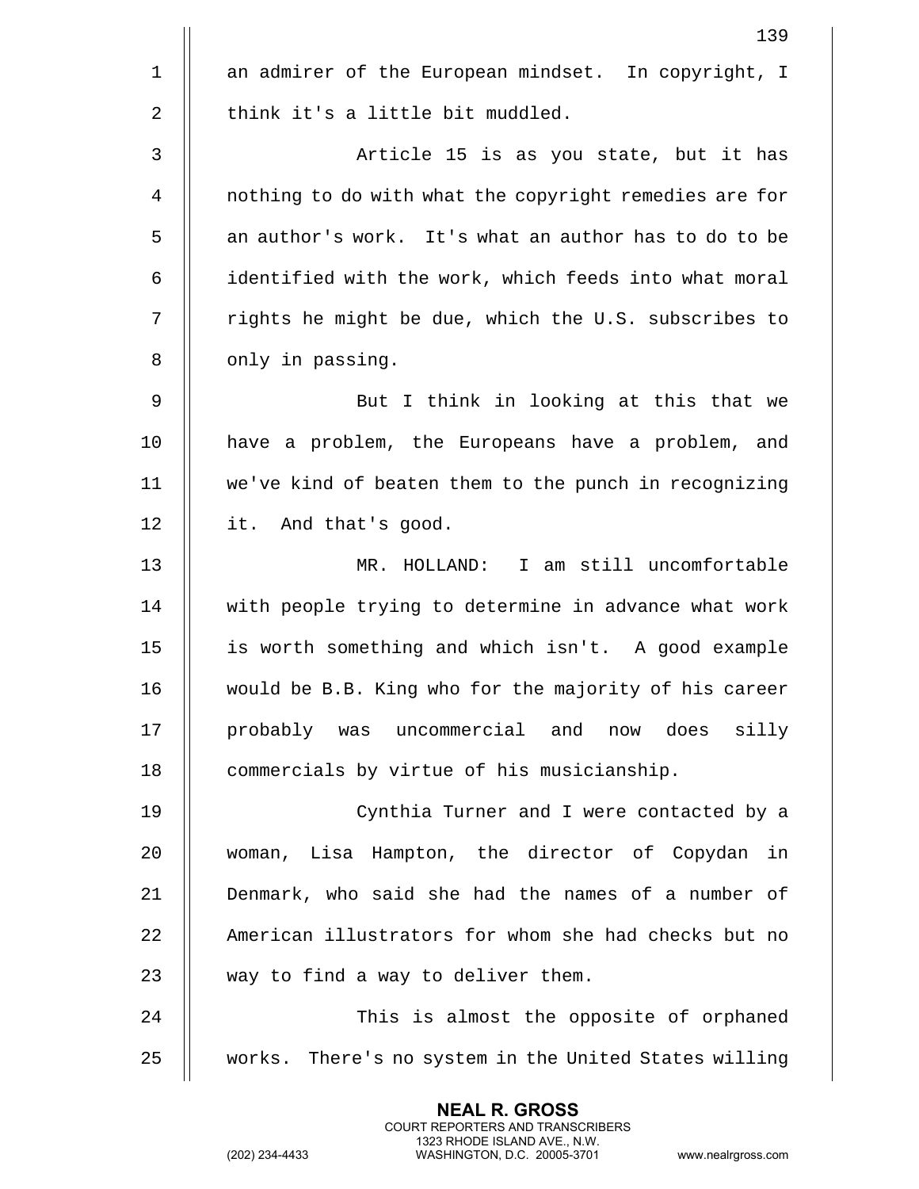an admirer of the European mindset. In copyright, I think it's a little bit muddled.

Article 15 is as you state, but it has nothing to do with what the copyright remedies are for an author's work. It's what an author has to do to be identified with the work, which feeds into what moral rights he might be due, which the U.S. subscribes to only in passing.

But I think in looking at this that we have a problem, the Europeans have a problem, and we've kind of beaten them to the punch in recognizing it. And that's good.

MR. HOLLAND: I am still uncomfortable with people trying to determine in advance what work is worth something and which isn't. A good example would be B.B. King who for the majority of his career probably was uncommercial and now does silly commercials by virtue of his musicianship.

Cynthia Turner and I were contacted by a woman, Lisa Hampton, the director of Copydan in Denmark, who said she had the names of a number of American illustrators for whom she had checks but no way to find a way to deliver them.

This is almost the opposite of orphaned works. There's no system in the United States willing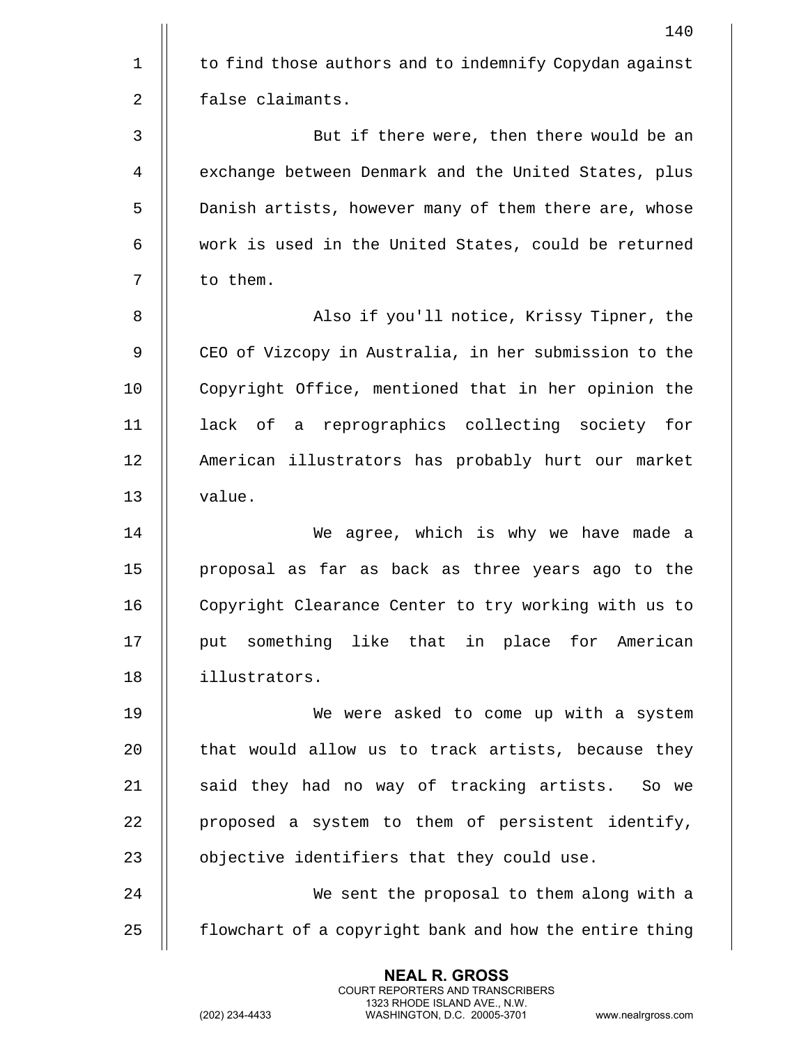to find those authors and to indemnify Copydan against false claimants.

But if there were, then there would be an exchange between Denmark and the United States, plus Danish artists, however many of them there are, whose work is used in the United States, could be returned to them.

Also if you'll notice, Krissy Tipner, the CEO of Vizcopy in Australia, in her submission to the Copyright Office, mentioned that in her opinion the lack of a reprographics collecting society for American illustrators has probably hurt our market value.

We agree, which is why we have made a proposal as far as back as three years ago to the Copyright Clearance Center to try working with us to put something like that in place for American illustrators.

We were asked to come up with a system that would allow us to track artists, because they said they had no way of tracking artists. So we proposed a system to them of persistent identify, objective identifiers that they could use.

We sent the proposal to them along with a flowchart of a copyright bank and how the entire thing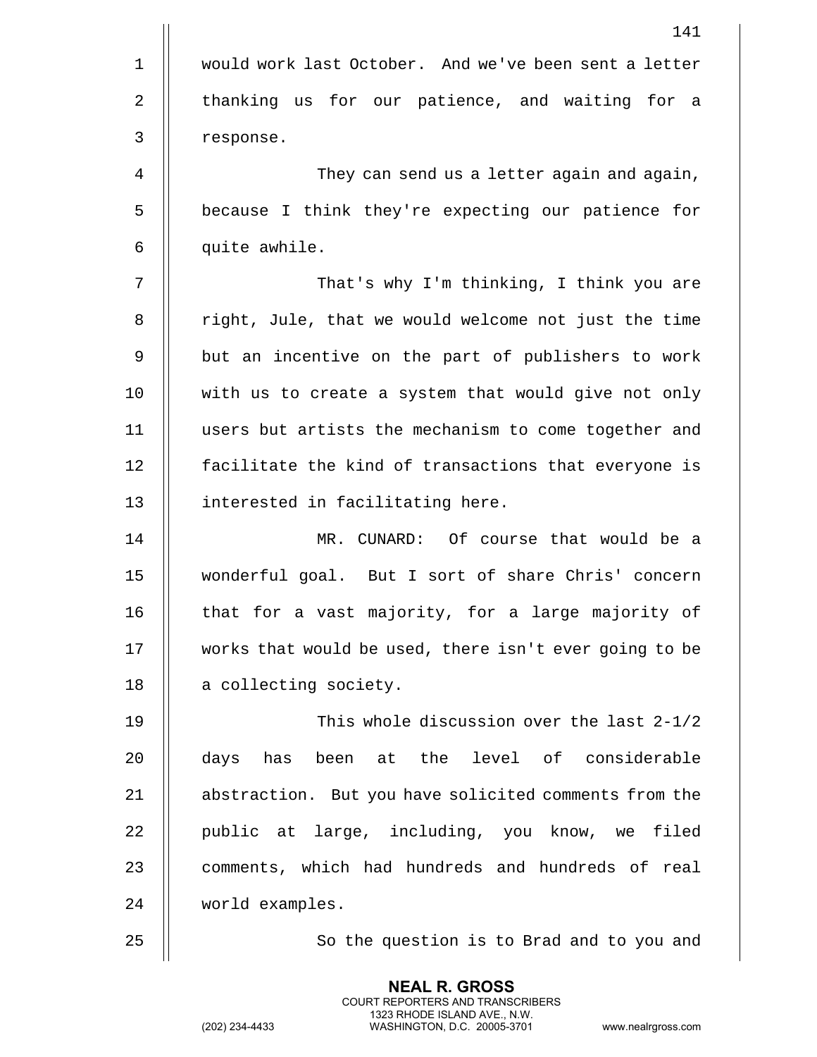would work last October. And we've been sent a letter thanking us for our patience, and waiting for a response.

They can send us a letter again and again, because I think they're expecting our patience for quite awhile.

That's why I'm thinking, I think you are right, Jule, that we would welcome not just the time but an incentive on the part of publishers to work with us to create a system that would give not only users but artists the mechanism to come together and facilitate the kind of transactions that everyone is interested in facilitating here.

MR. CUNARD: Of course that would be a wonderful goal. But I sort of share Chris' concern that for a vast majority, for a large majority of works that would be used, there isn't ever going to be a collecting society.

This whole discussion over the last 2-1/2 days has been at the level of considerable abstraction. But you have solicited comments from the public at large, including, you know, we filed comments, which had hundreds and hundreds of real world examples.

So the question is to Brad and to you and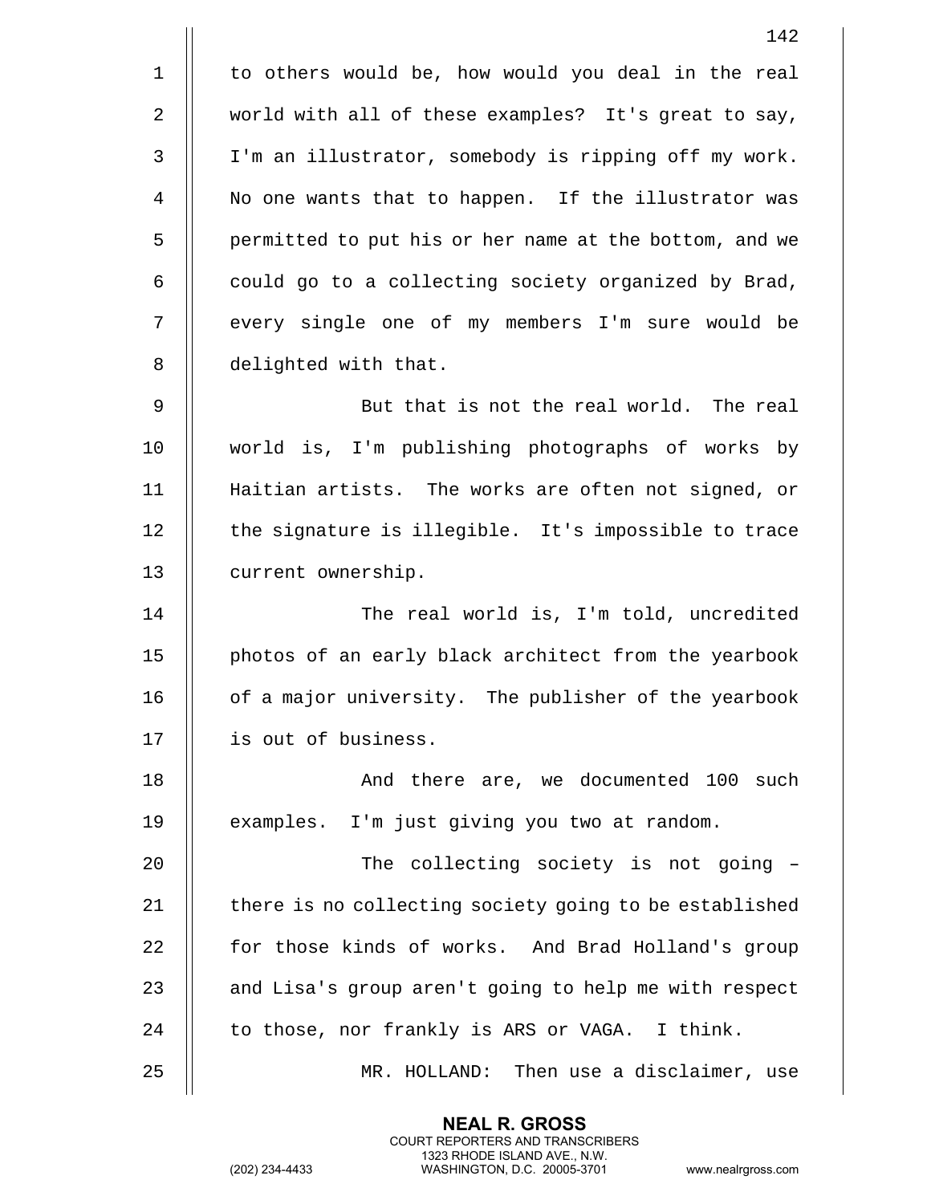to others would be, how would you deal in the real world with all of these examples? It's great to say, I'm an illustrator, somebody is ripping off my work. No one wants that to happen. If the illustrator was permitted to put his or her name at the bottom, and we could go to a collecting society organized by Brad, every single one of my members I'm sure would be delighted with that.

But that is not the real world. The real world is, I'm publishing photographs of works by Haitian artists. The works are often not signed, or the signature is illegible. It's impossible to trace current ownership.

The real world is, I'm told, uncredited photos of an early black architect from the yearbook of a major university. The publisher of the yearbook is out of business.

And there are, we documented 100 such examples. I'm just giving you two at random.

The collecting society is not going – there is no collecting society going to be established for those kinds of works. And Brad Holland's group and Lisa's group aren't going to help me with respect to those, nor frankly is ARS or VAGA. I think.

MR. HOLLAND: Then use a disclaimer, use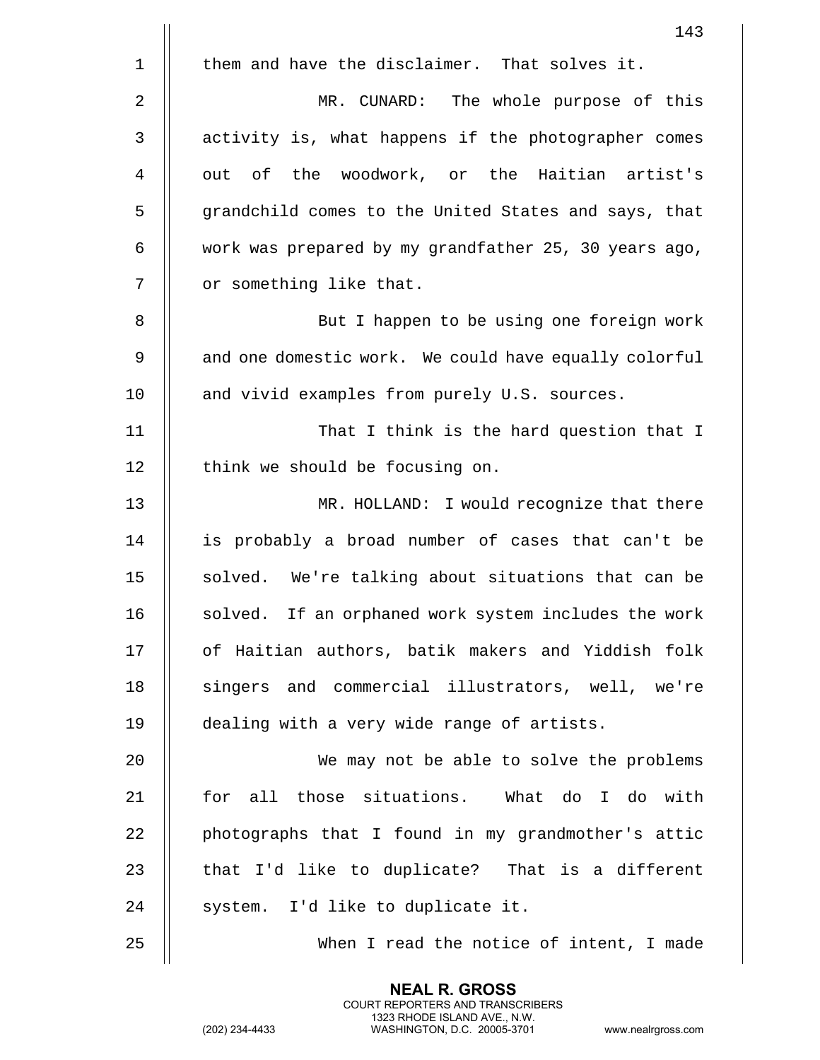them and have the disclaimer. That solves it.

MR. CUNARD: The whole purpose of this activity is, what happens if the photographer comes out of the woodwork, or the Haitian artist's grandchild comes to the United States and says, that work was prepared by my grandfather 25, 30 years ago, or something like that.

But I happen to be using one foreign work and one domestic work. We could have equally colorful and vivid examples from purely U.S. sources.

That I think is the hard question that I think we should be focusing on.

MR. HOLLAND: I would recognize that there is probably a broad number of cases that can't be solved. We're talking about situations that can be solved. If an orphaned work system includes the work of Haitian authors, batik makers and Yiddish folk singers and commercial illustrators, well, we're dealing with a very wide range of artists.

We may not be able to solve the problems for all those situations. What do I do with photographs that I found in my grandmother's attic that I'd like to duplicate? That is a different system. I'd like to duplicate it.

When I read the notice of intent, I made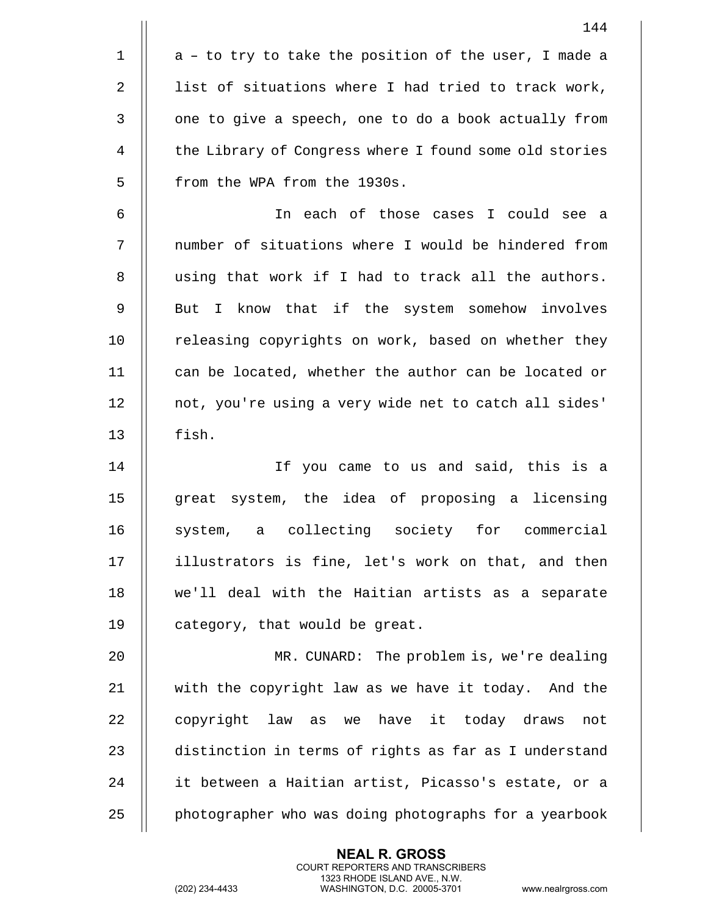a – to try to take the position of the user, I made a list of situations where I had tried to track work, one to give a speech, one to do a book actually from the Library of Congress where I found some old stories from the WPA from the 1930s.

In each of those cases I could see a number of situations where I would be hindered from using that work if I had to track all the authors. But I know that if the system somehow involves releasing copyrights on work, based on whether they can be located, whether the author can be located or not, you're using a very wide net to catch all sides' fish.

If you came to us and said, this is a great system, the idea of proposing a licensing system, a collecting society for commercial illustrators is fine, let's work on that, and then we'll deal with the Haitian artists as a separate category, that would be great.

MR. CUNARD: The problem is, we're dealing with the copyright law as we have it today. And the copyright law as we have it today draws not distinction in terms of rights as far as I understand it between a Haitian artist, Picasso's estate, or a photographer who was doing photographs for a yearbook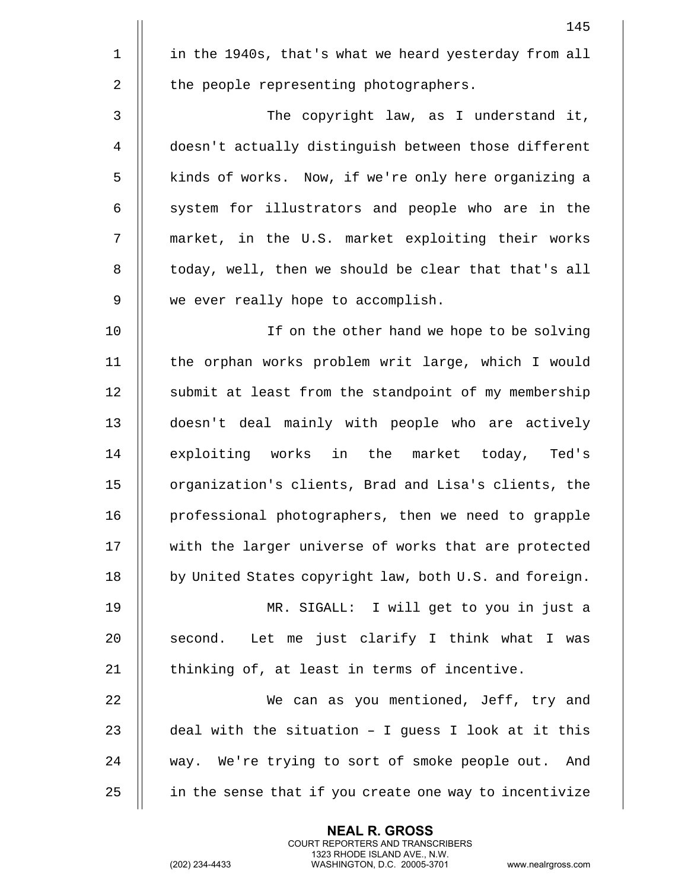in the 1940s, that's what we heard yesterday from all the people representing photographers.

The copyright law, as I understand it, doesn't actually distinguish between those different kinds of works. Now, if we're only here organizing a system for illustrators and people who are in the market, in the U.S. market exploiting their works today, well, then we should be clear that that's all we ever really hope to accomplish.

If on the other hand we hope to be solving the orphan works problem writ large, which I would submit at least from the standpoint of my membership doesn't deal mainly with people who are actively exploiting works in the market today, Ted's organization's clients, Brad and Lisa's clients, the professional photographers, then we need to grapple with the larger universe of works that are protected by United States copyright law, both U.S. and foreign.

MR. SIGALL: I will get to you in just a second. Let me just clarify I think what I was thinking of, at least in terms of incentive.

We can as you mentioned, Jeff, try and deal with the situation – I guess I look at it this way. We're trying to sort of smoke people out. And in the sense that if you create one way to incentivize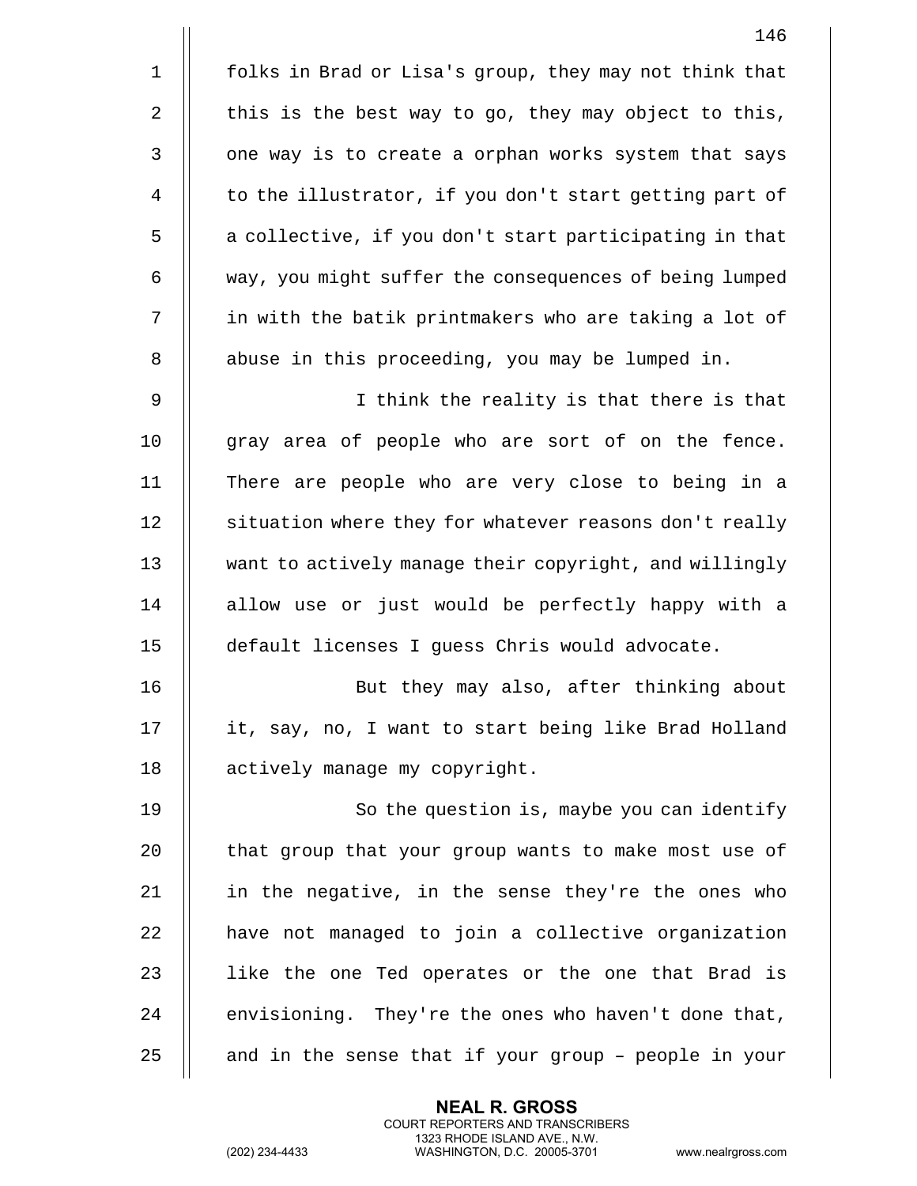folks in Brad or Lisa's group, they may not think that this is the best way to go, they may object to this, one way is to create a orphan works system that says to the illustrator, if you don't start getting part of a collective, if you don't start participating in that way, you might suffer the consequences of being lumped in with the batik printmakers who are taking a lot of abuse in this proceeding, you may be lumped in.

I think the reality is that there is that gray area of people who are sort of on the fence. There are people who are very close to being in a situation where they for whatever reasons don't really want to actively manage their copyright, and willingly allow use or just would be perfectly happy with a default licenses I guess Chris would advocate.

But they may also, after thinking about it, say, no, I want to start being like Brad Holland actively manage my copyright.

So the question is, maybe you can identify that group that your group wants to make most use of in the negative, in the sense they're the ones who have not managed to join a collective organization like the one Ted operates or the one that Brad is envisioning. They're the ones who haven't done that, and in the sense that if your group – people in your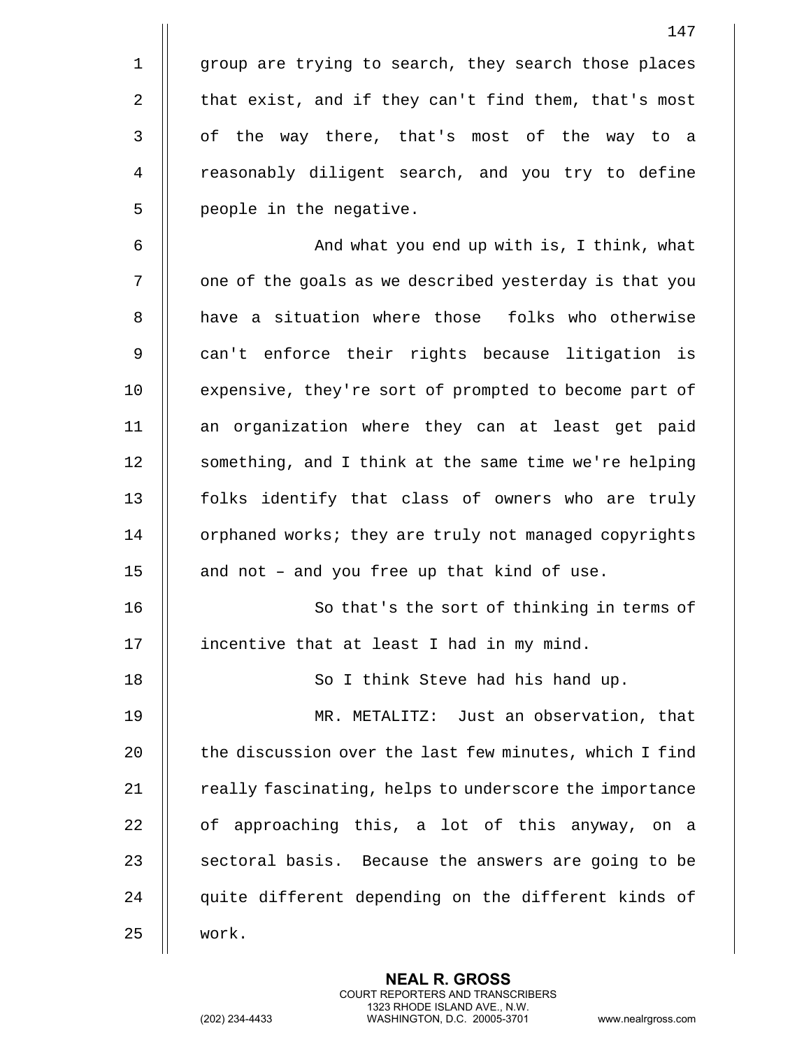group are trying to search, they search those places that exist, and if they can't find them, that's most of the way there, that's most of the way to a reasonably diligent search, and you try to define people in the negative.

And what you end up with is, I think, what one of the goals as we described yesterday is that you have a situation where those folks who otherwise can't enforce their rights because litigation is expensive, they're sort of prompted to become part of an organization where they can at least get paid something, and I think at the same time we're helping folks identify that class of owners who are truly orphaned works; they are truly not managed copyrights and not – and you free up that kind of use.

So that's the sort of thinking in terms of incentive that at least I had in my mind.

So I think Steve had his hand up.

MR. METALITZ: Just an observation, that the discussion over the last few minutes, which I find really fascinating, helps to underscore the importance of approaching this, a lot of this anyway, on a sectoral basis. Because the answers are going to be quite different depending on the different kinds of work.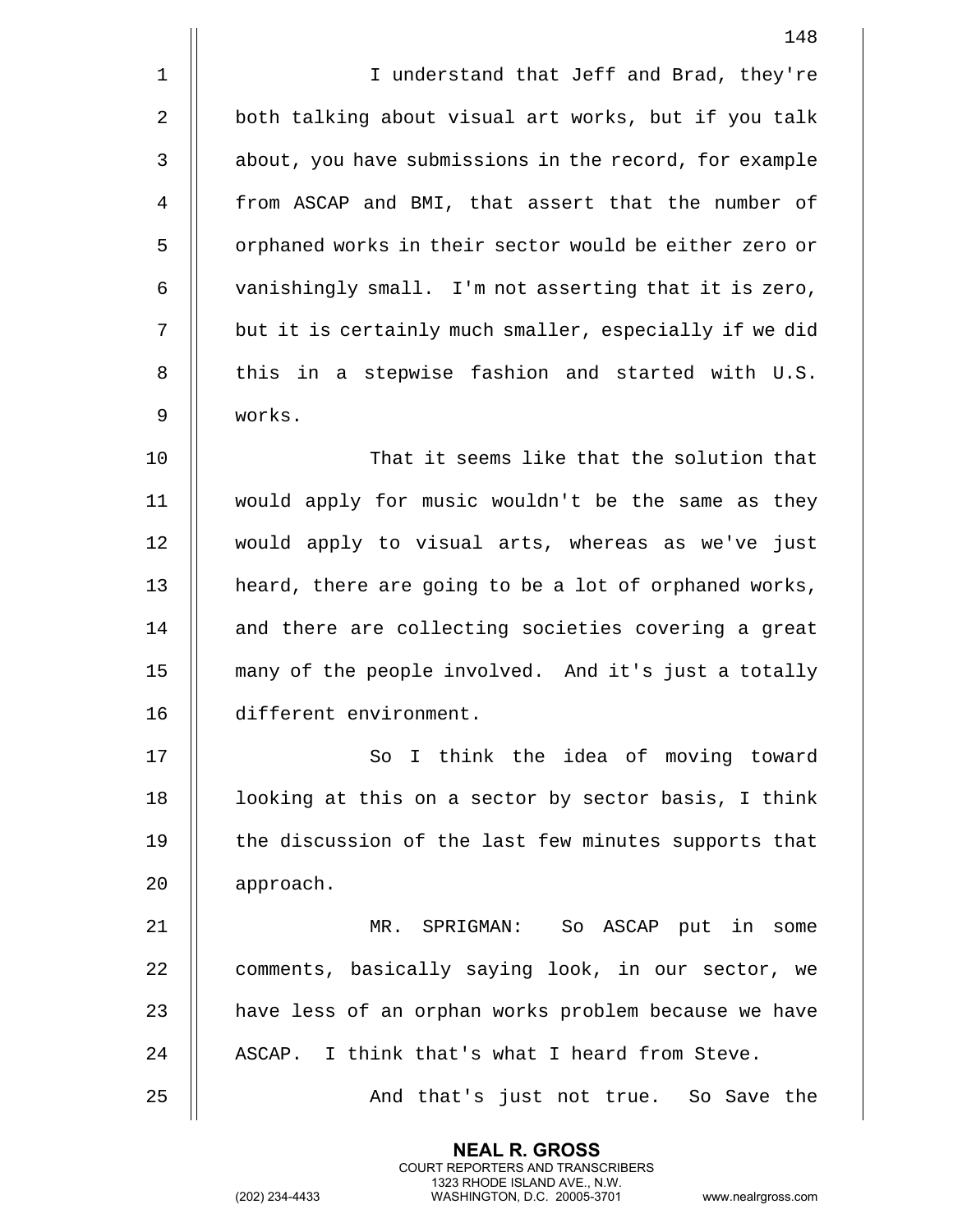I understand that Jeff and Brad, they're both talking about visual art works, but if you talk about, you have submissions in the record, for example from ASCAP and BMI, that assert that the number of orphaned works in their sector would be either zero or vanishingly small. I'm not asserting that it is zero, but it is certainly much smaller, especially if we did this in a stepwise fashion and started with U.S. works.

That it seems like that the solution that would apply for music wouldn't be the same as they would apply to visual arts, whereas as we've just heard, there are going to be a lot of orphaned works, and there are collecting societies covering a great many of the people involved. And it's just a totally different environment.

So I think the idea of moving toward looking at this on a sector by sector basis, I think the discussion of the last few minutes supports that approach.

MR. SPRIGMAN: So ASCAP put in some comments, basically saying look, in our sector, we have less of an orphan works problem because we have ASCAP. I think that's what I heard from Steve.

And that's just not true. So Save the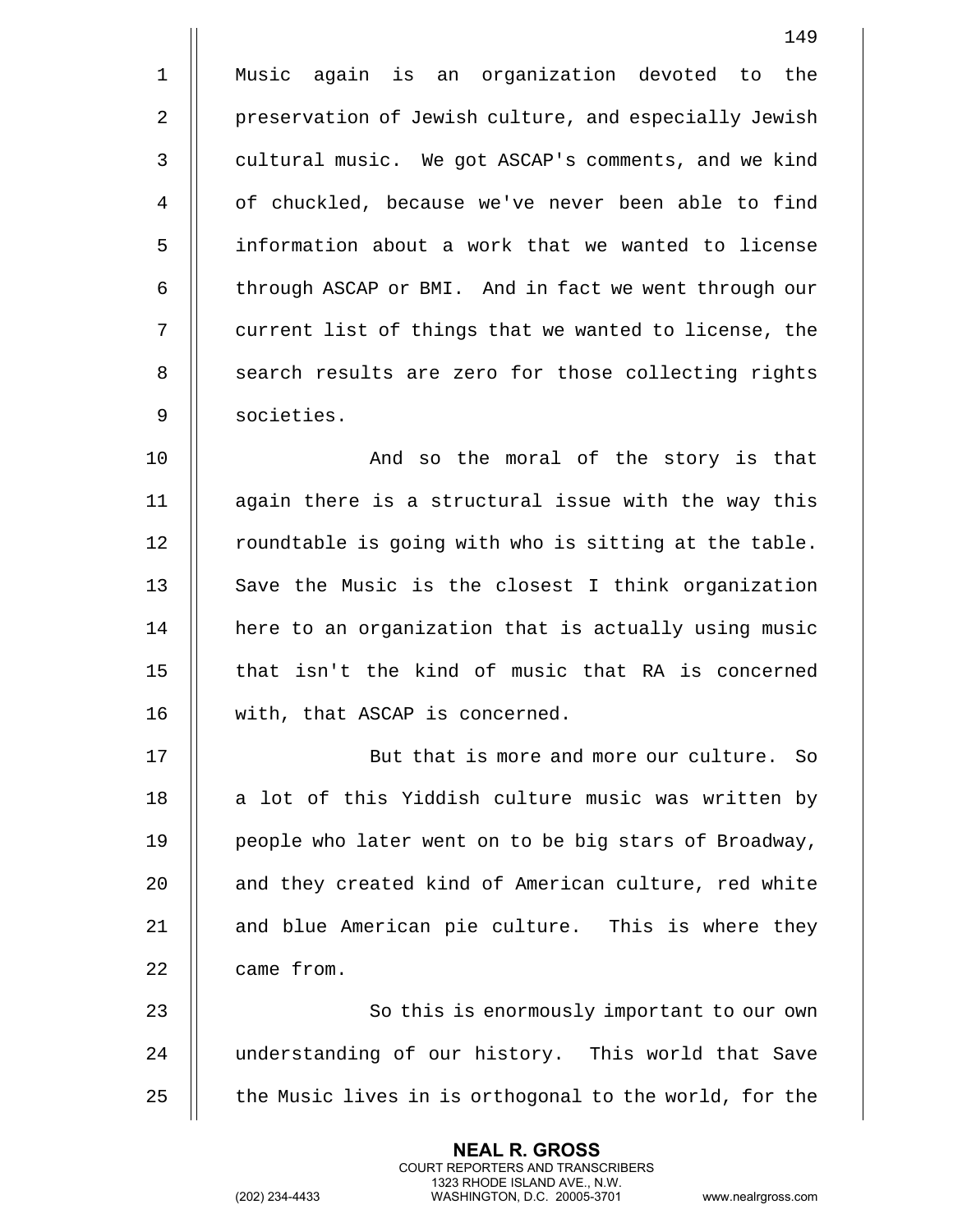Music again is an organization devoted to the preservation of Jewish culture, and especially Jewish cultural music. We got ASCAP's comments, and we kind of chuckled, because we've never been able to find information about a work that we wanted to license through ASCAP or BMI. And in fact we went through our current list of things that we wanted to license, the search results are zero for those collecting rights societies.

And so the moral of the story is that again there is a structural issue with the way this roundtable is going with who is sitting at the table. Save the Music is the closest I think organization here to an organization that is actually using music that isn't the kind of music that RA is concerned with, that ASCAP is concerned.

But that is more and more our culture. So a lot of this Yiddish culture music was written by people who later went on to be big stars of Broadway, and they created kind of American culture, red white and blue American pie culture. This is where they came from.

So this is enormously important to our own understanding of our history. This world that Save the Music lives in is orthogonal to the world, for the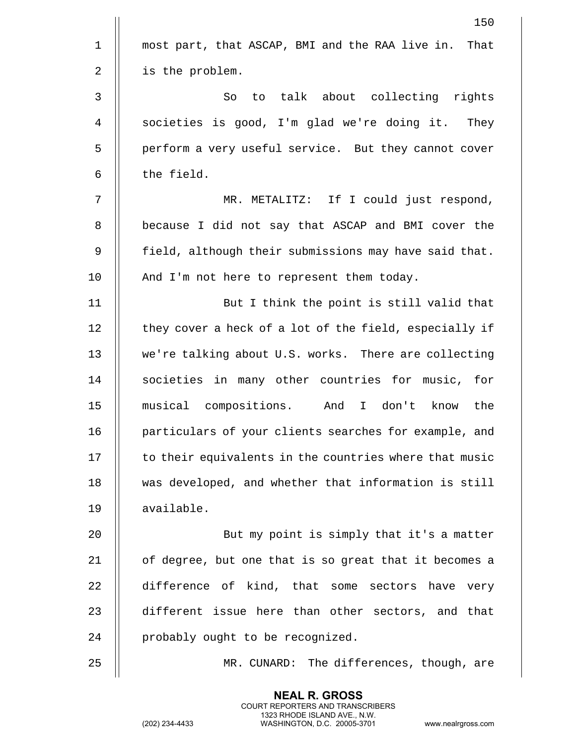most part, that ASCAP, BMI and the RAA live in. That is the problem.

So to talk about collecting rights societies is good, I'm glad we're doing it. They perform a very useful service. But they cannot cover the field.

MR. METALITZ: If I could just respond, because I did not say that ASCAP and BMI cover the field, although their submissions may have said that. And I'm not here to represent them today.

But I think the point is still valid that they cover a heck of a lot of the field, especially if we're talking about U.S. works. There are collecting societies in many other countries for music, for musical compositions. And I don't know the particulars of your clients searches for example, and to their equivalents in the countries where that music was developed, and whether that information is still available.

But my point is simply that it's a matter of degree, but one that is so great that it becomes a difference of kind, that some sectors have very different issue here than other sectors, and that probably ought to be recognized.

MR. CUNARD: The differences, though, are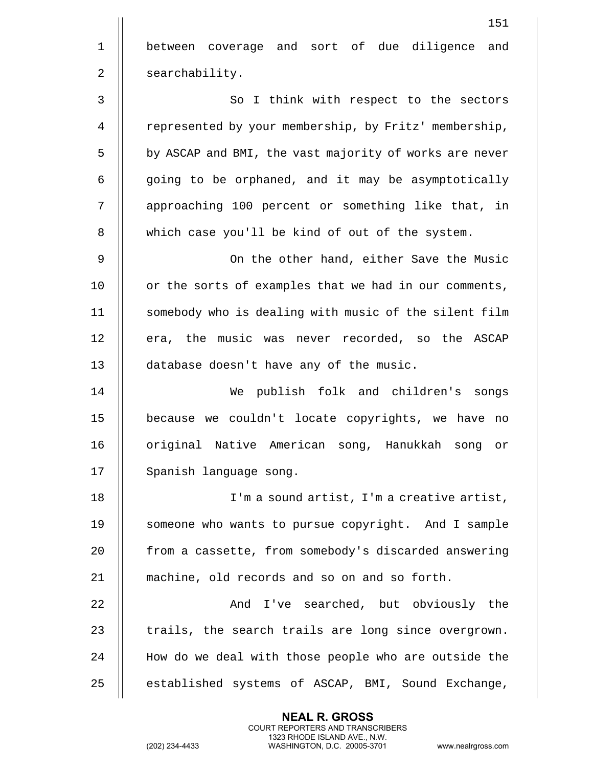between coverage and sort of due diligence and searchability.

So I think with respect to the sectors represented by your membership, by Fritz' membership, by ASCAP and BMI, the vast majority of works are never going to be orphaned, and it may be asymptotically approaching 100 percent or something like that, in which case you'll be kind of out of the system.

On the other hand, either Save the Music or the sorts of examples that we had in our comments, somebody who is dealing with music of the silent film era, the music was never recorded, so the ASCAP database doesn't have any of the music.

We publish folk and children's songs because we couldn't locate copyrights, we have no original Native American song, Hanukkah song or Spanish language song.

I'm a sound artist, I'm a creative artist, someone who wants to pursue copyright. And I sample from a cassette, from somebody's discarded answering machine, old records and so on and so forth.

And I've searched, but obviously the trails, the search trails are long since overgrown. How do we deal with those people who are outside the established systems of ASCAP, BMI, Sound Exchange,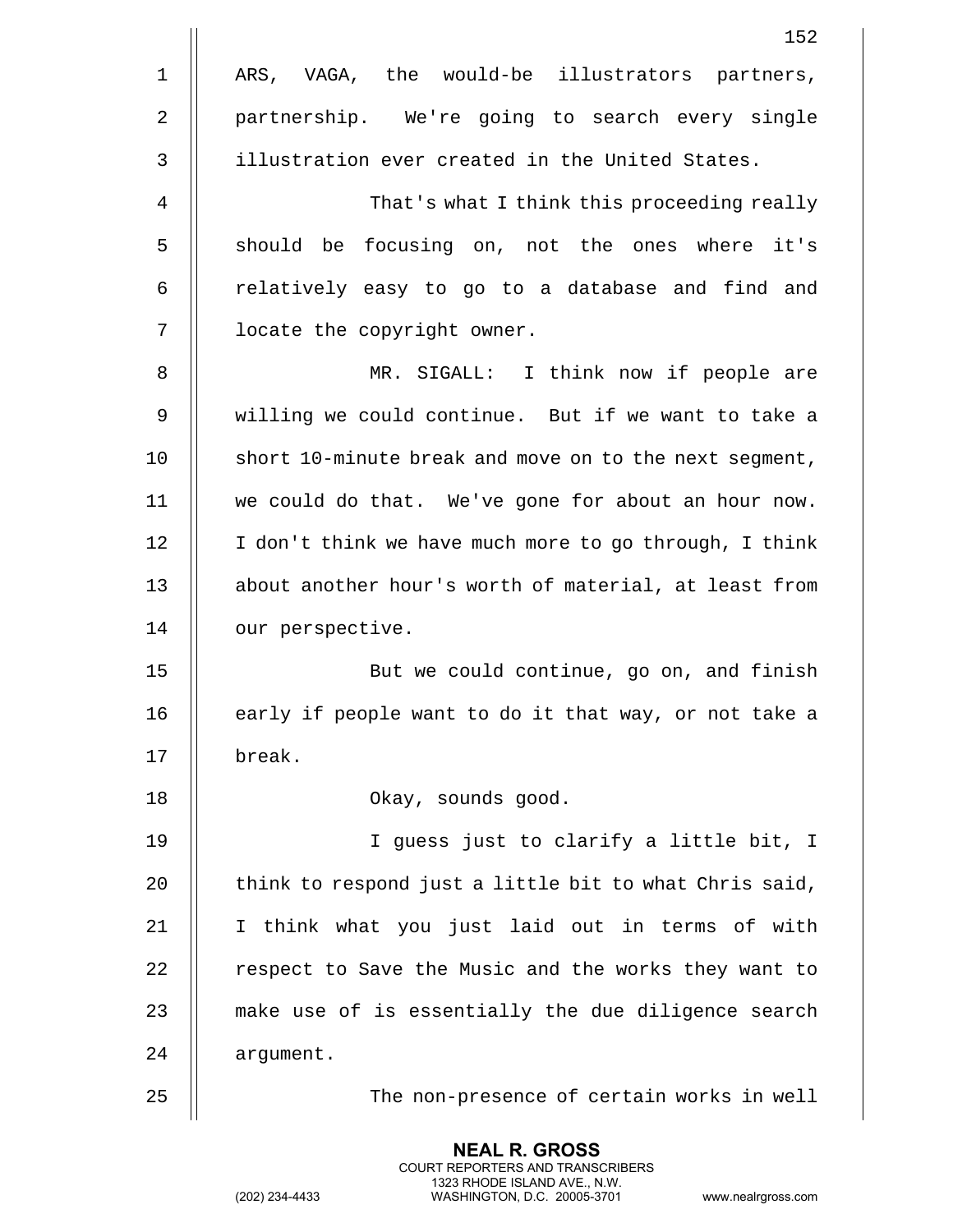ARS, VAGA, the would-be illustrators partners, partnership. We're going to search every single illustration ever created in the United States.

That's what I think this proceeding really should be focusing on, not the ones where it's relatively easy to go to a database and find and locate the copyright owner.

MR. SIGALL: I think now if people are willing we could continue. But if we want to take a short 10-minute break and move on to the next segment, we could do that. We've gone for about an hour now. I don't think we have much more to go through, I think about another hour's worth of material, at least from our perspective.

But we could continue, go on, and finish early if people want to do it that way, or not take a break.

Okay, sounds good.

I guess just to clarify a little bit, I think to respond just a little bit to what Chris said, I think what you just laid out in terms of with respect to Save the Music and the works they want to make use of is essentially the due diligence search argument.

The non-presence of certain works in well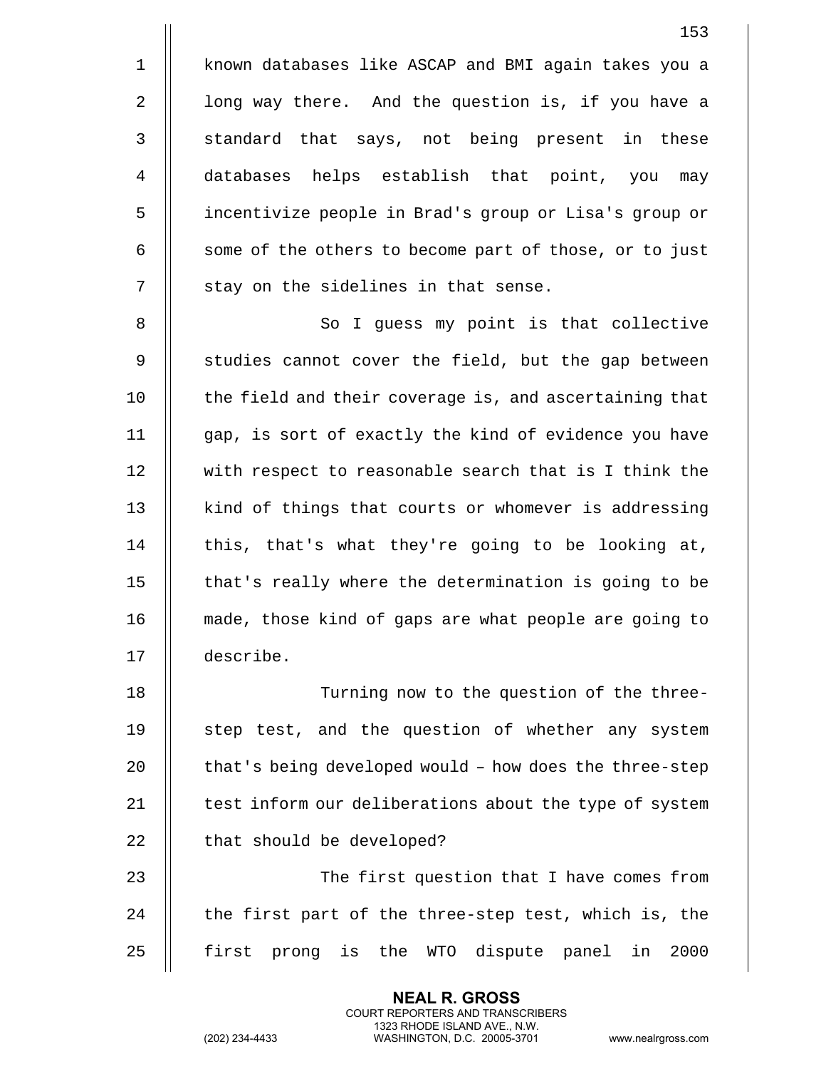known databases like ASCAP and BMI again takes you a long way there. And the question is, if you have a standard that says, not being present in these databases helps establish that point, you may incentivize people in Brad's group or Lisa's group or some of the others to become part of those, or to just stay on the sidelines in that sense.

So I guess my point is that collective studies cannot cover the field, but the gap between the field and their coverage is, and ascertaining that gap, is sort of exactly the kind of evidence you have with respect to reasonable search that is I think the kind of things that courts or whomever is addressing this, that's what they're going to be looking at, that's really where the determination is going to be made, those kind of gaps are what people are going to describe.

Turning now to the question of the three-step test, and the question of whether any system that's being developed would – how does the three-step test inform our deliberations about the type of system that should be developed?

The first question that I have comes from the first part of the three-step test, which is, the first prong is the WTO dispute panel in 2000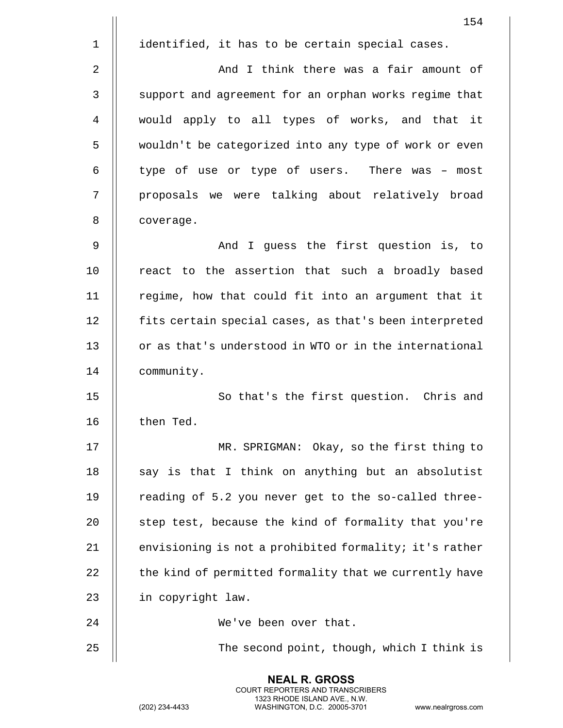identified, it has to be certain special cases.

And I think there was a fair amount of support and agreement for an orphan works regime that would apply to all types of works, and that it wouldn't be categorized into any type of work or even type of use or type of users. There was – most proposals we were talking about relatively broad coverage.

And I guess the first question is, to react to the assertion that such a broadly based regime, how that could fit into an argument that it fits certain special cases, as that's been interpreted or as that's understood in WTO or in the international community.

So that's the first question. Chris and then Ted.

MR. SPRIGMAN: Okay, so the first thing to say is that I think on anything but an absolutist reading of 5.2 you never get to the so-called three-step test, because the kind of formality that you're envisioning is not a prohibited formality; it's rather the kind of permitted formality that we currently have in copyright law.

We've been over that.

The second point, though, which I think is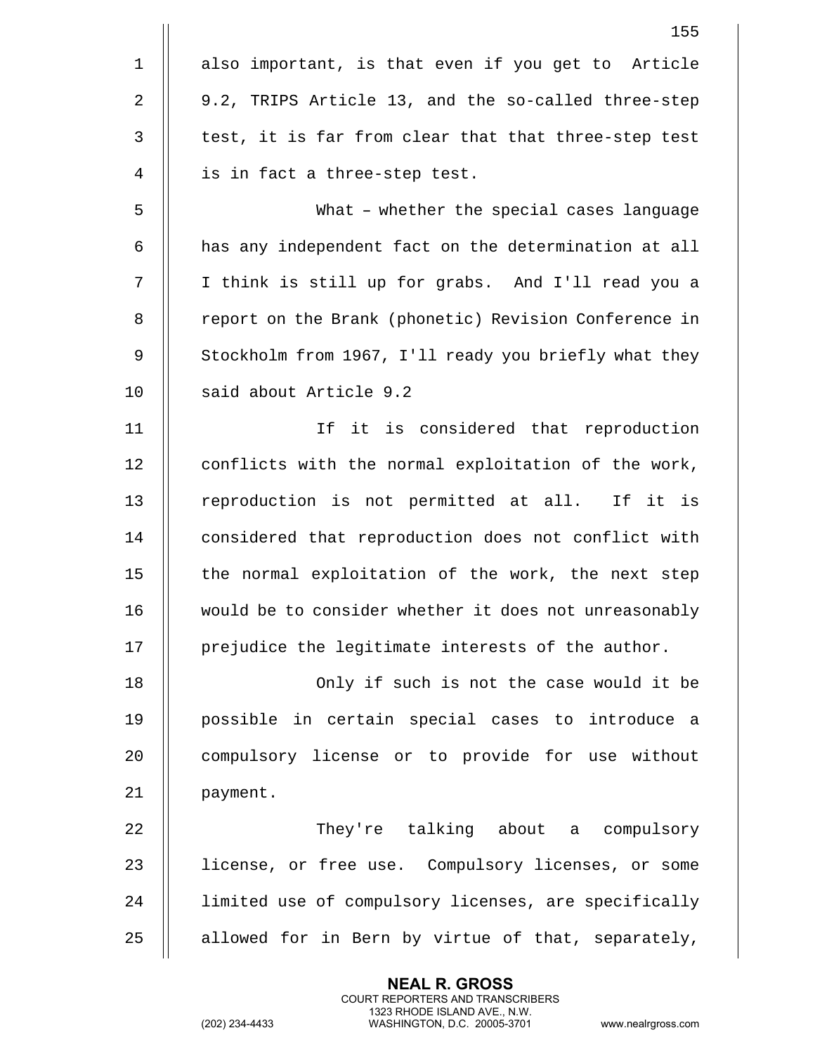also important, is that even if you get to Article 9.2, TRIPS Article 13, and the so-called three-step test, it is far from clear that that three-step test is in fact a three-step test.

What – whether the special cases language has any independent fact on the determination at all I think is still up for grabs. And I'll read you a report on the Brank (phonetic) Revision Conference in Stockholm from 1967, I'll ready you briefly what they said about Article 9.2

If it is considered that reproduction conflicts with the normal exploitation of the work, reproduction is not permitted at all. If it is considered that reproduction does not conflict with the normal exploitation of the work, the next step would be to consider whether it does not unreasonably prejudice the legitimate interests of the author.

Only if such is not the case would it be possible in certain special cases to introduce a compulsory license or to provide for use without payment.

They're talking about a compulsory license, or free use. Compulsory licenses, or some limited use of compulsory licenses, are specifically allowed for in Bern by virtue of that, separately,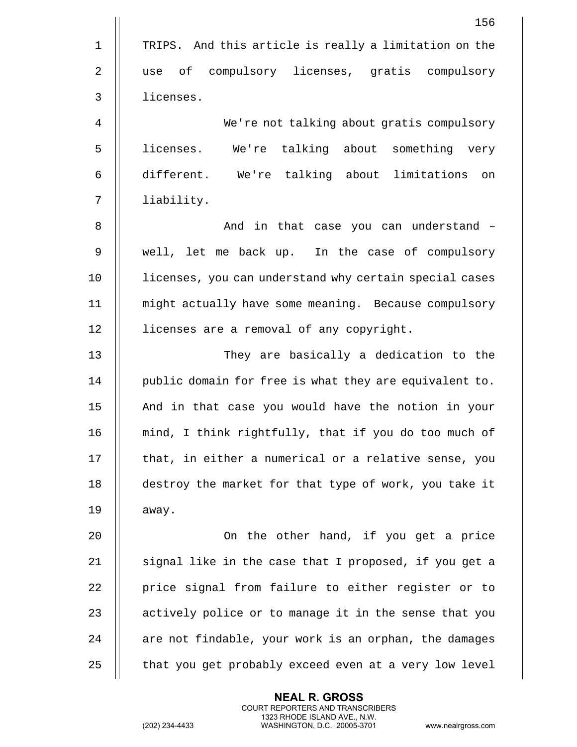TRIPS. And this article is really a limitation on the use of compulsory licenses, gratis compulsory licenses.

We're not talking about gratis compulsory licenses. We're talking about something very different. We're talking about limitations on liability.

And in that case you can understand – well, let me back up. In the case of compulsory licenses, you can understand why certain special cases might actually have some meaning. Because compulsory licenses are a removal of any copyright.

They are basically a dedication to the public domain for free is what they are equivalent to. And in that case you would have the notion in your mind, I think rightfully, that if you do too much of that, in either a numerical or a relative sense, you destroy the market for that type of work, you take it away.

On the other hand, if you get a price signal like in the case that I proposed, if you get a price signal from failure to either register or to actively police or to manage it in the sense that you are not findable, your work is an orphan, the damages that you get probably exceed even at a very low level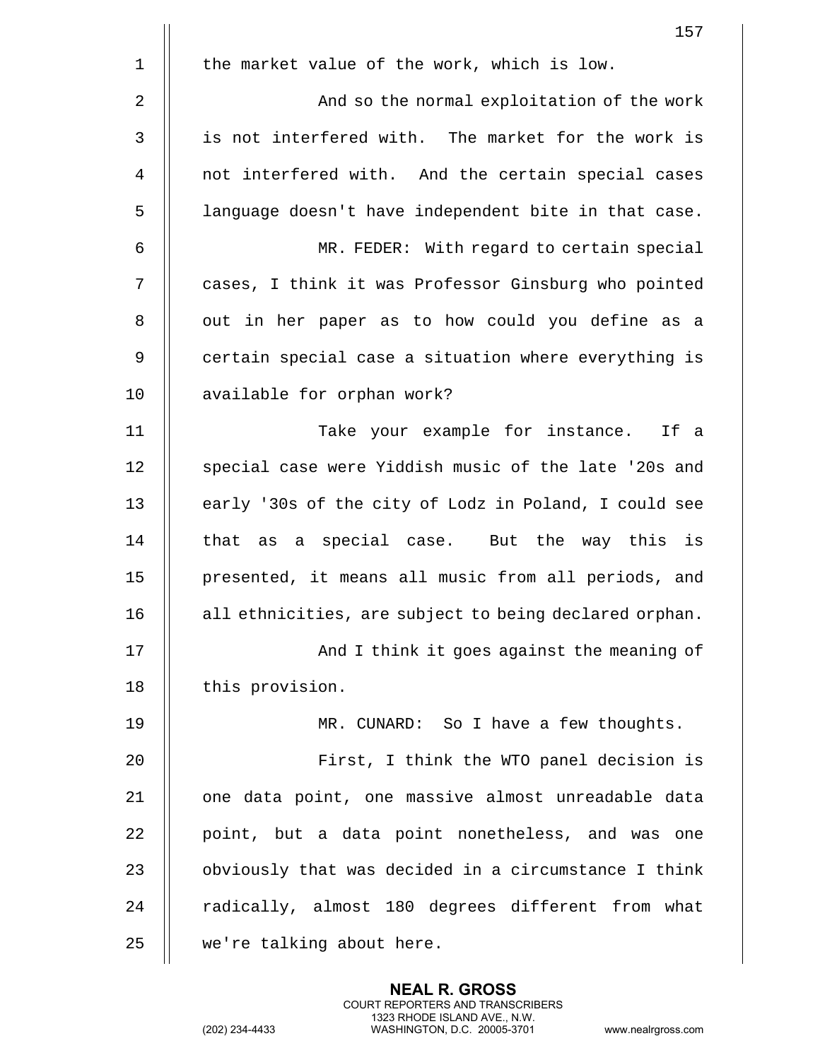the market value of the work, which is low.

And so the normal exploitation of the work is not interfered with. The market for the work is not interfered with. And the certain special cases language doesn't have independent bite in that case.

MR. FEDER: With regard to certain special cases, I think it was Professor Ginsburg who pointed out in her paper as to how could you define as a certain special case a situation where everything is available for orphan work?

Take your example for instance. If a special case were Yiddish music of the late '20s and early '30s of the city of Lodz in Poland, I could see that as a special case. But the way this is presented, it means all music from all periods, and all ethnicities, are subject to being declared orphan.

And I think it goes against the meaning of this provision.

MR. CUNARD: So I have a few thoughts.

First, I think the WTO panel decision is one data point, one massive almost unreadable data point, but a data point nonetheless, and was one obviously that was decided in a circumstance I think radically, almost 180 degrees different from what we're talking about here.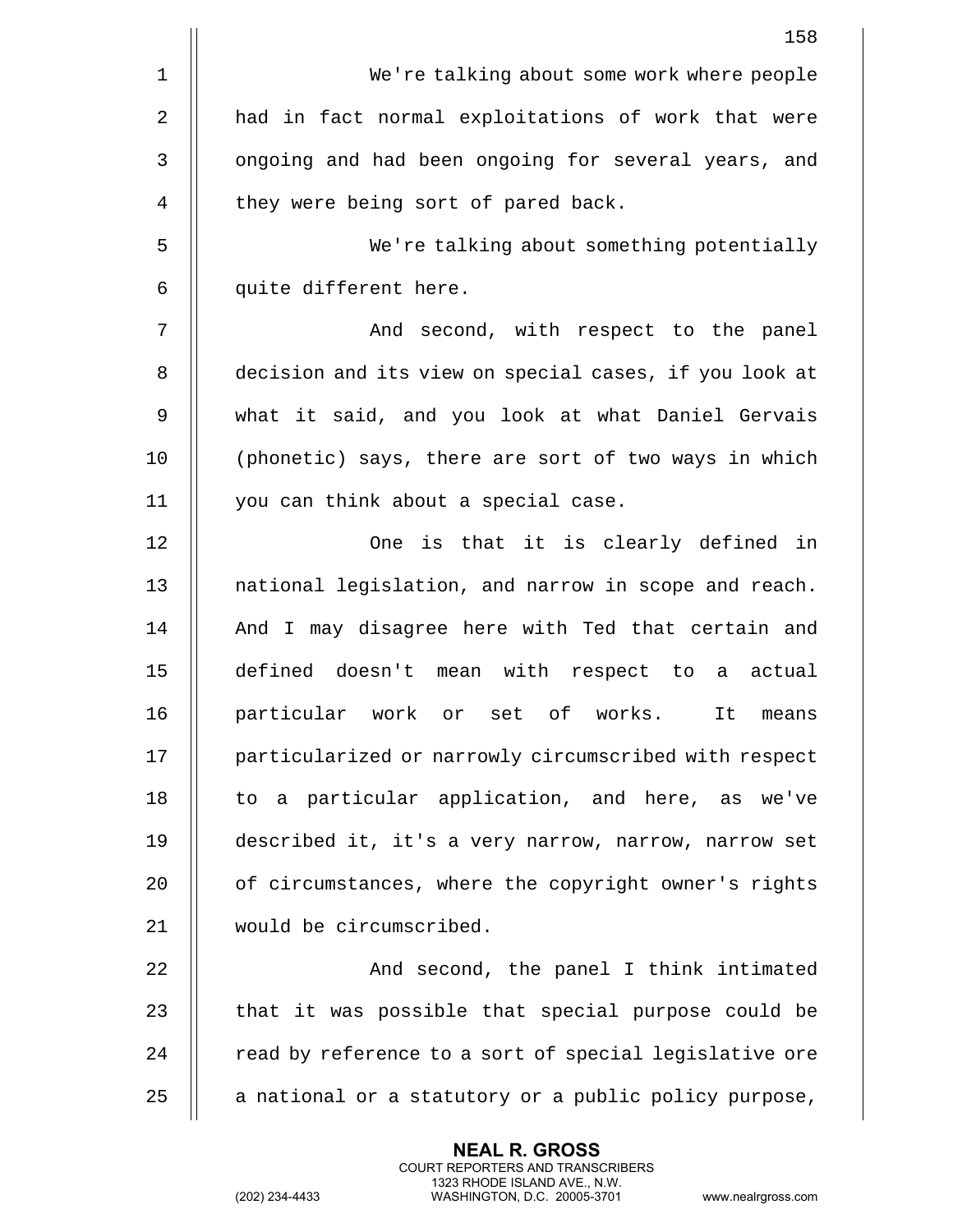We're talking about some work where people had in fact normal exploitations of work that were ongoing and had been ongoing for several years, and they were being sort of pared back.

We're talking about something potentially quite different here.

And second, with respect to the panel decision and its view on special cases, if you look at what it said, and you look at what Daniel Gervais (phonetic) says, there are sort of two ways in which you can think about a special case.

One is that it is clearly defined in national legislation, and narrow in scope and reach. And I may disagree here with Ted that certain and defined doesn't mean with respect to a actual particular work or set of works. It means particularized or narrowly circumscribed with respect to a particular application, and here, as we've described it, it's a very narrow, narrow, narrow set of circumstances, where the copyright owner's rights would be circumscribed.

And second, the panel I think intimated that it was possible that special purpose could be read by reference to a sort of special legislative ore a national or a statutory or a public policy purpose,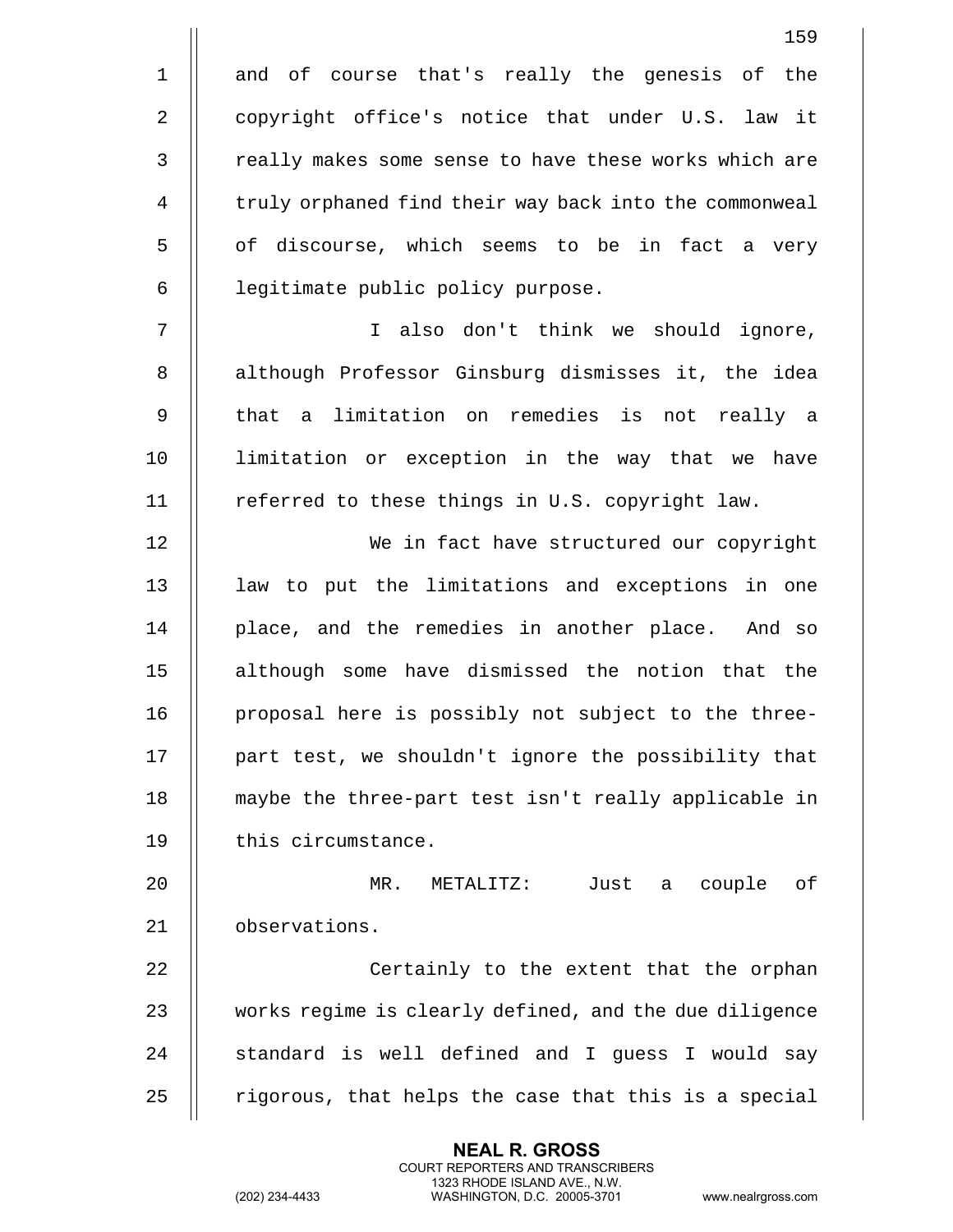and of course that's really the genesis of the copyright office's notice that under U.S. law it really makes some sense to have these works which are truly orphaned find their way back into the commonweal of discourse, which seems to be in fact a very legitimate public policy purpose.

I also don't think we should ignore, although Professor Ginsburg dismisses it, the idea that a limitation on remedies is not really a limitation or exception in the way that we have referred to these things in U.S. copyright law.

We in fact have structured our copyright law to put the limitations and exceptions in one place, and the remedies in another place. And so although some have dismissed the notion that the proposal here is possibly not subject to the three-part test, we shouldn't ignore the possibility that maybe the three-part test isn't really applicable in this circumstance.

MR. METALITZ: Just a couple of observations.

Certainly to the extent that the orphan works regime is clearly defined, and the due diligence standard is well defined and I guess I would say rigorous, that helps the case that this is a special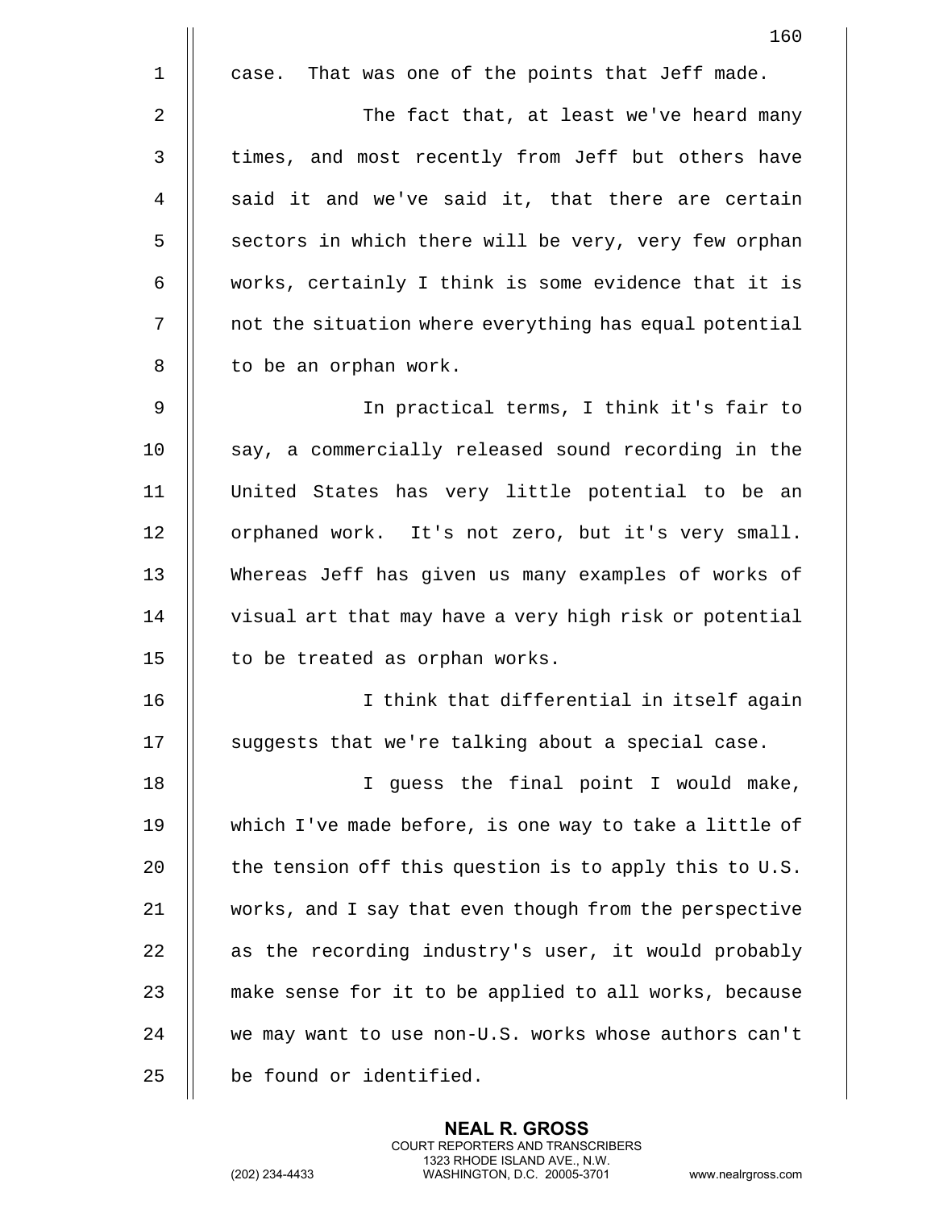case. That was one of the points that Jeff made.

The fact that, at least we've heard many times, and most recently from Jeff but others have said it and we've said it, that there are certain sectors in which there will be very, very few orphan works, certainly I think is some evidence that it is not the situation where everything has equal potential to be an orphan work.

In practical terms, I think it's fair to say, a commercially released sound recording in the United States has very little potential to be an orphaned work. It's not zero, but it's very small. Whereas Jeff has given us many examples of works of visual art that may have a very high risk or potential to be treated as orphan works.

I think that differential in itself again suggests that we're talking about a special case.

I guess the final point I would make, which I've made before, is one way to take a little of the tension off this question is to apply this to U.S. works, and I say that even though from the perspective as the recording industry's user, it would probably make sense for it to be applied to all works, because we may want to use non-U.S. works whose authors can't be found or identified.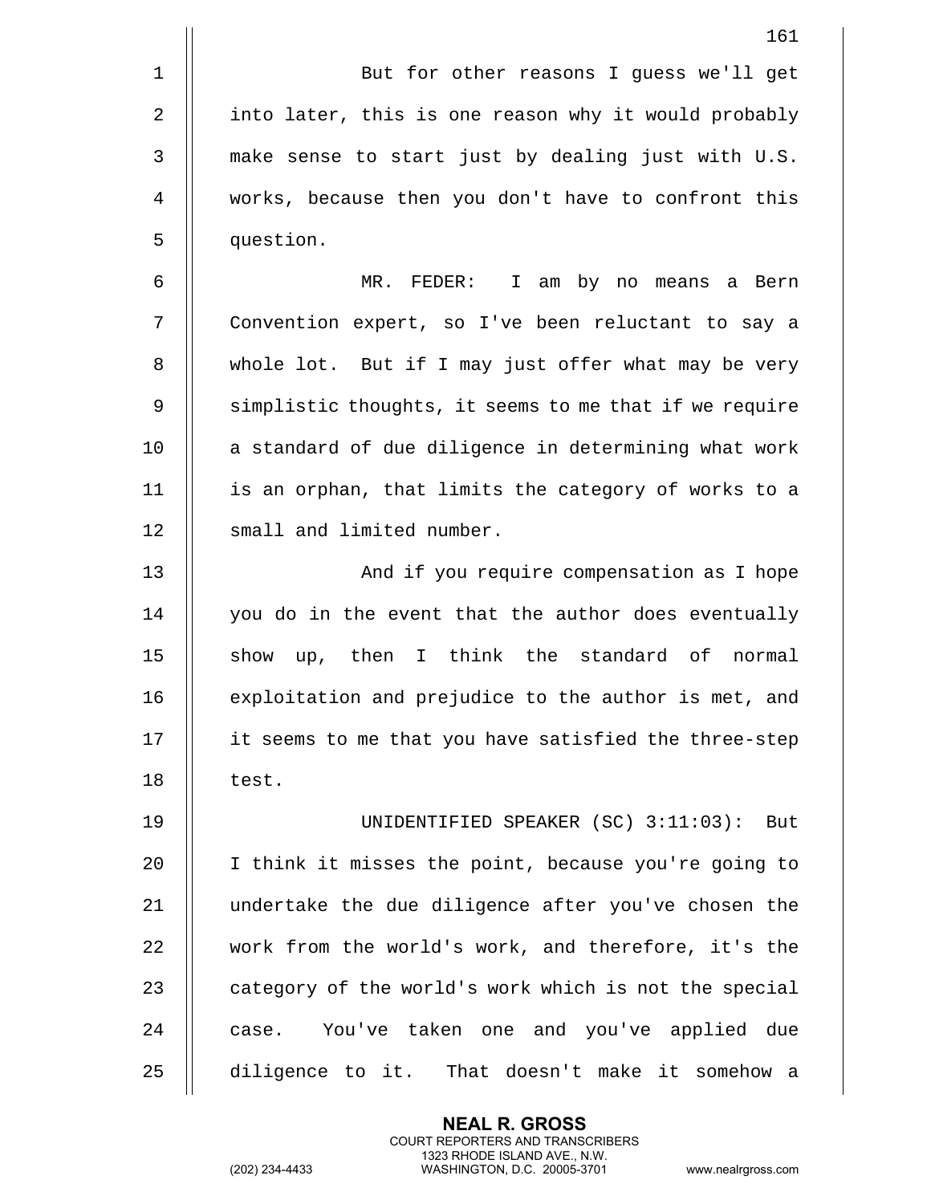But for other reasons I guess we'll get into later, this is one reason why it would probably make sense to start just by dealing just with U.S. works, because then you don't have to confront this question.

MR. FEDER: I am by no means a Bern Convention expert, so I've been reluctant to say a whole lot. But if I may just offer what may be very simplistic thoughts, it seems to me that if we require a standard of due diligence in determining what work is an orphan, that limits the category of works to a small and limited number.

And if you require compensation as I hope you do in the event that the author does eventually show up, then I think the standard of normal exploitation and prejudice to the author is met, and it seems to me that you have satisfied the three-step test.

UNIDENTIFIED SPEAKER (SC) 3:11:03): But I think it misses the point, because you're going to undertake the due diligence after you've chosen the work from the world's work, and therefore, it's the category of the world's work which is not the special case. You've taken one and you've applied due diligence to it. That doesn't make it somehow a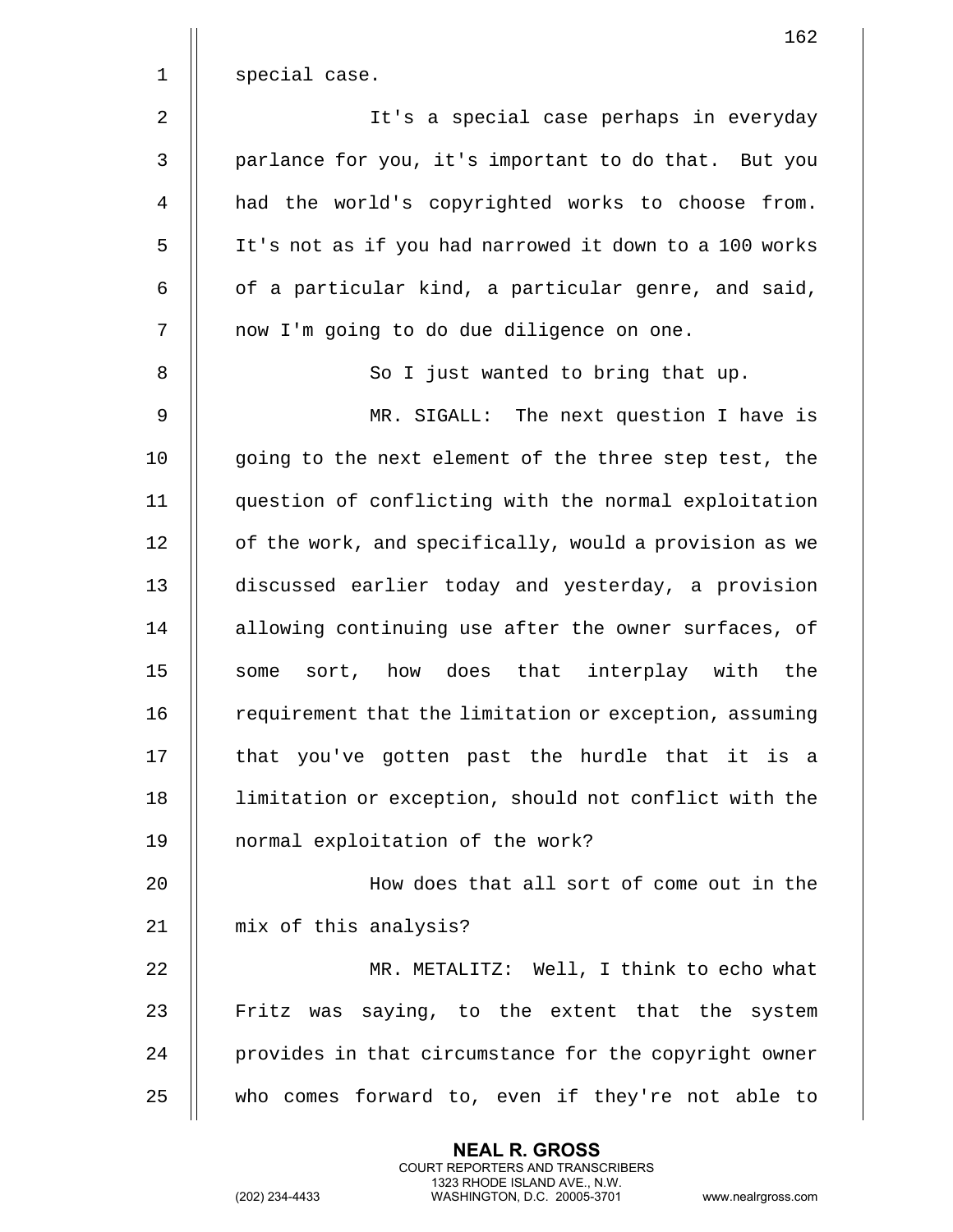special case.

It's a special case perhaps in everyday parlance for you, it's important to do that. But you had the world's copyrighted works to choose from. It's not as if you had narrowed it down to a 100 works of a particular kind, a particular genre, and said, now I'm going to do due diligence on one.

So I just wanted to bring that up.

MR. SIGALL: The next question I have is going to the next element of the three step test, the question of conflicting with the normal exploitation of the work, and specifically, would a provision as we discussed earlier today and yesterday, a provision allowing continuing use after the owner surfaces, of some sort, how does that interplay with the requirement that the limitation or exception, assuming that you've gotten past the hurdle that it is a limitation or exception, should not conflict with the normal exploitation of the work?

How does that all sort of come out in the mix of this analysis?

MR. METALITZ: Well, I think to echo what Fritz was saying, to the extent that the system provides in that circumstance for the copyright owner who comes forward to, even if they're not able to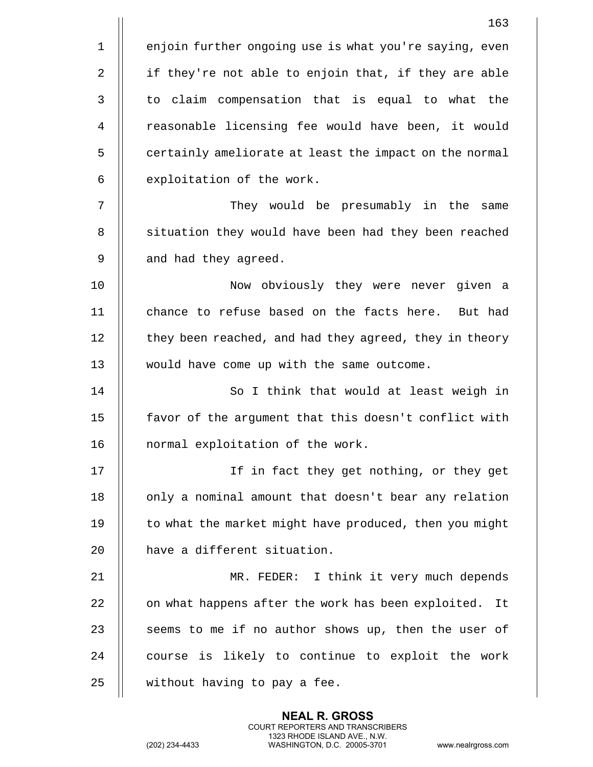enjoin further ongoing use is what you're saying, even if they're not able to enjoin that, if they are able to claim compensation that is equal to what the reasonable licensing fee would have been, it would certainly ameliorate at least the impact on the normal exploitation of the work.

They would be presumably in the same situation they would have been had they been reached and had they agreed.

Now obviously they were never given a chance to refuse based on the facts here. But had they been reached, and had they agreed, they in theory would have come up with the same outcome.

So I think that would at least weigh in favor of the argument that this doesn't conflict with normal exploitation of the work.

If in fact they get nothing, or they get only a nominal amount that doesn't bear any relation to what the market might have produced, then you might have a different situation.

MR. FEDER: I think it very much depends on what happens after the work has been exploited. It seems to me if no author shows up, then the user of course is likely to continue to exploit the work without having to pay a fee.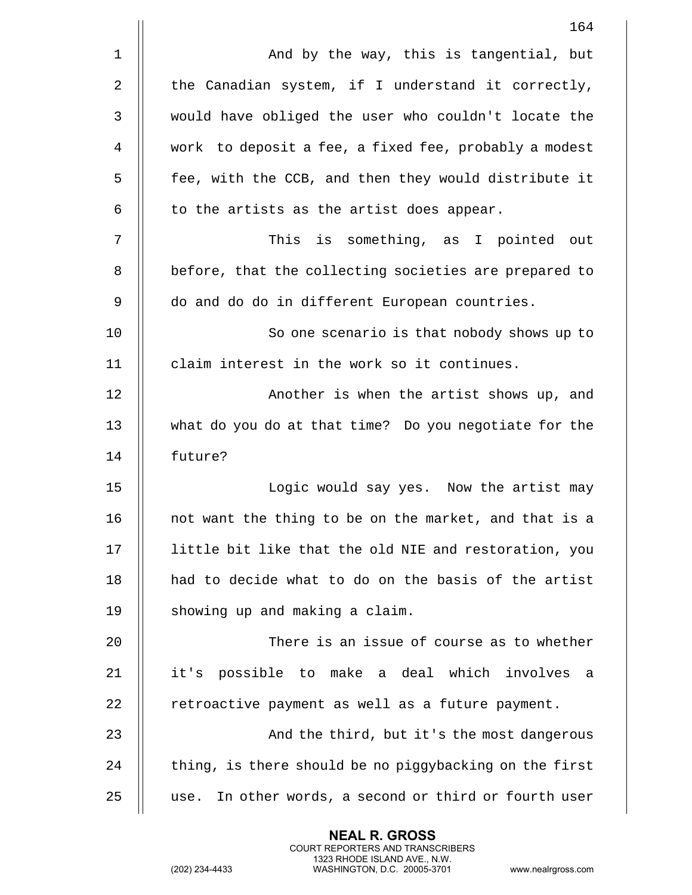And by the way, this is tangential, but the Canadian system, if I understand it correctly, would have obliged the user who couldn't locate the work to deposit a fee, a fixed fee, probably a modest fee, with the CCB, and then they would distribute it to the artists as the artist does appear.

This is something, as I pointed out before, that the collecting societies are prepared to do and do do in different European countries.

So one scenario is that nobody shows up to claim interest in the work so it continues.

Another is when the artist shows up, and what do you do at that time? Do you negotiate for the future?

Logic would say yes. Now the artist may not want the thing to be on the market, and that is a little bit like that the old NIE and restoration, you had to decide what to do on the basis of the artist showing up and making a claim.

There is an issue of course as to whether it's possible to make a deal which involves a retroactive payment as well as a future payment.

And the third, but it's the most dangerous thing, is there should be no piggybacking on the first use. In other words, a second or third or fourth user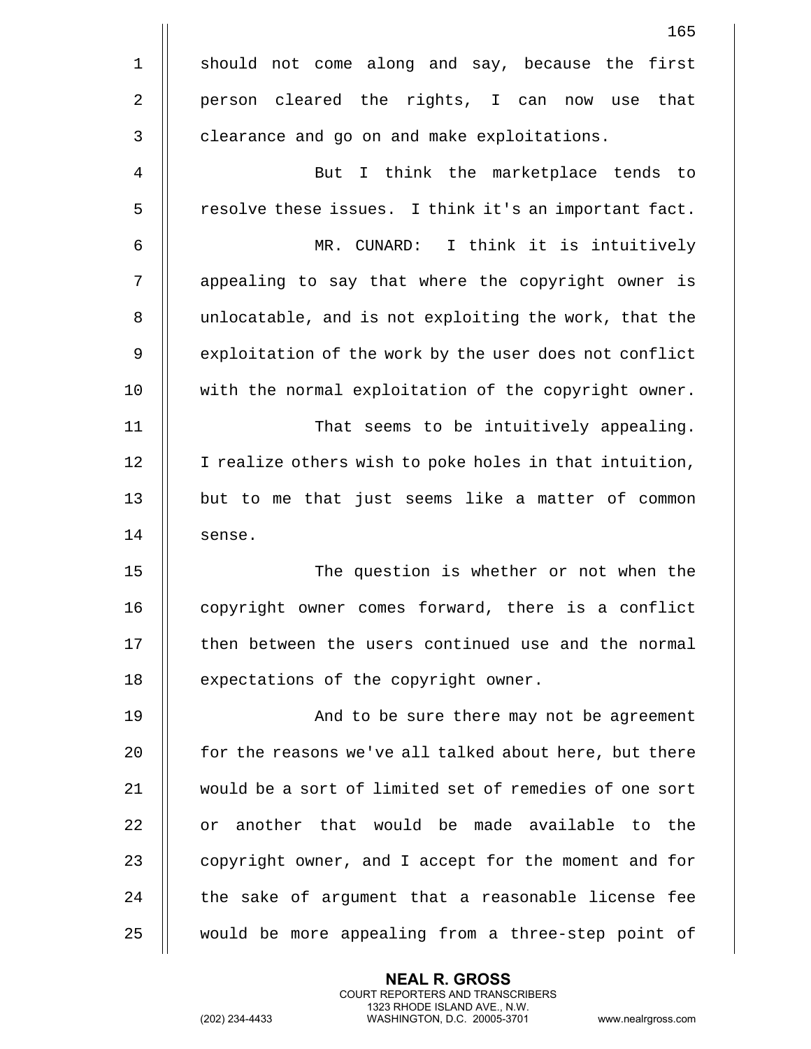should not come along and say, because the first person cleared the rights, I can now use that clearance and go on and make exploitations.

But I think the marketplace tends to resolve these issues. I think it's an important fact.

MR. CUNARD: I think it is intuitively appealing to say that where the copyright owner is unlocatable, and is not exploiting the work, that the exploitation of the work by the user does not conflict with the normal exploitation of the copyright owner.

That seems to be intuitively appealing. I realize others wish to poke holes in that intuition, but to me that just seems like a matter of common sense.

The question is whether or not when the copyright owner comes forward, there is a conflict then between the users continued use and the normal expectations of the copyright owner.

And to be sure there may not be agreement for the reasons we've all talked about here, but there would be a sort of limited set of remedies of one sort or another that would be made available to the copyright owner, and I accept for the moment and for the sake of argument that a reasonable license fee would be more appealing from a three-step point of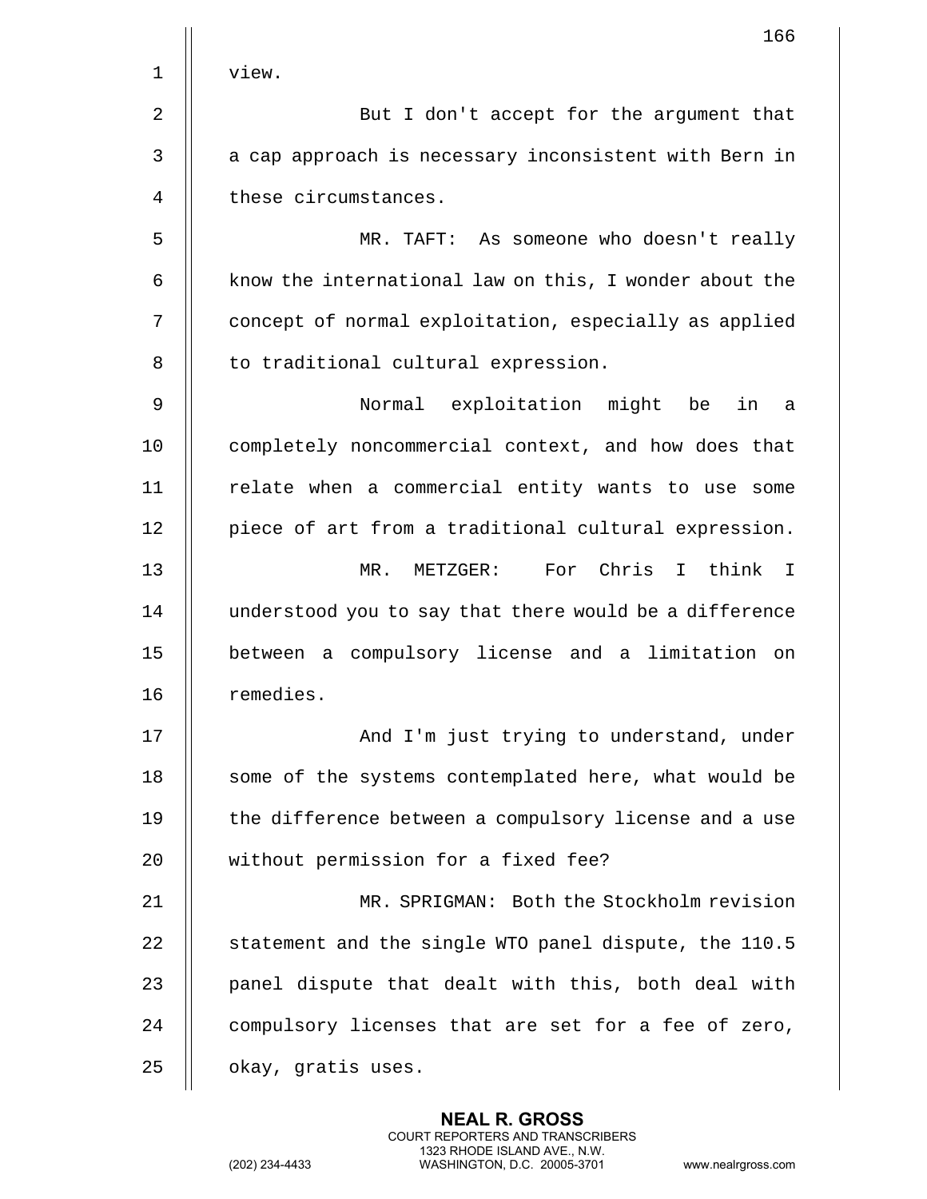view.

But I don't accept for the argument that a cap approach is necessary inconsistent with Bern in these circumstances.

MR. TAFT: As someone who doesn't really know the international law on this, I wonder about the concept of normal exploitation, especially as applied to traditional cultural expression.

Normal exploitation might be in a completely noncommercial context, and how does that relate when a commercial entity wants to use some piece of art from a traditional cultural expression.

MR. METZGER: For Chris I think I understood you to say that there would be a difference between a compulsory license and a limitation on remedies.

And I'm just trying to understand, under some of the systems contemplated here, what would be the difference between a compulsory license and a use without permission for a fixed fee?

MR. SPRIGMAN: Both the Stockholm revision statement and the single WTO panel dispute, the 110.5 panel dispute that dealt with this, both deal with compulsory licenses that are set for a fee of zero, okay, gratis uses.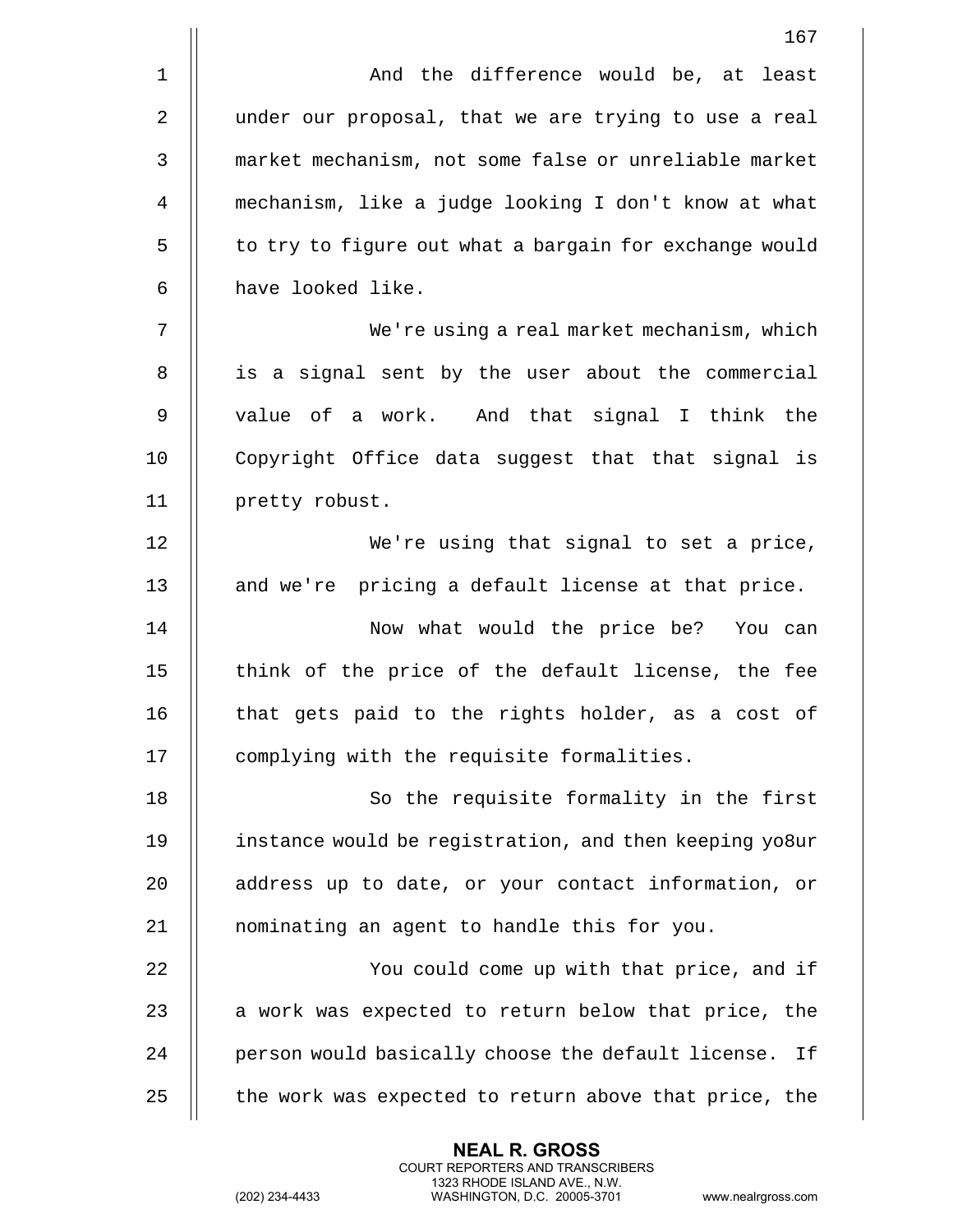And the difference would be, at least under our proposal, that we are trying to use a real market mechanism, not some false or unreliable market mechanism, like a judge looking I don't know at what to try to figure out what a bargain for exchange would have looked like.

We're using a real market mechanism, which is a signal sent by the user about the commercial value of a work. And that signal I think the Copyright Office data suggest that that signal is pretty robust.

We're using that signal to set a price, and we're pricing a default license at that price.

Now what would the price be? You can think of the price of the default license, the fee that gets paid to the rights holder, as a cost of complying with the requisite formalities.

So the requisite formality in the first instance would be registration, and then keeping yo8ur address up to date, or your contact information, or nominating an agent to handle this for you.

You could come up with that price, and if a work was expected to return below that price, the person would basically choose the default license. If the work was expected to return above that price, the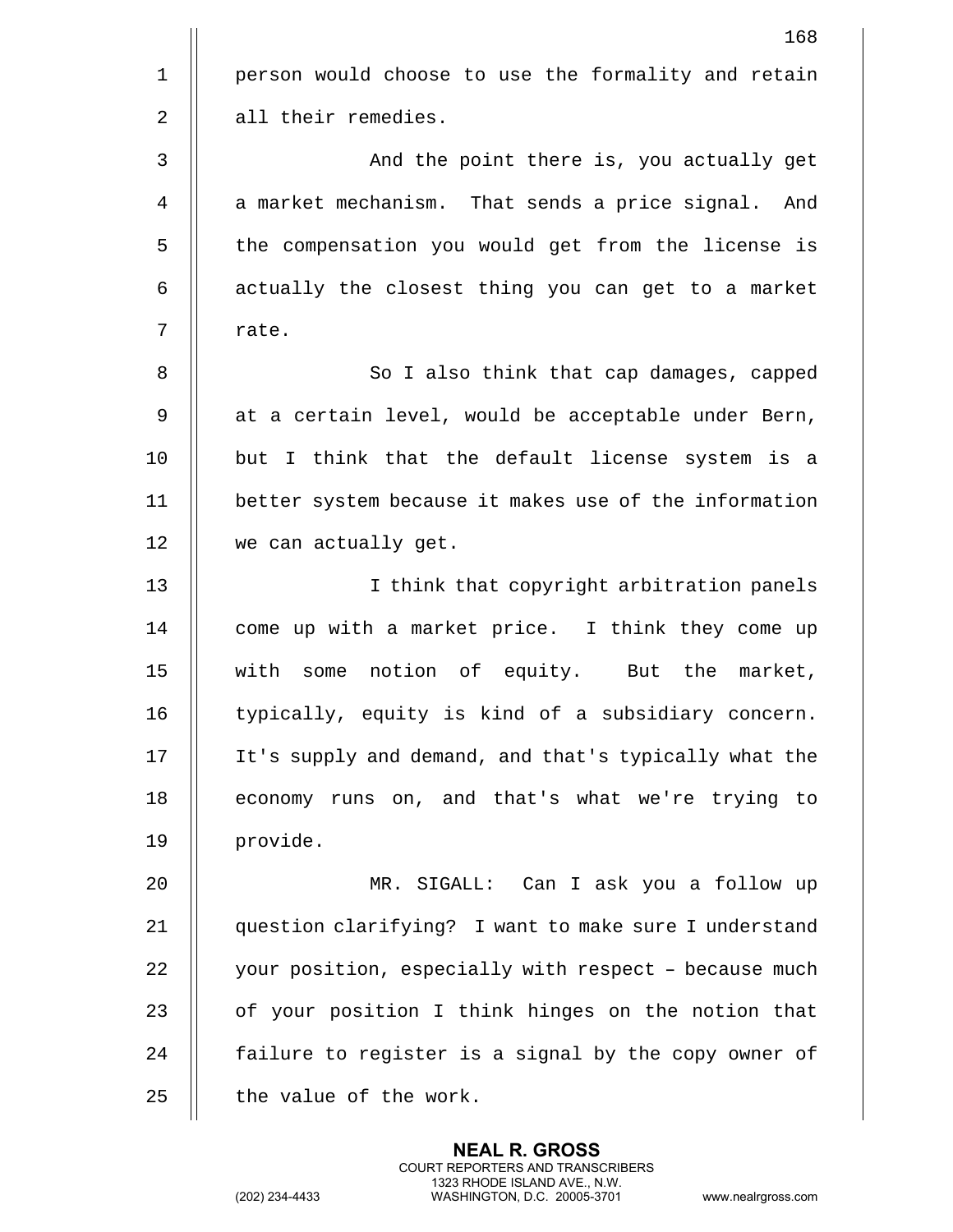person would choose to use the formality and retain all their remedies.

And the point there is, you actually get a market mechanism. That sends a price signal. And the compensation you would get from the license is actually the closest thing you can get to a market rate.

So I also think that cap damages, capped at a certain level, would be acceptable under Bern, but I think that the default license system is a better system because it makes use of the information we can actually get.

I think that copyright arbitration panels come up with a market price. I think they come up with some notion of equity. But the market, typically, equity is kind of a subsidiary concern. It's supply and demand, and that's typically what the economy runs on, and that's what we're trying to provide.

MR. SIGALL: Can I ask you a follow up question clarifying? I want to make sure I understand your position, especially with respect – because much of your position I think hinges on the notion that failure to register is a signal by the copy owner of the value of the work.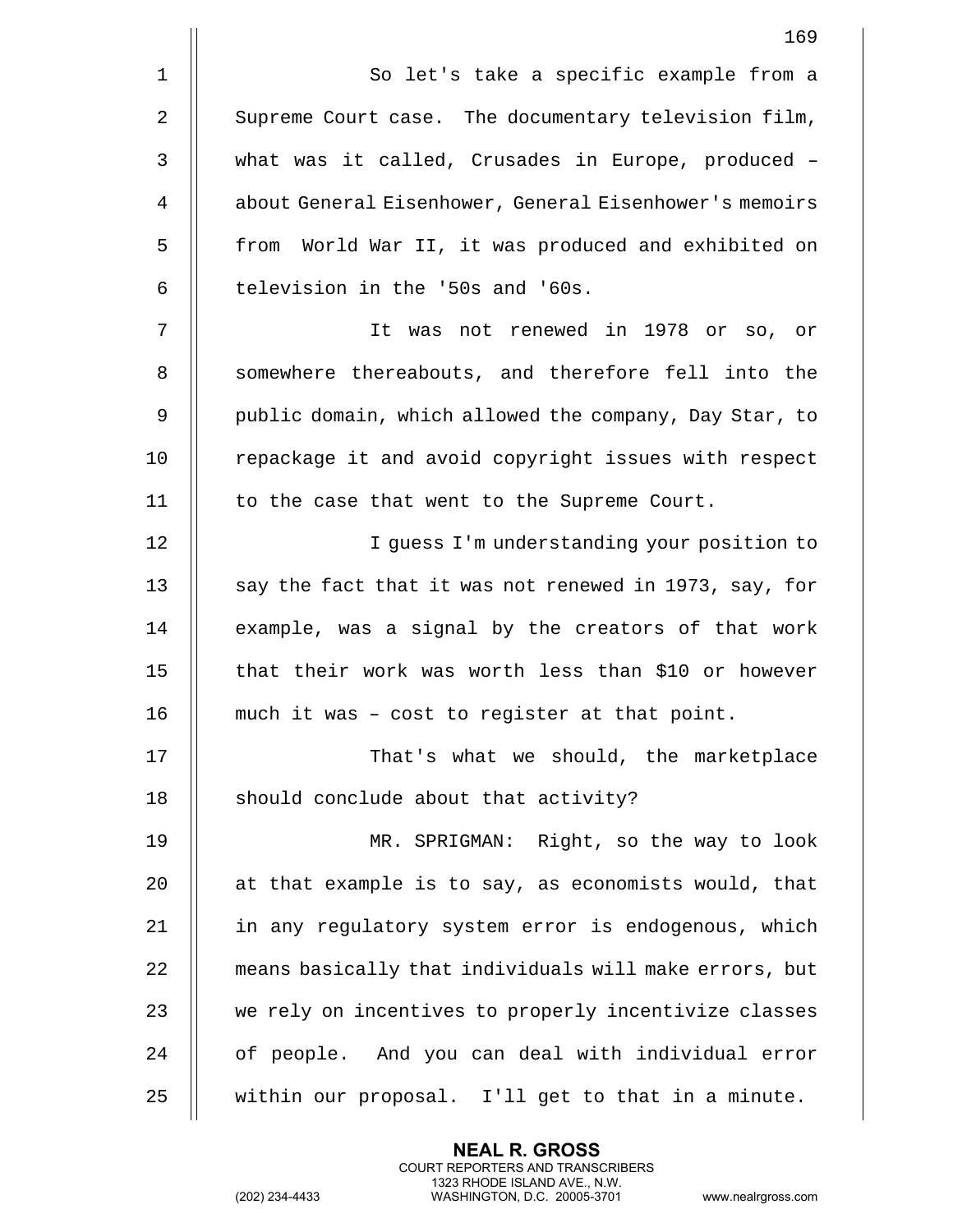So let's take a specific example from a Supreme Court case. The documentary television film, what was it called, Crusades in Europe, produced – about General Eisenhower, General Eisenhower's memoirs from World War II, it was produced and exhibited on television in the '50s and '60s.

It was not renewed in 1978 or so, or somewhere thereabouts, and therefore fell into the public domain, which allowed the company, Day Star, to repackage it and avoid copyright issues with respect to the case that went to the Supreme Court.

I guess I'm understanding your position to say the fact that it was not renewed in 1973, say, for example, was a signal by the creators of that work that their work was worth less than $10 or however much it was – cost to register at that point.

That's what we should, the marketplace should conclude about that activity?

MR. SPRIGMAN: Right, so the way to look at that example is to say, as economists would, that in any regulatory system error is endogenous, which means basically that individuals will make errors, but we rely on incentives to properly incentivize classes of people. And you can deal with individual error within our proposal. I'll get to that in a minute.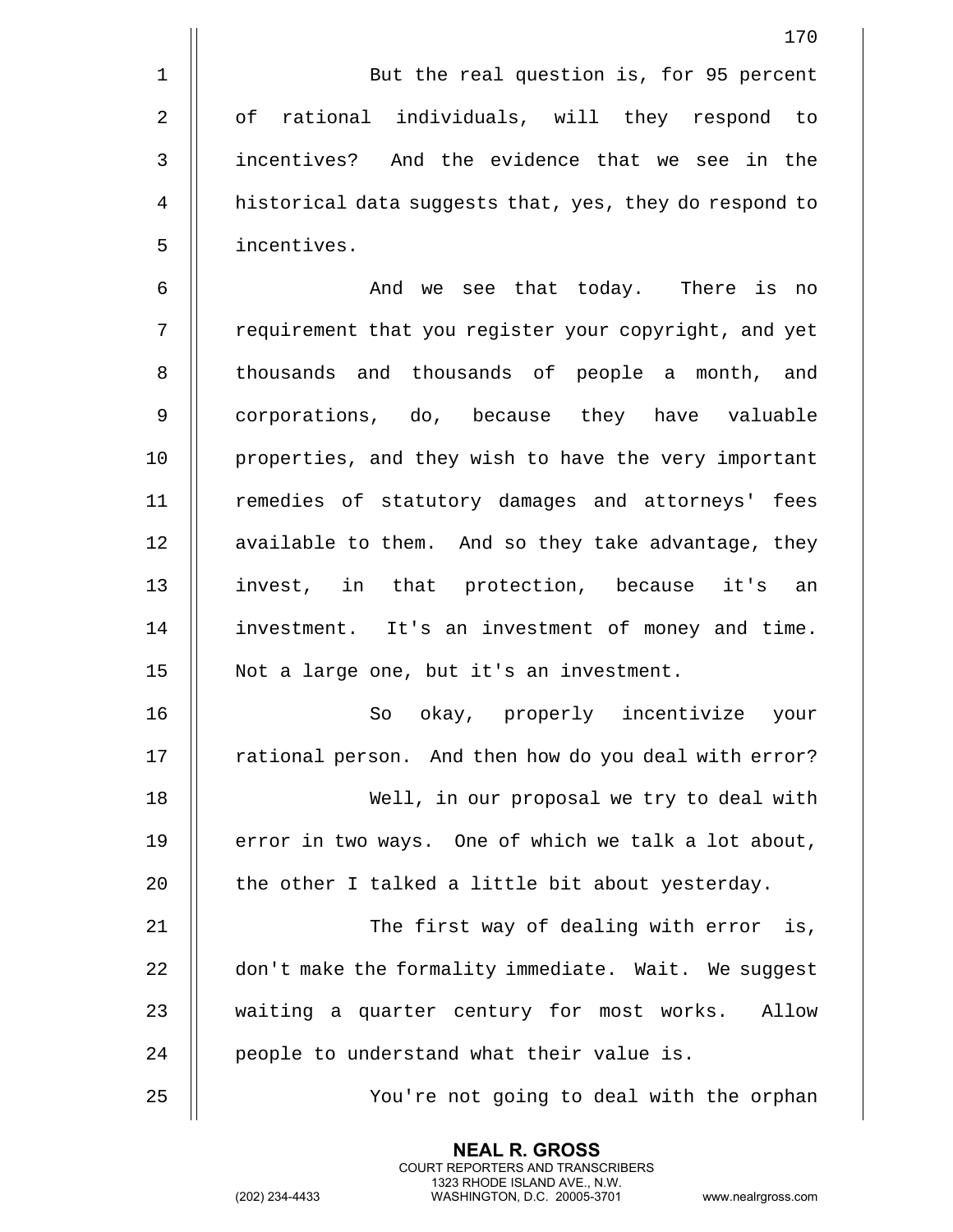But the real question is, for 95 percent of rational individuals, will they respond to incentives? And the evidence that we see in the historical data suggests that, yes, they do respond to incentives.

And we see that today. There is no requirement that you register your copyright, and yet thousands and thousands of people a month, and corporations, do, because they have valuable properties, and they wish to have the very important remedies of statutory damages and attorneys' fees available to them. And so they take advantage, they invest, in that protection, because it's an investment. It's an investment of money and time. Not a large one, but it's an investment.

So okay, properly incentivize your rational person. And then how do you deal with error?

Well, in our proposal we try to deal with error in two ways. One of which we talk a lot about, the other I talked a little bit about yesterday.

The first way of dealing with error is, don't make the formality immediate. Wait. We suggest waiting a quarter century for most works. Allow people to understand what their value is.

You're not going to deal with the orphan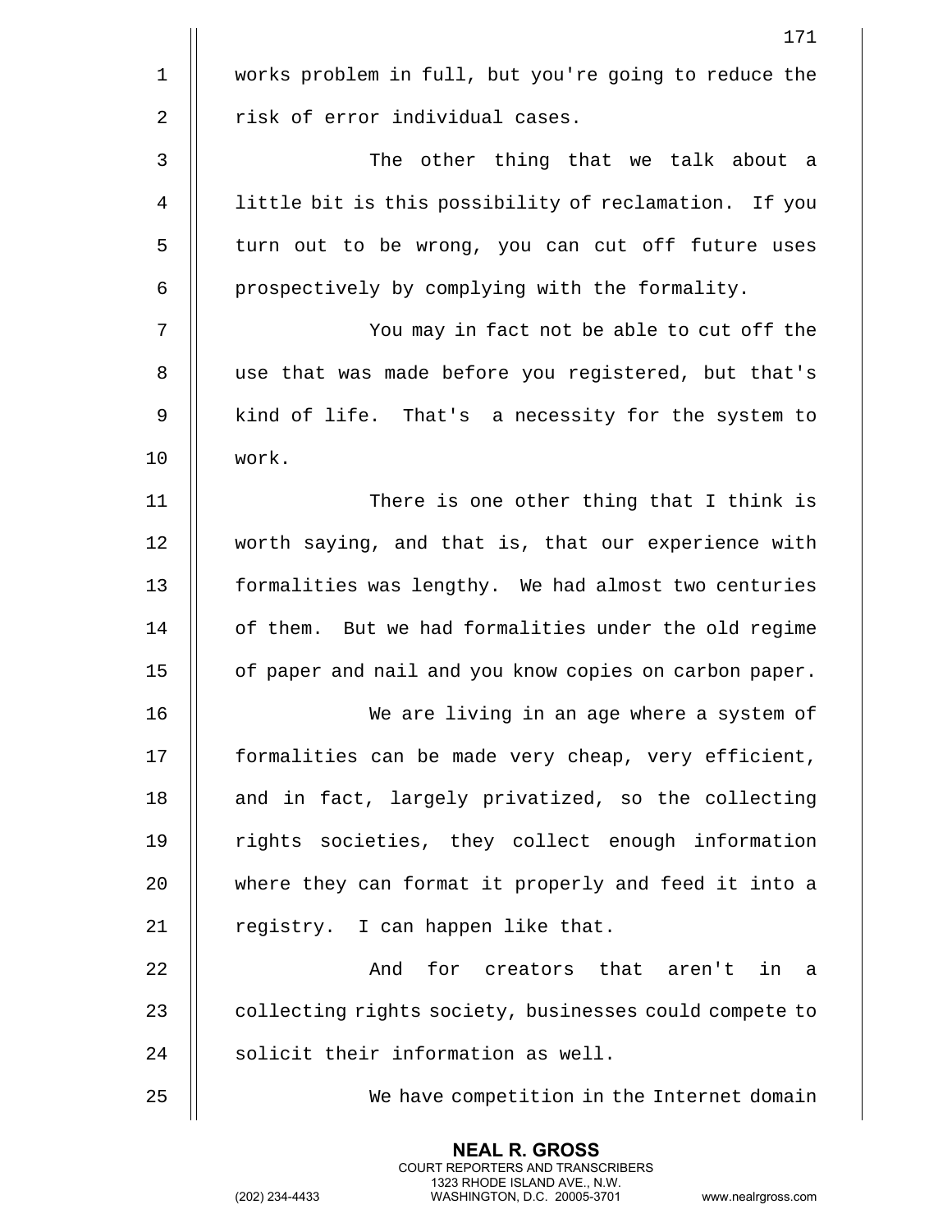works problem in full, but you're going to reduce the risk of error individual cases.

The other thing that we talk about a little bit is this possibility of reclamation. If you turn out to be wrong, you can cut off future uses prospectively by complying with the formality.

You may in fact not be able to cut off the use that was made before you registered, but that's kind of life. That's a necessity for the system to work.

There is one other thing that I think is worth saying, and that is, that our experience with formalities was lengthy. We had almost two centuries of them. But we had formalities under the old regime of paper and nail and you know copies on carbon paper.

We are living in an age where a system of formalities can be made very cheap, very efficient, and in fact, largely privatized, so the collecting rights societies, they collect enough information where they can format it properly and feed it into a registry. I can happen like that.

And for creators that aren't in a collecting rights society, businesses could compete to solicit their information as well.

We have competition in the Internet domain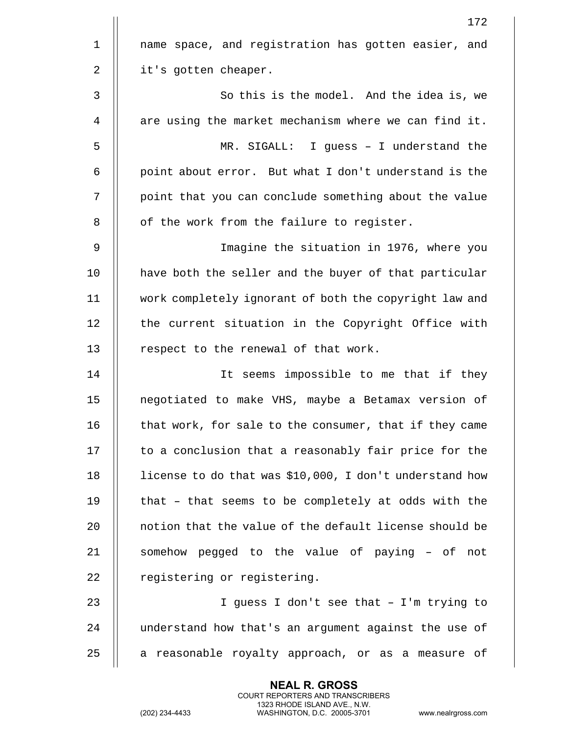name space, and registration has gotten easier, and it's gotten cheaper.

So this is the model. And the idea is, we are using the market mechanism where we can find it.

MR. SIGALL: I guess – I understand the point about error. But what I don't understand is the point that you can conclude something about the value of the work from the failure to register.

Imagine the situation in 1976, where you have both the seller and the buyer of that particular work completely ignorant of both the copyright law and the current situation in the Copyright Office with respect to the renewal of that work.

It seems impossible to me that if they negotiated to make VHS, maybe a Betamax version of that work, for sale to the consumer, that if they came to a conclusion that a reasonably fair price for the license to do that was $10,000, I don't understand how that – that seems to be completely at odds with the notion that the value of the default license should be somehow pegged to the value of paying – of not registering or registering.

I guess I don't see that – I'm trying to understand how that's an argument against the use of a reasonable royalty approach, or as a measure of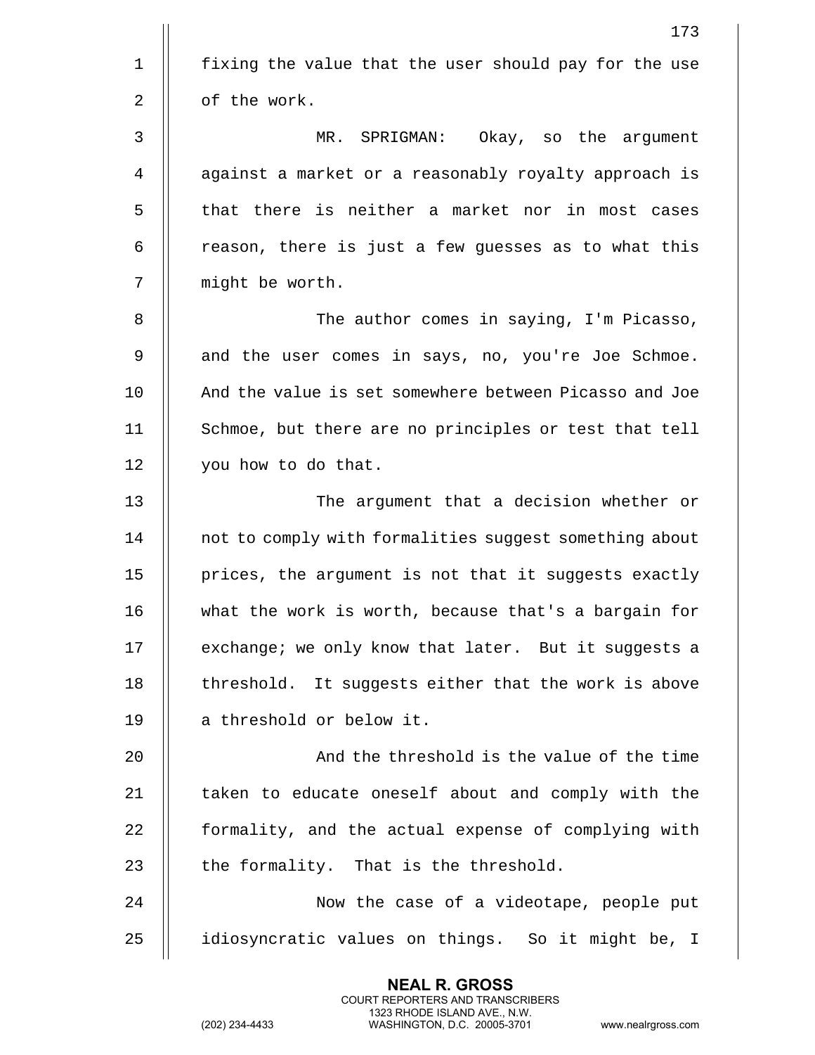fixing the value that the user should pay for the use of the work.

MR. SPRIGMAN: Okay, so the argument against a market or a reasonably royalty approach is that there is neither a market nor in most cases reason, there is just a few guesses as to what this might be worth.

The author comes in saying, I'm Picasso, and the user comes in says, no, you're Joe Schmoe. And the value is set somewhere between Picasso and Joe Schmoe, but there are no principles or test that tell you how to do that.

The argument that a decision whether or not to comply with formalities suggest something about prices, the argument is not that it suggests exactly what the work is worth, because that's a bargain for exchange; we only know that later. But it suggests a threshold. It suggests either that the work is above a threshold or below it.

And the threshold is the value of the time taken to educate oneself about and comply with the formality, and the actual expense of complying with the formality. That is the threshold.

Now the case of a videotape, people put idiosyncratic values on things. So it might be, I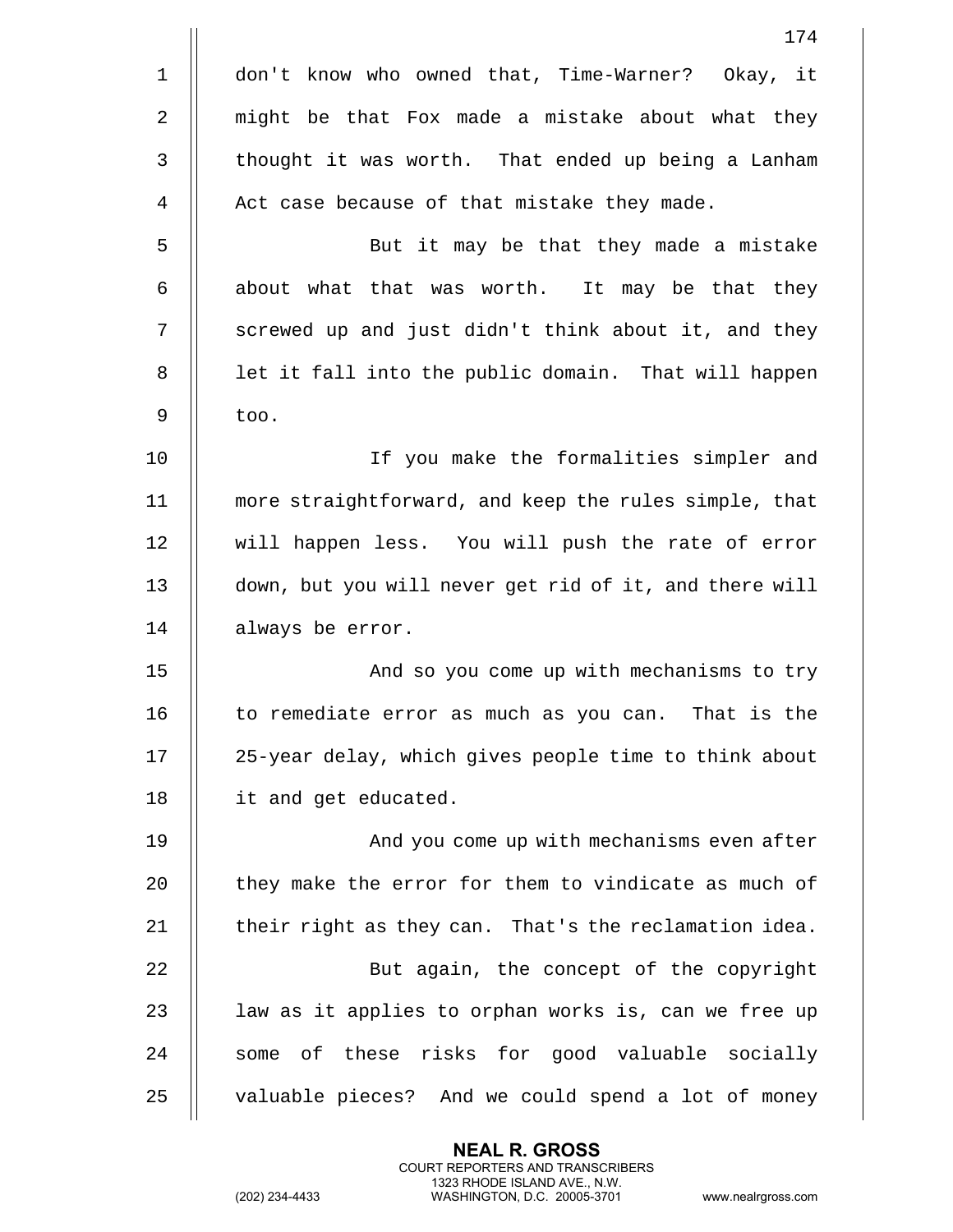don't know who owned that, Time-Warner? Okay, it might be that Fox made a mistake about what they thought it was worth. That ended up being a Lanham Act case because of that mistake they made.

But it may be that they made a mistake about what that was worth. It may be that they screwed up and just didn't think about it, and they let it fall into the public domain. That will happen too.

If you make the formalities simpler and more straightforward, and keep the rules simple, that will happen less. You will push the rate of error down, but you will never get rid of it, and there will always be error.

And so you come up with mechanisms to try to remediate error as much as you can. That is the 25-year delay, which gives people time to think about it and get educated.

And you come up with mechanisms even after they make the error for them to vindicate as much of their right as they can. That's the reclamation idea.

But again, the concept of the copyright law as it applies to orphan works is, can we free up some of these risks for good valuable socially valuable pieces? And we could spend a lot of money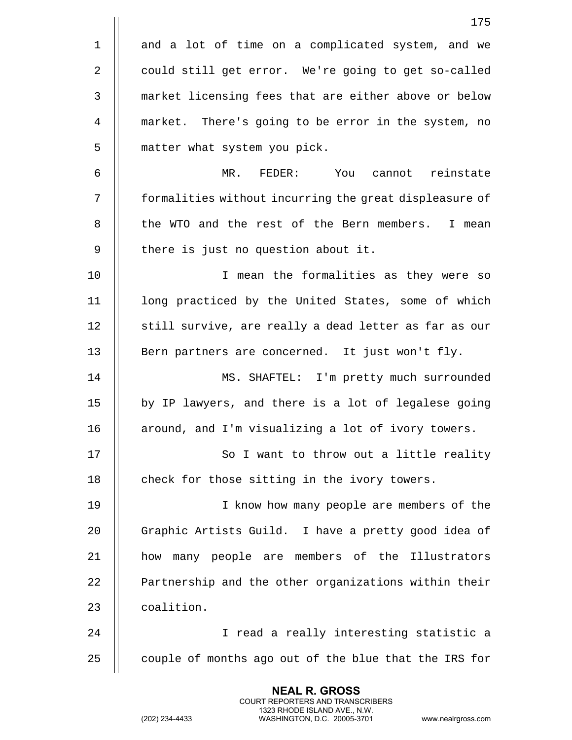and a lot of time on a complicated system, and we could still get error. We're going to get so-called market licensing fees that are either above or below market. There's going to be error in the system, no matter what system you pick.

MR. FEDER: You cannot reinstate formalities without incurring the great displeasure of the WTO and the rest of the Bern members. I mean there is just no question about it.

I mean the formalities as they were so long practiced by the United States, some of which still survive, are really a dead letter as far as our Bern partners are concerned. It just won't fly.

MS. SHAFTEL: I'm pretty much surrounded by IP lawyers, and there is a lot of legalese going around, and I'm visualizing a lot of ivory towers.

So I want to throw out a little reality check for those sitting in the ivory towers.

I know how many people are members of the Graphic Artists Guild. I have a pretty good idea of how many people are members of the Illustrators Partnership and the other organizations within their coalition.

I read a really interesting statistic a couple of months ago out of the blue that the IRS for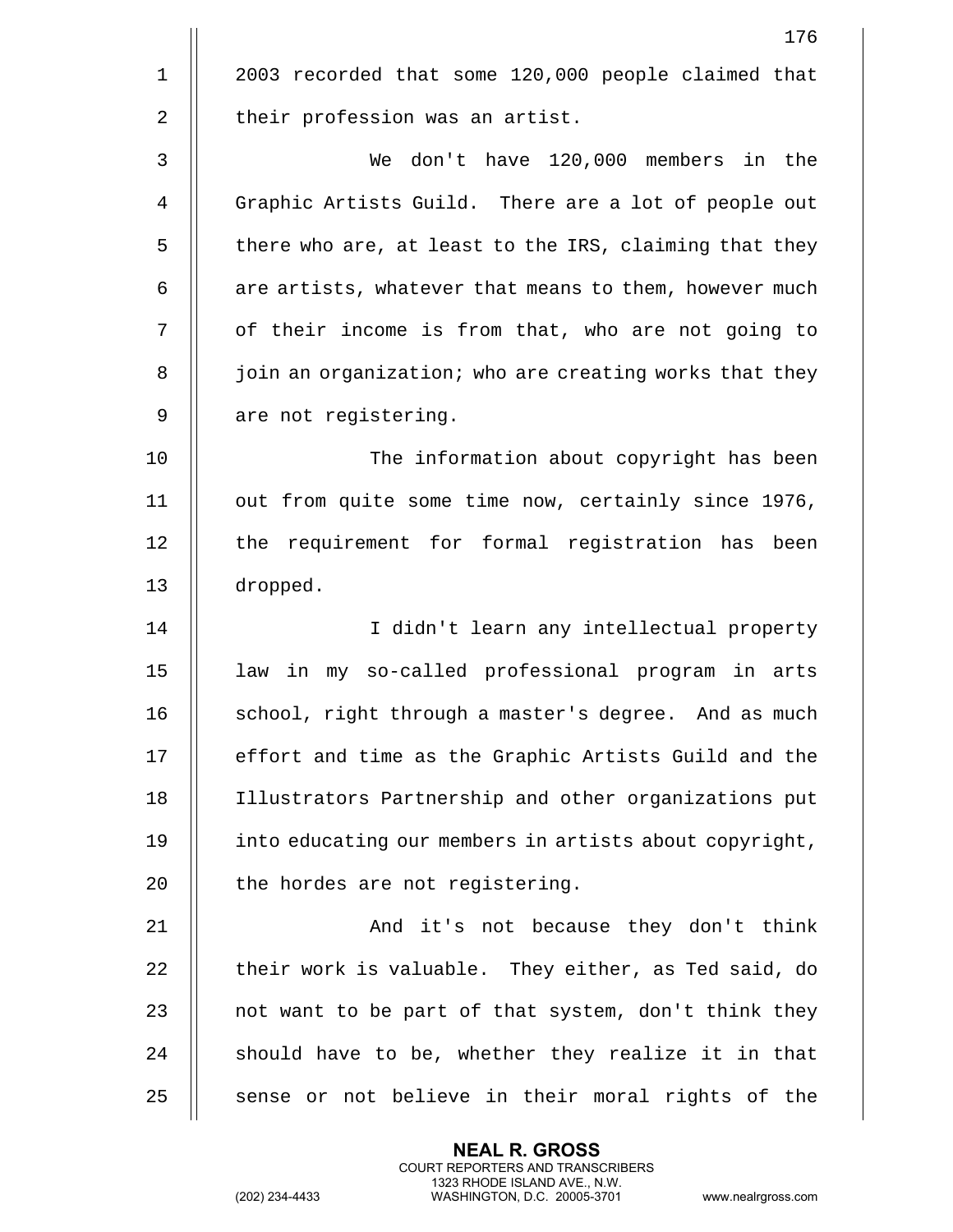2003 recorded that some 120,000 people claimed that their profession was an artist.

We don't have 120,000 members in the Graphic Artists Guild. There are a lot of people out there who are, at least to the IRS, claiming that they are artists, whatever that means to them, however much of their income is from that, who are not going to join an organization; who are creating works that they are not registering.

The information about copyright has been out from quite some time now, certainly since 1976, the requirement for formal registration has been dropped.

I didn't learn any intellectual property law in my so-called professional program in arts school, right through a master's degree. And as much effort and time as the Graphic Artists Guild and the Illustrators Partnership and other organizations put into educating our members in artists about copyright, the hordes are not registering.

And it's not because they don't think their work is valuable. They either, as Ted said, do not want to be part of that system, don't think they should have to be, whether they realize it in that sense or not believe in their moral rights of the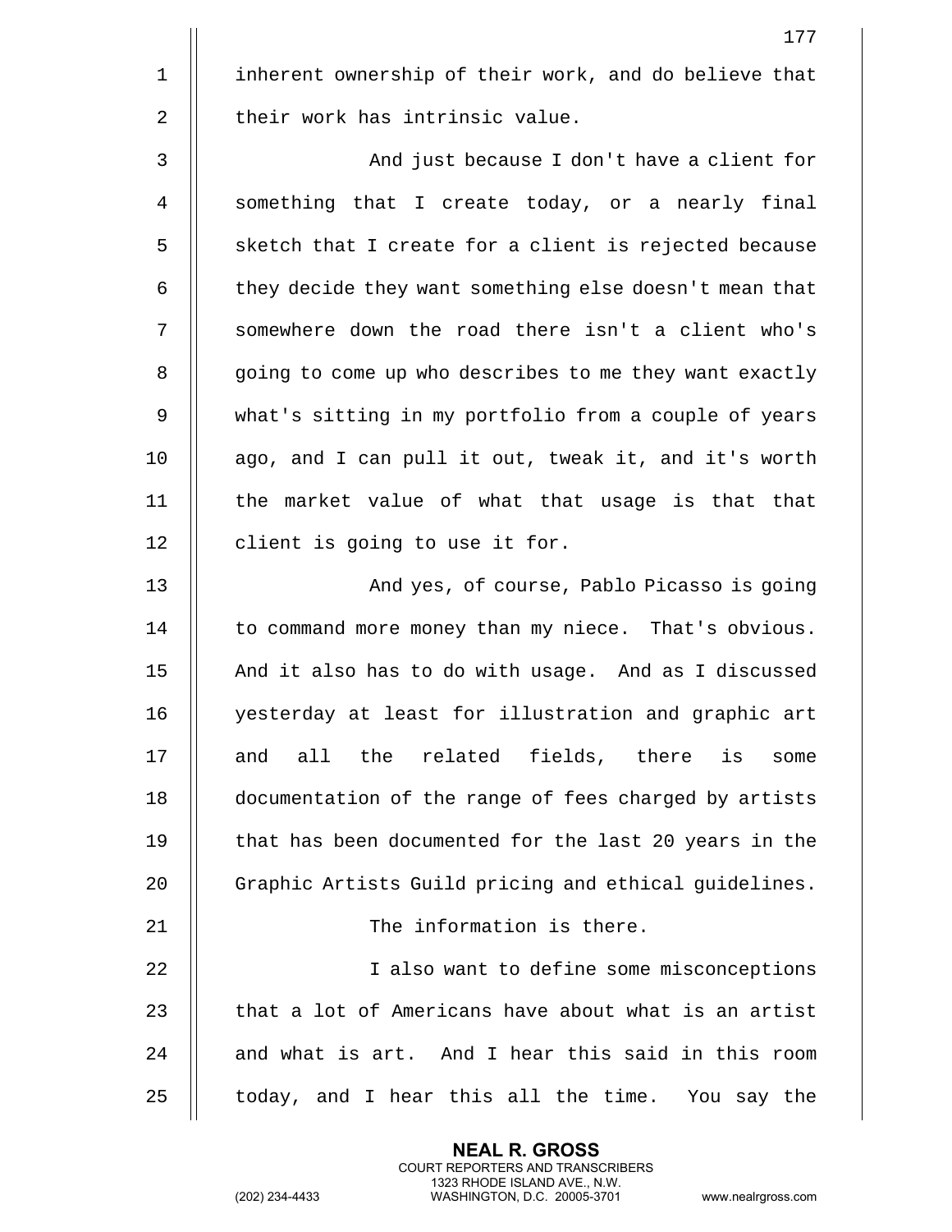inherent ownership of their work, and do believe that their work has intrinsic value.

And just because I don't have a client for something that I create today, or a nearly final sketch that I create for a client is rejected because they decide they want something else doesn't mean that somewhere down the road there isn't a client who's going to come up who describes to me they want exactly what's sitting in my portfolio from a couple of years ago, and I can pull it out, tweak it, and it's worth the market value of what that usage is that that client is going to use it for.

And yes, of course, Pablo Picasso is going to command more money than my niece. That's obvious. And it also has to do with usage. And as I discussed yesterday at least for illustration and graphic art and all the related fields, there is some documentation of the range of fees charged by artists that has been documented for the last 20 years in the Graphic Artists Guild pricing and ethical guidelines.

The information is there.

I also want to define some misconceptions that a lot of Americans have about what is an artist and what is art. And I hear this said in this room today, and I hear this all the time. You say the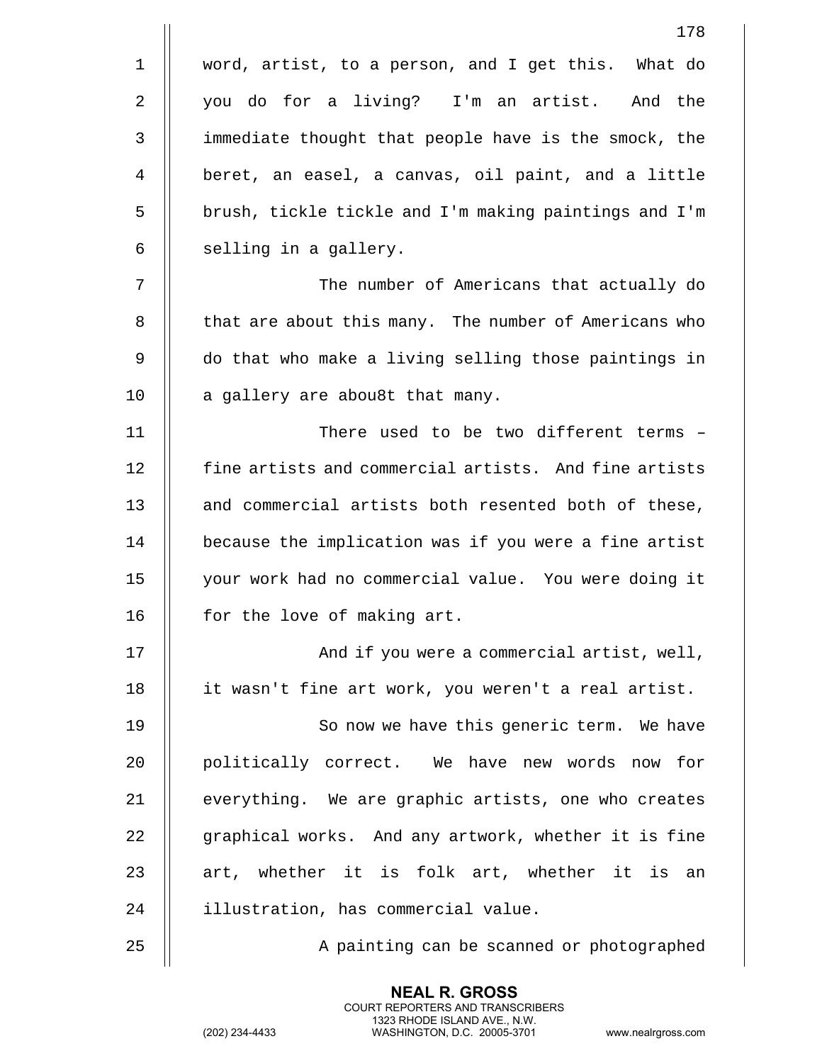word, artist, to a person, and I get this. What do you do for a living? I'm an artist. And the immediate thought that people have is the smock, the beret, an easel, a canvas, oil paint, and a little brush, tickle tickle and I'm making paintings and I'm selling in a gallery.

The number of Americans that actually do that are about this many. The number of Americans who do that who make a living selling those paintings in a gallery are abou8t that many.

There used to be two different terms – fine artists and commercial artists. And fine artists and commercial artists both resented both of these, because the implication was if you were a fine artist your work had no commercial value. You were doing it for the love of making art.

And if you were a commercial artist, well, it wasn't fine art work, you weren't a real artist.

So now we have this generic term. We have politically correct. We have new words now for everything. We are graphic artists, one who creates graphical works. And any artwork, whether it is fine art, whether it is folk art, whether it is an illustration, has commercial value.

A painting can be scanned or photographed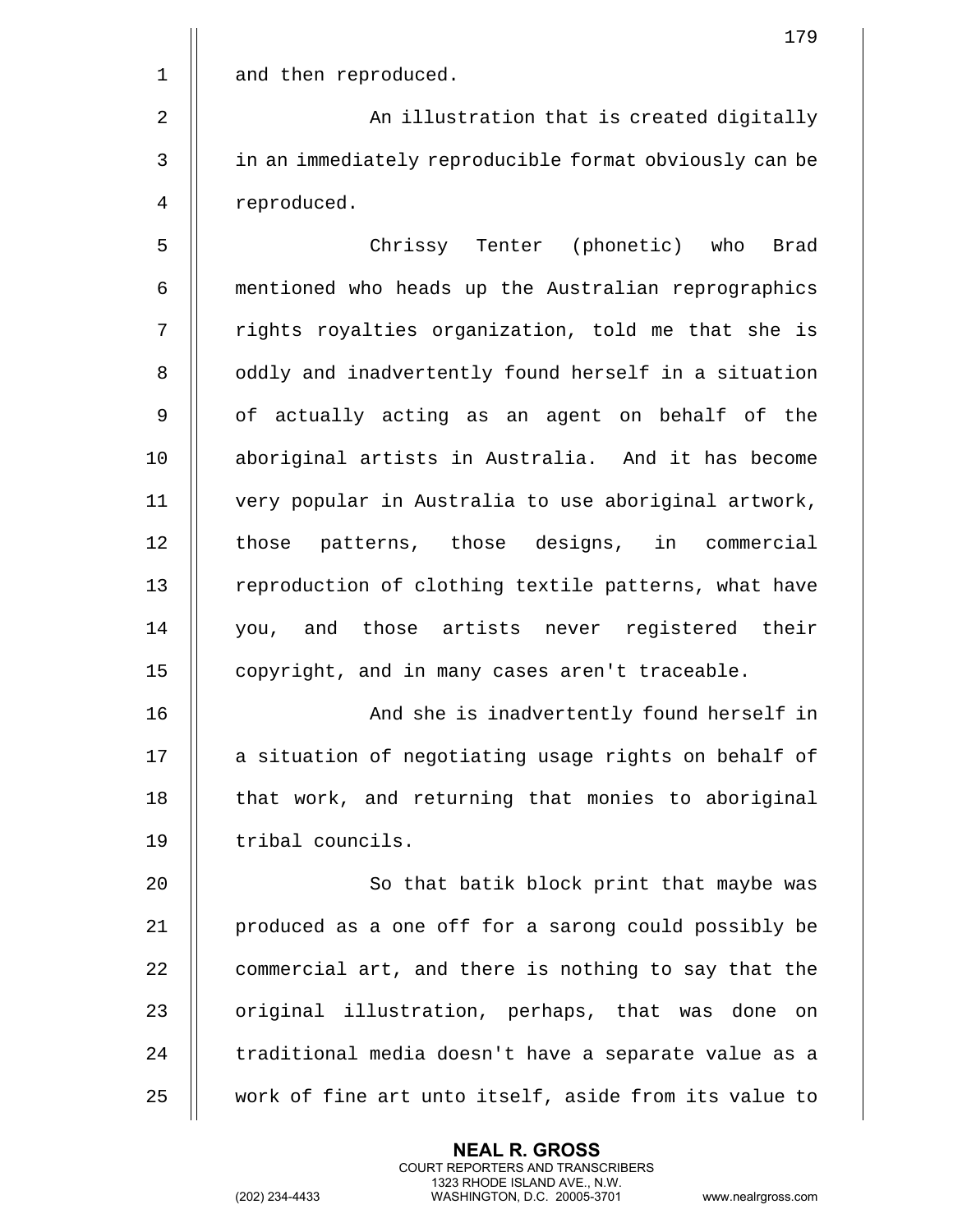and then reproduced.

An illustration that is created digitally in an immediately reproducible format obviously can be reproduced.

Chrissy Tenter (phonetic) who Brad mentioned who heads up the Australian reprographics rights royalties organization, told me that she is oddly and inadvertently found herself in a situation of actually acting as an agent on behalf of the aboriginal artists in Australia. And it has become very popular in Australia to use aboriginal artwork, those patterns, those designs, in commercial reproduction of clothing textile patterns, what have you, and those artists never registered their copyright, and in many cases aren't traceable.

And she is inadvertently found herself in a situation of negotiating usage rights on behalf of that work, and returning that monies to aboriginal tribal councils.

So that batik block print that maybe was produced as a one off for a sarong could possibly be commercial art, and there is nothing to say that the original illustration, perhaps, that was done on traditional media doesn't have a separate value as a work of fine art unto itself, aside from its value to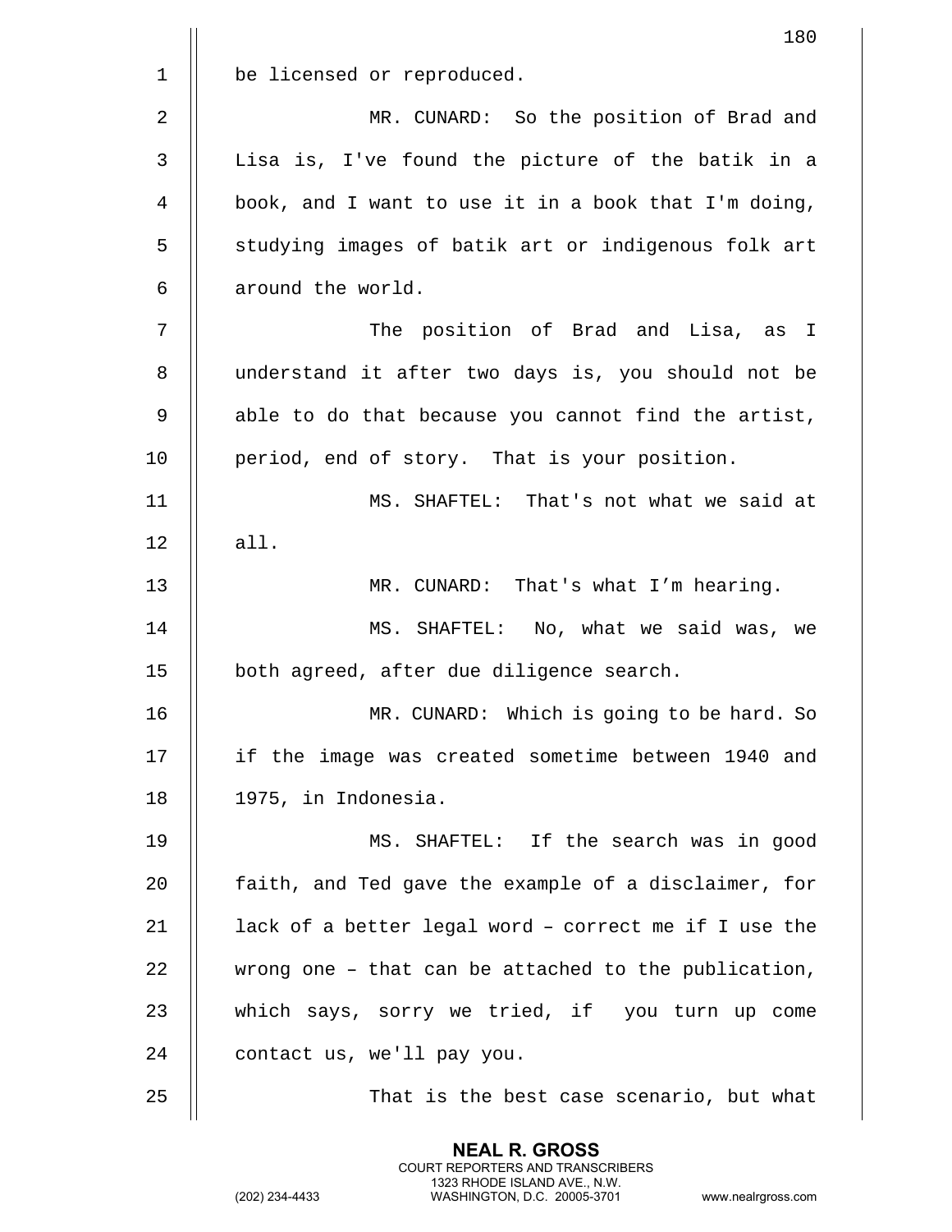be licensed or reproduced.

MR. CUNARD: So the position of Brad and Lisa is, I've found the picture of the batik in a book, and I want to use it in a book that I'm doing, studying images of batik art or indigenous folk art around the world.

The position of Brad and Lisa, as I understand it after two days is, you should not be able to do that because you cannot find the artist, period, end of story. That is your position.

MS. SHAFTEL: That's not what we said at all.

MR. CUNARD: That's what I'm hearing.

MS. SHAFTEL: No, what we said was, we both agreed, after due diligence search.

MR. CUNARD: Which is going to be hard. So if the image was created sometime between 1940 and 1975, in Indonesia.

MS. SHAFTEL: If the search was in good faith, and Ted gave the example of a disclaimer, for lack of a better legal word – correct me if I use the wrong one – that can be attached to the publication, which says, sorry we tried, if you turn up come contact us, we'll pay you.

That is the best case scenario, but what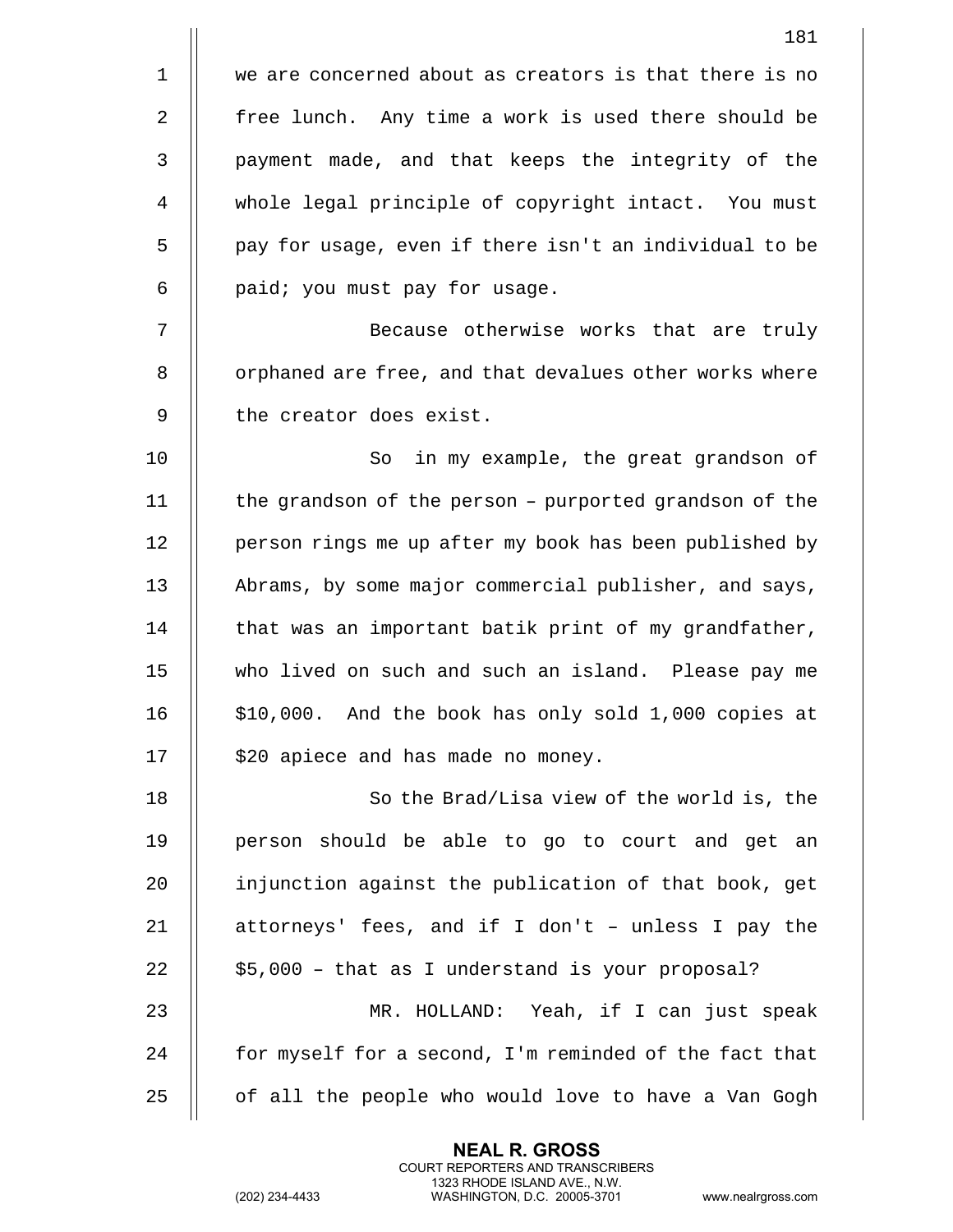we are concerned about as creators is that there is no free lunch. Any time a work is used there should be payment made, and that keeps the integrity of the whole legal principle of copyright intact. You must pay for usage, even if there isn't an individual to be paid; you must pay for usage.

Because otherwise works that are truly orphaned are free, and that devalues other works where the creator does exist.

So in my example, the great grandson of the grandson of the person – purported grandson of the person rings me up after my book has been published by Abrams, by some major commercial publisher, and says, that was an important batik print of my grandfather, who lived on such and such an island. Please pay me $10,000. And the book has only sold 1,000 copies at $20 apiece and has made no money.

So the Brad/Lisa view of the world is, the person should be able to go to court and get an injunction against the publication of that book, get attorneys' fees, and if I don't – unless I pay the $5,000 – that as I understand is your proposal?

MR. HOLLAND: Yeah, if I can just speak for myself for a second, I'm reminded of the fact that of all the people who would love to have a Van Gogh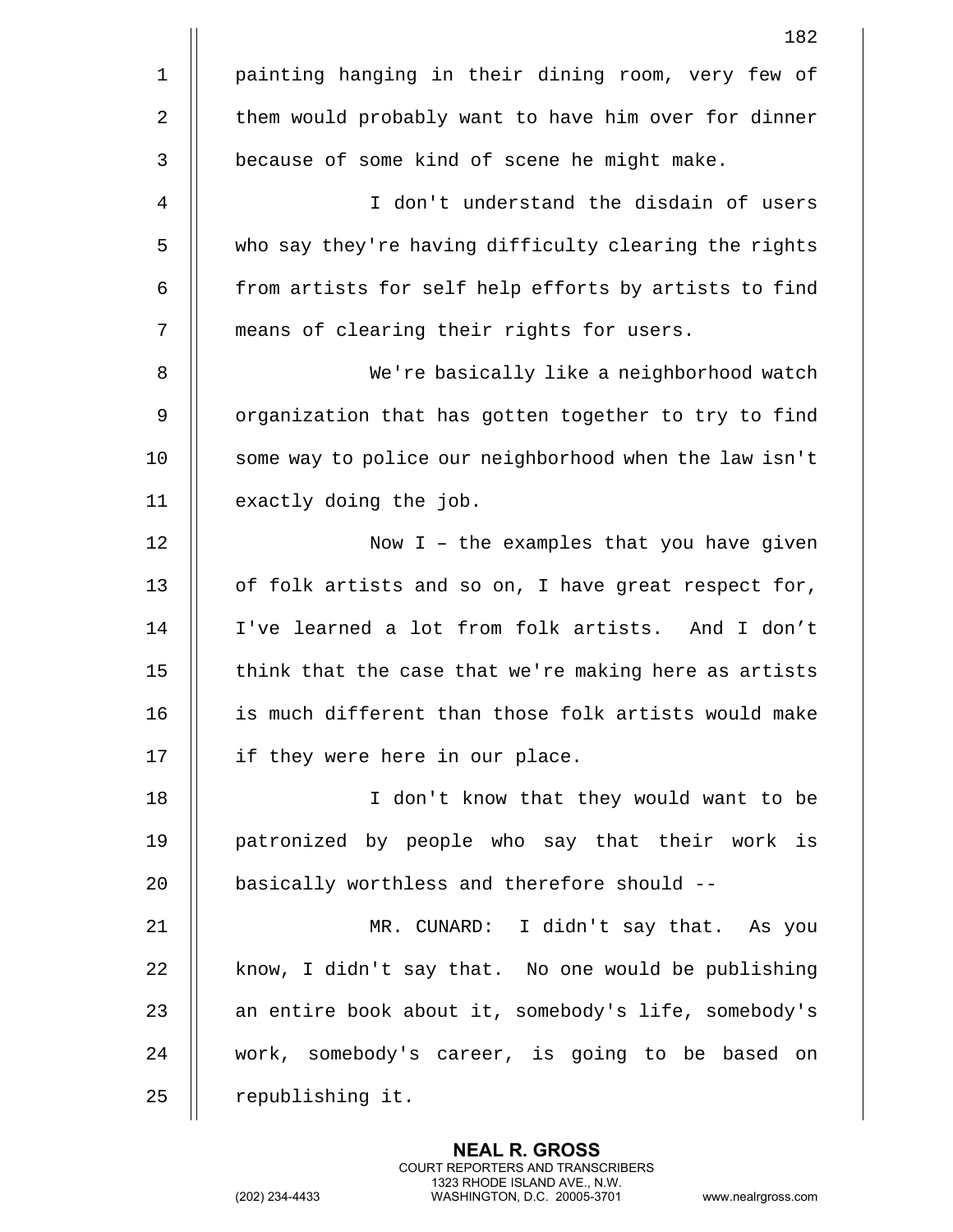painting hanging in their dining room, very few of them would probably want to have him over for dinner because of some kind of scene he might make.

I don't understand the disdain of users who say they're having difficulty clearing the rights from artists for self help efforts by artists to find means of clearing their rights for users.

We're basically like a neighborhood watch organization that has gotten together to try to find some way to police our neighborhood when the law isn't exactly doing the job.

Now I – the examples that you have given of folk artists and so on, I have great respect for, I've learned a lot from folk artists. And I don't think that the case that we're making here as artists is much different than those folk artists would make if they were here in our place.

I don't know that they would want to be patronized by people who say that their work is basically worthless and therefore should --

MR. CUNARD: I didn't say that. As you know, I didn't say that. No one would be publishing an entire book about it, somebody's life, somebody's work, somebody's career, is going to be based on republishing it.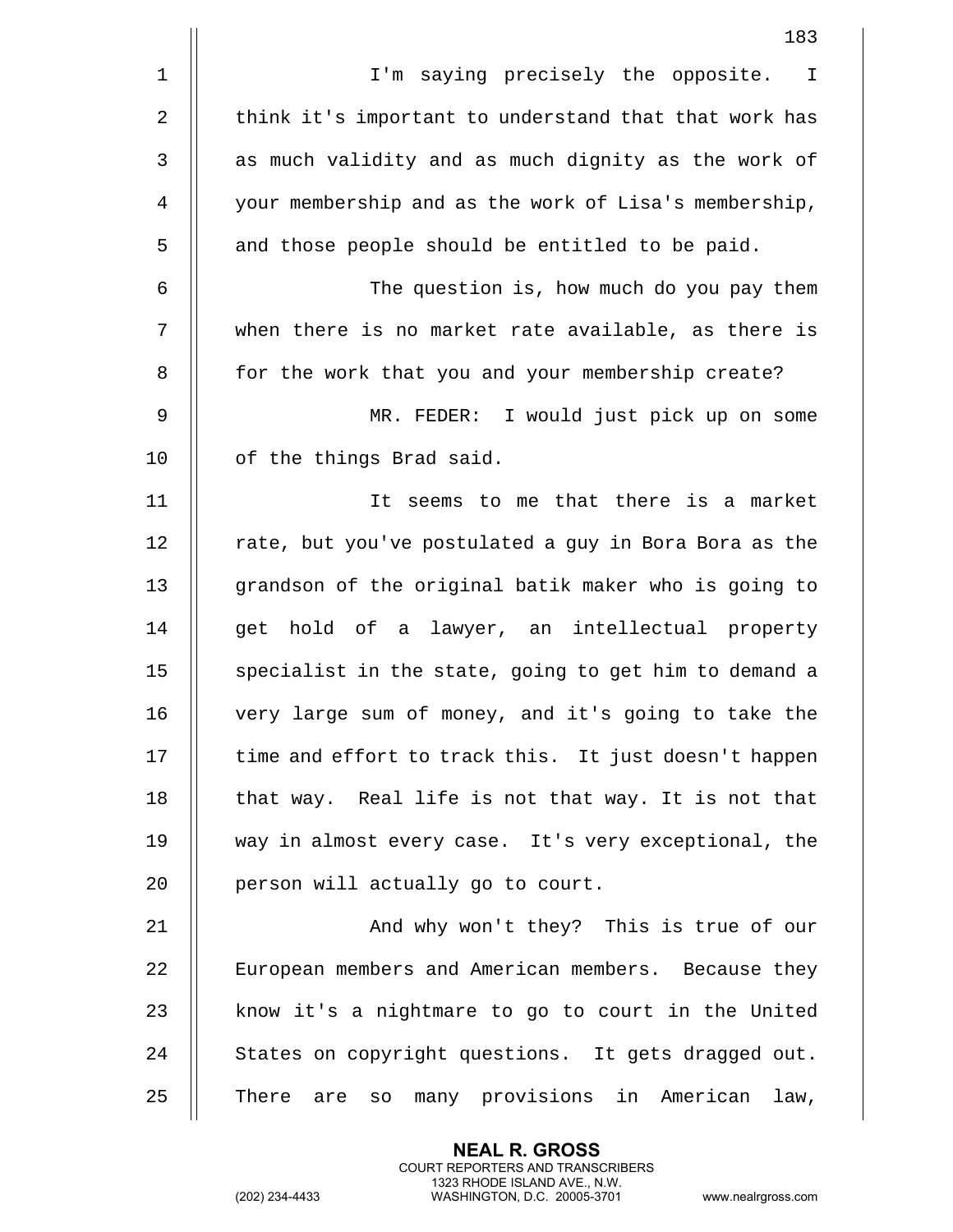I'm saying precisely the opposite. I think it's important to understand that that work has as much validity and as much dignity as the work of your membership and as the work of Lisa's membership, and those people should be entitled to be paid.

The question is, how much do you pay them when there is no market rate available, as there is for the work that you and your membership create?

MR. FEDER: I would just pick up on some of the things Brad said.

It seems to me that there is a market rate, but you've postulated a guy in Bora Bora as the grandson of the original batik maker who is going to get hold of a lawyer, an intellectual property specialist in the state, going to get him to demand a very large sum of money, and it's going to take the time and effort to track this. It just doesn't happen that way. Real life is not that way. It is not that way in almost every case. It's very exceptional, the person will actually go to court.

And why won't they? This is true of our European members and American members. Because they know it's a nightmare to go to court in the United States on copyright questions. It gets dragged out. There are so many provisions in American law,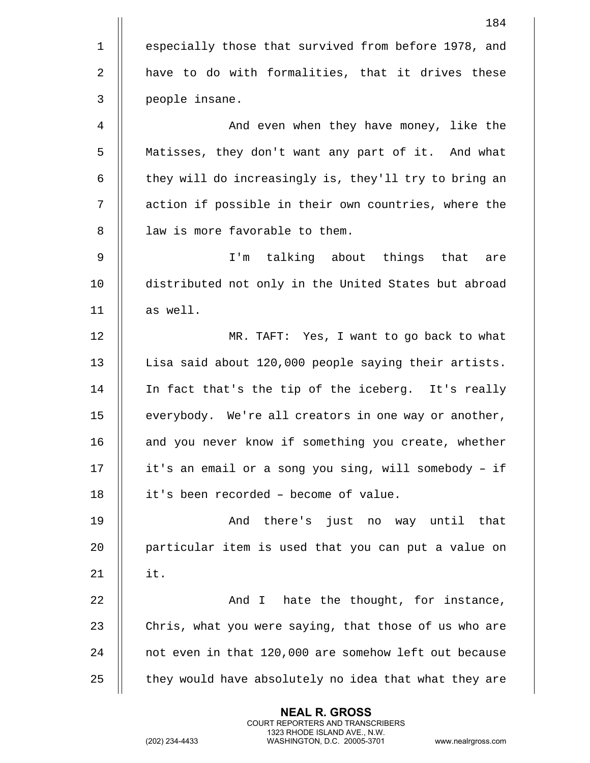especially those that survived from before 1978, and have to do with formalities, that it drives these people insane.

And even when they have money, like the Matisses, they don't want any part of it. And what they will do increasingly is, they'll try to bring an action if possible in their own countries, where the law is more favorable to them.

I'm talking about things that are distributed not only in the United States but abroad as well.

MR. TAFT: Yes, I want to go back to what Lisa said about 120,000 people saying their artists. In fact that's the tip of the iceberg. It's really everybody. We're all creators in one way or another, and you never know if something you create, whether it's an email or a song you sing, will somebody – if it's been recorded – become of value.

And there's just no way until that particular item is used that you can put a value on it.

And I hate the thought, for instance, Chris, what you were saying, that those of us who are not even in that 120,000 are somehow left out because they would have absolutely no idea that what they are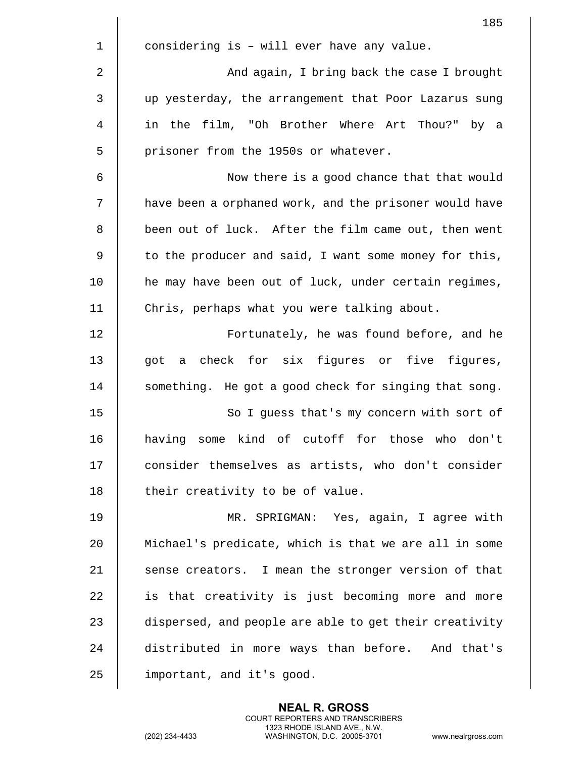considering is – will ever have any value.

And again, I bring back the case I brought up yesterday, the arrangement that Poor Lazarus sung in the film, "Oh Brother Where Art Thou?" by a prisoner from the 1950s or whatever.

Now there is a good chance that that would have been a orphaned work, and the prisoner would have been out of luck. After the film came out, then went to the producer and said, I want some money for this, he may have been out of luck, under certain regimes, Chris, perhaps what you were talking about.

Fortunately, he was found before, and he got a check for six figures or five figures, something. He got a good check for singing that song.

So I guess that's my concern with sort of having some kind of cutoff for those who don't consider themselves as artists, who don't consider their creativity to be of value.

MR. SPRIGMAN: Yes, again, I agree with Michael's predicate, which is that we are all in some sense creators. I mean the stronger version of that is that creativity is just becoming more and more dispersed, and people are able to get their creativity distributed in more ways than before. And that's important, and it's good.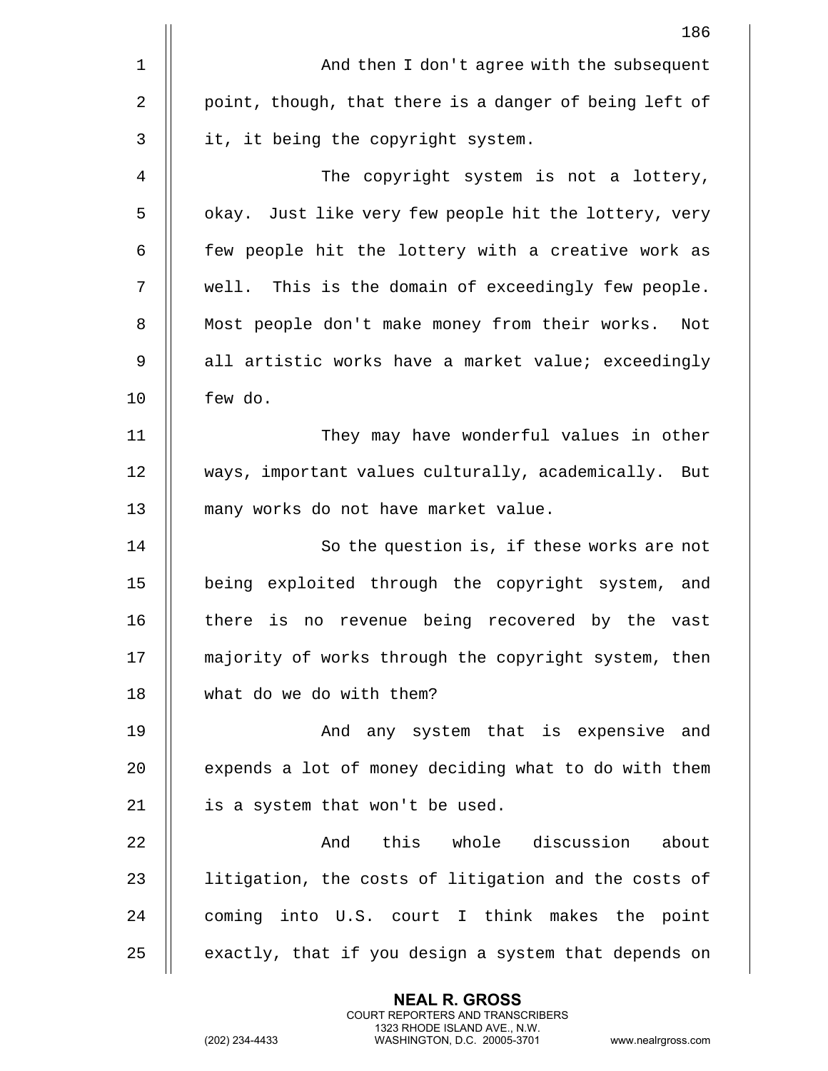And then I don't agree with the subsequent point, though, that there is a danger of being left of it, it being the copyright system.

The copyright system is not a lottery, okay. Just like very few people hit the lottery, very few people hit the lottery with a creative work as well. This is the domain of exceedingly few people. Most people don't make money from their works. Not all artistic works have a market value; exceedingly few do.

They may have wonderful values in other ways, important values culturally, academically. But many works do not have market value.

So the question is, if these works are not being exploited through the copyright system, and there is no revenue being recovered by the vast majority of works through the copyright system, then what do we do with them?

And any system that is expensive and expends a lot of money deciding what to do with them is a system that won't be used.

And this whole discussion about litigation, the costs of litigation and the costs of coming into U.S. court I think makes the point exactly, that if you design a system that depends on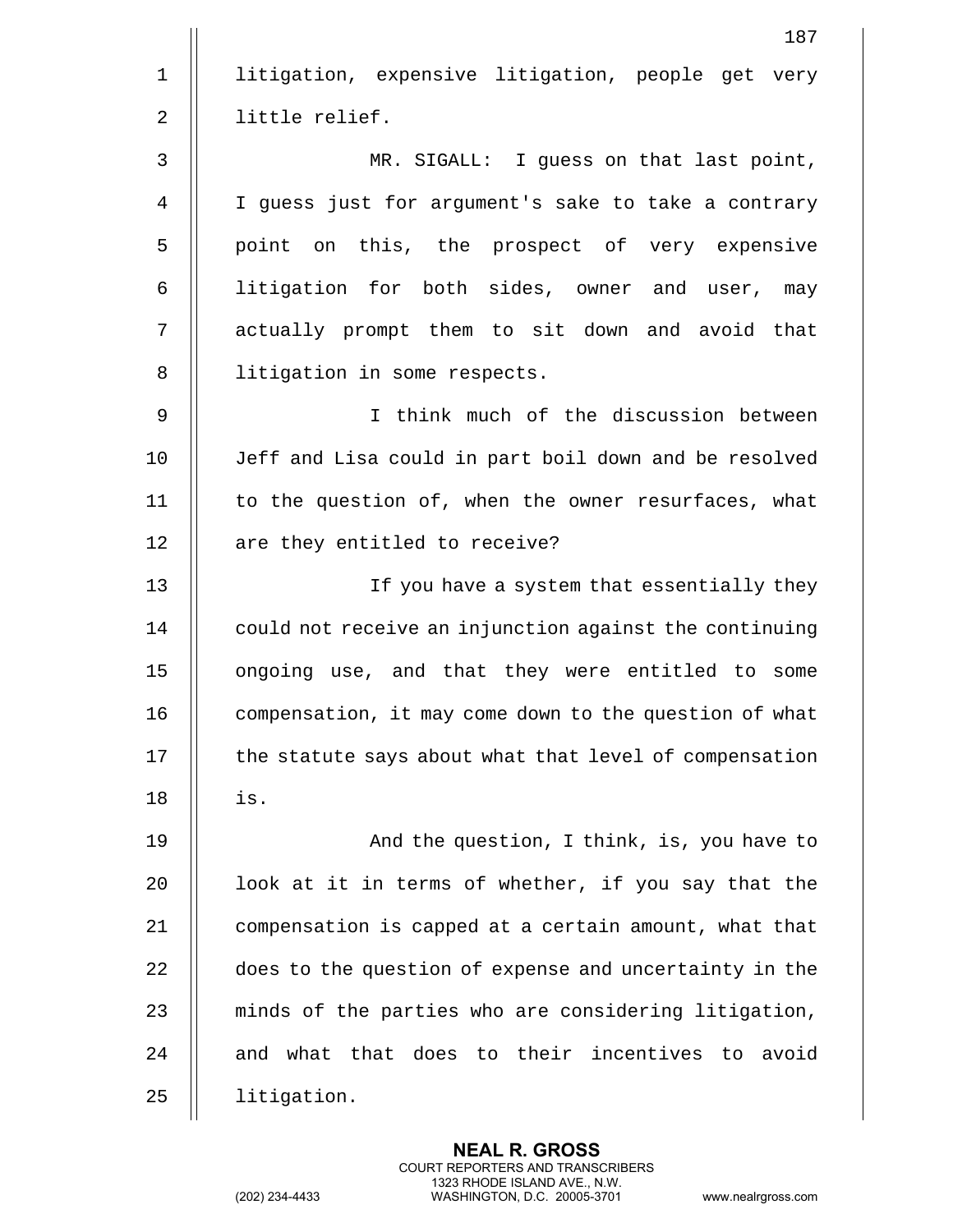litigation, expensive litigation, people get very little relief.

MR. SIGALL: I guess on that last point, I guess just for argument's sake to take a contrary point on this, the prospect of very expensive litigation for both sides, owner and user, may actually prompt them to sit down and avoid that litigation in some respects.

I think much of the discussion between Jeff and Lisa could in part boil down and be resolved to the question of, when the owner resurfaces, what are they entitled to receive?

If you have a system that essentially they could not receive an injunction against the continuing ongoing use, and that they were entitled to some compensation, it may come down to the question of what the statute says about what that level of compensation is.

And the question, I think, is, you have to look at it in terms of whether, if you say that the compensation is capped at a certain amount, what that does to the question of expense and uncertainty in the minds of the parties who are considering litigation, and what that does to their incentives to avoid litigation.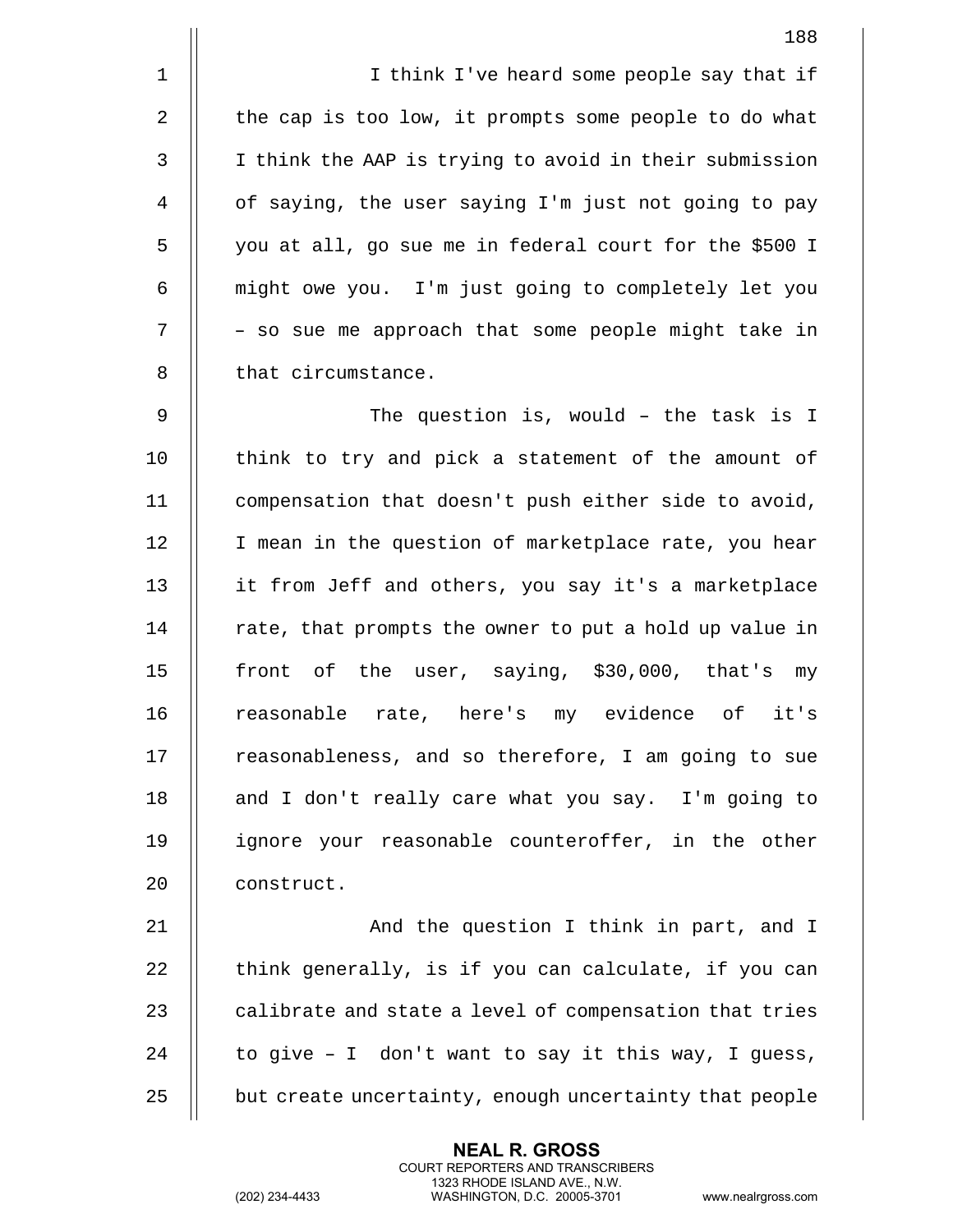I think I've heard some people say that if the cap is too low, it prompts some people to do what I think the AAP is trying to avoid in their submission of saying, the user saying I'm just not going to pay you at all, go sue me in federal court for the $500 I might owe you. I'm just going to completely let you – so sue me approach that some people might take in that circumstance.

The question is, would – the task is I think to try and pick a statement of the amount of compensation that doesn't push either side to avoid, I mean in the question of marketplace rate, you hear it from Jeff and others, you say it's a marketplace rate, that prompts the owner to put a hold up value in front of the user, saying, $30,000, that's my reasonable rate, here's my evidence of it's reasonableness, and so therefore, I am going to sue and I don't really care what you say. I'm going to ignore your reasonable counteroffer, in the other construct.

And the question I think in part, and I think generally, is if you can calculate, if you can calibrate and state a level of compensation that tries to give – I don't want to say it this way, I guess, but create uncertainty, enough uncertainty that people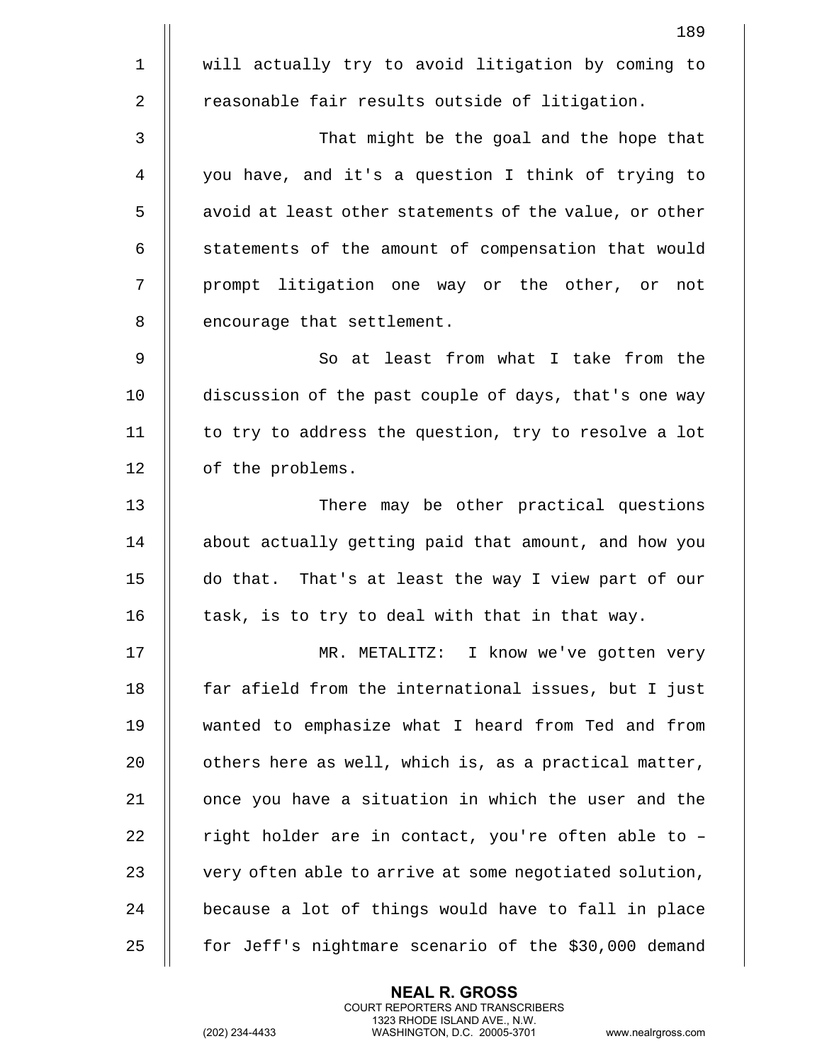will actually try to avoid litigation by coming to reasonable fair results outside of litigation.

That might be the goal and the hope that you have, and it's a question I think of trying to avoid at least other statements of the value, or other statements of the amount of compensation that would prompt litigation one way or the other, or not encourage that settlement.

So at least from what I take from the discussion of the past couple of days, that's one way to try to address the question, try to resolve a lot of the problems.

There may be other practical questions about actually getting paid that amount, and how you do that. That's at least the way I view part of our task, is to try to deal with that in that way.

MR. METALITZ: I know we've gotten very far afield from the international issues, but I just wanted to emphasize what I heard from Ted and from others here as well, which is, as a practical matter, once you have a situation in which the user and the right holder are in contact, you're often able to – very often able to arrive at some negotiated solution, because a lot of things would have to fall in place for Jeff's nightmare scenario of the $30,000 demand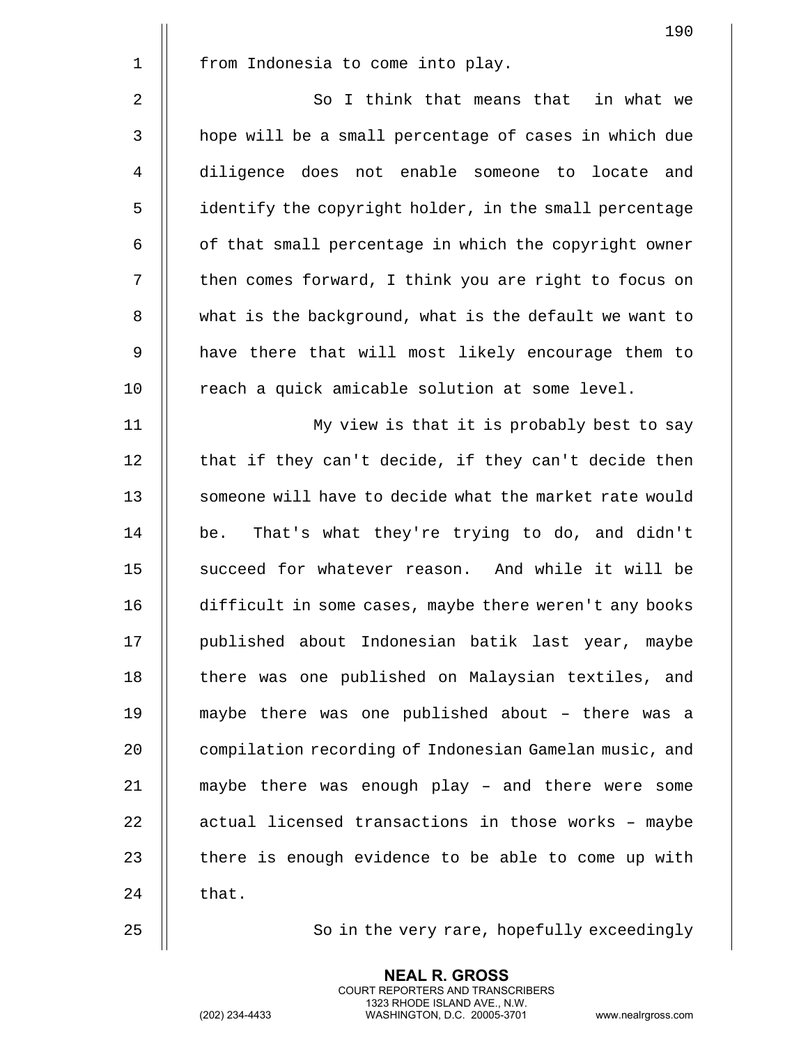from Indonesia to come into play.

So I think that means that in what we hope will be a small percentage of cases in which due diligence does not enable someone to locate and identify the copyright holder, in the small percentage of that small percentage in which the copyright owner then comes forward, I think you are right to focus on what is the background, what is the default we want to have there that will most likely encourage them to reach a quick amicable solution at some level.

My view is that it is probably best to say that if they can't decide, if they can't decide then someone will have to decide what the market rate would be. That's what they're trying to do, and didn't succeed for whatever reason. And while it will be difficult in some cases, maybe there weren't any books published about Indonesian batik last year, maybe there was one published on Malaysian textiles, and maybe there was one published about – there was a compilation recording of Indonesian Gamelan music, and maybe there was enough play – and there were some actual licensed transactions in those works – maybe there is enough evidence to be able to come up with that.

So in the very rare, hopefully exceedingly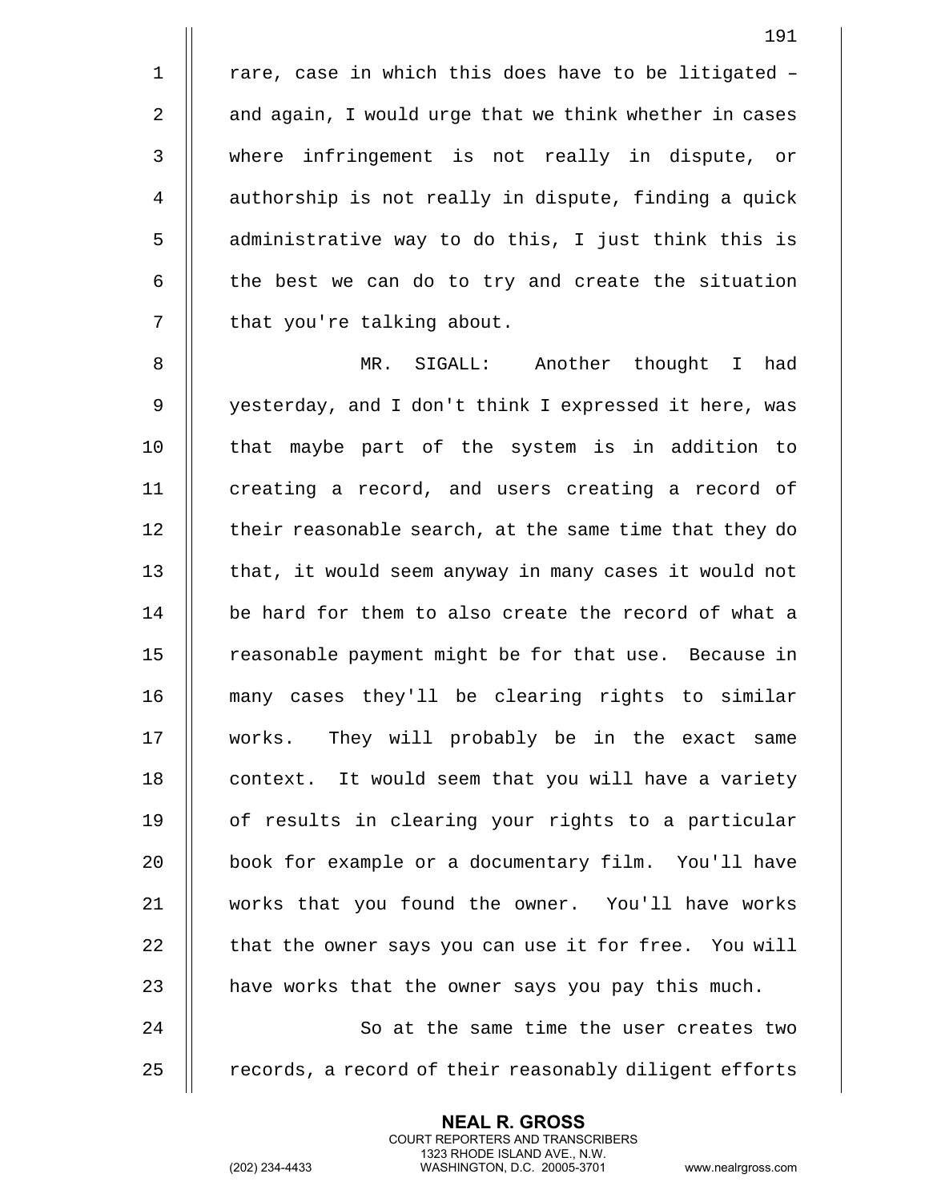rare, case in which this does have to be litigated – and again, I would urge that we think whether in cases where infringement is not really in dispute, or authorship is not really in dispute, finding a quick administrative way to do this, I just think this is the best we can do to try and create the situation that you're talking about.

MR. SIGALL: Another thought I had yesterday, and I don't think I expressed it here, was that maybe part of the system is in addition to creating a record, and users creating a record of their reasonable search, at the same time that they do that, it would seem anyway in many cases it would not be hard for them to also create the record of what a reasonable payment might be for that use. Because in many cases they'll be clearing rights to similar works. They will probably be in the exact same context. It would seem that you will have a variety of results in clearing your rights to a particular book for example or a documentary film. You'll have works that you found the owner. You'll have works that the owner says you can use it for free. You will have works that the owner says you pay this much.

So at the same time the user creates two records, a record of their reasonably diligent efforts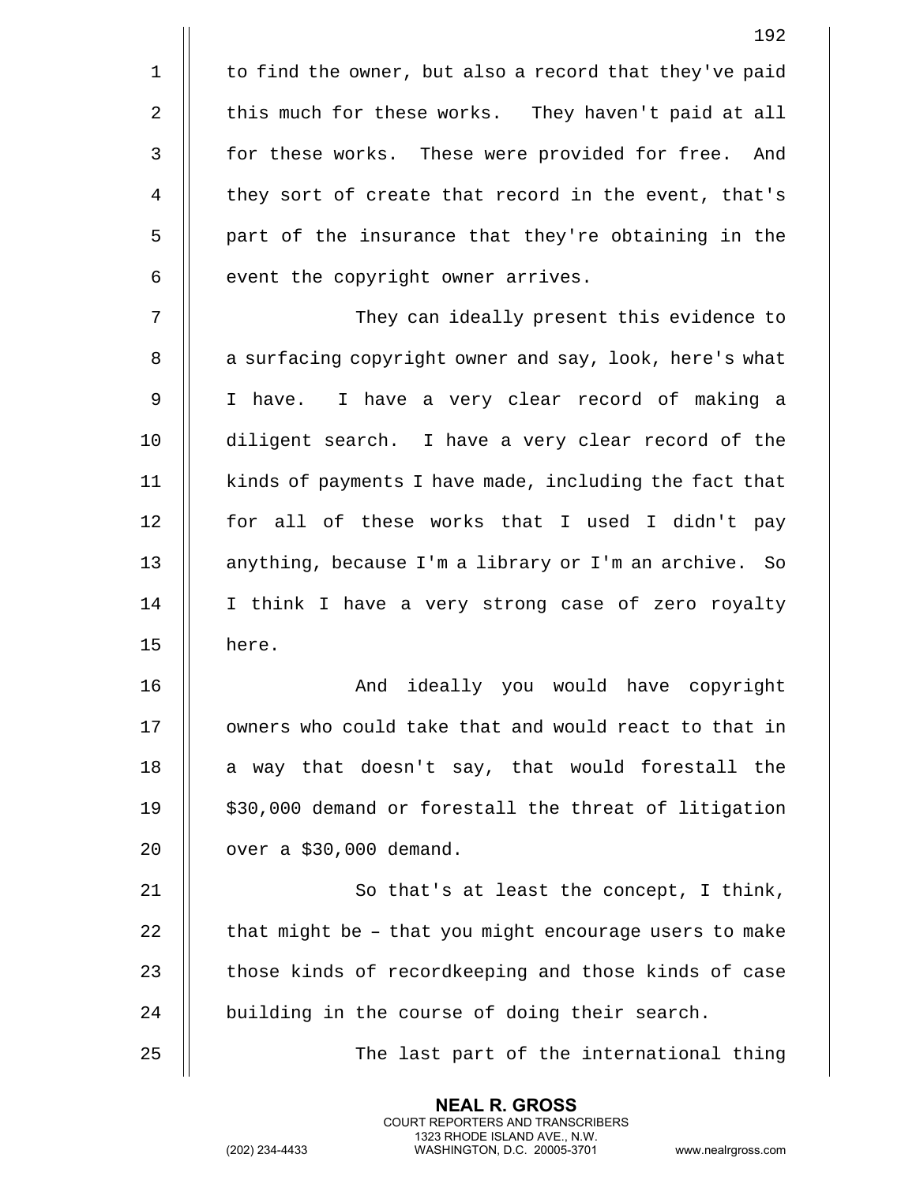to find the owner, but also a record that they've paid this much for these works. They haven't paid at all for these works. These were provided for free. And they sort of create that record in the event, that's part of the insurance that they're obtaining in the event the copyright owner arrives.

They can ideally present this evidence to a surfacing copyright owner and say, look, here's what I have. I have a very clear record of making a diligent search. I have a very clear record of the kinds of payments I have made, including the fact that for all of these works that I used I didn't pay anything, because I'm a library or I'm an archive. So I think I have a very strong case of zero royalty here.

And ideally you would have copyright owners who could take that and would react to that in a way that doesn't say, that would forestall the $30,000 demand or forestall the threat of litigation over a $30,000 demand.

So that's at least the concept, I think, that might be – that you might encourage users to make those kinds of recordkeeping and those kinds of case building in the course of doing their search.

The last part of the international thing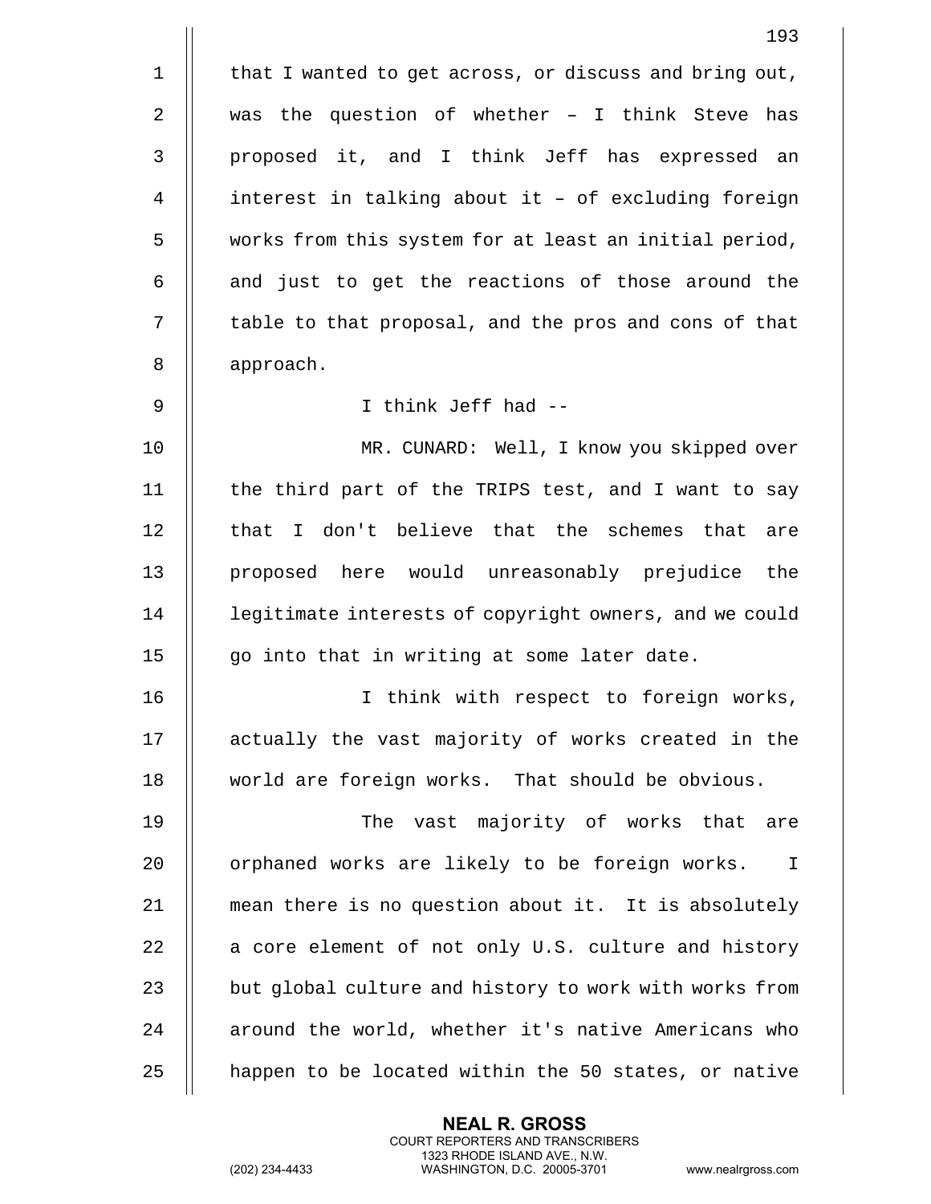that I wanted to get across, or discuss and bring out, was the question of whether – I think Steve has proposed it, and I think Jeff has expressed an interest in talking about it – of excluding foreign works from this system for at least an initial period, and just to get the reactions of those around the table to that proposal, and the pros and cons of that approach.

I think Jeff had --

MR. CUNARD: Well, I know you skipped over the third part of the TRIPS test, and I want to say that I don't believe that the schemes that are proposed here would unreasonably prejudice the legitimate interests of copyright owners, and we could go into that in writing at some later date.

I think with respect to foreign works, actually the vast majority of works created in the world are foreign works. That should be obvious.

The vast majority of works that are orphaned works are likely to be foreign works. I mean there is no question about it. It is absolutely a core element of not only U.S. culture and history but global culture and history to work with works from around the world, whether it's native Americans who happen to be located within the 50 states, or native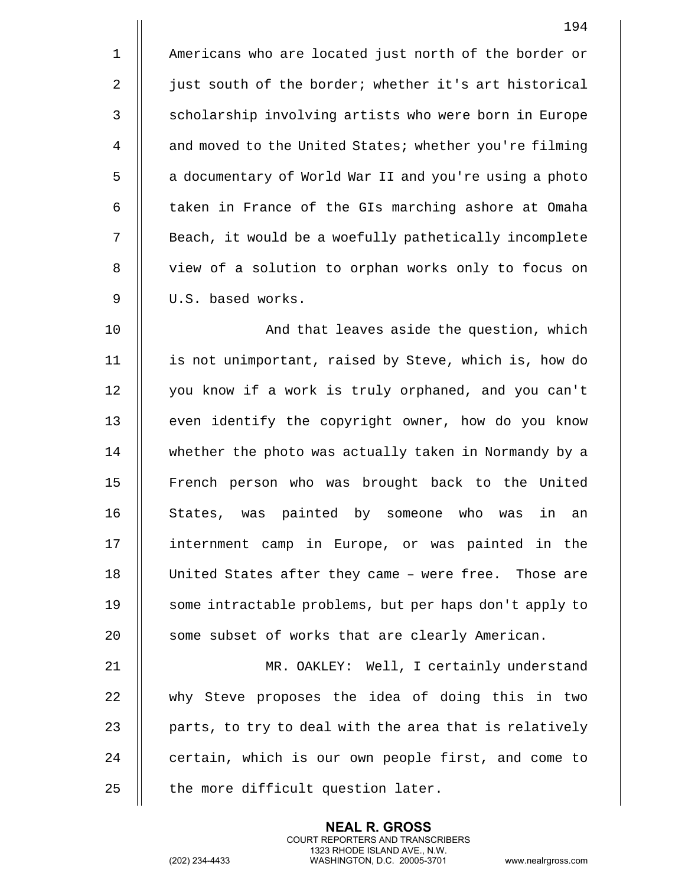Americans who are located just north of the border or just south of the border; whether it's art historical scholarship involving artists who were born in Europe and moved to the United States; whether you're filming a documentary of World War II and you're using a photo taken in France of the GIs marching ashore at Omaha Beach, it would be a woefully pathetically incomplete view of a solution to orphan works only to focus on U.S. based works.

And that leaves aside the question, which is not unimportant, raised by Steve, which is, how do you know if a work is truly orphaned, and you can't even identify the copyright owner, how do you know whether the photo was actually taken in Normandy by a French person who was brought back to the United States, was painted by someone who was in an internment camp in Europe, or was painted in the United States after they came – were free. Those are some intractable problems, but per haps don't apply to some subset of works that are clearly American.

MR. OAKLEY: Well, I certainly understand why Steve proposes the idea of doing this in two parts, to try to deal with the area that is relatively certain, which is our own people first, and come to the more difficult question later.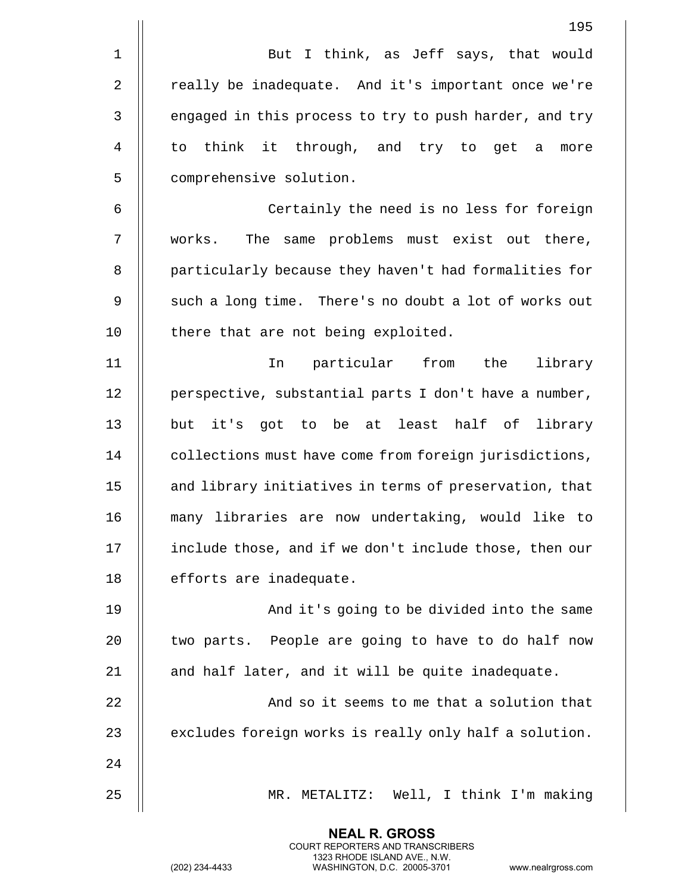But I think, as Jeff says, that would really be inadequate. And it's important once we're engaged in this process to try to push harder, and try to think it through, and try to get a more comprehensive solution.

Certainly the need is no less for foreign works. The same problems must exist out there, particularly because they haven't had formalities for such a long time. There's no doubt a lot of works out there that are not being exploited.

In particular from the library perspective, substantial parts I don't have a number, but it's got to be at least half of library collections must have come from foreign jurisdictions, and library initiatives in terms of preservation, that many libraries are now undertaking, would like to include those, and if we don't include those, then our efforts are inadequate.

And it's going to be divided into the same two parts. People are going to have to do half now and half later, and it will be quite inadequate.

And so it seems to me that a solution that excludes foreign works is really only half a solution.

MR. METALITZ: Well, I think I'm making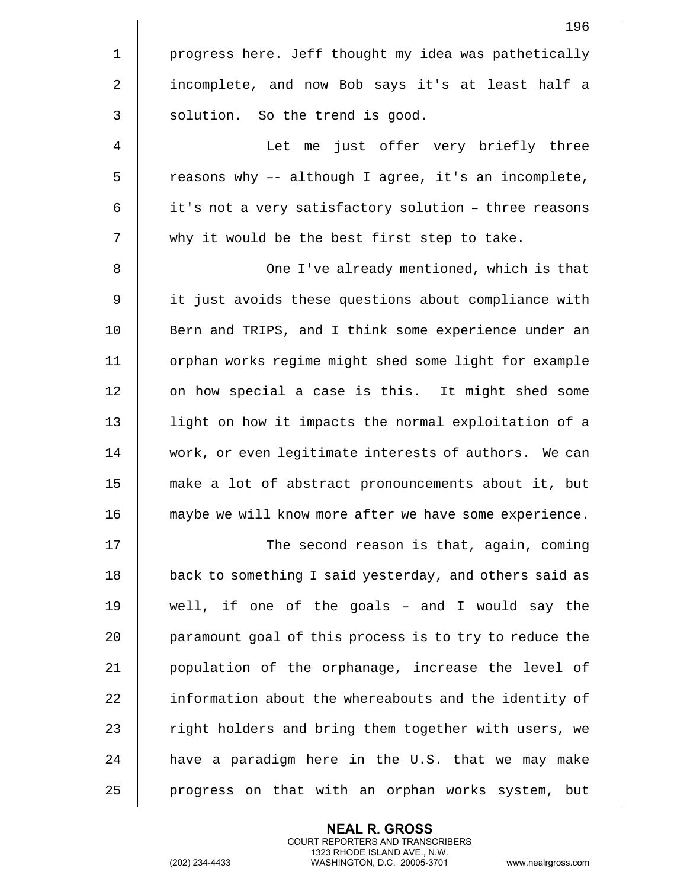progress here. Jeff thought my idea was pathetically incomplete, and now Bob says it's at least half a solution. So the trend is good.

Let me just offer very briefly three reasons why –- although I agree, it's an incomplete, it's not a very satisfactory solution – three reasons why it would be the best first step to take.

One I've already mentioned, which is that it just avoids these questions about compliance with Bern and TRIPS, and I think some experience under an orphan works regime might shed some light for example on how special a case is this. It might shed some light on how it impacts the normal exploitation of a work, or even legitimate interests of authors. We can make a lot of abstract pronouncements about it, but maybe we will know more after we have some experience.

The second reason is that, again, coming back to something I said yesterday, and others said as well, if one of the goals – and I would say the paramount goal of this process is to try to reduce the population of the orphanage, increase the level of information about the whereabouts and the identity of right holders and bring them together with users, we have a paradigm here in the U.S. that we may make progress on that with an orphan works system, but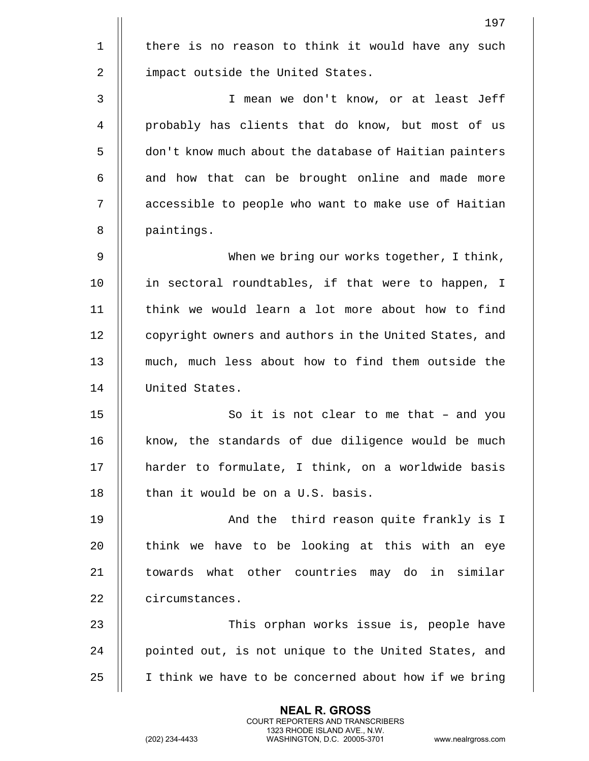there is no reason to think it would have any such impact outside the United States.

I mean we don't know, or at least Jeff probably has clients that do know, but most of us don't know much about the database of Haitian painters and how that can be brought online and made more accessible to people who want to make use of Haitian paintings.

When we bring our works together, I think, in sectoral roundtables, if that were to happen, I think we would learn a lot more about how to find copyright owners and authors in the United States, and much, much less about how to find them outside the United States.

So it is not clear to me that – and you know, the standards of due diligence would be much harder to formulate, I think, on a worldwide basis than it would be on a U.S. basis.

And the third reason quite frankly is I think we have to be looking at this with an eye towards what other countries may do in similar circumstances.

This orphan works issue is, people have pointed out, is not unique to the United States, and I think we have to be concerned about how if we bring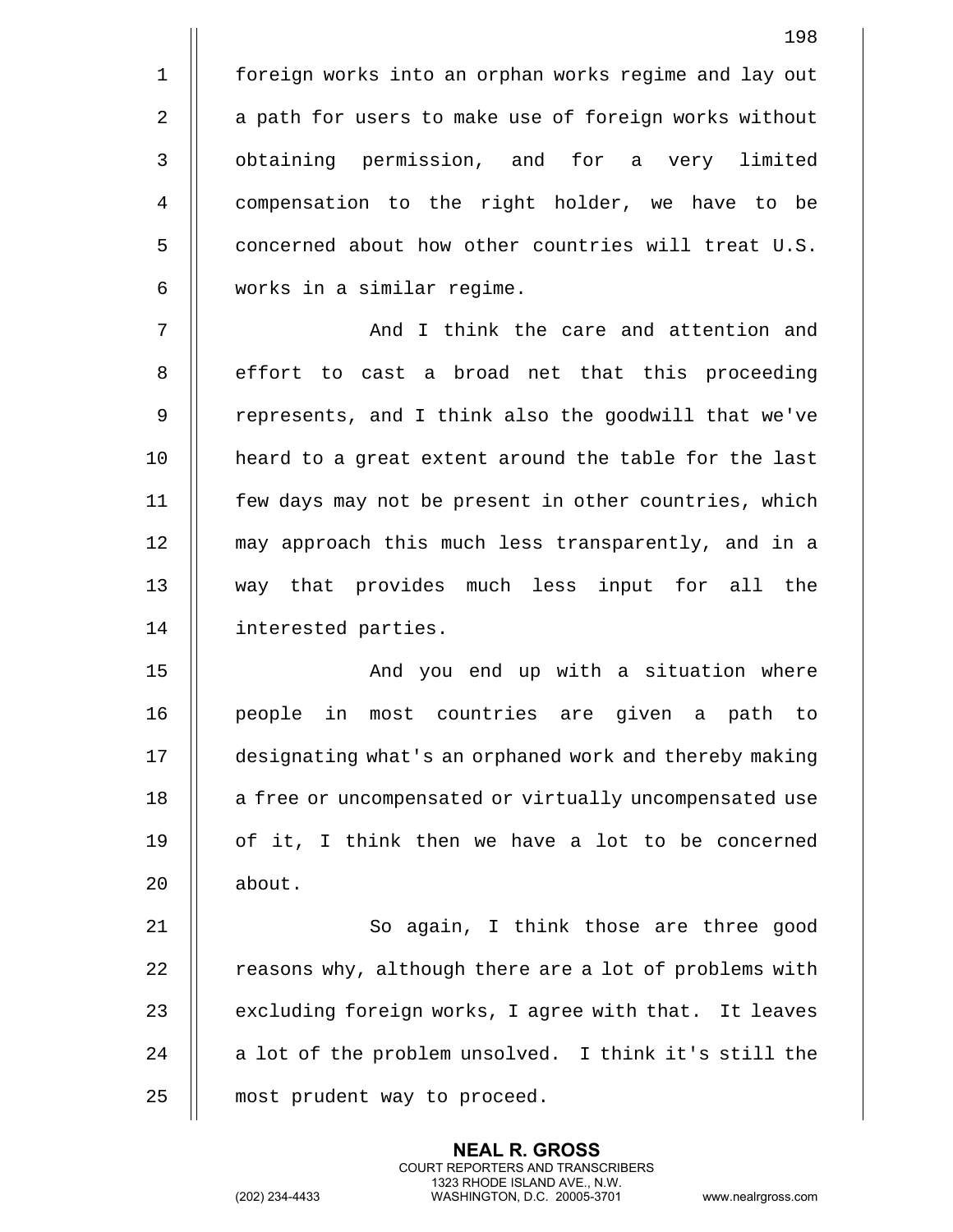foreign works into an orphan works regime and lay out a path for users to make use of foreign works without obtaining permission, and for a very limited compensation to the right holder, we have to be concerned about how other countries will treat U.S. works in a similar regime.

And I think the care and attention and effort to cast a broad net that this proceeding represents, and I think also the goodwill that we've heard to a great extent around the table for the last few days may not be present in other countries, which may approach this much less transparently, and in a way that provides much less input for all the interested parties.

And you end up with a situation where people in most countries are given a path to designating what's an orphaned work and thereby making a free or uncompensated or virtually uncompensated use of it, I think then we have a lot to be concerned about.

So again, I think those are three good reasons why, although there are a lot of problems with excluding foreign works, I agree with that. It leaves a lot of the problem unsolved. I think it's still the most prudent way to proceed.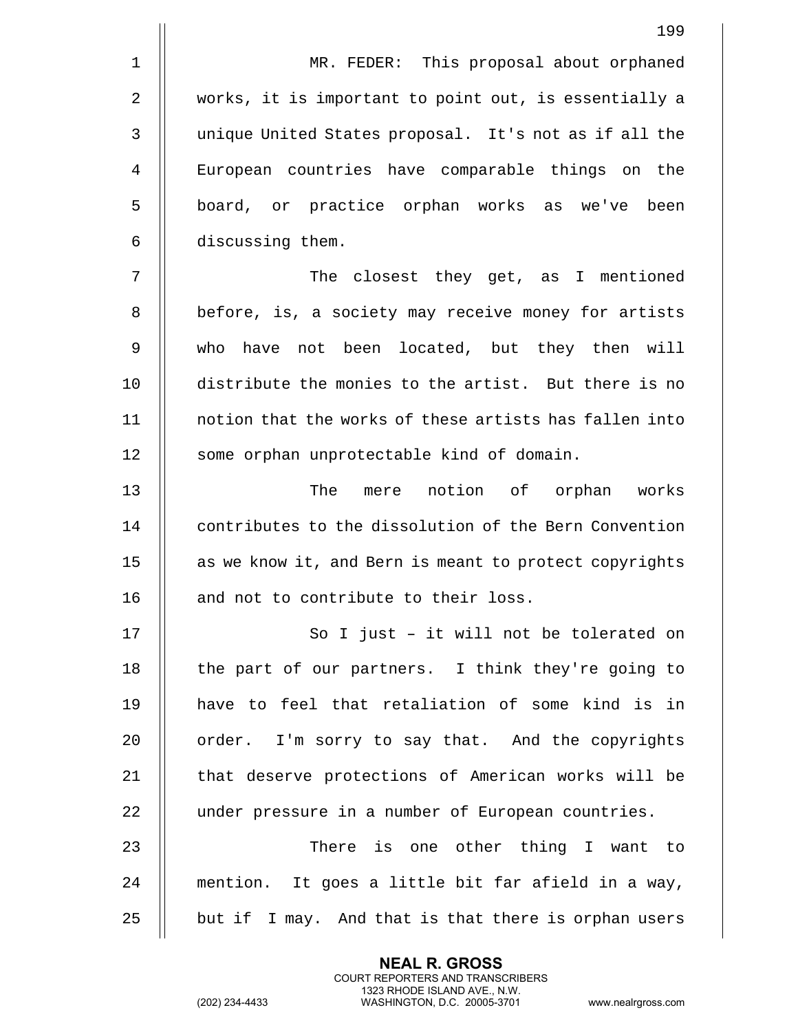MR. FEDER: This proposal about orphaned works, it is important to point out, is essentially a unique United States proposal. It's not as if all the European countries have comparable things on the board, or practice orphan works as we've been discussing them.

The closest they get, as I mentioned before, is, a society may receive money for artists who have not been located, but they then will distribute the monies to the artist. But there is no notion that the works of these artists has fallen into some orphan unprotectable kind of domain.

The mere notion of orphan works contributes to the dissolution of the Bern Convention as we know it, and Bern is meant to protect copyrights and not to contribute to their loss.

So I just – it will not be tolerated on the part of our partners. I think they're going to have to feel that retaliation of some kind is in order. I'm sorry to say that. And the copyrights that deserve protections of American works will be under pressure in a number of European countries.

There is one other thing I want to mention. It goes a little bit far afield in a way, but if I may. And that is that there is orphan users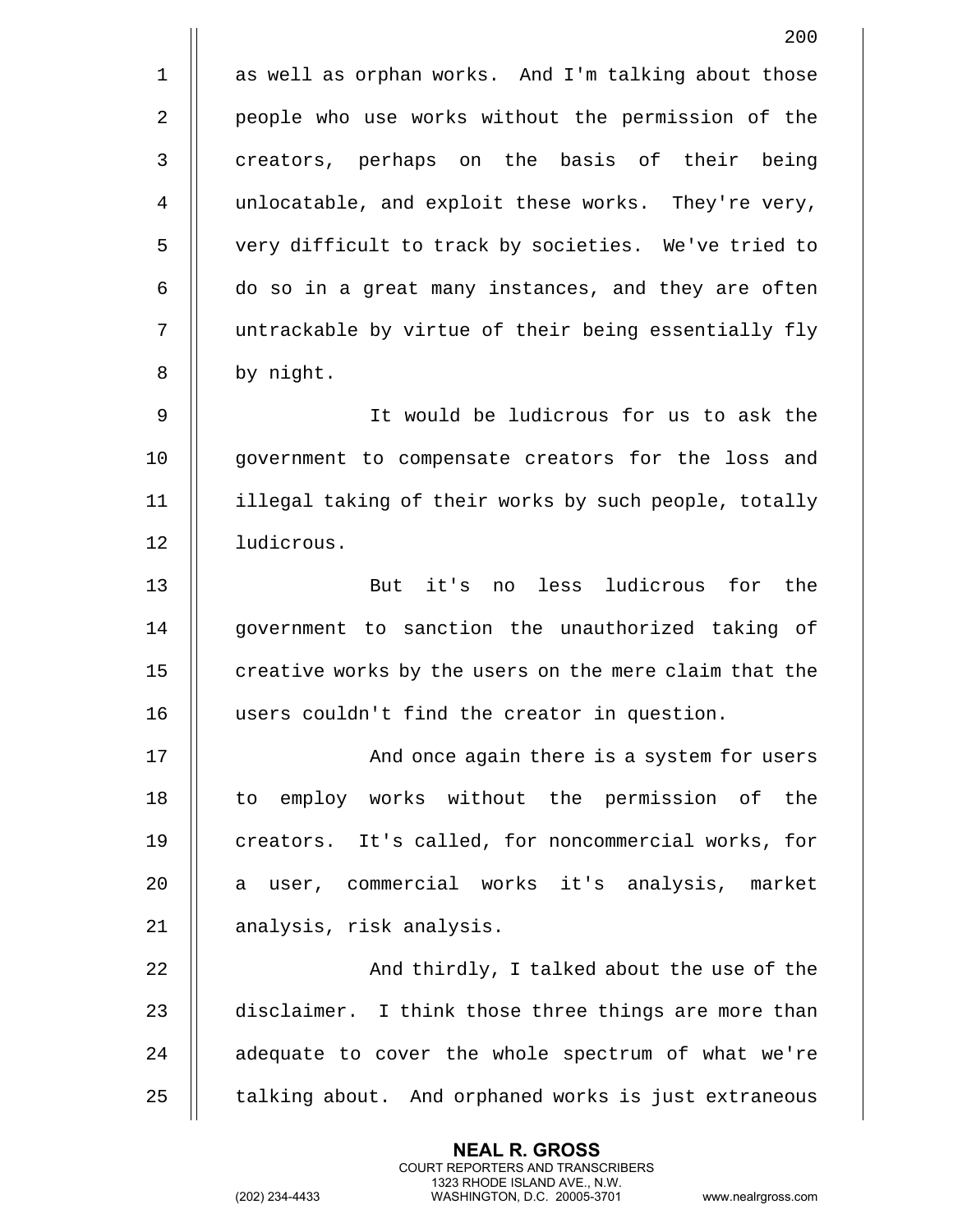as well as orphan works. And I'm talking about those people who use works without the permission of the creators, perhaps on the basis of their being unlocatable, and exploit these works. They're very, very difficult to track by societies. We've tried to do so in a great many instances, and they are often untrackable by virtue of their being essentially fly by night.

It would be ludicrous for us to ask the government to compensate creators for the loss and illegal taking of their works by such people, totally ludicrous.

But it's no less ludicrous for the government to sanction the unauthorized taking of creative works by the users on the mere claim that the users couldn't find the creator in question.

And once again there is a system for users to employ works without the permission of the creators. It's called, for noncommercial works, for a user, commercial works it's analysis, market analysis, risk analysis.

And thirdly, I talked about the use of the disclaimer. I think those three things are more than adequate to cover the whole spectrum of what we're talking about. And orphaned works is just extraneous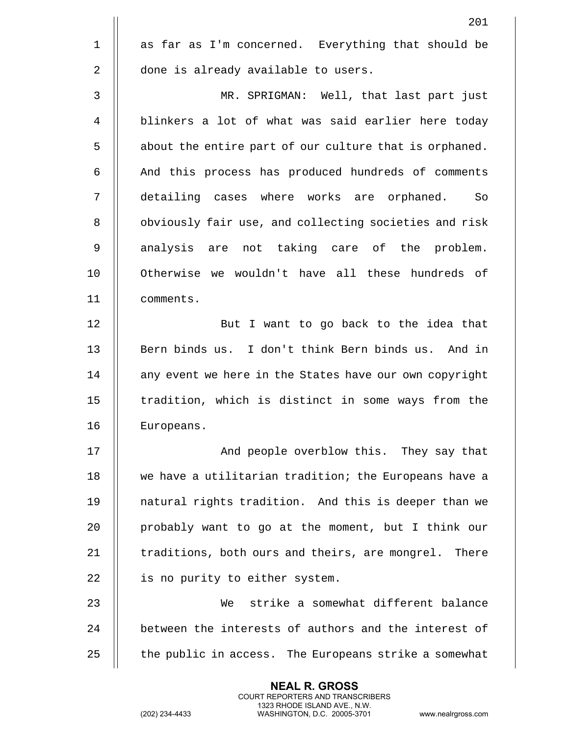as far as I'm concerned. Everything that should be done is already available to users.

MR. SPRIGMAN: Well, that last part just blinkers a lot of what was said earlier here today about the entire part of our culture that is orphaned. And this process has produced hundreds of comments detailing cases where works are orphaned. So obviously fair use, and collecting societies and risk analysis are not taking care of the problem. Otherwise we wouldn't have all these hundreds of comments.

But I want to go back to the idea that Bern binds us. I don't think Bern binds us. And in any event we here in the States have our own copyright tradition, which is distinct in some ways from the Europeans.

And people overblow this. They say that we have a utilitarian tradition; the Europeans have a natural rights tradition. And this is deeper than we probably want to go at the moment, but I think our traditions, both ours and theirs, are mongrel. There is no purity to either system.

We strike a somewhat different balance between the interests of authors and the interest of the public in access. The Europeans strike a somewhat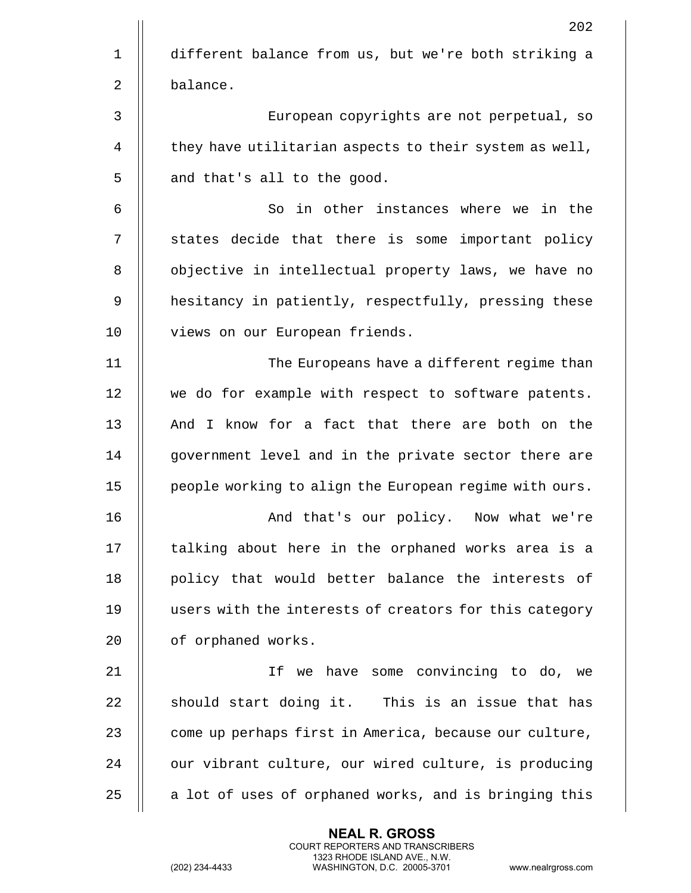different balance from us, but we're both striking a balance.

European copyrights are not perpetual, so they have utilitarian aspects to their system as well, and that's all to the good.

So in other instances where we in the states decide that there is some important policy objective in intellectual property laws, we have no hesitancy in patiently, respectfully, pressing these views on our European friends.

The Europeans have a different regime than we do for example with respect to software patents. And I know for a fact that there are both on the government level and in the private sector there are people working to align the European regime with ours.

And that's our policy. Now what we're talking about here in the orphaned works area is a policy that would better balance the interests of users with the interests of creators for this category of orphaned works.

If we have some convincing to do, we should start doing it. This is an issue that has come up perhaps first in America, because our culture, our vibrant culture, our wired culture, is producing a lot of uses of orphaned works, and is bringing this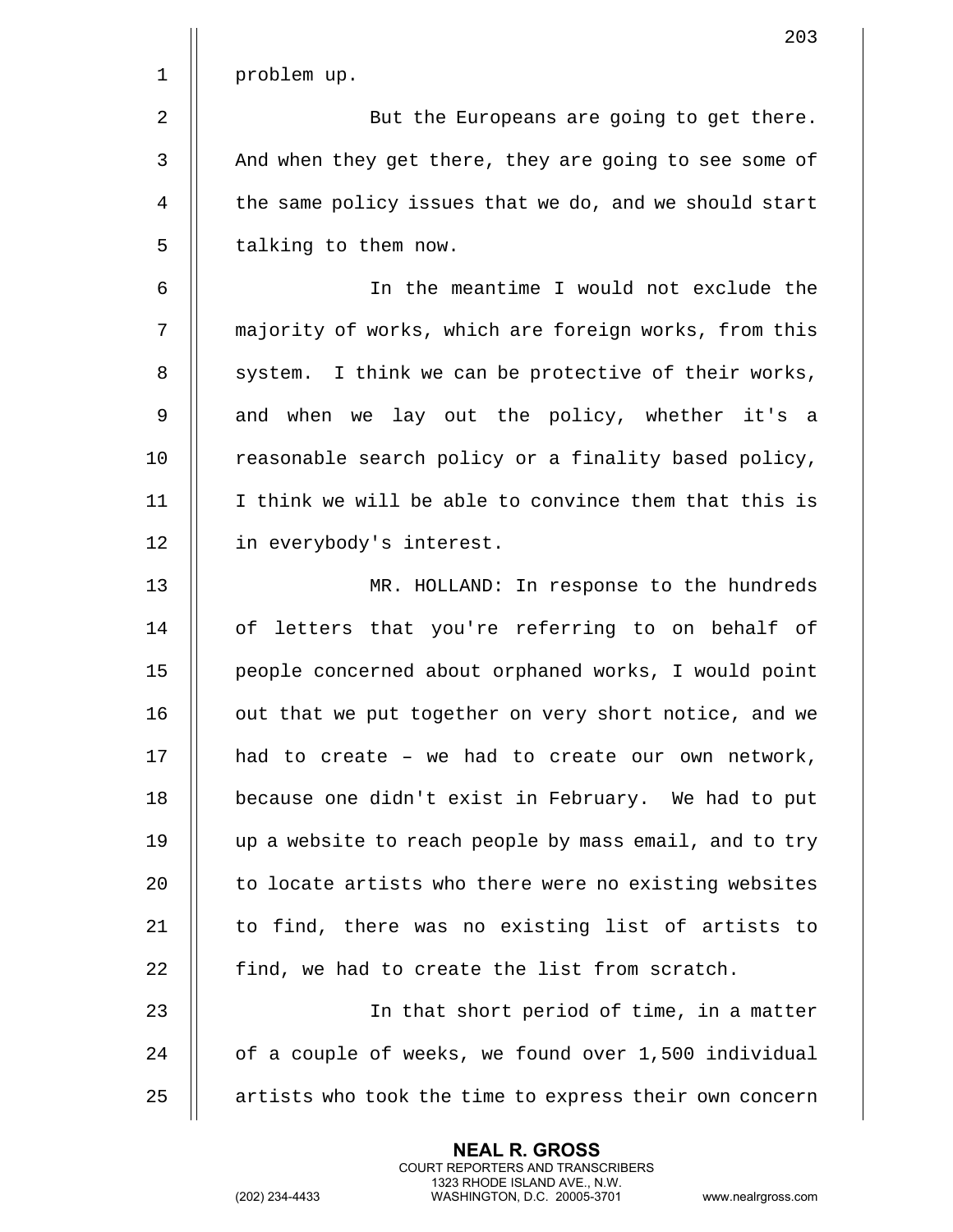problem up.

But the Europeans are going to get there. And when they get there, they are going to see some of the same policy issues that we do, and we should start talking to them now.

In the meantime I would not exclude the majority of works, which are foreign works, from this system. I think we can be protective of their works, and when we lay out the policy, whether it's a reasonable search policy or a finality based policy, I think we will be able to convince them that this is in everybody's interest.

MR. HOLLAND: In response to the hundreds of letters that you're referring to on behalf of people concerned about orphaned works, I would point out that we put together on very short notice, and we had to create – we had to create our own network, because one didn't exist in February. We had to put up a website to reach people by mass email, and to try to locate artists who there were no existing websites to find, there was no existing list of artists to find, we had to create the list from scratch.

In that short period of time, in a matter of a couple of weeks, we found over 1,500 individual artists who took the time to express their own concern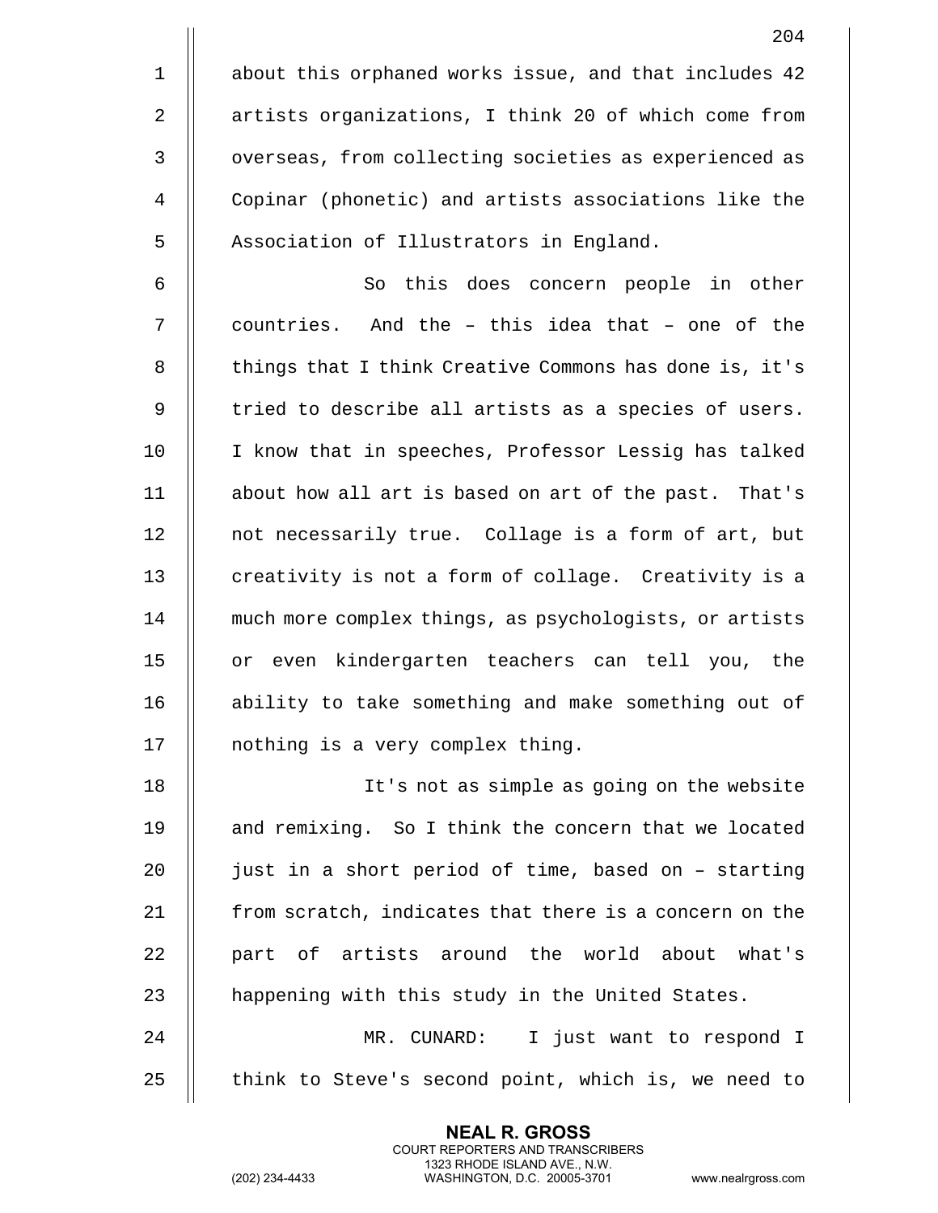about this orphaned works issue, and that includes 42 artists organizations, I think 20 of which come from overseas, from collecting societies as experienced as Copinar (phonetic) and artists associations like the Association of Illustrators in England.

So this does concern people in other countries. And the – this idea that – one of the things that I think Creative Commons has done is, it's tried to describe all artists as a species of users. I know that in speeches, Professor Lessig has talked about how all art is based on art of the past. That's not necessarily true. Collage is a form of art, but creativity is not a form of collage. Creativity is a much more complex things, as psychologists, or artists or even kindergarten teachers can tell you, the ability to take something and make something out of nothing is a very complex thing.

It's not as simple as going on the website and remixing. So I think the concern that we located just in a short period of time, based on – starting from scratch, indicates that there is a concern on the part of artists around the world about what's happening with this study in the United States.

MR. CUNARD: I just want to respond I think to Steve's second point, which is, we need to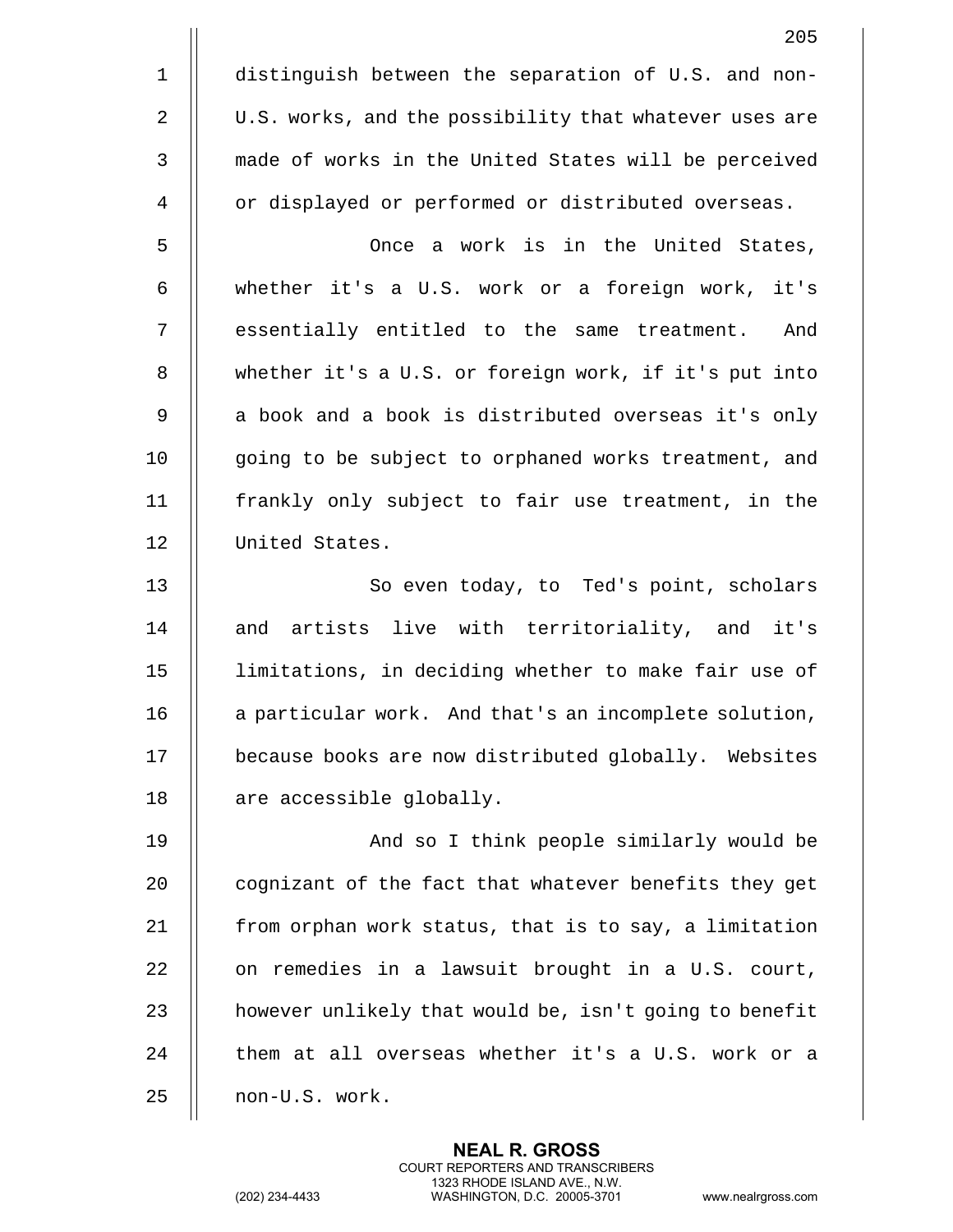distinguish between the separation of U.S. and non-U.S. works, and the possibility that whatever uses are made of works in the United States will be perceived or displayed or performed or distributed overseas.

Once a work is in the United States, whether it's a U.S. work or a foreign work, it's essentially entitled to the same treatment. And whether it's a U.S. or foreign work, if it's put into a book and a book is distributed overseas it's only going to be subject to orphaned works treatment, and frankly only subject to fair use treatment, in the United States.

So even today, to Ted's point, scholars and artists live with territoriality, and it's limitations, in deciding whether to make fair use of a particular work. And that's an incomplete solution, because books are now distributed globally. Websites are accessible globally.

And so I think people similarly would be cognizant of the fact that whatever benefits they get from orphan work status, that is to say, a limitation on remedies in a lawsuit brought in a U.S. court, however unlikely that would be, isn't going to benefit them at all overseas whether it's a U.S. work or a non-U.S. work.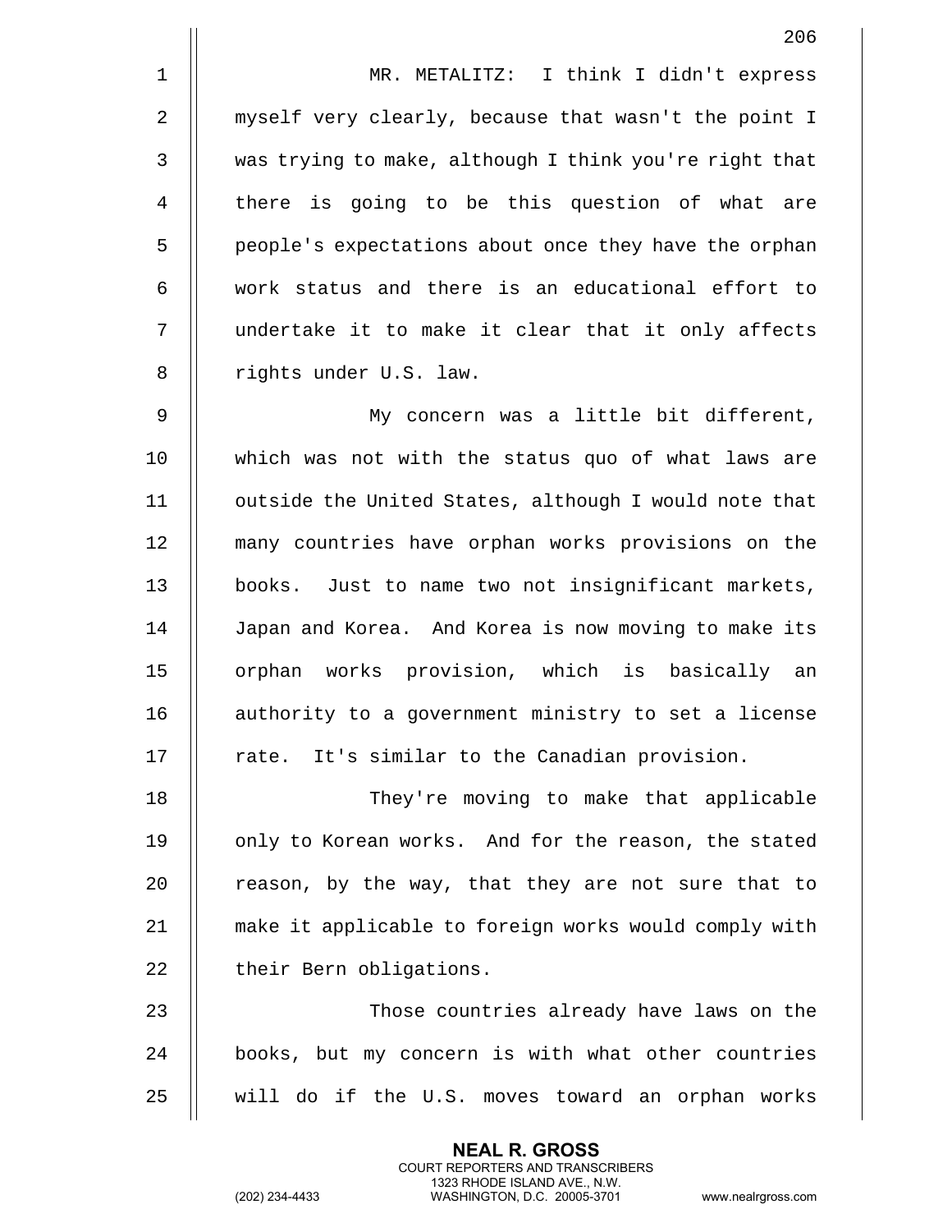MR. METALITZ: I think I didn't express myself very clearly, because that wasn't the point I was trying to make, although I think you're right that there is going to be this question of what are people's expectations about once they have the orphan work status and there is an educational effort to undertake it to make it clear that it only affects rights under U.S. law.

My concern was a little bit different, which was not with the status quo of what laws are outside the United States, although I would note that many countries have orphan works provisions on the books. Just to name two not insignificant markets, Japan and Korea. And Korea is now moving to make its orphan works provision, which is basically an authority to a government ministry to set a license rate. It's similar to the Canadian provision.

They're moving to make that applicable only to Korean works. And for the reason, the stated reason, by the way, that they are not sure that to make it applicable to foreign works would comply with their Bern obligations.

Those countries already have laws on the books, but my concern is with what other countries will do if the U.S. moves toward an orphan works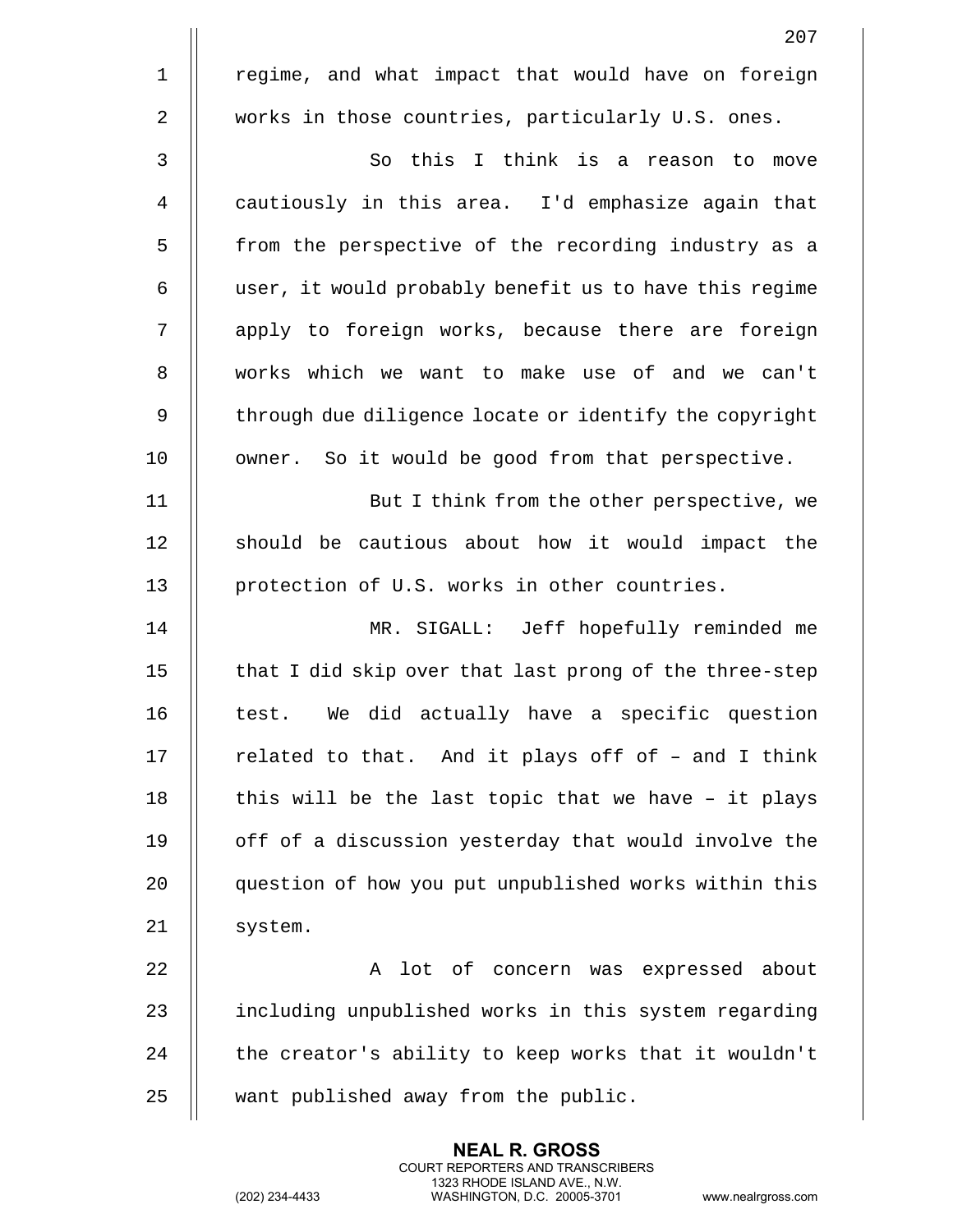regime, and what impact that would have on foreign works in those countries, particularly U.S. ones.

So this I think is a reason to move cautiously in this area. I'd emphasize again that from the perspective of the recording industry as a user, it would probably benefit us to have this regime apply to foreign works, because there are foreign works which we want to make use of and we can't through due diligence locate or identify the copyright owner. So it would be good from that perspective.

But I think from the other perspective, we should be cautious about how it would impact the protection of U.S. works in other countries.

MR. SIGALL: Jeff hopefully reminded me that I did skip over that last prong of the three-step test. We did actually have a specific question related to that. And it plays off of – and I think this will be the last topic that we have – it plays off of a discussion yesterday that would involve the question of how you put unpublished works within this system.

A lot of concern was expressed about including unpublished works in this system regarding the creator's ability to keep works that it wouldn't want published away from the public.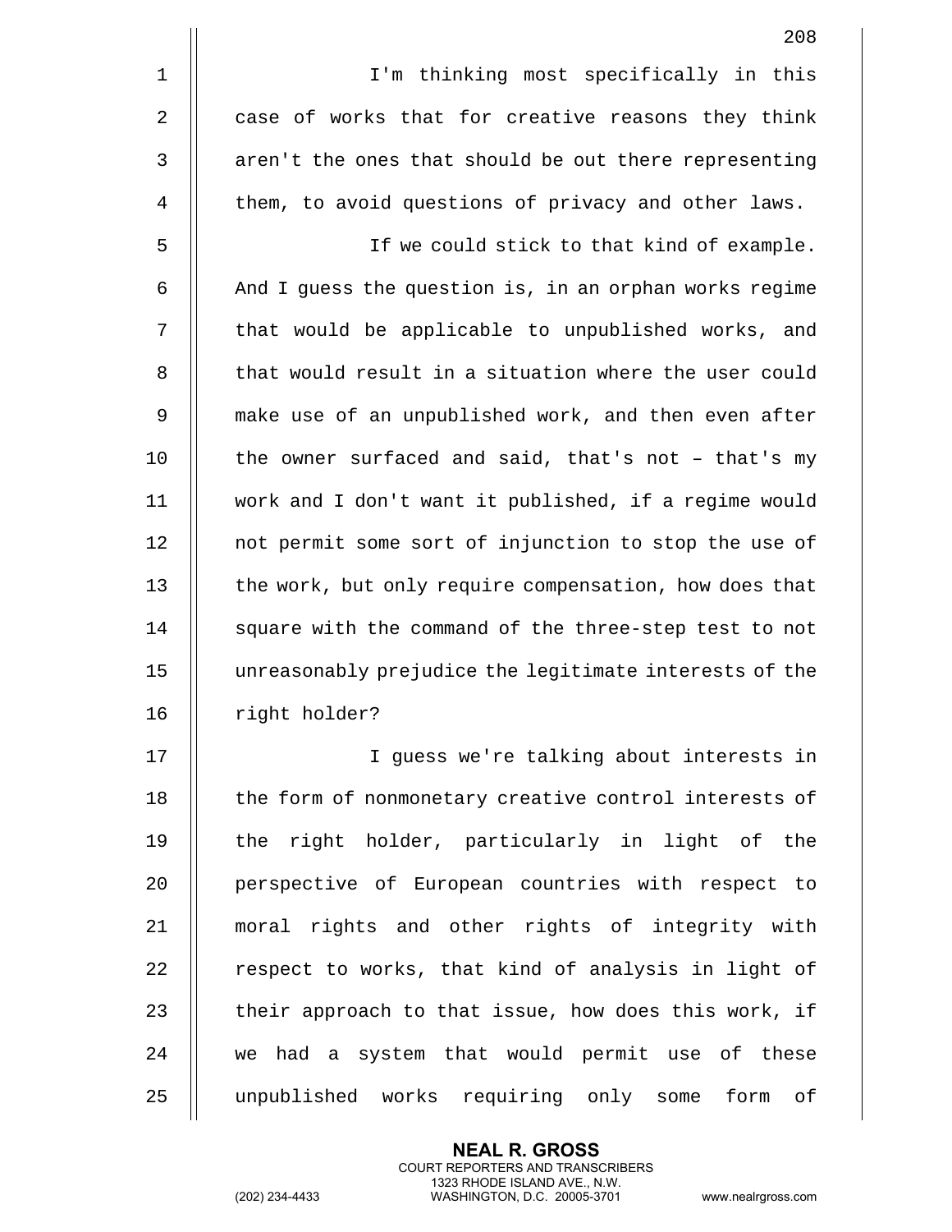I'm thinking most specifically in this case of works that for creative reasons they think aren't the ones that should be out there representing them, to avoid questions of privacy and other laws.

If we could stick to that kind of example. And I guess the question is, in an orphan works regime that would be applicable to unpublished works, and that would result in a situation where the user could make use of an unpublished work, and then even after the owner surfaced and said, that's not – that's my work and I don't want it published, if a regime would not permit some sort of injunction to stop the use of the work, but only require compensation, how does that square with the command of the three-step test to not unreasonably prejudice the legitimate interests of the right holder?

I guess we're talking about interests in the form of nonmonetary creative control interests of the right holder, particularly in light of the perspective of European countries with respect to moral rights and other rights of integrity with respect to works, that kind of analysis in light of their approach to that issue, how does this work, if we had a system that would permit use of these unpublished works requiring only some form of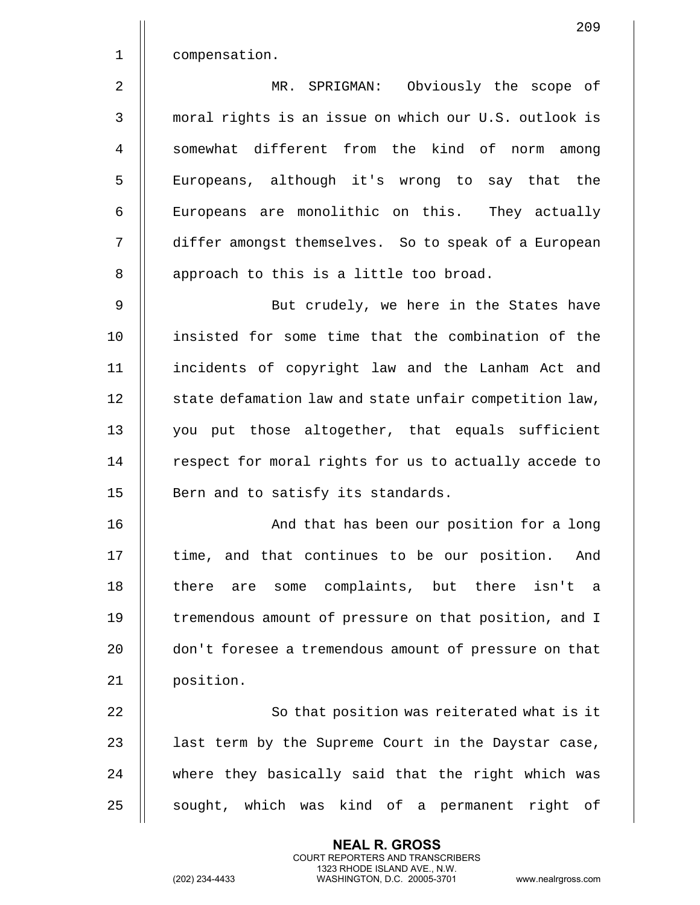compensation.

MR. SPRIGMAN: Obviously the scope of moral rights is an issue on which our U.S. outlook is somewhat different from the kind of norm among Europeans, although it's wrong to say that the Europeans are monolithic on this. They actually differ amongst themselves. So to speak of a European approach to this is a little too broad.

But crudely, we here in the States have insisted for some time that the combination of the incidents of copyright law and the Lanham Act and state defamation law and state unfair competition law, you put those altogether, that equals sufficient respect for moral rights for us to actually accede to Bern and to satisfy its standards.

And that has been our position for a long time, and that continues to be our position. And there are some complaints, but there isn't a tremendous amount of pressure on that position, and I don't foresee a tremendous amount of pressure on that position.

So that position was reiterated what is it last term by the Supreme Court in the Daystar case, where they basically said that the right which was sought, which was kind of a permanent right of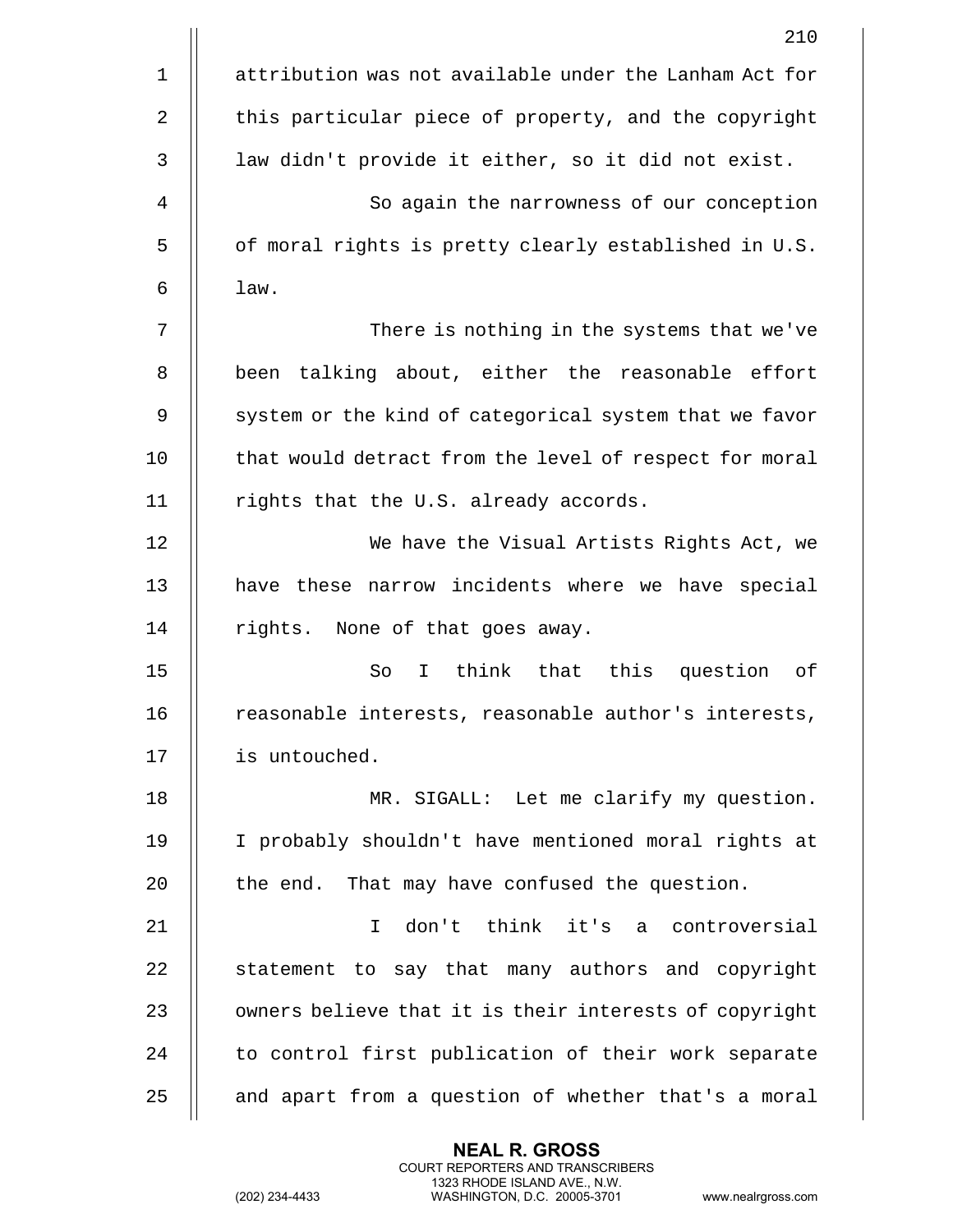attribution was not available under the Lanham Act for this particular piece of property, and the copyright law didn't provide it either, so it did not exist.

So again the narrowness of our conception of moral rights is pretty clearly established in U.S. law.

There is nothing in the systems that we've been talking about, either the reasonable effort system or the kind of categorical system that we favor that would detract from the level of respect for moral rights that the U.S. already accords.

We have the Visual Artists Rights Act, we have these narrow incidents where we have special rights. None of that goes away.

So I think that this question of reasonable interests, reasonable author's interests, is untouched.

MR. SIGALL: Let me clarify my question. I probably shouldn't have mentioned moral rights at the end. That may have confused the question.

I don't think it's a controversial statement to say that many authors and copyright owners believe that it is their interests of copyright to control first publication of their work separate and apart from a question of whether that's a moral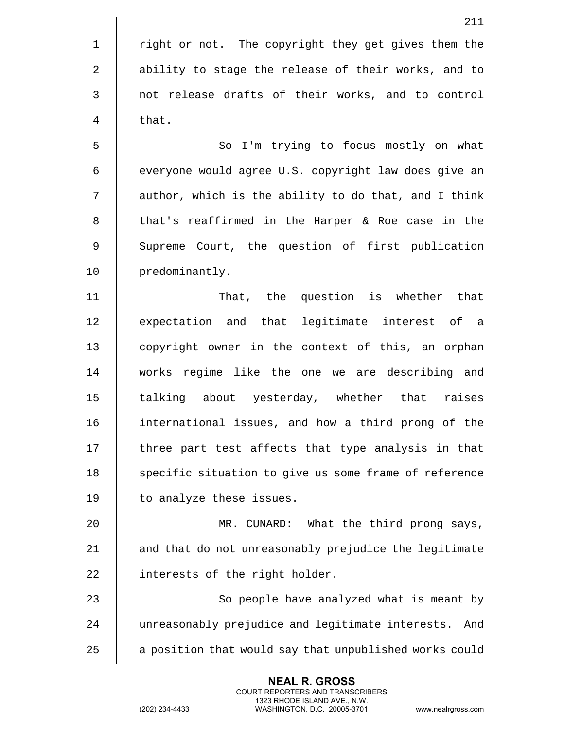right or not. The copyright they get gives them the ability to stage the release of their works, and to not release drafts of their works, and to control that.

So I'm trying to focus mostly on what everyone would agree U.S. copyright law does give an author, which is the ability to do that, and I think that's reaffirmed in the Harper & Roe case in the Supreme Court, the question of first publication predominantly.

That, the question is whether that expectation and that legitimate interest of a copyright owner in the context of this, an orphan works regime like the one we are describing and talking about yesterday, whether that raises international issues, and how a third prong of the three part test affects that type analysis in that specific situation to give us some frame of reference to analyze these issues.

MR. CUNARD: What the third prong says, and that do not unreasonably prejudice the legitimate interests of the right holder.

So people have analyzed what is meant by unreasonably prejudice and legitimate interests. And a position that would say that unpublished works could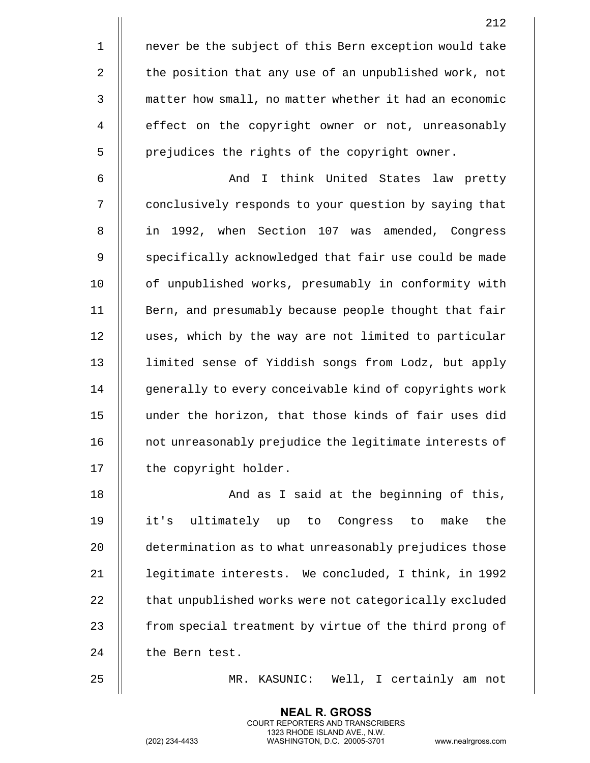never be the subject of this Bern exception would take the position that any use of an unpublished work, not matter how small, no matter whether it had an economic effect on the copyright owner or not, unreasonably prejudices the rights of the copyright owner.

And I think United States law pretty conclusively responds to your question by saying that in 1992, when Section 107 was amended, Congress specifically acknowledged that fair use could be made of unpublished works, presumably in conformity with Bern, and presumably because people thought that fair uses, which by the way are not limited to particular limited sense of Yiddish songs from Lodz, but apply generally to every conceivable kind of copyrights work under the horizon, that those kinds of fair uses did not unreasonably prejudice the legitimate interests of the copyright holder.

And as I said at the beginning of this, it's ultimately up to Congress to make the determination as to what unreasonably prejudices those legitimate interests. We concluded, I think, in 1992 that unpublished works were not categorically excluded from special treatment by virtue of the third prong of the Bern test.

MR. KASUNIC: Well, I certainly am not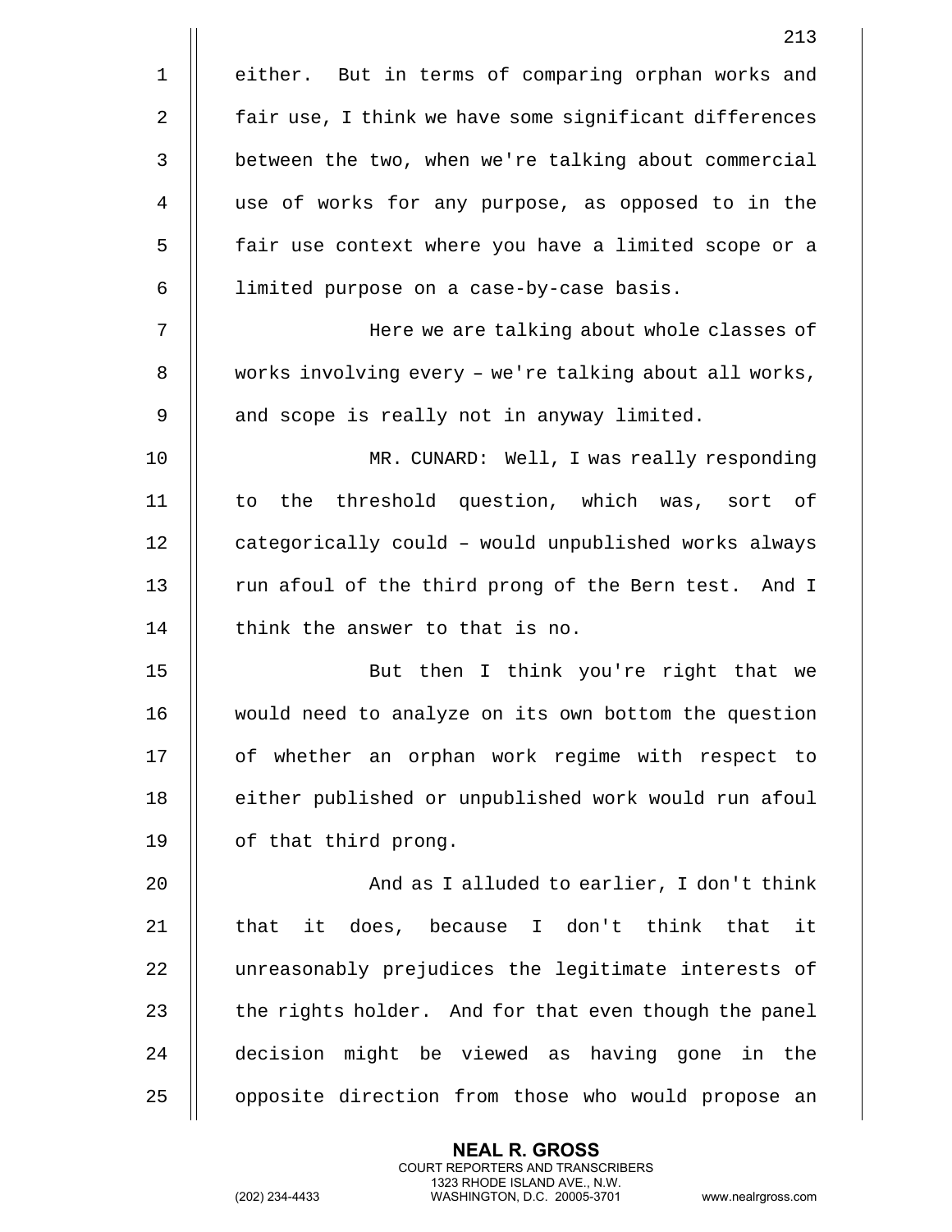either. But in terms of comparing orphan works and fair use, I think we have some significant differences between the two, when we're talking about commercial use of works for any purpose, as opposed to in the fair use context where you have a limited scope or a limited purpose on a case-by-case basis.

Here we are talking about whole classes of works involving every – we're talking about all works, and scope is really not in anyway limited.

MR. CUNARD: Well, I was really responding to the threshold question, which was, sort of categorically could – would unpublished works always run afoul of the third prong of the Bern test. And I think the answer to that is no.

But then I think you're right that we would need to analyze on its own bottom the question of whether an orphan work regime with respect to either published or unpublished work would run afoul of that third prong.

And as I alluded to earlier, I don't think that it does, because I don't think that it unreasonably prejudices the legitimate interests of the rights holder. And for that even though the panel decision might be viewed as having gone in the opposite direction from those who would propose an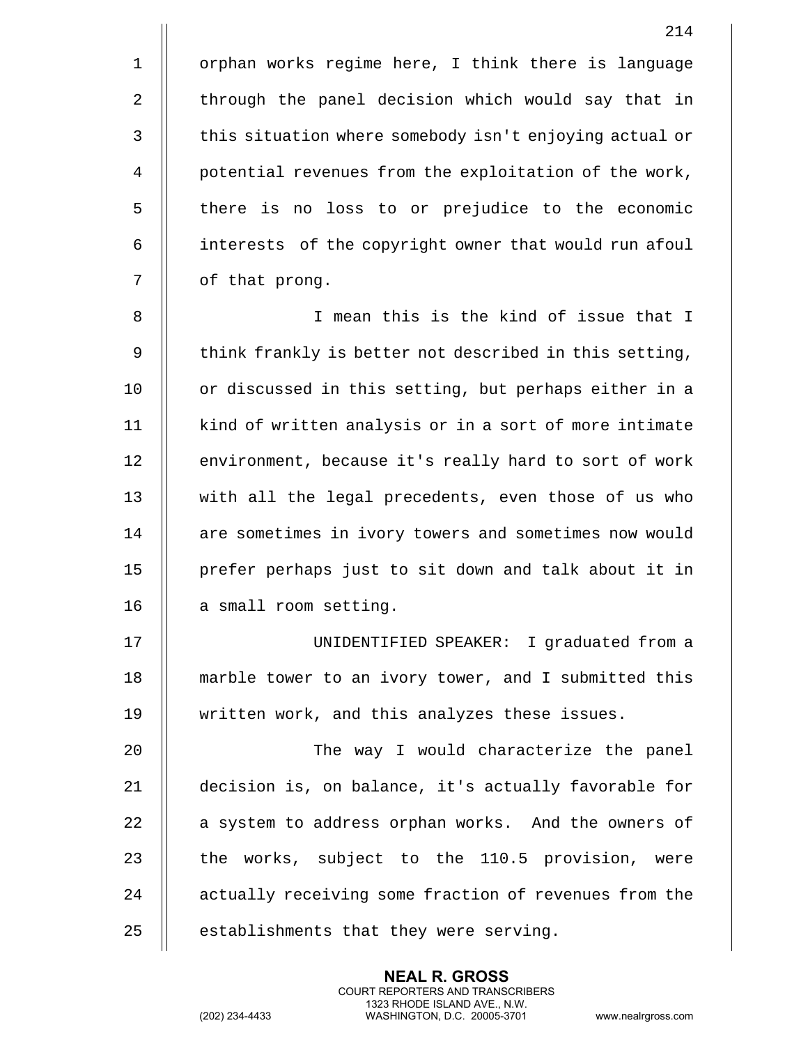orphan works regime here, I think there is language through the panel decision which would say that in this situation where somebody isn't enjoying actual or potential revenues from the exploitation of the work, there is no loss to or prejudice to the economic interests of the copyright owner that would run afoul of that prong.

I mean this is the kind of issue that I think frankly is better not described in this setting, or discussed in this setting, but perhaps either in a kind of written analysis or in a sort of more intimate environment, because it's really hard to sort of work with all the legal precedents, even those of us who are sometimes in ivory towers and sometimes now would prefer perhaps just to sit down and talk about it in a small room setting.

UNIDENTIFIED SPEAKER: I graduated from a marble tower to an ivory tower, and I submitted this written work, and this analyzes these issues.

The way I would characterize the panel decision is, on balance, it's actually favorable for a system to address orphan works. And the owners of the works, subject to the 110.5 provision, were actually receiving some fraction of revenues from the establishments that they were serving.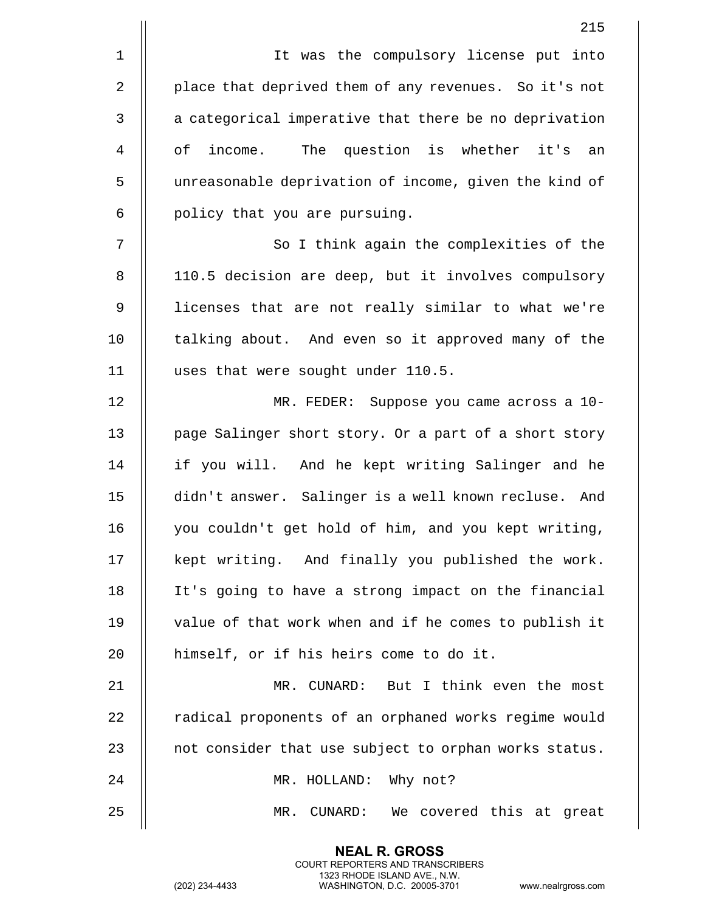It was the compulsory license put into place that deprived them of any revenues. So it's not a categorical imperative that there be no deprivation of income. The question is whether it's an unreasonable deprivation of income, given the kind of policy that you are pursuing.

So I think again the complexities of the 110.5 decision are deep, but it involves compulsory licenses that are not really similar to what we're talking about. And even so it approved many of the uses that were sought under 110.5.

MR. FEDER: Suppose you came across a 10-page Salinger short story. Or a part of a short story if you will. And he kept writing Salinger and he didn't answer. Salinger is a well known recluse. And you couldn't get hold of him, and you kept writing, kept writing. And finally you published the work. It's going to have a strong impact on the financial value of that work when and if he comes to publish it himself, or if his heirs come to do it.

MR. CUNARD: But I think even the most radical proponents of an orphaned works regime would not consider that use subject to orphan works status.

MR. HOLLAND: Why not?

MR. CUNARD: We covered this at great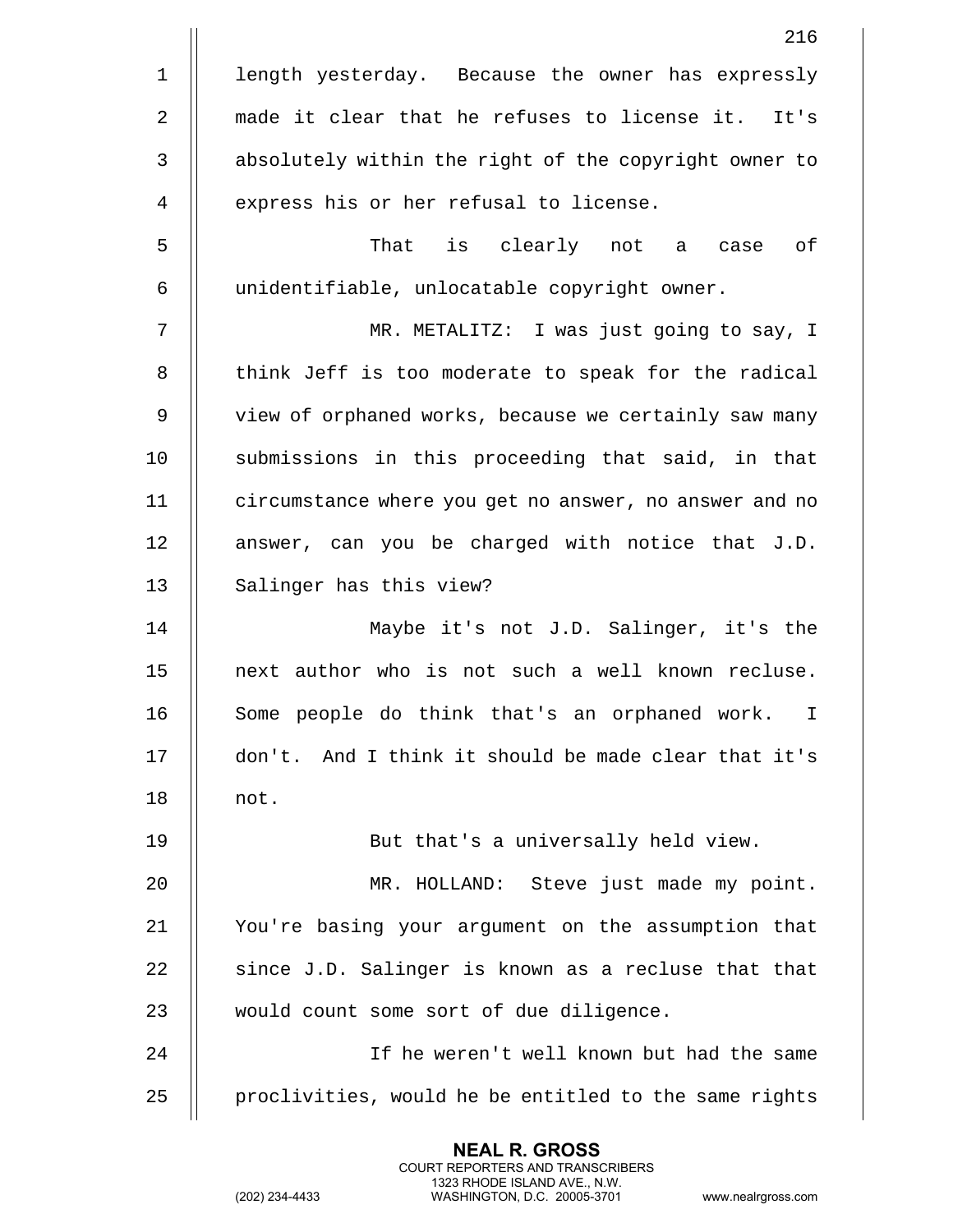length yesterday. Because the owner has expressly made it clear that he refuses to license it. It's absolutely within the right of the copyright owner to express his or her refusal to license.

That is clearly not a case of unidentifiable, unlocatable copyright owner.

MR. METALITZ: I was just going to say, I think Jeff is too moderate to speak for the radical view of orphaned works, because we certainly saw many submissions in this proceeding that said, in that circumstance where you get no answer, no answer and no answer, can you be charged with notice that J.D. Salinger has this view?

Maybe it's not J.D. Salinger, it's the next author who is not such a well known recluse. Some people do think that's an orphaned work. I don't. And I think it should be made clear that it's not.

But that's a universally held view.

MR. HOLLAND: Steve just made my point. You're basing your argument on the assumption that since J.D. Salinger is known as a recluse that that would count some sort of due diligence.

If he weren't well known but had the same proclivities, would he be entitled to the same rights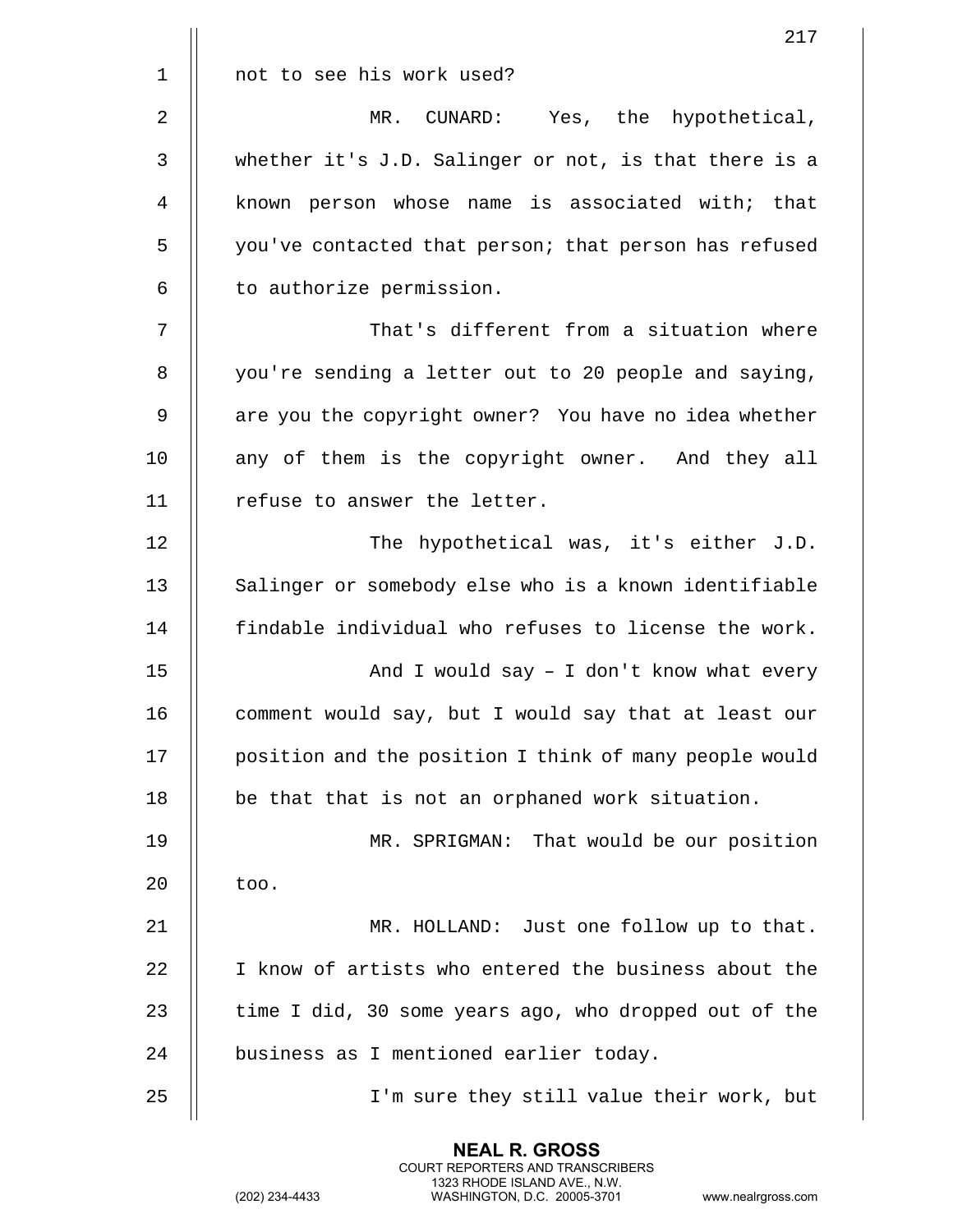not to see his work used?

MR. CUNARD: Yes, the hypothetical, whether it's J.D. Salinger or not, is that there is a known person whose name is associated with; that you've contacted that person; that person has refused to authorize permission.

That's different from a situation where you're sending a letter out to 20 people and saying, are you the copyright owner? You have no idea whether any of them is the copyright owner. And they all refuse to answer the letter.

The hypothetical was, it's either J.D. Salinger or somebody else who is a known identifiable findable individual who refuses to license the work.

And I would say – I don't know what every comment would say, but I would say that at least our position and the position I think of many people would be that that is not an orphaned work situation.

MR. SPRIGMAN: That would be our position too.

MR. HOLLAND: Just one follow up to that. I know of artists who entered the business about the time I did, 30 some years ago, who dropped out of the business as I mentioned earlier today.

I'm sure they still value their work, but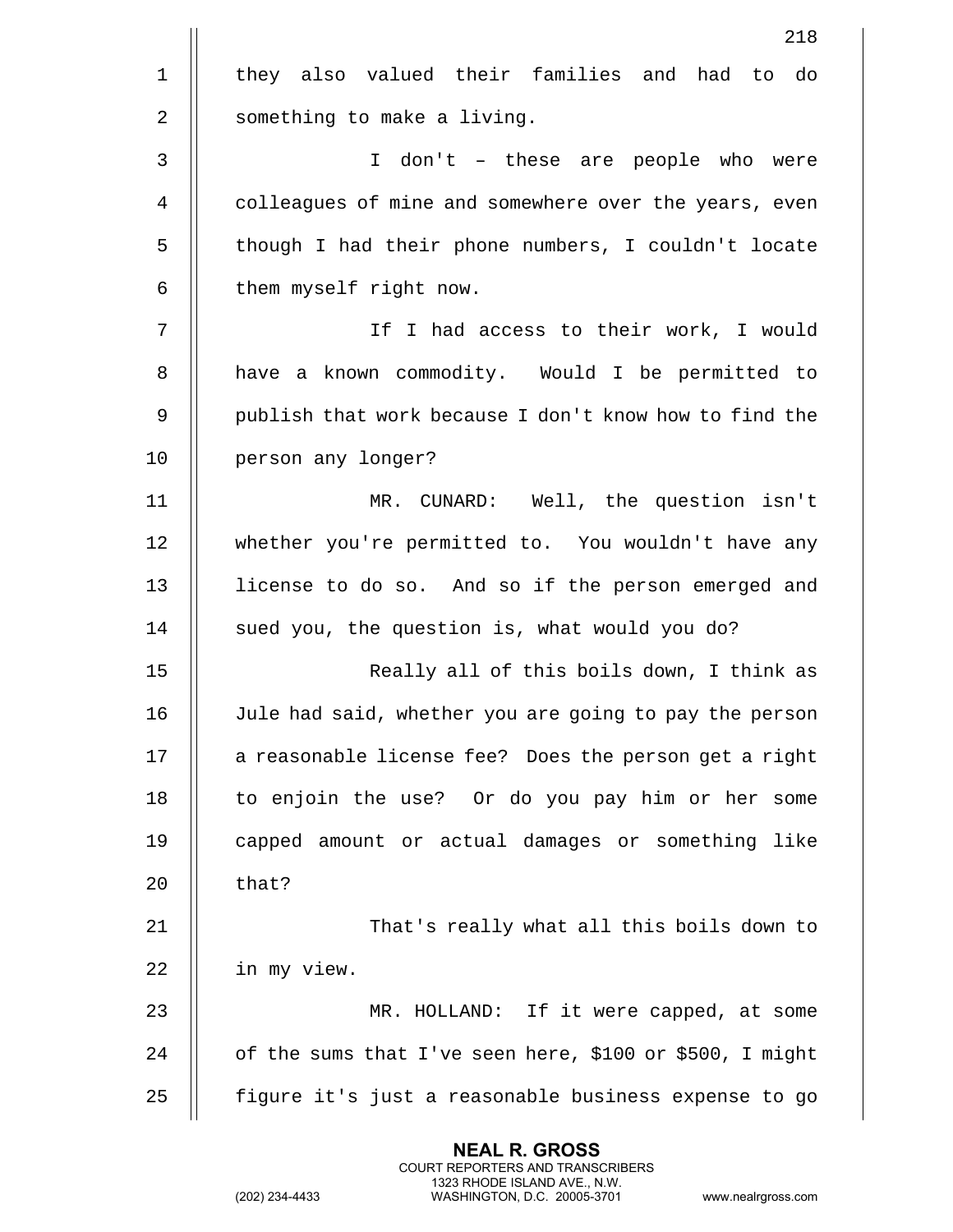they also valued their families and had to do something to make a living.

I don't – these are people who were colleagues of mine and somewhere over the years, even though I had their phone numbers, I couldn't locate them myself right now.

If I had access to their work, I would have a known commodity. Would I be permitted to publish that work because I don't know how to find the person any longer?

MR. CUNARD: Well, the question isn't whether you're permitted to. You wouldn't have any license to do so. And so if the person emerged and sued you, the question is, what would you do?

Really all of this boils down, I think as Jule had said, whether you are going to pay the person a reasonable license fee? Does the person get a right to enjoin the use? Or do you pay him or her some capped amount or actual damages or something like that?

That's really what all this boils down to in my view.

MR. HOLLAND: If it were capped, at some of the sums that I've seen here, $100 or $500, I might figure it's just a reasonable business expense to go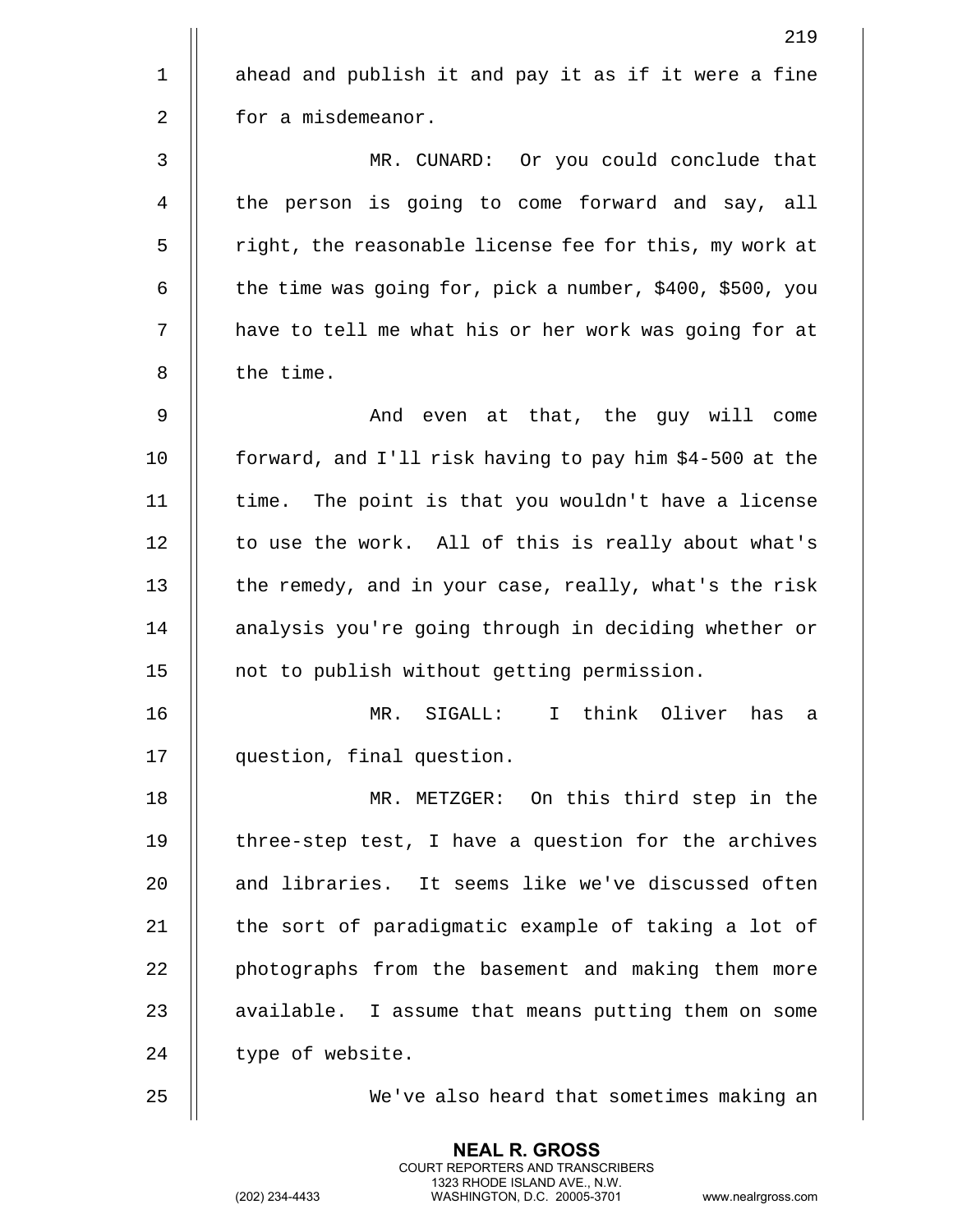ahead and publish it and pay it as if it were a fine for a misdemeanor.

MR. CUNARD: Or you could conclude that the person is going to come forward and say, all right, the reasonable license fee for this, my work at the time was going for, pick a number, $400, $500, you have to tell me what his or her work was going for at the time.

And even at that, the guy will come forward, and I'll risk having to pay him $4-500 at the time. The point is that you wouldn't have a license to use the work. All of this is really about what's the remedy, and in your case, really, what's the risk analysis you're going through in deciding whether or not to publish without getting permission.

MR. SIGALL: I think Oliver has a question, final question.

MR. METZGER: On this third step in the three-step test, I have a question for the archives and libraries. It seems like we've discussed often the sort of paradigmatic example of taking a lot of photographs from the basement and making them more available. I assume that means putting them on some type of website.

We've also heard that sometimes making an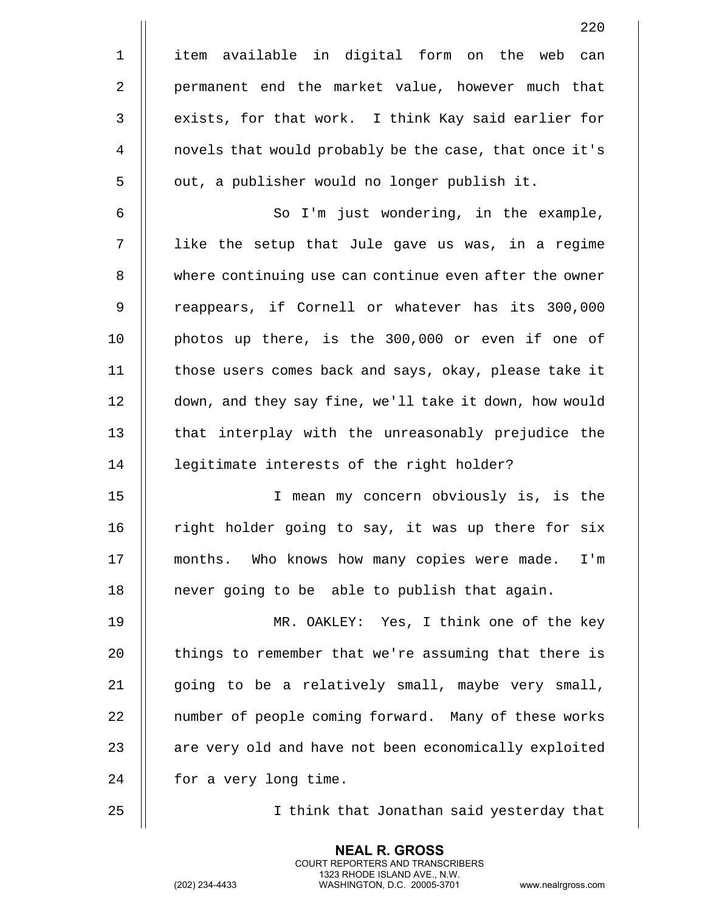item available in digital form on the web can permanent end the market value, however much that exists, for that work. I think Kay said earlier for novels that would probably be the case, that once it's out, a publisher would no longer publish it.

So I'm just wondering, in the example, like the setup that Jule gave us was, in a regime where continuing use can continue even after the owner reappears, if Cornell or whatever has its 300,000 photos up there, is the 300,000 or even if one of those users comes back and says, okay, please take it down, and they say fine, we'll take it down, how would that interplay with the unreasonably prejudice the legitimate interests of the right holder?

I mean my concern obviously is, is the right holder going to say, it was up there for six months. Who knows how many copies were made. I'm never going to be able to publish that again.

MR. OAKLEY: Yes, I think one of the key things to remember that we're assuming that there is going to be a relatively small, maybe very small, number of people coming forward. Many of these works are very old and have not been economically exploited for a very long time.

I think that Jonathan said yesterday that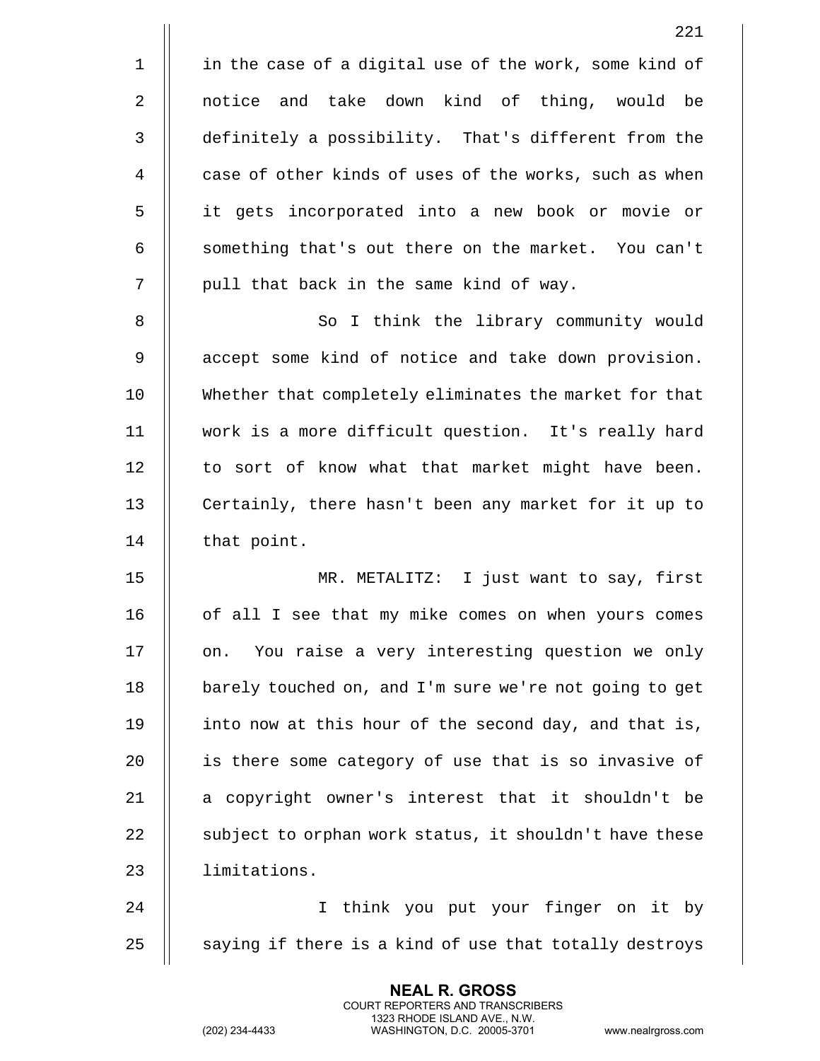in the case of a digital use of the work, some kind of notice and take down kind of thing, would be definitely a possibility. That's different from the case of other kinds of uses of the works, such as when it gets incorporated into a new book or movie or something that's out there on the market. You can't pull that back in the same kind of way.

So I think the library community would accept some kind of notice and take down provision. Whether that completely eliminates the market for that work is a more difficult question. It's really hard to sort of know what that market might have been. Certainly, there hasn't been any market for it up to that point.

MR. METALITZ: I just want to say, first of all I see that my mike comes on when yours comes on. You raise a very interesting question we only barely touched on, and I'm sure we're not going to get into now at this hour of the second day, and that is, is there some category of use that is so invasive of a copyright owner's interest that it shouldn't be subject to orphan work status, it shouldn't have these limitations.

I think you put your finger on it by saying if there is a kind of use that totally destroys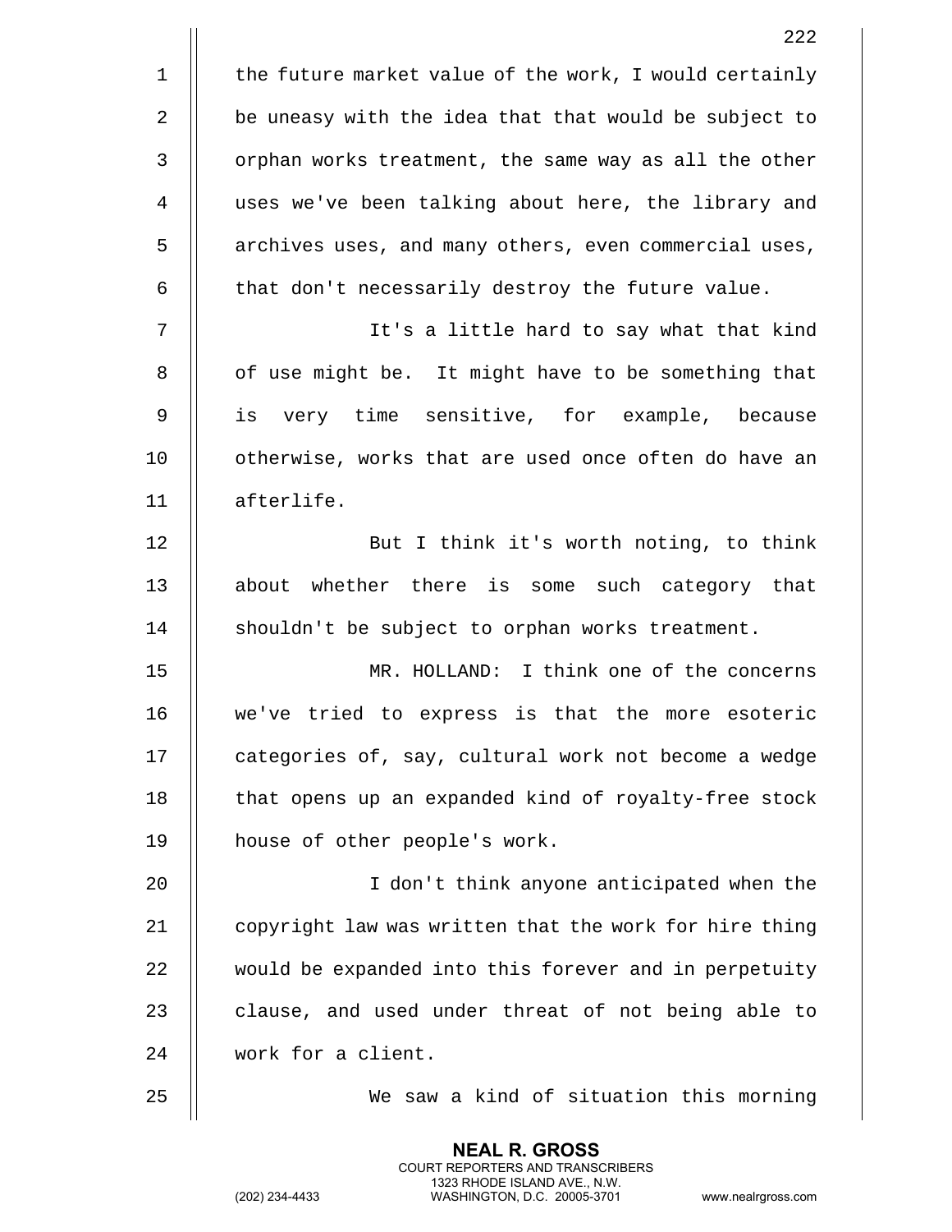the future market value of the work, I would certainly be uneasy with the idea that that would be subject to orphan works treatment, the same way as all the other uses we've been talking about here, the library and archives uses, and many others, even commercial uses, that don't necessarily destroy the future value.

It's a little hard to say what that kind of use might be. It might have to be something that is very time sensitive, for example, because otherwise, works that are used once often do have an afterlife.

But I think it's worth noting, to think about whether there is some such category that shouldn't be subject to orphan works treatment.

MR. HOLLAND: I think one of the concerns we've tried to express is that the more esoteric categories of, say, cultural work not become a wedge that opens up an expanded kind of royalty-free stock house of other people's work.

I don't think anyone anticipated when the copyright law was written that the work for hire thing would be expanded into this forever and in perpetuity clause, and used under threat of not being able to work for a client.

We saw a kind of situation this morning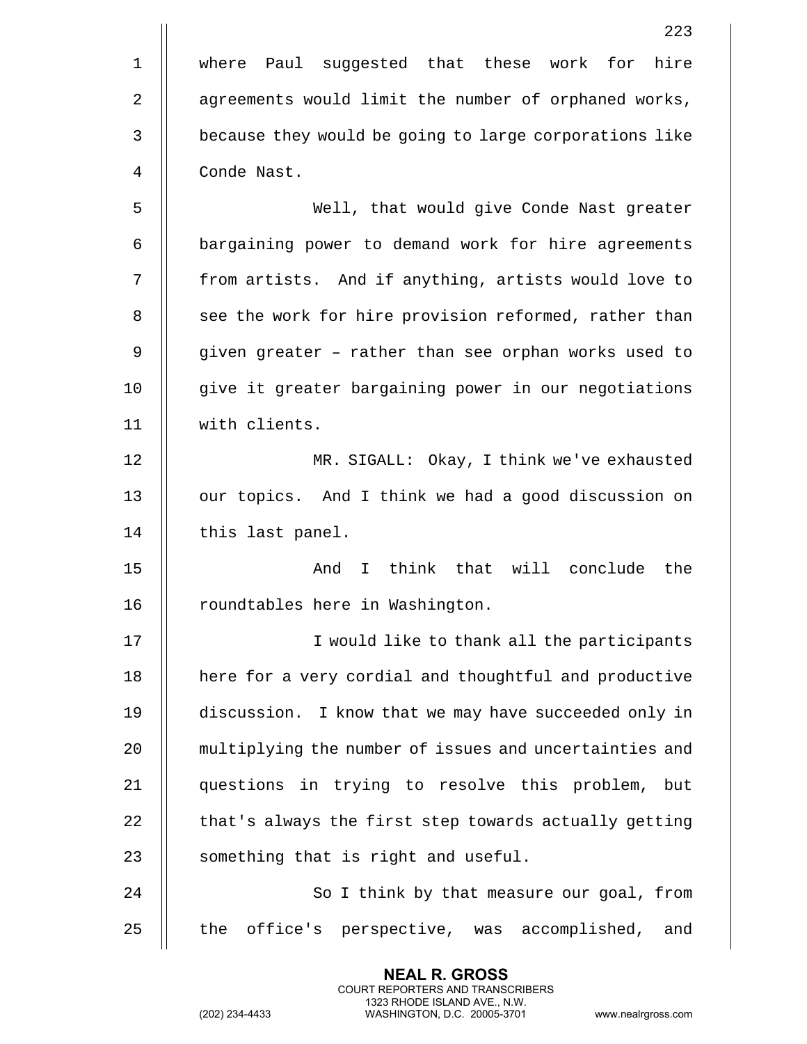where Paul suggested that these work for hire agreements would limit the number of orphaned works, because they would be going to large corporations like Conde Nast.

Well, that would give Conde Nast greater bargaining power to demand work for hire agreements from artists. And if anything, artists would love to see the work for hire provision reformed, rather than given greater – rather than see orphan works used to give it greater bargaining power in our negotiations with clients.

MR. SIGALL: Okay, I think we've exhausted our topics. And I think we had a good discussion on this last panel.

And I think that will conclude the roundtables here in Washington.

I would like to thank all the participants here for a very cordial and thoughtful and productive discussion. I know that we may have succeeded only in multiplying the number of issues and uncertainties and questions in trying to resolve this problem, but that's always the first step towards actually getting something that is right and useful.

So I think by that measure our goal, from the office's perspective, was accomplished, and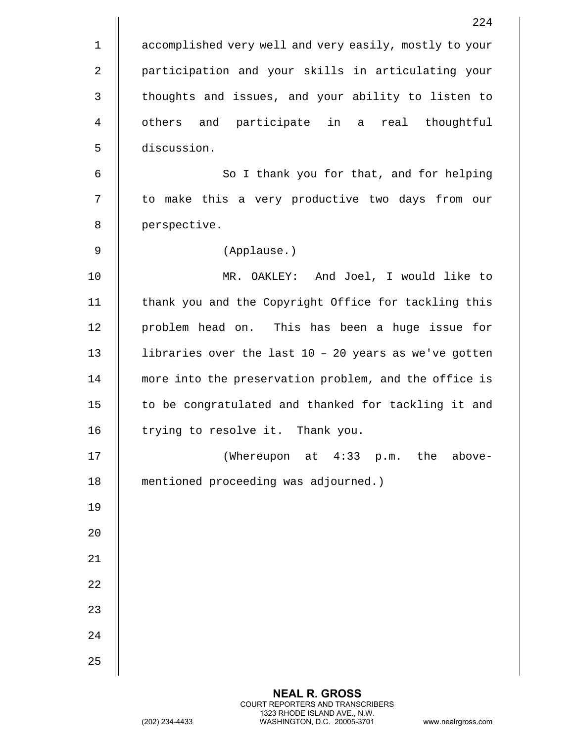accomplished very well and very easily, mostly to your participation and your skills in articulating your thoughts and issues, and your ability to listen to others and participate in a real thoughtful discussion.

So I thank you for that, and for helping to make this a very productive two days from our perspective.

(Applause.)

MR. OAKLEY: And Joel, I would like to thank you and the Copyright Office for tackling this problem head on. This has been a huge issue for libraries over the last 10 – 20 years as we've gotten more into the preservation problem, and the office is to be congratulated and thanked for tackling it and trying to resolve it. Thank you.

(Whereupon at 4:33 p.m. the above-mentioned proceeding was adjourned.)